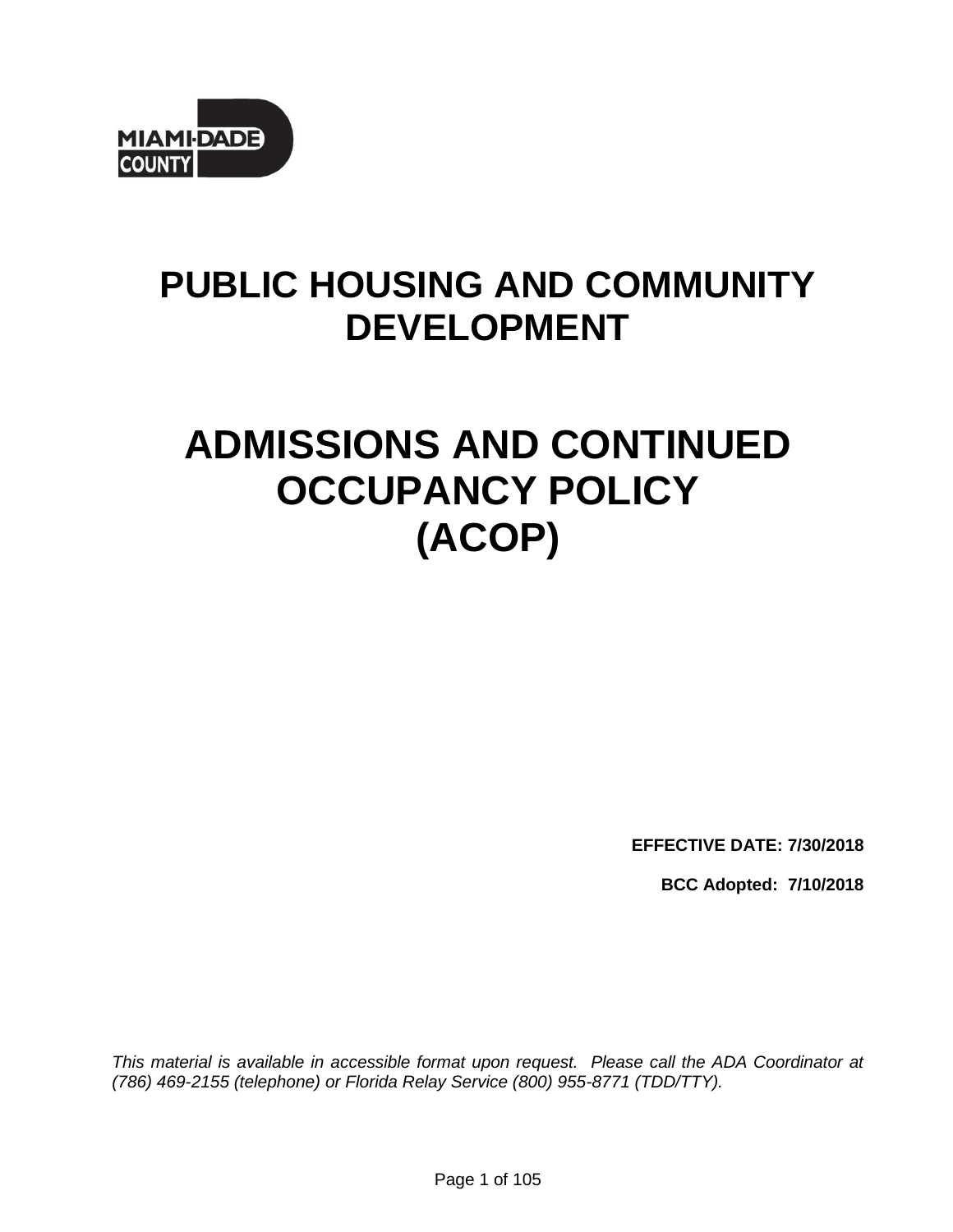# PUBLIC HOUSING AND COMMUNITY DEVELOPMENT

# ADMISSIONS AND CONTINUED OCCUPANCY POLICY (ACOP)

**EFFECTIVE DATE: 7/30/2018**

**BCC Adopted: 7/10/2018**

*This material is available in accessible format upon request. Please call the ADA Coordinator at (786) 469-2155 (telephone) or Florida Relay Service (800) 955-8771 (TDD/TTY).*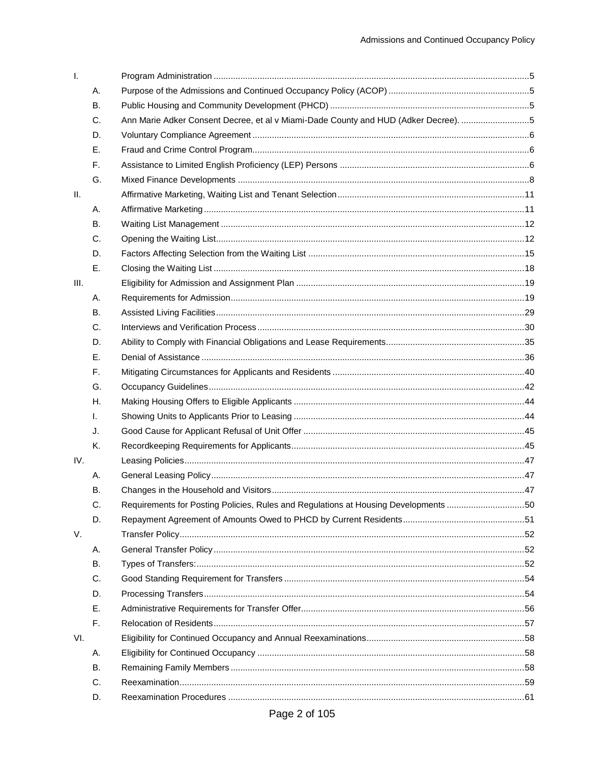| | | | |
|---|---|---|---|
| I. | | Program Administration | 5 |
| | A. | Purpose of the Admissions and Continued Occupancy Policy (ACOP) | 5 |
| | B. | Public Housing and Community Development (PHCD) | 5 |
| | C. | Ann Marie Adker Consent Decree, et al v Miami-Dade County and HUD (Adker Decree). | 5 |
| | D. | Voluntary Compliance Agreement | 6 |
| | E. | Fraud and Crime Control Program | 6 |
| | F. | Assistance to Limited English Proficiency (LEP) Persons | 6 |
| | G. | Mixed Finance Developments | 8 |
| II. | | Affirmative Marketing, Waiting List and Tenant Selection | 11 |
| | A. | Affirmative Marketing | 11 |
| | B. | Waiting List Management | 12 |
| | C. | Opening the Waiting List | 12 |
| | D. | Factors Affecting Selection from the Waiting List | 15 |
| | E. | Closing the Waiting List | 18 |
| III. | | Eligibility for Admission and Assignment Plan | 19 |
| | A. | Requirements for Admission | 19 |
| | B. | Assisted Living Facilities | 29 |
| | C. | Interviews and Verification Process | 30 |
| | D. | Ability to Comply with Financial Obligations and Lease Requirements | 35 |
| | E. | Denial of Assistance | 36 |
| | F. | Mitigating Circumstances for Applicants and Residents | 40 |
| | G. | Occupancy Guidelines | 42 |
| | H. | Making Housing Offers to Eligible Applicants | 44 |
| | I. | Showing Units to Applicants Prior to Leasing | 44 |
| | J. | Good Cause for Applicant Refusal of Unit Offer | 45 |
| | K. | Recordkeeping Requirements for Applicants | 45 |
| IV. | | Leasing Policies | 47 |
| | A. | General Leasing Policy | 47 |
| | B. | Changes in the Household and Visitors | 47 |
| | C. | Requirements for Posting Policies, Rules and Regulations at Housing Developments | 50 |
| | D. | Repayment Agreement of Amounts Owed to PHCD by Current Residents | 51 |
| V. | | Transfer Policy | 52 |
| | A. | General Transfer Policy | 52 |
| | B. | Types of Transfers: | 52 |
| | C. | Good Standing Requirement for Transfers | 54 |
| | D. | Processing Transfers | 54 |
| | E. | Administrative Requirements for Transfer Offer | 56 |
| | F. | Relocation of Residents | 57 |
| VI. | | Eligibility for Continued Occupancy and Annual Reexaminations | 58 |
| | A. | Eligibility for Continued Occupancy | 58 |
| | B. | Remaining Family Members | 58 |
| | C. | Reexamination | 59 |
| | D. | Reexamination Procedures | 61 |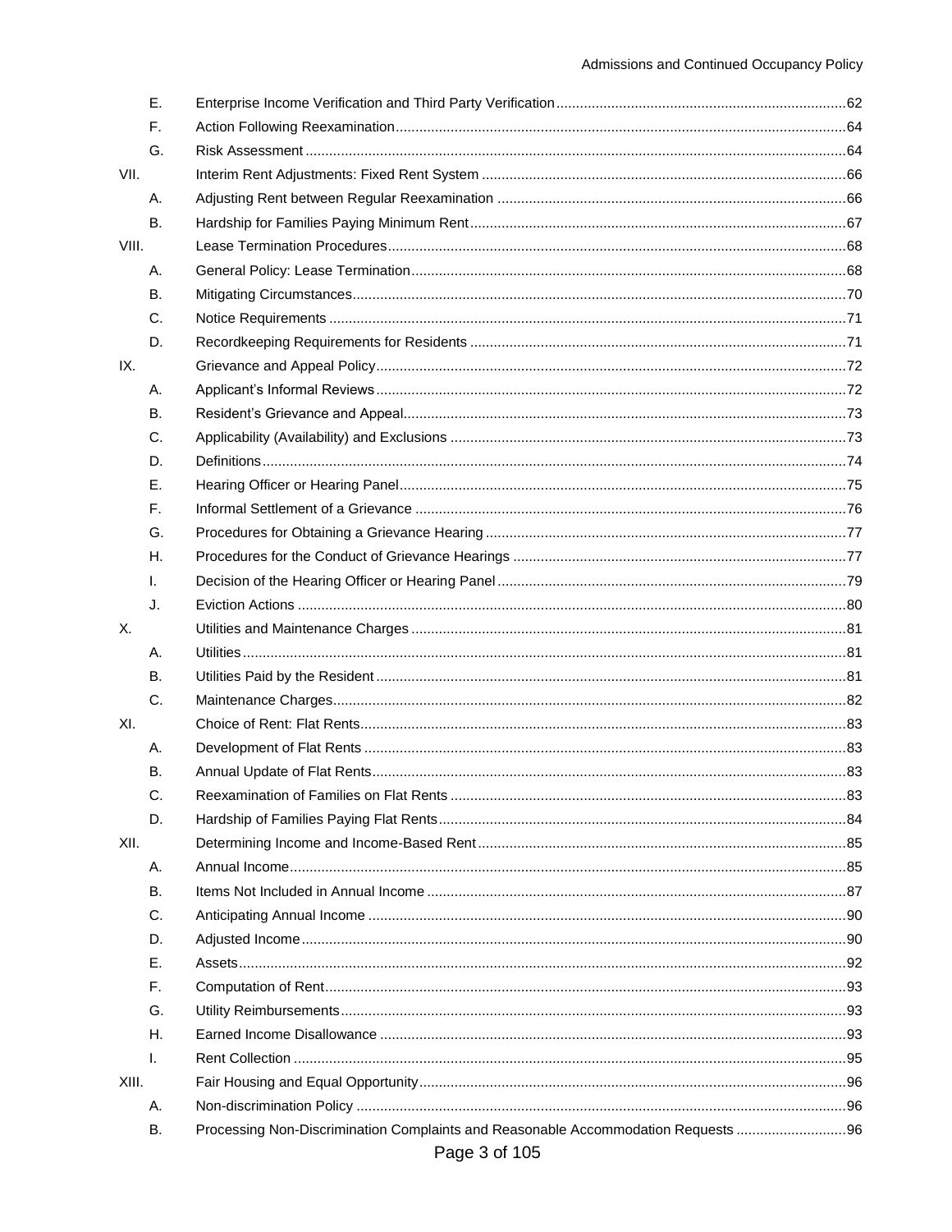| | | |
|---|---|---|
| E. | Enterprise Income Verification and Third Party Verification | 62 |
| F. | Action Following Reexamination | 64 |
| G. | Risk Assessment | 64 |
| VII. | Interim Rent Adjustments: Fixed Rent System | 66 |
| A. | Adjusting Rent between Regular Reexamination | 66 |
| B. | Hardship for Families Paying Minimum Rent | 67 |
| VIII. | Lease Termination Procedures | 68 |
| A. | General Policy: Lease Termination | 68 |
| B. | Mitigating Circumstances | 70 |
| C. | Notice Requirements | 71 |
| D. | Recordkeeping Requirements for Residents | 71 |
| IX. | Grievance and Appeal Policy | 72 |
| A. | Applicant's Informal Reviews | 72 |
| B. | Resident's Grievance and Appeal | 73 |
| C. | Applicability (Availability) and Exclusions | 73 |
| D. | Definitions | 74 |
| E. | Hearing Officer or Hearing Panel | 75 |
| F. | Informal Settlement of a Grievance | 76 |
| G. | Procedures for Obtaining a Grievance Hearing | 77 |
| H. | Procedures for the Conduct of Grievance Hearings | 77 |
| I. | Decision of the Hearing Officer or Hearing Panel | 79 |
| J. | Eviction Actions | 80 |
| X. | Utilities and Maintenance Charges | 81 |
| A. | Utilities | 81 |
| B. | Utilities Paid by the Resident | 81 |
| C. | Maintenance Charges | 82 |
| XI. | Choice of Rent: Flat Rents | 83 |
| A. | Development of Flat Rents | 83 |
| B. | Annual Update of Flat Rents | 83 |
| C. | Reexamination of Families on Flat Rents | 83 |
| D. | Hardship of Families Paying Flat Rents | 84 |
| XII. | Determining Income and Income-Based Rent | 85 |
| A. | Annual Income | 85 |
| B. | Items Not Included in Annual Income | 87 |
| C. | Anticipating Annual Income | 90 |
| D. | Adjusted Income | 90 |
| E. | Assets | 92 |
| F. | Computation of Rent | 93 |
| G. | Utility Reimbursements | 93 |
| H. | Earned Income Disallowance | 93 |
| I. | Rent Collection | 95 |
| XIII. | Fair Housing and Equal Opportunity | 96 |
| A. | Non-discrimination Policy | 96 |
| B. | Processing Non-Discrimination Complaints and Reasonable Accommodation Requests | 96 |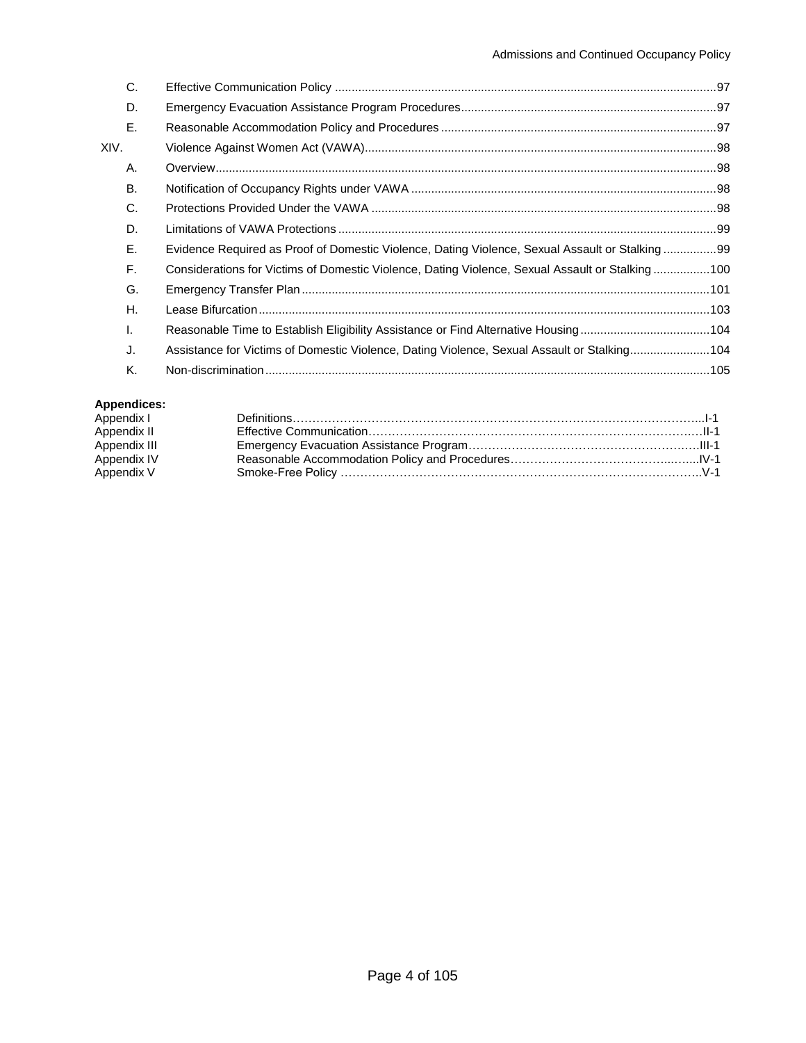C. Effective Communication Policy .....97

D. Emergency Evacuation Assistance Program Procedures .....97

E. Reasonable Accommodation Policy and Procedures .....97

XIV. Violence Against Women Act (VAWA) .....98

A. Overview .....98

B. Notification of Occupancy Rights under VAWA .....98

C. Protections Provided Under the VAWA .....98

D. Limitations of VAWA Protections .....99

E. Evidence Required as Proof of Domestic Violence, Dating Violence, Sexual Assault or Stalking .....99

F. Considerations for Victims of Domestic Violence, Dating Violence, Sexual Assault or Stalking .....100

G. Emergency Transfer Plan .....101

H. Lease Bifurcation .....103

I. Reasonable Time to Establish Eligibility Assistance or Find Alternative Housing .....104

J. Assistance for Victims of Domestic Violence, Dating Violence, Sexual Assault or Stalking .....104

K. Non-discrimination .....105

**Appendices:**

Appendix I Definitions .....I-1

Appendix II Effective Communication .....II-1

Appendix III Emergency Evacuation Assistance Program .....III-1

Appendix IV Reasonable Accommodation Policy and Procedures .....IV-1

Appendix V Smoke-Free Policy .....V-1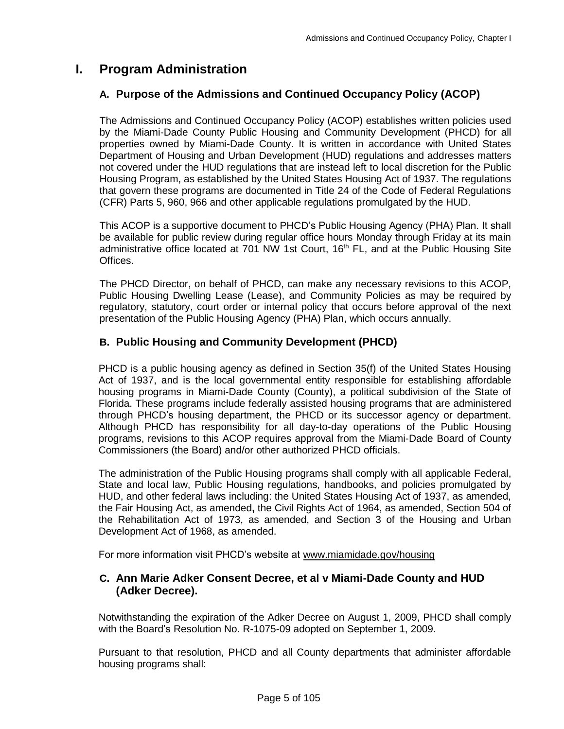# I. Program Administration

## A. Purpose of the Admissions and Continued Occupancy Policy (ACOP)

The Admissions and Continued Occupancy Policy (ACOP) establishes written policies used by the Miami-Dade County Public Housing and Community Development (PHCD) for all properties owned by Miami-Dade County. It is written in accordance with United States Department of Housing and Urban Development (HUD) regulations and addresses matters not covered under the HUD regulations that are instead left to local discretion for the Public Housing Program, as established by the United States Housing Act of 1937. The regulations that govern these programs are documented in Title 24 of the Code of Federal Regulations (CFR) Parts 5, 960, 966 and other applicable regulations promulgated by the HUD.

This ACOP is a supportive document to PHCD's Public Housing Agency (PHA) Plan. It shall be available for public review during regular office hours Monday through Friday at its main administrative office located at 701 NW 1st Court, 16th FL, and at the Public Housing Site Offices.

The PHCD Director, on behalf of PHCD, can make any necessary revisions to this ACOP, Public Housing Dwelling Lease (Lease), and Community Policies as may be required by regulatory, statutory, court order or internal policy that occurs before approval of the next presentation of the Public Housing Agency (PHA) Plan, which occurs annually.

## B. Public Housing and Community Development (PHCD)

PHCD is a public housing agency as defined in Section 35(f) of the United States Housing Act of 1937, and is the local governmental entity responsible for establishing affordable housing programs in Miami-Dade County (County), a political subdivision of the State of Florida. These programs include federally assisted housing programs that are administered through PHCD's housing department, the PHCD or its successor agency or department. Although PHCD has responsibility for all day-to-day operations of the Public Housing programs, revisions to this ACOP requires approval from the Miami-Dade Board of County Commissioners (the Board) and/or other authorized PHCD officials.

The administration of the Public Housing programs shall comply with all applicable Federal, State and local law, Public Housing regulations, handbooks, and policies promulgated by HUD, and other federal laws including: the United States Housing Act of 1937, as amended, the Fair Housing Act, as amended**,** the Civil Rights Act of 1964, as amended, Section 504 of the Rehabilitation Act of 1973, as amended, and Section 3 of the Housing and Urban Development Act of 1968, as amended.

For more information visit PHCD's website at www.miamidade.gov/housing

## C. Ann Marie Adker Consent Decree, et al v Miami-Dade County and HUD (Adker Decree).

Notwithstanding the expiration of the Adker Decree on August 1, 2009, PHCD shall comply with the Board's Resolution No. R-1075-09 adopted on September 1, 2009.

Pursuant to that resolution, PHCD and all County departments that administer affordable housing programs shall: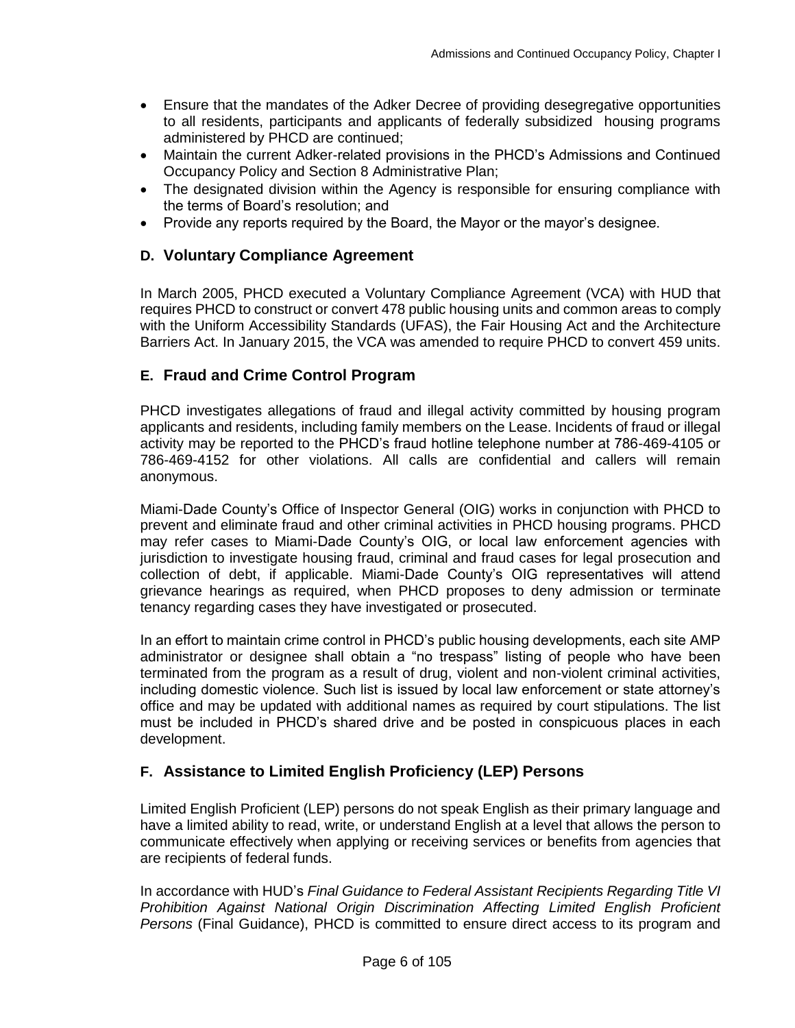- Ensure that the mandates of the Adker Decree of providing desegregative opportunities to all residents, participants and applicants of federally subsidized housing programs administered by PHCD are continued;
- Maintain the current Adker-related provisions in the PHCD's Admissions and Continued Occupancy Policy and Section 8 Administrative Plan;
- The designated division within the Agency is responsible for ensuring compliance with the terms of Board's resolution; and
- Provide any reports required by the Board, the Mayor or the mayor's designee.

## D. Voluntary Compliance Agreement

In March 2005, PHCD executed a Voluntary Compliance Agreement (VCA) with HUD that requires PHCD to construct or convert 478 public housing units and common areas to comply with the Uniform Accessibility Standards (UFAS), the Fair Housing Act and the Architecture Barriers Act. In January 2015, the VCA was amended to require PHCD to convert 459 units.

## E. Fraud and Crime Control Program

PHCD investigates allegations of fraud and illegal activity committed by housing program applicants and residents, including family members on the Lease. Incidents of fraud or illegal activity may be reported to the PHCD's fraud hotline telephone number at 786-469-4105 or 786-469-4152 for other violations. All calls are confidential and callers will remain anonymous.

Miami-Dade County's Office of Inspector General (OIG) works in conjunction with PHCD to prevent and eliminate fraud and other criminal activities in PHCD housing programs. PHCD may refer cases to Miami-Dade County's OIG, or local law enforcement agencies with jurisdiction to investigate housing fraud, criminal and fraud cases for legal prosecution and collection of debt, if applicable. Miami-Dade County's OIG representatives will attend grievance hearings as required, when PHCD proposes to deny admission or terminate tenancy regarding cases they have investigated or prosecuted.

In an effort to maintain crime control in PHCD's public housing developments, each site AMP administrator or designee shall obtain a "no trespass" listing of people who have been terminated from the program as a result of drug, violent and non-violent criminal activities, including domestic violence. Such list is issued by local law enforcement or state attorney's office and may be updated with additional names as required by court stipulations. The list must be included in PHCD's shared drive and be posted in conspicuous places in each development.

## F. Assistance to Limited English Proficiency (LEP) Persons

Limited English Proficient (LEP) persons do not speak English as their primary language and have a limited ability to read, write, or understand English at a level that allows the person to communicate effectively when applying or receiving services or benefits from agencies that are recipients of federal funds.

In accordance with HUD's *Final Guidance to Federal Assistant Recipients Regarding Title VI Prohibition Against National Origin Discrimination Affecting Limited English Proficient Persons* (Final Guidance), PHCD is committed to ensure direct access to its program and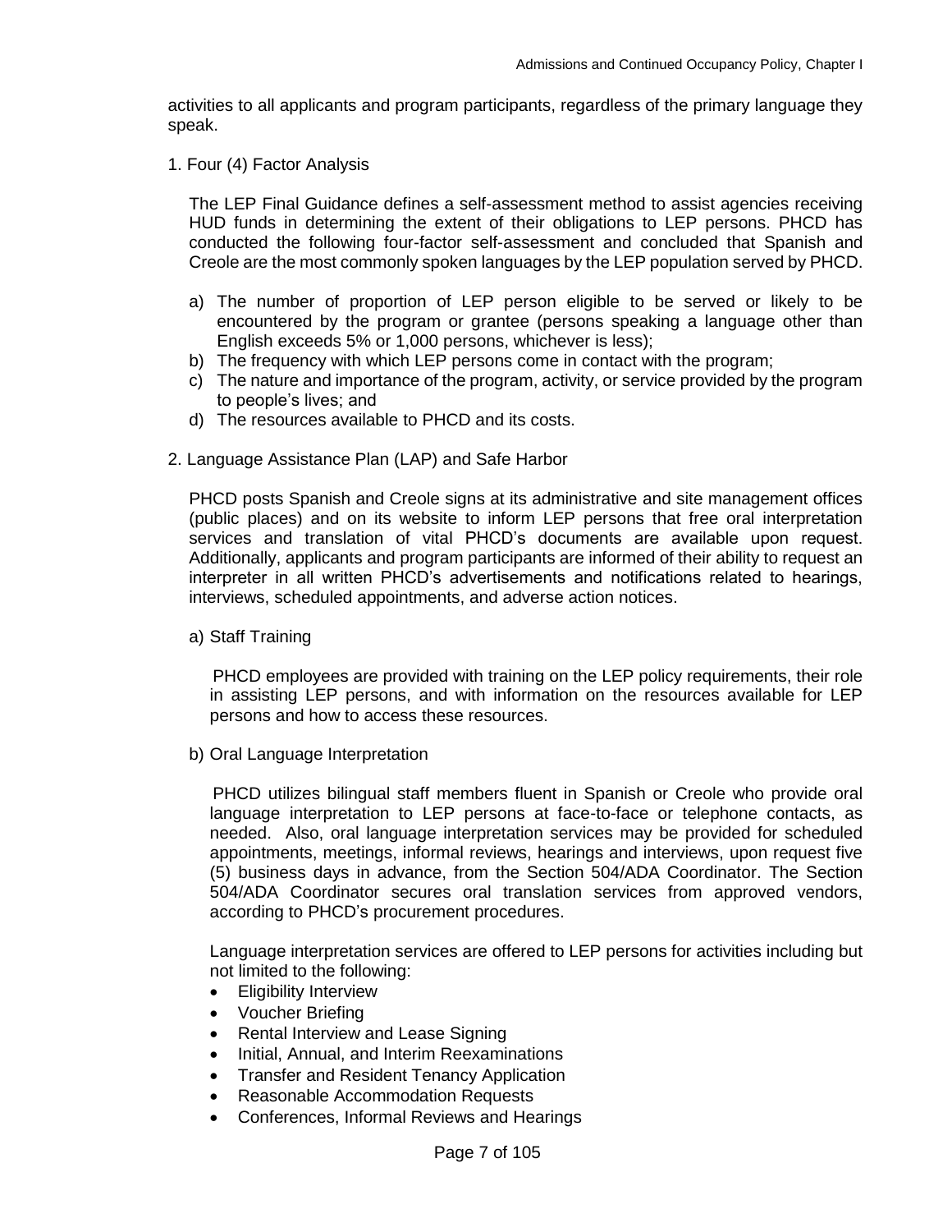activities to all applicants and program participants, regardless of the primary language they speak.

1. Four (4) Factor Analysis

The LEP Final Guidance defines a self-assessment method to assist agencies receiving HUD funds in determining the extent of their obligations to LEP persons. PHCD has conducted the following four-factor self-assessment and concluded that Spanish and Creole are the most commonly spoken languages by the LEP population served by PHCD.

a) The number of proportion of LEP person eligible to be served or likely to be encountered by the program or grantee (persons speaking a language other than English exceeds 5% or 1,000 persons, whichever is less);
b) The frequency with which LEP persons come in contact with the program;
c) The nature and importance of the program, activity, or service provided by the program to people's lives; and
d) The resources available to PHCD and its costs.

2. Language Assistance Plan (LAP) and Safe Harbor

PHCD posts Spanish and Creole signs at its administrative and site management offices (public places) and on its website to inform LEP persons that free oral interpretation services and translation of vital PHCD's documents are available upon request. Additionally, applicants and program participants are informed of their ability to request an interpreter in all written PHCD's advertisements and notifications related to hearings, interviews, scheduled appointments, and adverse action notices.

a) Staff Training

PHCD employees are provided with training on the LEP policy requirements, their role in assisting LEP persons, and with information on the resources available for LEP persons and how to access these resources.

b) Oral Language Interpretation

PHCD utilizes bilingual staff members fluent in Spanish or Creole who provide oral language interpretation to LEP persons at face-to-face or telephone contacts, as needed. Also, oral language interpretation services may be provided for scheduled appointments, meetings, informal reviews, hearings and interviews, upon request five (5) business days in advance, from the Section 504/ADA Coordinator. The Section 504/ADA Coordinator secures oral translation services from approved vendors, according to PHCD's procurement procedures.

Language interpretation services are offered to LEP persons for activities including but not limited to the following:

- Eligibility Interview
- Voucher Briefing
- Rental Interview and Lease Signing
- Initial, Annual, and Interim Reexaminations
- Transfer and Resident Tenancy Application
- Reasonable Accommodation Requests
- Conferences, Informal Reviews and Hearings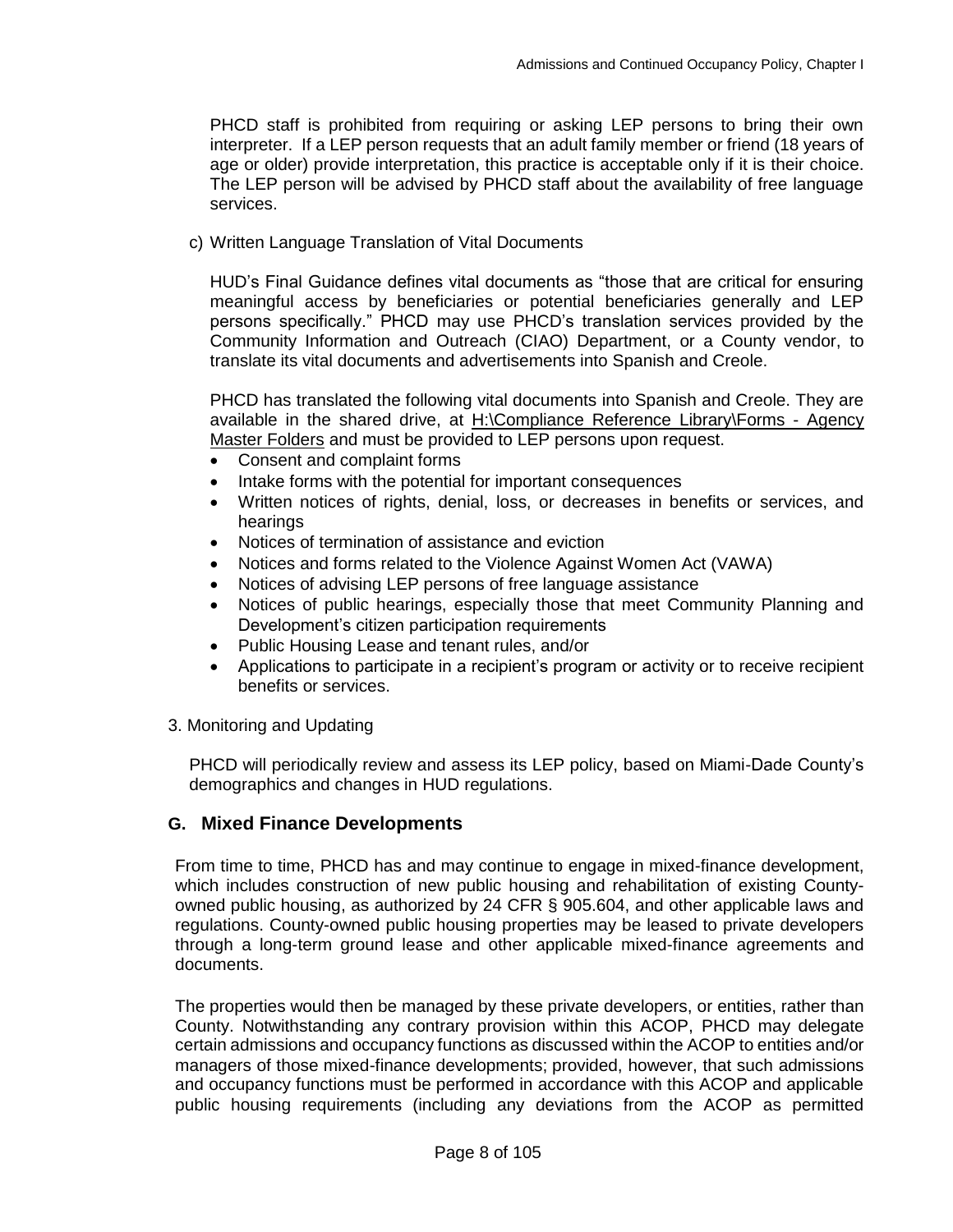PHCD staff is prohibited from requiring or asking LEP persons to bring their own interpreter. If a LEP person requests that an adult family member or friend (18 years of age or older) provide interpretation, this practice is acceptable only if it is their choice. The LEP person will be advised by PHCD staff about the availability of free language services.

c) Written Language Translation of Vital Documents

HUD's Final Guidance defines vital documents as "those that are critical for ensuring meaningful access by beneficiaries or potential beneficiaries generally and LEP persons specifically." PHCD may use PHCD's translation services provided by the Community Information and Outreach (CIAO) Department, or a County vendor, to translate its vital documents and advertisements into Spanish and Creole.

PHCD has translated the following vital documents into Spanish and Creole. They are available in the shared drive, at <u>H:\Compliance Reference Library\Forms - Agency Master Folders</u> and must be provided to LEP persons upon request.

- Consent and complaint forms
- Intake forms with the potential for important consequences
- Written notices of rights, denial, loss, or decreases in benefits or services, and hearings
- Notices of termination of assistance and eviction
- Notices and forms related to the Violence Against Women Act (VAWA)
- Notices of advising LEP persons of free language assistance
- Notices of public hearings, especially those that meet Community Planning and Development's citizen participation requirements
- Public Housing Lease and tenant rules, and/or
- Applications to participate in a recipient's program or activity or to receive recipient benefits or services.

3. Monitoring and Updating

PHCD will periodically review and assess its LEP policy, based on Miami-Dade County's demographics and changes in HUD regulations.

## G. Mixed Finance Developments

From time to time, PHCD has and may continue to engage in mixed-finance development, which includes construction of new public housing and rehabilitation of existing County-owned public housing, as authorized by 24 CFR § 905.604, and other applicable laws and regulations. County-owned public housing properties may be leased to private developers through a long-term ground lease and other applicable mixed-finance agreements and documents.

The properties would then be managed by these private developers, or entities, rather than County. Notwithstanding any contrary provision within this ACOP, PHCD may delegate certain admissions and occupancy functions as discussed within the ACOP to entities and/or managers of those mixed-finance developments; provided, however, that such admissions and occupancy functions must be performed in accordance with this ACOP and applicable public housing requirements (including any deviations from the ACOP as permitted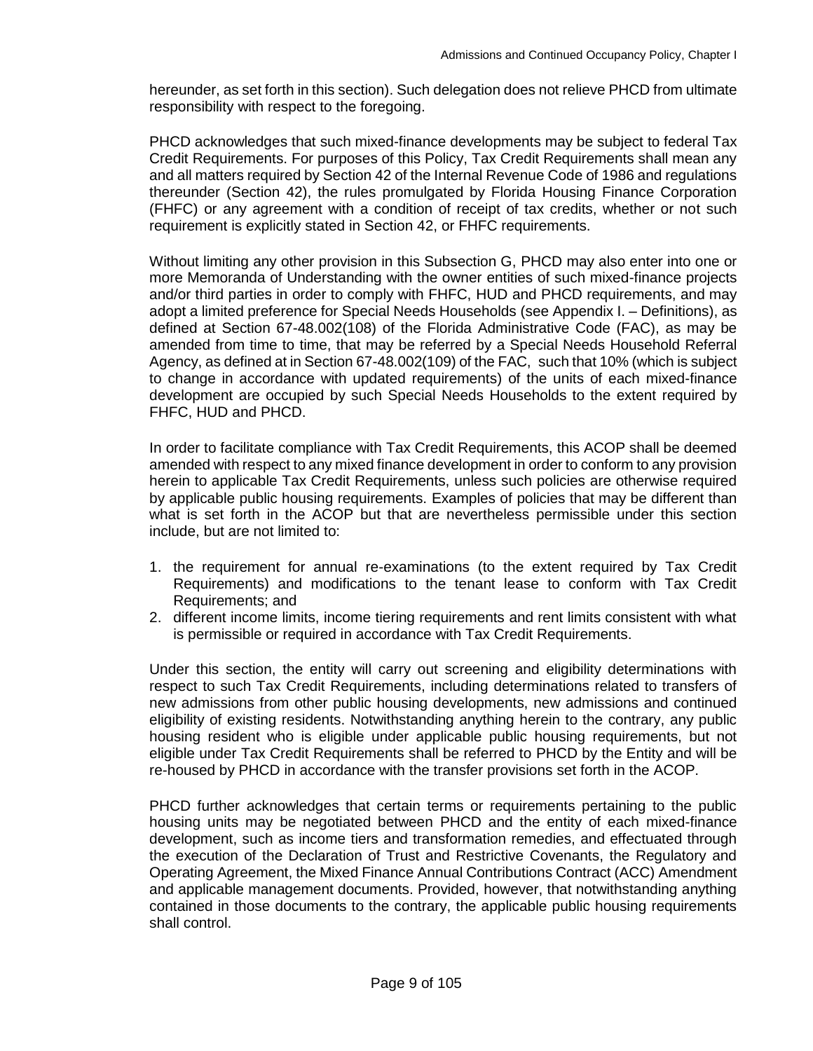hereunder, as set forth in this section). Such delegation does not relieve PHCD from ultimate responsibility with respect to the foregoing.

PHCD acknowledges that such mixed-finance developments may be subject to federal Tax Credit Requirements. For purposes of this Policy, Tax Credit Requirements shall mean any and all matters required by Section 42 of the Internal Revenue Code of 1986 and regulations thereunder (Section 42), the rules promulgated by Florida Housing Finance Corporation (FHFC) or any agreement with a condition of receipt of tax credits, whether or not such requirement is explicitly stated in Section 42, or FHFC requirements.

Without limiting any other provision in this Subsection G, PHCD may also enter into one or more Memoranda of Understanding with the owner entities of such mixed-finance projects and/or third parties in order to comply with FHFC, HUD and PHCD requirements, and may adopt a limited preference for Special Needs Households (see Appendix I. – Definitions), as defined at Section 67-48.002(108) of the Florida Administrative Code (FAC), as may be amended from time to time, that may be referred by a Special Needs Household Referral Agency, as defined at in Section 67-48.002(109) of the FAC, such that 10% (which is subject to change in accordance with updated requirements) of the units of each mixed-finance development are occupied by such Special Needs Households to the extent required by FHFC, HUD and PHCD.

In order to facilitate compliance with Tax Credit Requirements, this ACOP shall be deemed amended with respect to any mixed finance development in order to conform to any provision herein to applicable Tax Credit Requirements, unless such policies are otherwise required by applicable public housing requirements. Examples of policies that may be different than what is set forth in the ACOP but that are nevertheless permissible under this section include, but are not limited to:

1. the requirement for annual re-examinations (to the extent required by Tax Credit Requirements) and modifications to the tenant lease to conform with Tax Credit Requirements; and
2. different income limits, income tiering requirements and rent limits consistent with what is permissible or required in accordance with Tax Credit Requirements.

Under this section, the entity will carry out screening and eligibility determinations with respect to such Tax Credit Requirements, including determinations related to transfers of new admissions from other public housing developments, new admissions and continued eligibility of existing residents. Notwithstanding anything herein to the contrary, any public housing resident who is eligible under applicable public housing requirements, but not eligible under Tax Credit Requirements shall be referred to PHCD by the Entity and will be re-housed by PHCD in accordance with the transfer provisions set forth in the ACOP.

PHCD further acknowledges that certain terms or requirements pertaining to the public housing units may be negotiated between PHCD and the entity of each mixed-finance development, such as income tiers and transformation remedies, and effectuated through the execution of the Declaration of Trust and Restrictive Covenants, the Regulatory and Operating Agreement, the Mixed Finance Annual Contributions Contract (ACC) Amendment and applicable management documents. Provided, however, that notwithstanding anything contained in those documents to the contrary, the applicable public housing requirements shall control.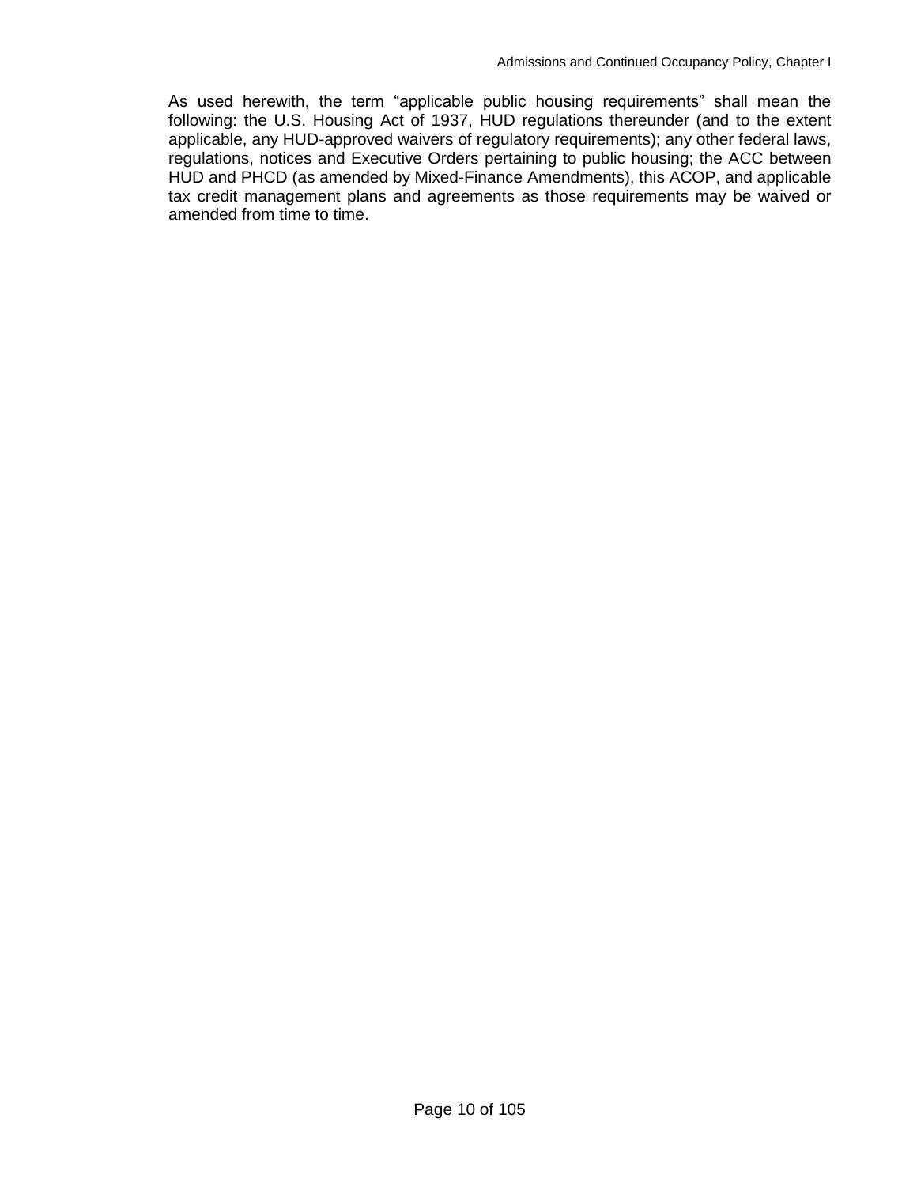As used herewith, the term “applicable public housing requirements” shall mean the following: the U.S. Housing Act of 1937, HUD regulations thereunder (and to the extent applicable, any HUD-approved waivers of regulatory requirements); any other federal laws, regulations, notices and Executive Orders pertaining to public housing; the ACC between HUD and PHCD (as amended by Mixed-Finance Amendments), this ACOP, and applicable tax credit management plans and agreements as those requirements may be waived or amended from time to time.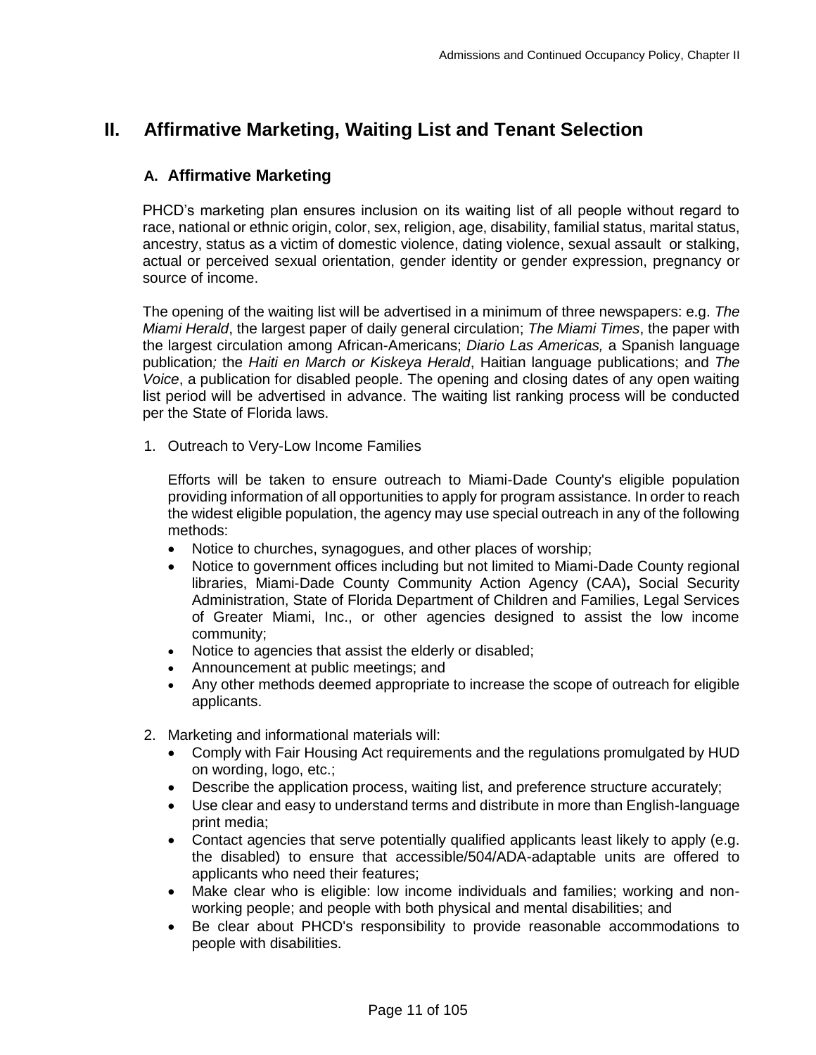# II. Affirmative Marketing, Waiting List and Tenant Selection

## A. Affirmative Marketing

PHCD's marketing plan ensures inclusion on its waiting list of all people without regard to race, national or ethnic origin, color, sex, religion, age, disability, familial status, marital status, ancestry, status as a victim of domestic violence, dating violence, sexual assault or stalking, actual or perceived sexual orientation, gender identity or gender expression, pregnancy or source of income.

The opening of the waiting list will be advertised in a minimum of three newspapers: e.g. *The Miami Herald*, the largest paper of daily general circulation; *The Miami Times*, the paper with the largest circulation among African-Americans; *Diario Las Americas,* a Spanish language publication*;* the *Haiti en March or Kiskeya Herald*, Haitian language publications; and *The Voice*, a publication for disabled people. The opening and closing dates of any open waiting list period will be advertised in advance. The waiting list ranking process will be conducted per the State of Florida laws.

1. Outreach to Very-Low Income Families

   Efforts will be taken to ensure outreach to Miami-Dade County's eligible population providing information of all opportunities to apply for program assistance. In order to reach the widest eligible population, the agency may use special outreach in any of the following methods:

   - Notice to churches, synagogues, and other places of worship;
   - Notice to government offices including but not limited to Miami-Dade County regional libraries, Miami-Dade County Community Action Agency (CAA)**,** Social Security Administration, State of Florida Department of Children and Families, Legal Services of Greater Miami, Inc., or other agencies designed to assist the low income community;
   - Notice to agencies that assist the elderly or disabled;
   - Announcement at public meetings; and
   - Any other methods deemed appropriate to increase the scope of outreach for eligible applicants.

2. Marketing and informational materials will:

   - Comply with Fair Housing Act requirements and the regulations promulgated by HUD on wording, logo, etc.;
   - Describe the application process, waiting list, and preference structure accurately;
   - Use clear and easy to understand terms and distribute in more than English-language print media;
   - Contact agencies that serve potentially qualified applicants least likely to apply (e.g. the disabled) to ensure that accessible/504/ADA-adaptable units are offered to applicants who need their features;
   - Make clear who is eligible: low income individuals and families; working and non-working people; and people with both physical and mental disabilities; and
   - Be clear about PHCD's responsibility to provide reasonable accommodations to people with disabilities.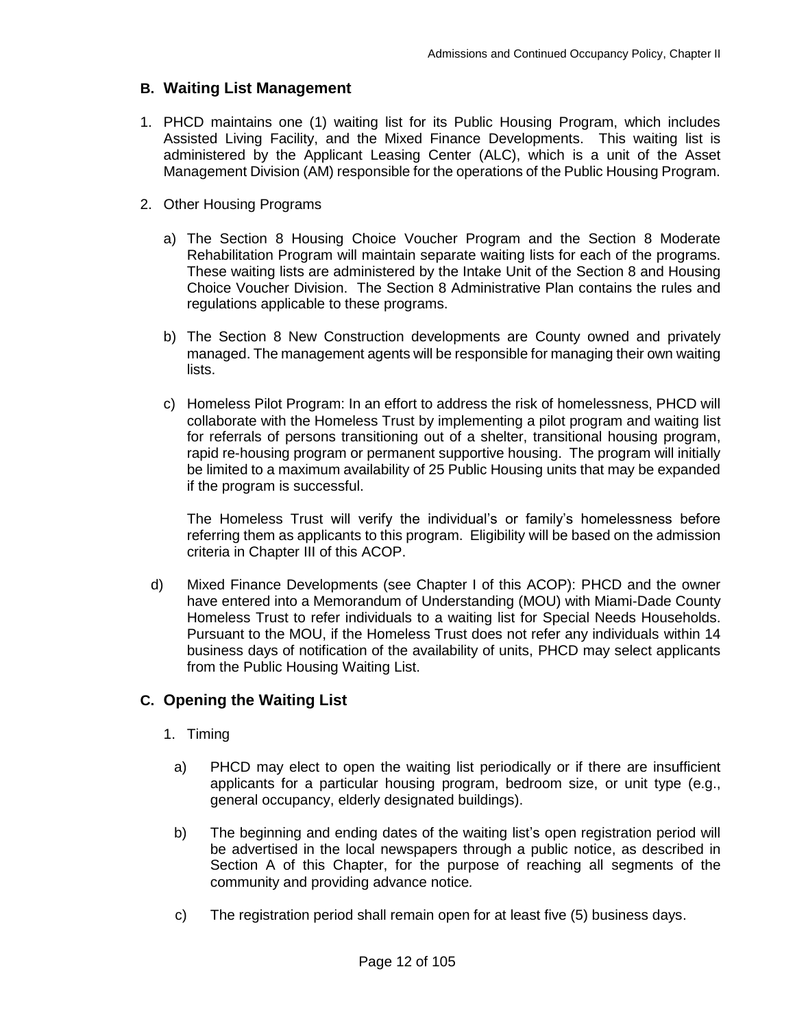## B. Waiting List Management

1. PHCD maintains one (1) waiting list for its Public Housing Program, which includes Assisted Living Facility, and the Mixed Finance Developments. This waiting list is administered by the Applicant Leasing Center (ALC), which is a unit of the Asset Management Division (AM) responsible for the operations of the Public Housing Program.

2. Other Housing Programs

   a) The Section 8 Housing Choice Voucher Program and the Section 8 Moderate Rehabilitation Program will maintain separate waiting lists for each of the programs. These waiting lists are administered by the Intake Unit of the Section 8 and Housing Choice Voucher Division. The Section 8 Administrative Plan contains the rules and regulations applicable to these programs.

   b) The Section 8 New Construction developments are County owned and privately managed. The management agents will be responsible for managing their own waiting lists.

   c) Homeless Pilot Program: In an effort to address the risk of homelessness, PHCD will collaborate with the Homeless Trust by implementing a pilot program and waiting list for referrals of persons transitioning out of a shelter, transitional housing program, rapid re-housing program or permanent supportive housing. The program will initially be limited to a maximum availability of 25 Public Housing units that may be expanded if the program is successful.

      The Homeless Trust will verify the individual's or family's homelessness before referring them as applicants to this program. Eligibility will be based on the admission criteria in Chapter III of this ACOP.

   d) Mixed Finance Developments (see Chapter I of this ACOP): PHCD and the owner have entered into a Memorandum of Understanding (MOU) with Miami-Dade County Homeless Trust to refer individuals to a waiting list for Special Needs Households. Pursuant to the MOU, if the Homeless Trust does not refer any individuals within 14 business days of notification of the availability of units, PHCD may select applicants from the Public Housing Waiting List.

## C. Opening the Waiting List

1. Timing

   a) PHCD may elect to open the waiting list periodically or if there are insufficient applicants for a particular housing program, bedroom size, or unit type (e.g., general occupancy, elderly designated buildings).

   b) The beginning and ending dates of the waiting list's open registration period will be advertised in the local newspapers through a public notice, as described in Section A of this Chapter, for the purpose of reaching all segments of the community and providing advance notice.

   c) The registration period shall remain open for at least five (5) business days.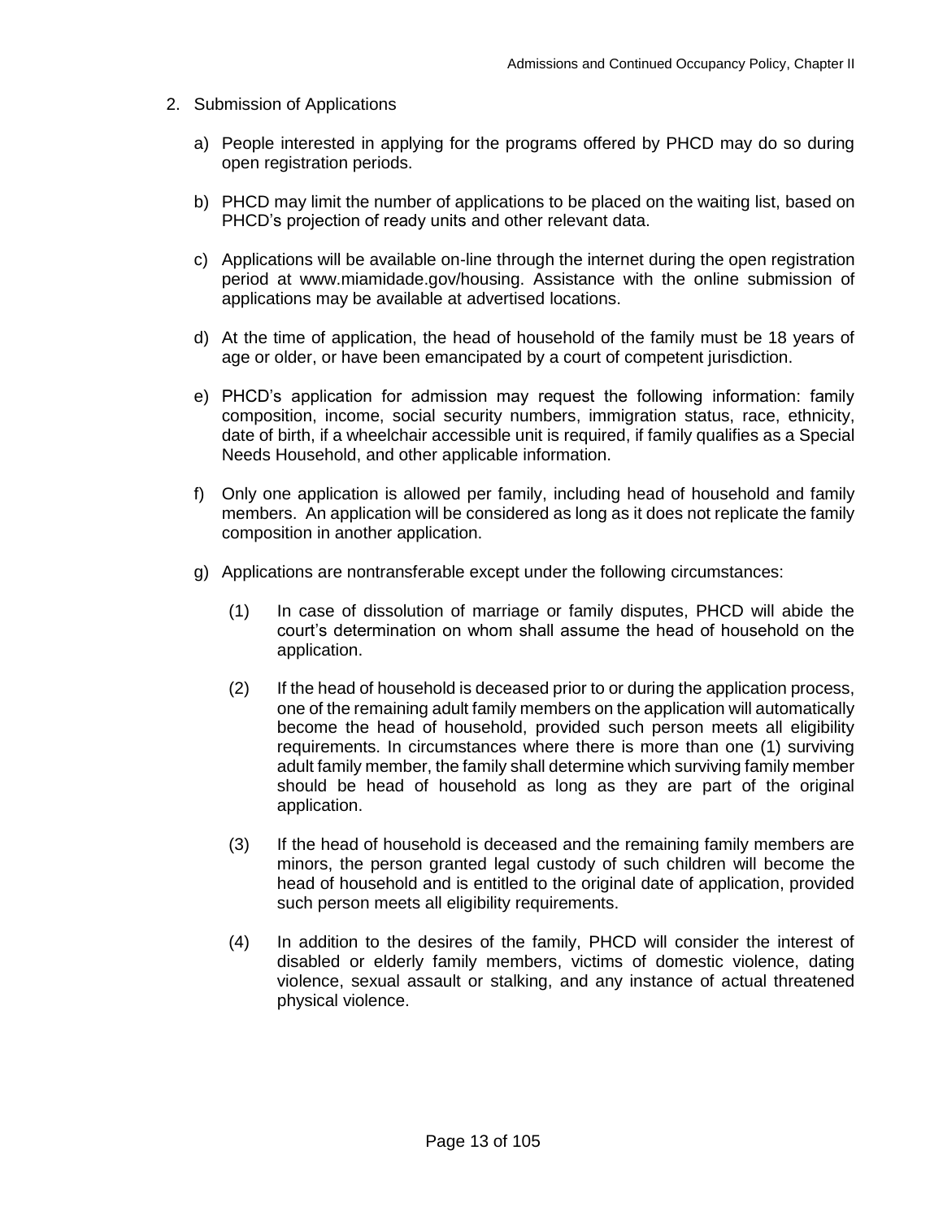2. Submission of Applications

   a) People interested in applying for the programs offered by PHCD may do so during open registration periods.

   b) PHCD may limit the number of applications to be placed on the waiting list, based on PHCD's projection of ready units and other relevant data.

   c) Applications will be available on-line through the internet during the open registration period at www.miamidade.gov/housing. Assistance with the online submission of applications may be available at advertised locations.

   d) At the time of application, the head of household of the family must be 18 years of age or older, or have been emancipated by a court of competent jurisdiction.

   e) PHCD's application for admission may request the following information: family composition, income, social security numbers, immigration status, race, ethnicity, date of birth, if a wheelchair accessible unit is required, if family qualifies as a Special Needs Household, and other applicable information.

   f) Only one application is allowed per family, including head of household and family members. An application will be considered as long as it does not replicate the family composition in another application.

   g) Applications are nontransferable except under the following circumstances:

      (1) In case of dissolution of marriage or family disputes, PHCD will abide the court's determination on whom shall assume the head of household on the application.

      (2) If the head of household is deceased prior to or during the application process, one of the remaining adult family members on the application will automatically become the head of household, provided such person meets all eligibility requirements. In circumstances where there is more than one (1) surviving adult family member, the family shall determine which surviving family member should be head of household as long as they are part of the original application.

      (3) If the head of household is deceased and the remaining family members are minors, the person granted legal custody of such children will become the head of household and is entitled to the original date of application, provided such person meets all eligibility requirements.

      (4) In addition to the desires of the family, PHCD will consider the interest of disabled or elderly family members, victims of domestic violence, dating violence, sexual assault or stalking, and any instance of actual threatened physical violence.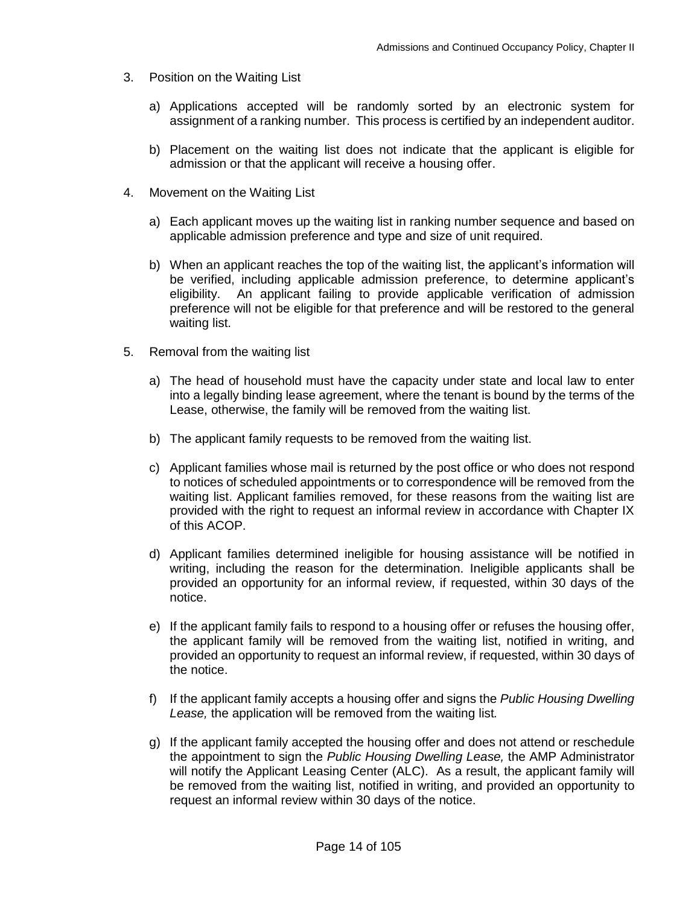3. Position on the Waiting List

   a) Applications accepted will be randomly sorted by an electronic system for assignment of a ranking number. This process is certified by an independent auditor.

   b) Placement on the waiting list does not indicate that the applicant is eligible for admission or that the applicant will receive a housing offer.

4. Movement on the Waiting List

   a) Each applicant moves up the waiting list in ranking number sequence and based on applicable admission preference and type and size of unit required.

   b) When an applicant reaches the top of the waiting list, the applicant's information will be verified, including applicable admission preference, to determine applicant's eligibility. An applicant failing to provide applicable verification of admission preference will not be eligible for that preference and will be restored to the general waiting list.

5. Removal from the waiting list

   a) The head of household must have the capacity under state and local law to enter into a legally binding lease agreement, where the tenant is bound by the terms of the Lease, otherwise, the family will be removed from the waiting list.

   b) The applicant family requests to be removed from the waiting list.

   c) Applicant families whose mail is returned by the post office or who does not respond to notices of scheduled appointments or to correspondence will be removed from the waiting list. Applicant families removed, for these reasons from the waiting list are provided with the right to request an informal review in accordance with Chapter IX of this ACOP.

   d) Applicant families determined ineligible for housing assistance will be notified in writing, including the reason for the determination. Ineligible applicants shall be provided an opportunity for an informal review, if requested, within 30 days of the notice.

   e) If the applicant family fails to respond to a housing offer or refuses the housing offer, the applicant family will be removed from the waiting list, notified in writing, and provided an opportunity to request an informal review, if requested, within 30 days of the notice.

   f) If the applicant family accepts a housing offer and signs the *Public Housing Dwelling Lease,* the application will be removed from the waiting list.

   g) If the applicant family accepted the housing offer and does not attend or reschedule the appointment to sign the *Public Housing Dwelling Lease,* the AMP Administrator will notify the Applicant Leasing Center (ALC). As a result, the applicant family will be removed from the waiting list, notified in writing, and provided an opportunity to request an informal review within 30 days of the notice.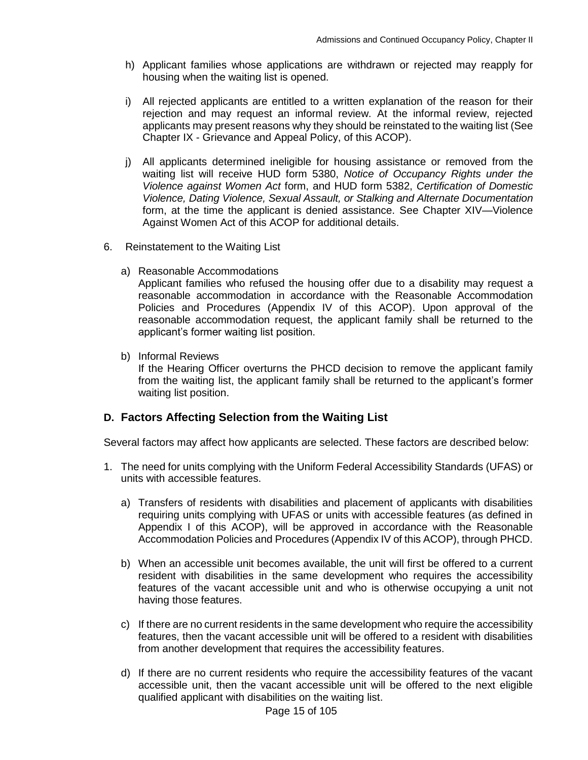h) Applicant families whose applications are withdrawn or rejected may reapply for housing when the waiting list is opened.

i) All rejected applicants are entitled to a written explanation of the reason for their rejection and may request an informal review. At the informal review, rejected applicants may present reasons why they should be reinstated to the waiting list (See Chapter IX - Grievance and Appeal Policy, of this ACOP).

j) All applicants determined ineligible for housing assistance or removed from the waiting list will receive HUD form 5380, *Notice of Occupancy Rights under the Violence against Women Act* form, and HUD form 5382, *Certification of Domestic Violence, Dating Violence, Sexual Assault, or Stalking and Alternate Documentation* form, at the time the applicant is denied assistance. See Chapter XIV—Violence Against Women Act of this ACOP for additional details.

6. Reinstatement to the Waiting List

   a) Reasonable Accommodations
   Applicant families who refused the housing offer due to a disability may request a reasonable accommodation in accordance with the Reasonable Accommodation Policies and Procedures (Appendix IV of this ACOP). Upon approval of the reasonable accommodation request, the applicant family shall be returned to the applicant's former waiting list position.

   b) Informal Reviews
   If the Hearing Officer overturns the PHCD decision to remove the applicant family from the waiting list, the applicant family shall be returned to the applicant's former waiting list position.

## D. Factors Affecting Selection from the Waiting List

Several factors may affect how applicants are selected. These factors are described below:

1. The need for units complying with the Uniform Federal Accessibility Standards (UFAS) or units with accessible features.

   a) Transfers of residents with disabilities and placement of applicants with disabilities requiring units complying with UFAS or units with accessible features (as defined in Appendix I of this ACOP), will be approved in accordance with the Reasonable Accommodation Policies and Procedures (Appendix IV of this ACOP), through PHCD.

   b) When an accessible unit becomes available, the unit will first be offered to a current resident with disabilities in the same development who requires the accessibility features of the vacant accessible unit and who is otherwise occupying a unit not having those features.

   c) If there are no current residents in the same development who require the accessibility features, then the vacant accessible unit will be offered to a resident with disabilities from another development that requires the accessibility features.

   d) If there are no current residents who require the accessibility features of the vacant accessible unit, then the vacant accessible unit will be offered to the next eligible qualified applicant with disabilities on the waiting list.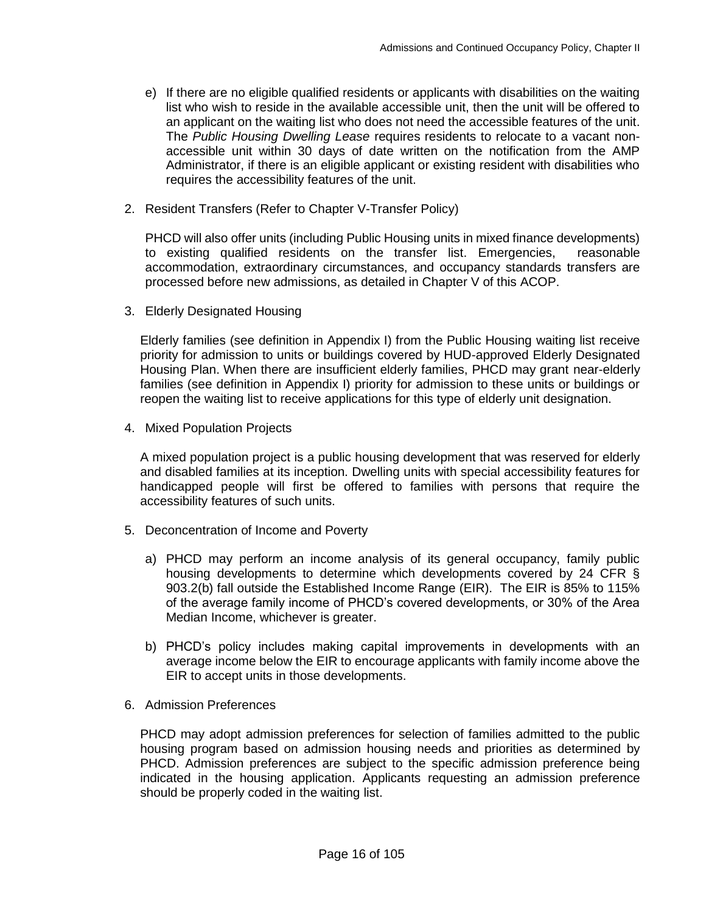e) If there are no eligible qualified residents or applicants with disabilities on the waiting list who wish to reside in the available accessible unit, then the unit will be offered to an applicant on the waiting list who does not need the accessible features of the unit. The *Public Housing Dwelling Lease* requires residents to relocate to a vacant non-accessible unit within 30 days of date written on the notification from the AMP Administrator, if there is an eligible applicant or existing resident with disabilities who requires the accessibility features of the unit.

2. Resident Transfers (Refer to Chapter V-Transfer Policy)

   PHCD will also offer units (including Public Housing units in mixed finance developments) to existing qualified residents on the transfer list. Emergencies, reasonable accommodation, extraordinary circumstances, and occupancy standards transfers are processed before new admissions, as detailed in Chapter V of this ACOP.

3. Elderly Designated Housing

   Elderly families (see definition in Appendix I) from the Public Housing waiting list receive priority for admission to units or buildings covered by HUD-approved Elderly Designated Housing Plan. When there are insufficient elderly families, PHCD may grant near-elderly families (see definition in Appendix I) priority for admission to these units or buildings or reopen the waiting list to receive applications for this type of elderly unit designation.

4. Mixed Population Projects

   A mixed population project is a public housing development that was reserved for elderly and disabled families at its inception. Dwelling units with special accessibility features for handicapped people will first be offered to families with persons that require the accessibility features of such units.

5. Deconcentration of Income and Poverty

   a) PHCD may perform an income analysis of its general occupancy, family public housing developments to determine which developments covered by 24 CFR § 903.2(b) fall outside the Established Income Range (EIR). The EIR is 85% to 115% of the average family income of PHCD's covered developments, or 30% of the Area Median Income, whichever is greater.

   b) PHCD's policy includes making capital improvements in developments with an average income below the EIR to encourage applicants with family income above the EIR to accept units in those developments.

6. Admission Preferences

   PHCD may adopt admission preferences for selection of families admitted to the public housing program based on admission housing needs and priorities as determined by PHCD. Admission preferences are subject to the specific admission preference being indicated in the housing application. Applicants requesting an admission preference should be properly coded in the waiting list.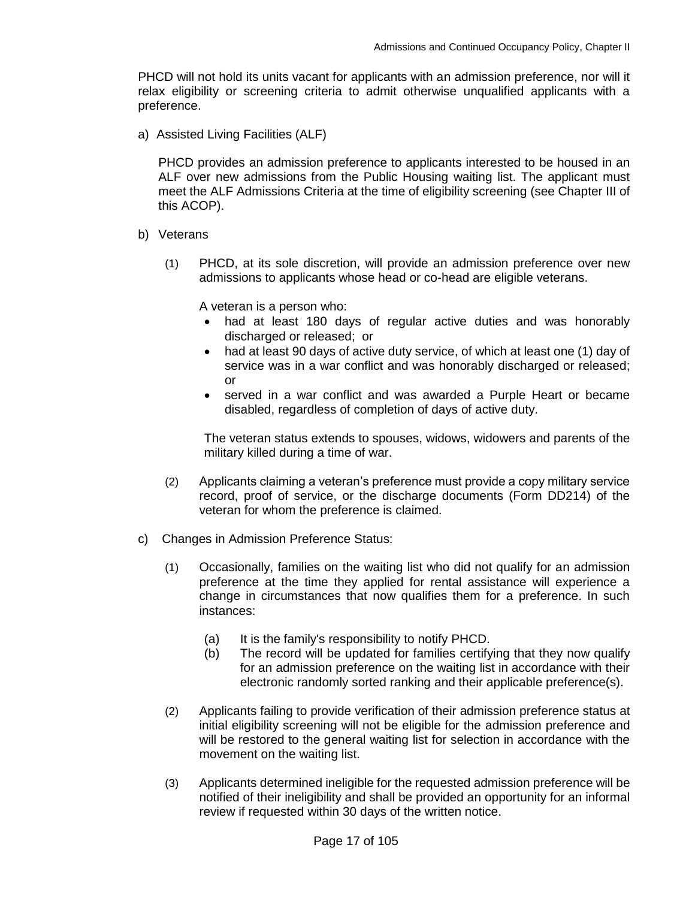PHCD will not hold its units vacant for applicants with an admission preference, nor will it relax eligibility or screening criteria to admit otherwise unqualified applicants with a preference.

a) Assisted Living Facilities (ALF)

PHCD provides an admission preference to applicants interested to be housed in an ALF over new admissions from the Public Housing waiting list. The applicant must meet the ALF Admissions Criteria at the time of eligibility screening (see Chapter III of this ACOP).

b) Veterans

(1) PHCD, at its sole discretion, will provide an admission preference over new admissions to applicants whose head or co-head are eligible veterans.

A veteran is a person who:

- had at least 180 days of regular active duties and was honorably discharged or released; or
- had at least 90 days of active duty service, of which at least one (1) day of service was in a war conflict and was honorably discharged or released; or
- served in a war conflict and was awarded a Purple Heart or became disabled, regardless of completion of days of active duty.

The veteran status extends to spouses, widows, widowers and parents of the military killed during a time of war.

(2) Applicants claiming a veteran's preference must provide a copy military service record, proof of service, or the discharge documents (Form DD214) of the veteran for whom the preference is claimed.

c) Changes in Admission Preference Status:

(1) Occasionally, families on the waiting list who did not qualify for an admission preference at the time they applied for rental assistance will experience a change in circumstances that now qualifies them for a preference. In such instances:

(a) It is the family's responsibility to notify PHCD.

(b) The record will be updated for families certifying that they now qualify for an admission preference on the waiting list in accordance with their electronic randomly sorted ranking and their applicable preference(s).

(2) Applicants failing to provide verification of their admission preference status at initial eligibility screening will not be eligible for the admission preference and will be restored to the general waiting list for selection in accordance with the movement on the waiting list.

(3) Applicants determined ineligible for the requested admission preference will be notified of their ineligibility and shall be provided an opportunity for an informal review if requested within 30 days of the written notice.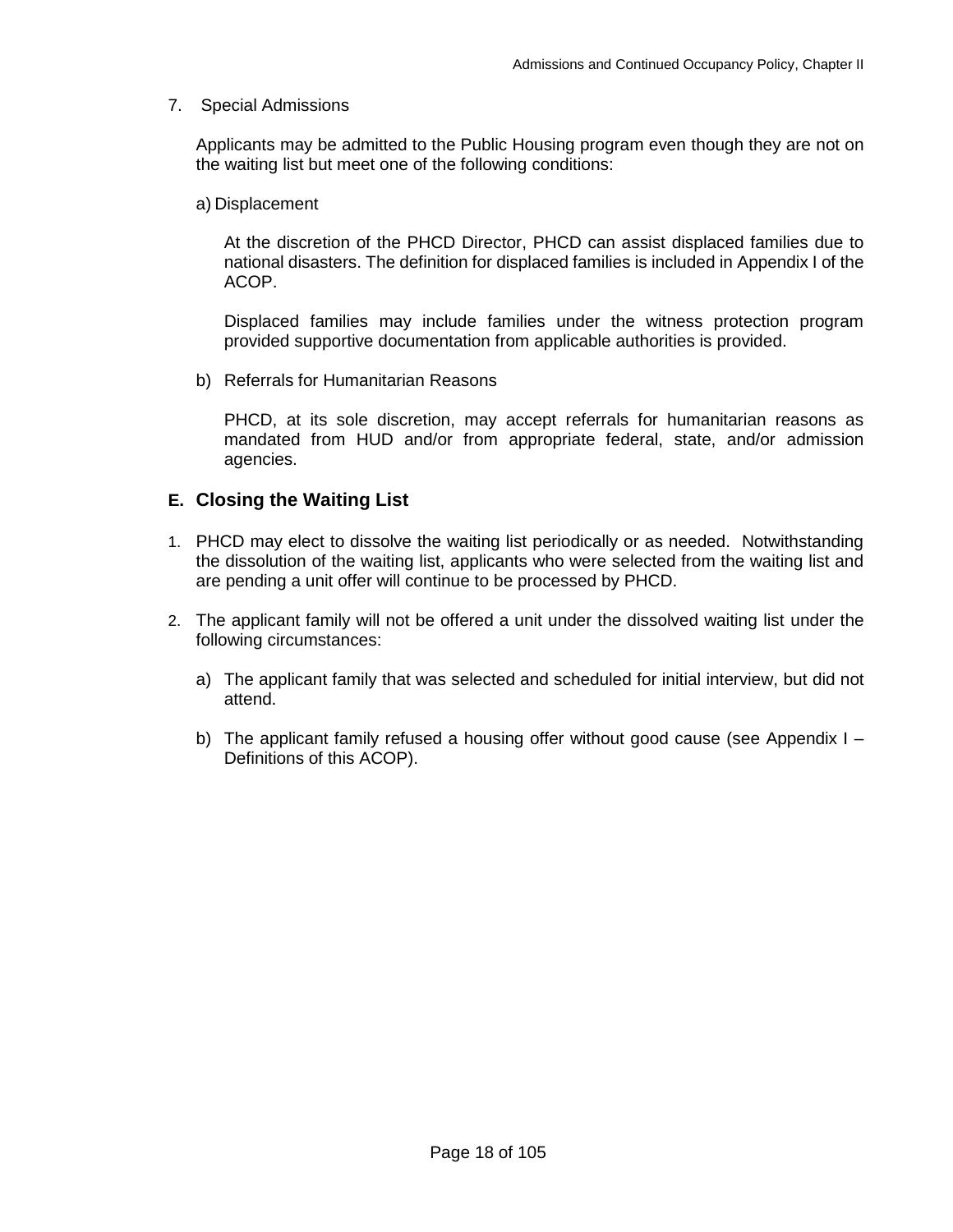7. Special Admissions

   Applicants may be admitted to the Public Housing program even though they are not on the waiting list but meet one of the following conditions:

   a) Displacement

      At the discretion of the PHCD Director, PHCD can assist displaced families due to national disasters. The definition for displaced families is included in Appendix I of the ACOP.

      Displaced families may include families under the witness protection program provided supportive documentation from applicable authorities is provided.

   b) Referrals for Humanitarian Reasons

      PHCD, at its sole discretion, may accept referrals for humanitarian reasons as mandated from HUD and/or from appropriate federal, state, and/or admission agencies.

## E. Closing the Waiting List

1. PHCD may elect to dissolve the waiting list periodically or as needed. Notwithstanding the dissolution of the waiting list, applicants who were selected from the waiting list and are pending a unit offer will continue to be processed by PHCD.

2. The applicant family will not be offered a unit under the dissolved waiting list under the following circumstances:

   a) The applicant family that was selected and scheduled for initial interview, but did not attend.

   b) The applicant family refused a housing offer without good cause (see Appendix I – Definitions of this ACOP).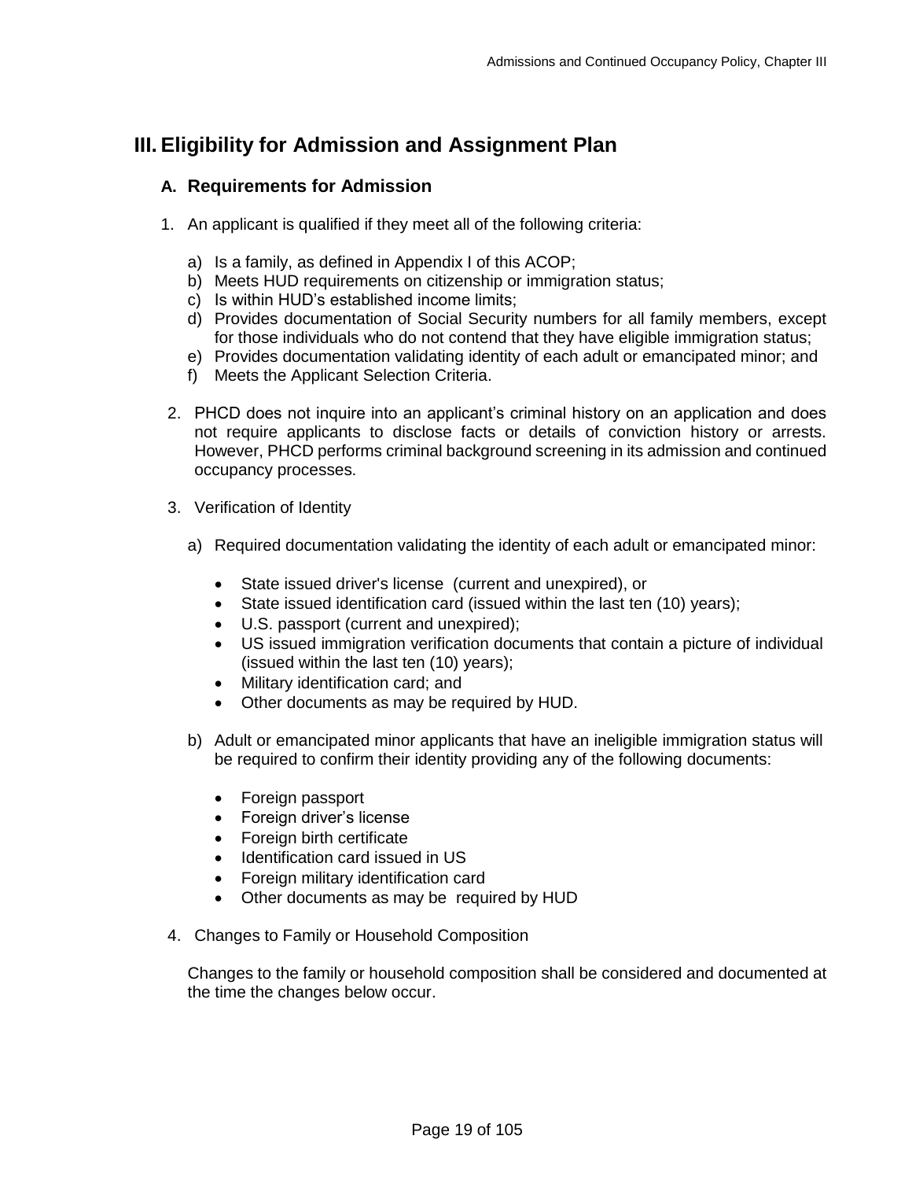# III. Eligibility for Admission and Assignment Plan

## A. Requirements for Admission

1. An applicant is qualified if they meet all of the following criteria:

   a) Is a family, as defined in Appendix I of this ACOP;
   b) Meets HUD requirements on citizenship or immigration status;
   c) Is within HUD's established income limits;
   d) Provides documentation of Social Security numbers for all family members, except for those individuals who do not contend that they have eligible immigration status;
   e) Provides documentation validating identity of each adult or emancipated minor; and
   f) Meets the Applicant Selection Criteria.

2. PHCD does not inquire into an applicant's criminal history on an application and does not require applicants to disclose facts or details of conviction history or arrests. However, PHCD performs criminal background screening in its admission and continued occupancy processes.

3. Verification of Identity

   a) Required documentation validating the identity of each adult or emancipated minor:

      - State issued driver's license (current and unexpired), or
      - State issued identification card (issued within the last ten (10) years);
      - U.S. passport (current and unexpired);
      - US issued immigration verification documents that contain a picture of individual (issued within the last ten (10) years);
      - Military identification card; and
      - Other documents as may be required by HUD.

   b) Adult or emancipated minor applicants that have an ineligible immigration status will be required to confirm their identity providing any of the following documents:

      - Foreign passport
      - Foreign driver's license
      - Foreign birth certificate
      - Identification card issued in US
      - Foreign military identification card
      - Other documents as may be required by HUD

4. Changes to Family or Household Composition

   Changes to the family or household composition shall be considered and documented at the time the changes below occur.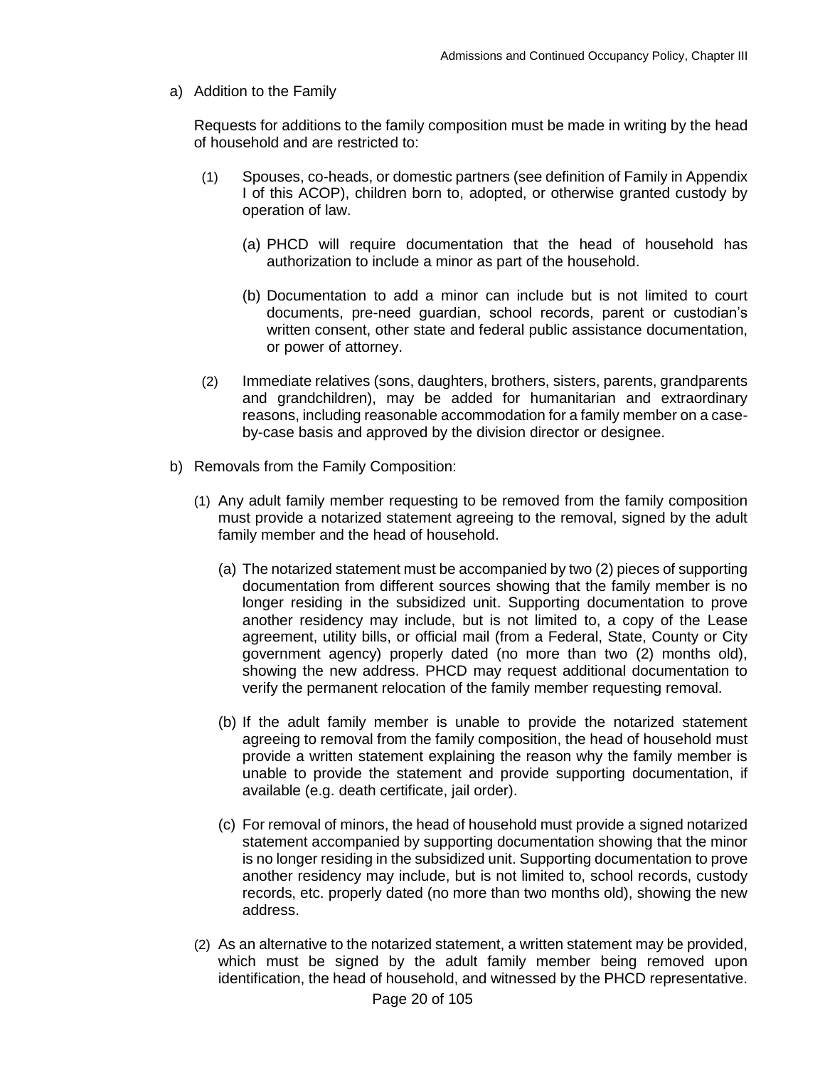a) Addition to the Family

   Requests for additions to the family composition must be made in writing by the head of household and are restricted to:

   (1) Spouses, co-heads, or domestic partners (see definition of Family in Appendix I of this ACOP), children born to, adopted, or otherwise granted custody by operation of law.

      (a) PHCD will require documentation that the head of household has authorization to include a minor as part of the household.

      (b) Documentation to add a minor can include but is not limited to court documents, pre-need guardian, school records, parent or custodian's written consent, other state and federal public assistance documentation, or power of attorney.

   (2) Immediate relatives (sons, daughters, brothers, sisters, parents, grandparents and grandchildren), may be added for humanitarian and extraordinary reasons, including reasonable accommodation for a family member on a case-by-case basis and approved by the division director or designee.

b) Removals from the Family Composition:

   (1) Any adult family member requesting to be removed from the family composition must provide a notarized statement agreeing to the removal, signed by the adult family member and the head of household.

      (a) The notarized statement must be accompanied by two (2) pieces of supporting documentation from different sources showing that the family member is no longer residing in the subsidized unit. Supporting documentation to prove another residency may include, but is not limited to, a copy of the Lease agreement, utility bills, or official mail (from a Federal, State, County or City government agency) properly dated (no more than two (2) months old), showing the new address. PHCD may request additional documentation to verify the permanent relocation of the family member requesting removal.

      (b) If the adult family member is unable to provide the notarized statement agreeing to removal from the family composition, the head of household must provide a written statement explaining the reason why the family member is unable to provide the statement and provide supporting documentation, if available (e.g. death certificate, jail order).

      (c) For removal of minors, the head of household must provide a signed notarized statement accompanied by supporting documentation showing that the minor is no longer residing in the subsidized unit. Supporting documentation to prove another residency may include, but is not limited to, school records, custody records, etc. properly dated (no more than two months old), showing the new address.

   (2) As an alternative to the notarized statement, a written statement may be provided, which must be signed by the adult family member being removed upon identification, the head of household, and witnessed by the PHCD representative.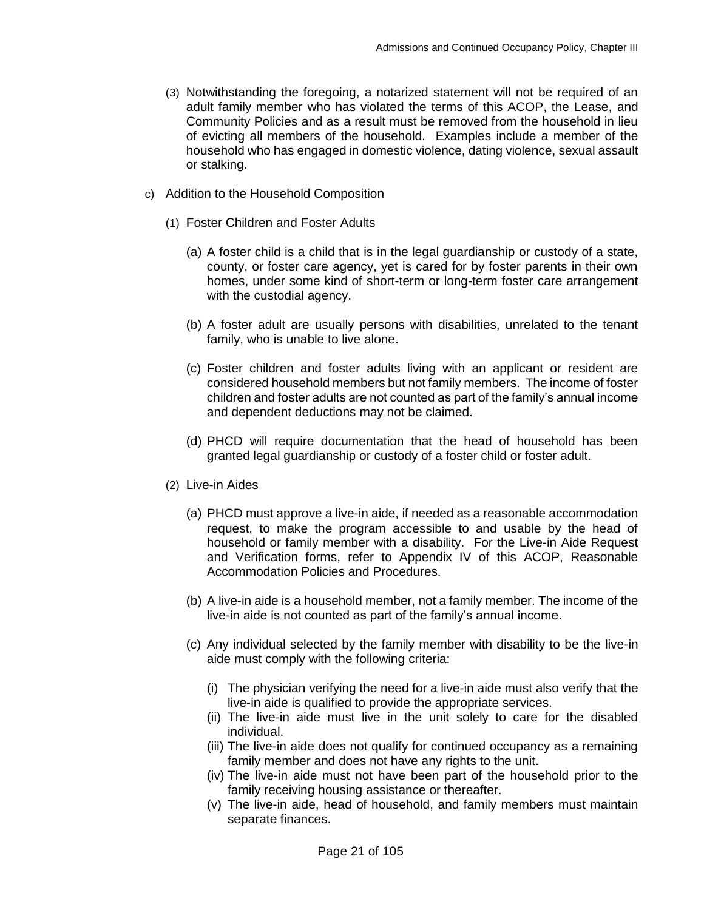(3) Notwithstanding the foregoing, a notarized statement will not be required of an adult family member who has violated the terms of this ACOP, the Lease, and Community Policies and as a result must be removed from the household in lieu of evicting all members of the household. Examples include a member of the household who has engaged in domestic violence, dating violence, sexual assault or stalking.

c) Addition to the Household Composition

(1) Foster Children and Foster Adults

(a) A foster child is a child that is in the legal guardianship or custody of a state, county, or foster care agency, yet is cared for by foster parents in their own homes, under some kind of short-term or long-term foster care arrangement with the custodial agency.

(b) A foster adult are usually persons with disabilities, unrelated to the tenant family, who is unable to live alone.

(c) Foster children and foster adults living with an applicant or resident are considered household members but not family members. The income of foster children and foster adults are not counted as part of the family's annual income and dependent deductions may not be claimed.

(d) PHCD will require documentation that the head of household has been granted legal guardianship or custody of a foster child or foster adult.

(2) Live-in Aides

(a) PHCD must approve a live-in aide, if needed as a reasonable accommodation request, to make the program accessible to and usable by the head of household or family member with a disability. For the Live-in Aide Request and Verification forms, refer to Appendix IV of this ACOP, Reasonable Accommodation Policies and Procedures.

(b) A live-in aide is a household member, not a family member. The income of the live-in aide is not counted as part of the family's annual income.

(c) Any individual selected by the family member with disability to be the live-in aide must comply with the following criteria:

(i) The physician verifying the need for a live-in aide must also verify that the live-in aide is qualified to provide the appropriate services.
(ii) The live-in aide must live in the unit solely to care for the disabled individual.
(iii) The live-in aide does not qualify for continued occupancy as a remaining family member and does not have any rights to the unit.
(iv) The live-in aide must not have been part of the household prior to the family receiving housing assistance or thereafter.
(v) The live-in aide, head of household, and family members must maintain separate finances.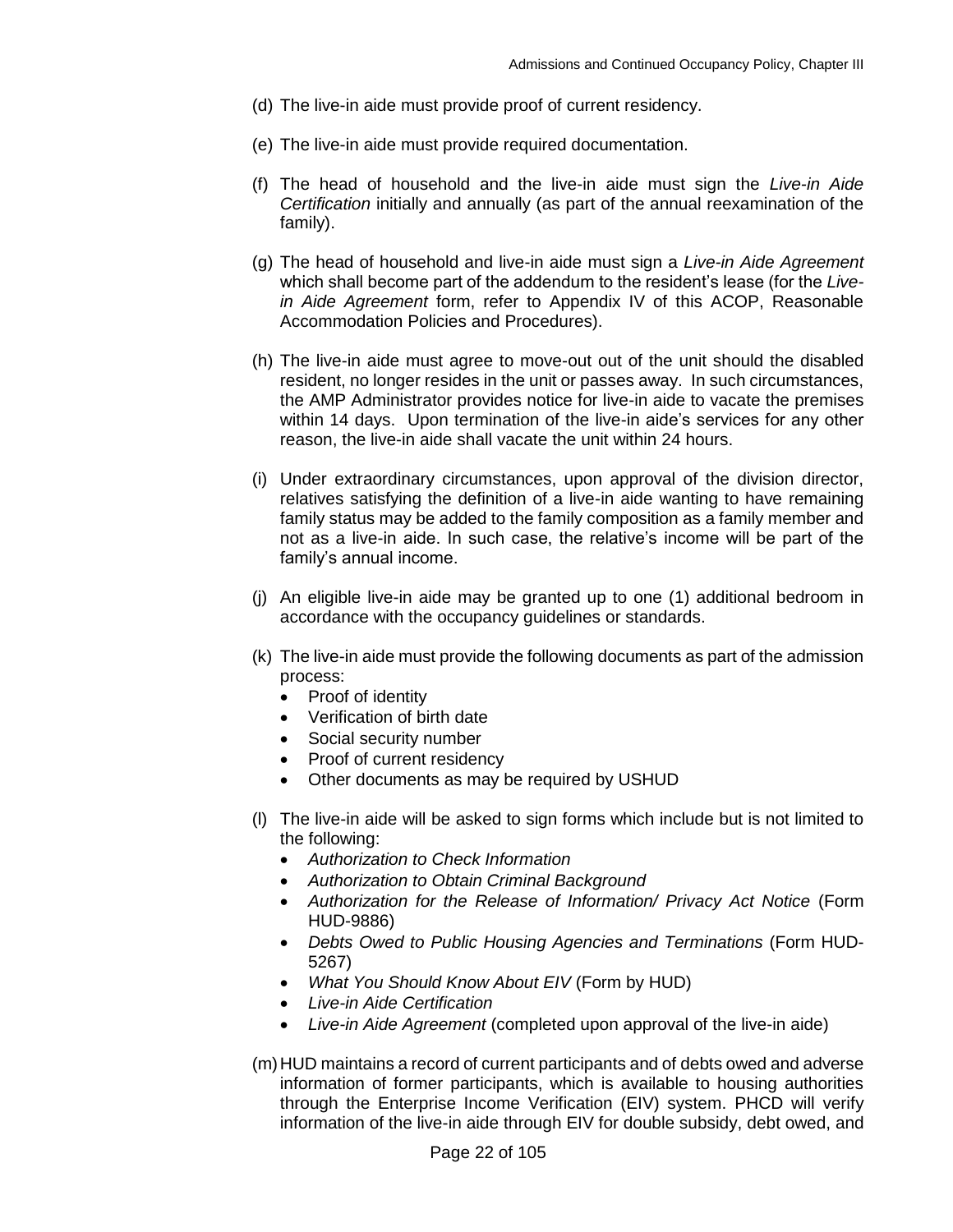(d) The live-in aide must provide proof of current residency.

(e) The live-in aide must provide required documentation.

(f) The head of household and the live-in aide must sign the *Live-in Aide Certification* initially and annually (as part of the annual reexamination of the family).

(g) The head of household and live-in aide must sign a *Live-in Aide Agreement* which shall become part of the addendum to the resident's lease (for the *Live-in Aide Agreement* form, refer to Appendix IV of this ACOP, Reasonable Accommodation Policies and Procedures).

(h) The live-in aide must agree to move-out out of the unit should the disabled resident, no longer resides in the unit or passes away. In such circumstances, the AMP Administrator provides notice for live-in aide to vacate the premises within 14 days. Upon termination of the live-in aide's services for any other reason, the live-in aide shall vacate the unit within 24 hours.

(i) Under extraordinary circumstances, upon approval of the division director, relatives satisfying the definition of a live-in aide wanting to have remaining family status may be added to the family composition as a family member and not as a live-in aide. In such case, the relative's income will be part of the family's annual income.

(j) An eligible live-in aide may be granted up to one (1) additional bedroom in accordance with the occupancy guidelines or standards.

(k) The live-in aide must provide the following documents as part of the admission process:
   - Proof of identity
   - Verification of birth date
   - Social security number
   - Proof of current residency
   - Other documents as may be required by USHUD

(l) The live-in aide will be asked to sign forms which include but is not limited to the following:
   - *Authorization to Check Information*
   - *Authorization to Obtain Criminal Background*
   - *Authorization for the Release of Information/ Privacy Act Notice* (Form HUD-9886)
   - *Debts Owed to Public Housing Agencies and Terminations* (Form HUD-5267)
   - *What You Should Know About EIV* (Form by HUD)
   - *Live-in Aide Certification*
   - *Live-in Aide Agreement* (completed upon approval of the live-in aide)

(m) HUD maintains a record of current participants and of debts owed and adverse information of former participants, which is available to housing authorities through the Enterprise Income Verification (EIV) system. PHCD will verify information of the live-in aide through EIV for double subsidy, debt owed, and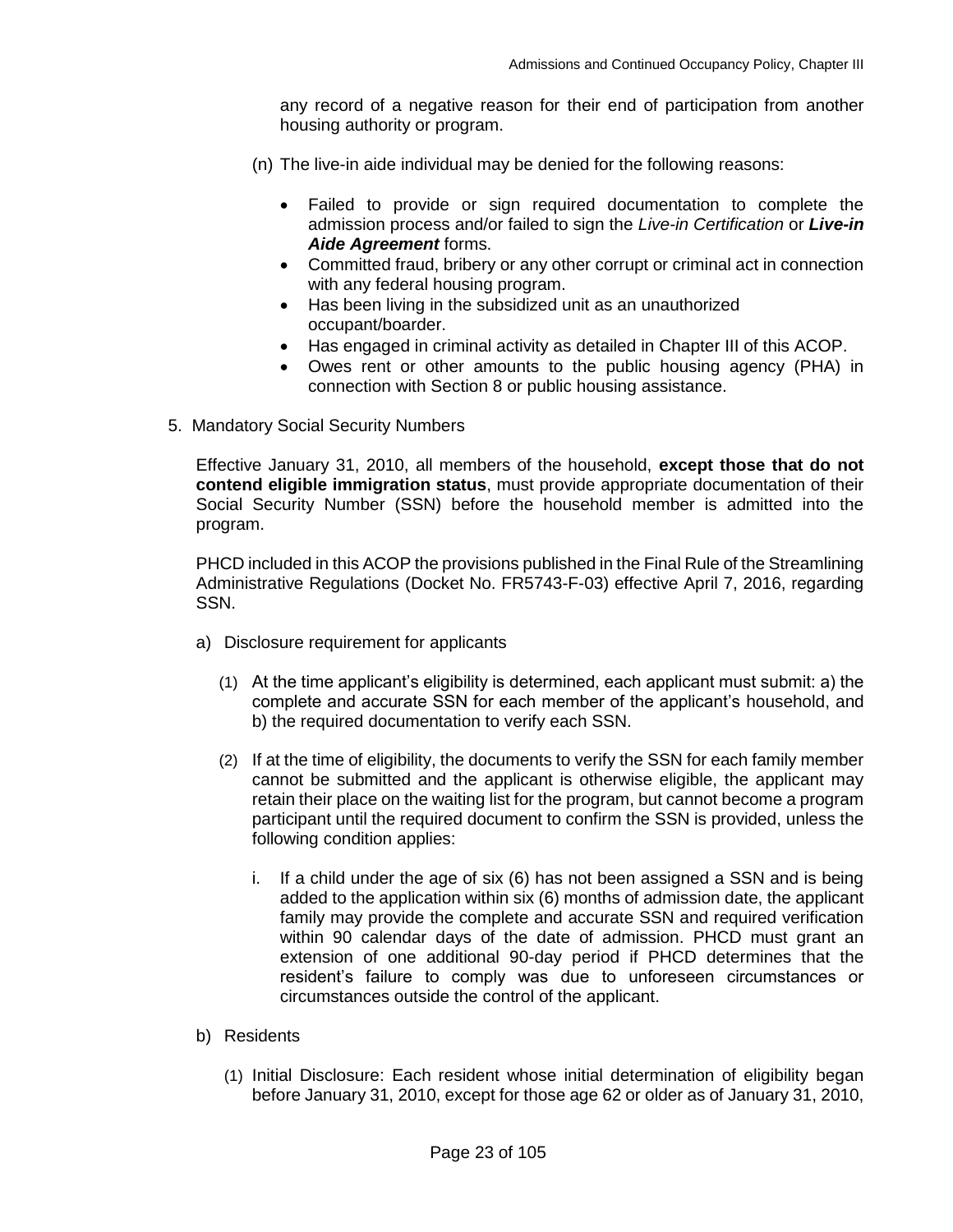any record of a negative reason for their end of participation from another housing authority or program.

(n) The live-in aide individual may be denied for the following reasons:

- Failed to provide or sign required documentation to complete the admission process and/or failed to sign the *Live-in Certification* or ***Live-in Aide Agreement*** forms.
- Committed fraud, bribery or any other corrupt or criminal act in connection with any federal housing program.
- Has been living in the subsidized unit as an unauthorized occupant/boarder.
- Has engaged in criminal activity as detailed in Chapter III of this ACOP.
- Owes rent or other amounts to the public housing agency (PHA) in connection with Section 8 or public housing assistance.

5. Mandatory Social Security Numbers

Effective January 31, 2010, all members of the household, **except those that do not contend eligible immigration status**, must provide appropriate documentation of their Social Security Number (SSN) before the household member is admitted into the program.

PHCD included in this ACOP the provisions published in the Final Rule of the Streamlining Administrative Regulations (Docket No. FR5743-F-03) effective April 7, 2016, regarding SSN.

a) Disclosure requirement for applicants

(1) At the time applicant's eligibility is determined, each applicant must submit: a) the complete and accurate SSN for each member of the applicant's household, and b) the required documentation to verify each SSN.

(2) If at the time of eligibility, the documents to verify the SSN for each family member cannot be submitted and the applicant is otherwise eligible, the applicant may retain their place on the waiting list for the program, but cannot become a program participant until the required document to confirm the SSN is provided, unless the following condition applies:

i. If a child under the age of six (6) has not been assigned a SSN and is being added to the application within six (6) months of admission date, the applicant family may provide the complete and accurate SSN and required verification within 90 calendar days of the date of admission. PHCD must grant an extension of one additional 90-day period if PHCD determines that the resident's failure to comply was due to unforeseen circumstances or circumstances outside the control of the applicant.

b) Residents

(1) Initial Disclosure: Each resident whose initial determination of eligibility began before January 31, 2010, except for those age 62 or older as of January 31, 2010,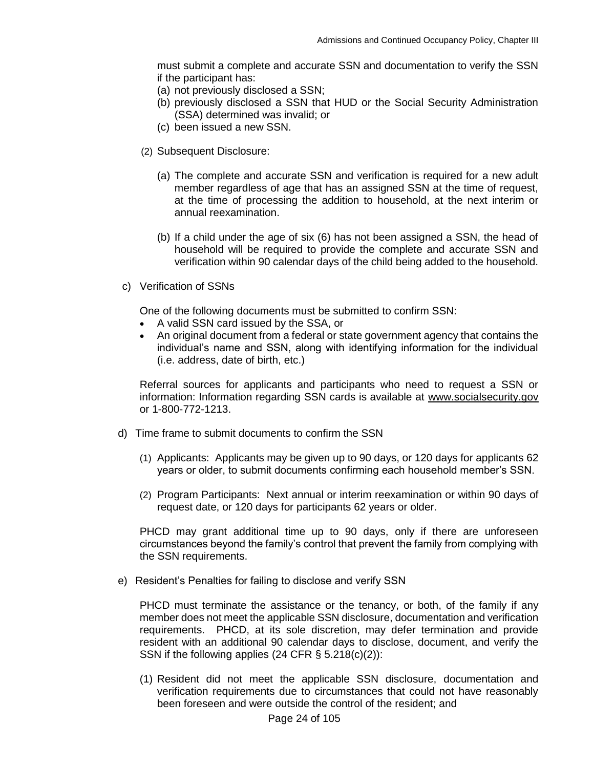must submit a complete and accurate SSN and documentation to verify the SSN if the participant has:

(a) not previously disclosed a SSN;
(b) previously disclosed a SSN that HUD or the Social Security Administration (SSA) determined was invalid; or
(c) been issued a new SSN.

(2) Subsequent Disclosure:

(a) The complete and accurate SSN and verification is required for a new adult member regardless of age that has an assigned SSN at the time of request, at the time of processing the addition to household, at the next interim or annual reexamination.

(b) If a child under the age of six (6) has not been assigned a SSN, the head of household will be required to provide the complete and accurate SSN and verification within 90 calendar days of the child being added to the household.

c) Verification of SSNs

One of the following documents must be submitted to confirm SSN:

- A valid SSN card issued by the SSA, or
- An original document from a federal or state government agency that contains the individual's name and SSN, along with identifying information for the individual (i.e. address, date of birth, etc.)

Referral sources for applicants and participants who need to request a SSN or information: Information regarding SSN cards is available at www.socialsecurity.gov or 1-800-772-1213.

d) Time frame to submit documents to confirm the SSN

(1) Applicants: Applicants may be given up to 90 days, or 120 days for applicants 62 years or older, to submit documents confirming each household member's SSN.

(2) Program Participants: Next annual or interim reexamination or within 90 days of request date, or 120 days for participants 62 years or older.

PHCD may grant additional time up to 90 days, only if there are unforeseen circumstances beyond the family's control that prevent the family from complying with the SSN requirements.

e) Resident's Penalties for failing to disclose and verify SSN

PHCD must terminate the assistance or the tenancy, or both, of the family if any member does not meet the applicable SSN disclosure, documentation and verification requirements. PHCD, at its sole discretion, may defer termination and provide resident with an additional 90 calendar days to disclose, document, and verify the SSN if the following applies (24 CFR § 5.218(c)(2)):

(1) Resident did not meet the applicable SSN disclosure, documentation and verification requirements due to circumstances that could not have reasonably been foreseen and were outside the control of the resident; and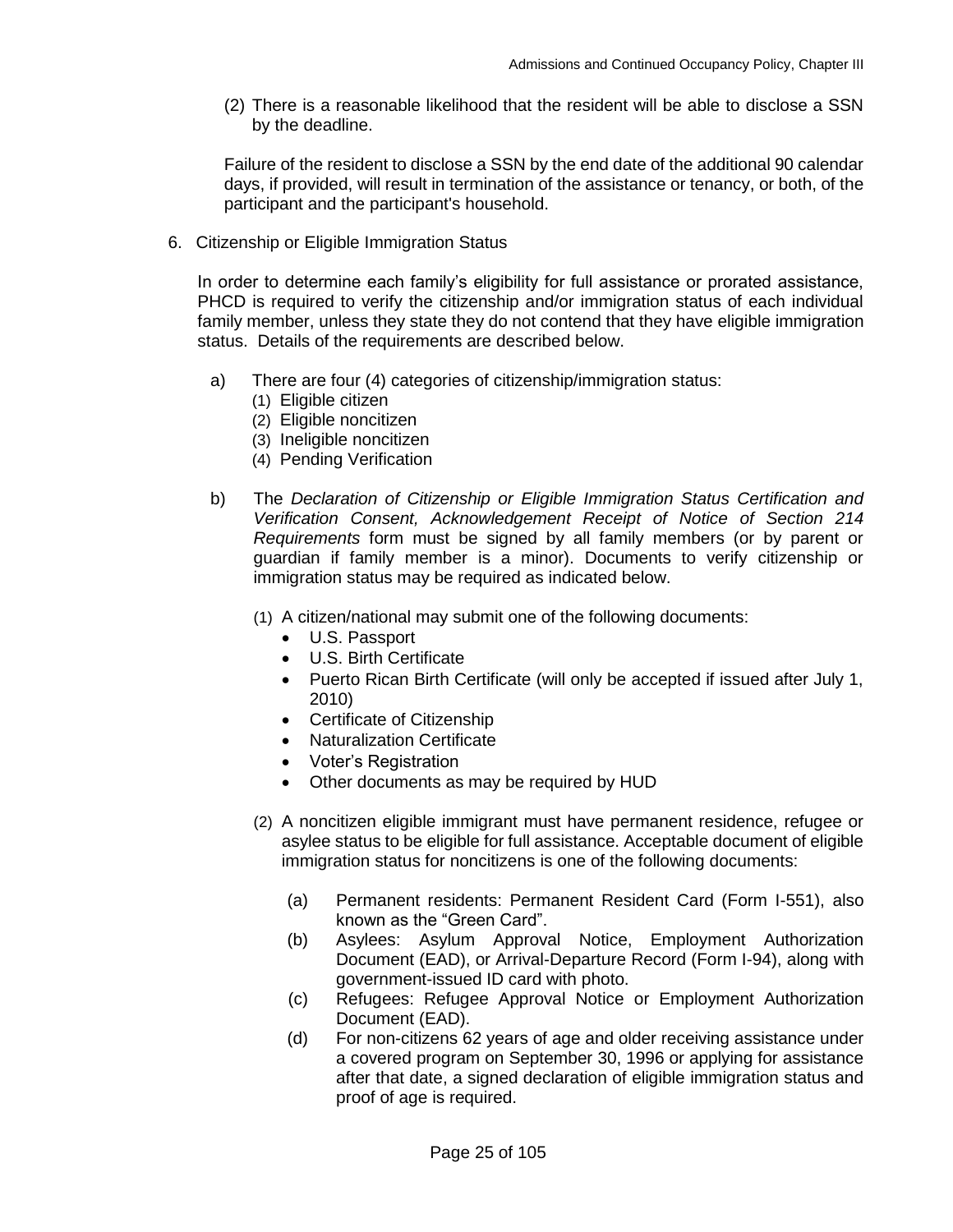(2) There is a reasonable likelihood that the resident will be able to disclose a SSN by the deadline.

Failure of the resident to disclose a SSN by the end date of the additional 90 calendar days, if provided, will result in termination of the assistance or tenancy, or both, of the participant and the participant's household.

6. Citizenship or Eligible Immigration Status

In order to determine each family's eligibility for full assistance or prorated assistance, PHCD is required to verify the citizenship and/or immigration status of each individual family member, unless they state they do not contend that they have eligible immigration status. Details of the requirements are described below.

a) There are four (4) categories of citizenship/immigration status:
   (1) Eligible citizen
   (2) Eligible noncitizen
   (3) Ineligible noncitizen
   (4) Pending Verification

b) The *Declaration of Citizenship or Eligible Immigration Status Certification and Verification Consent, Acknowledgement Receipt of Notice of Section 214 Requirements* form must be signed by all family members (or by parent or guardian if family member is a minor). Documents to verify citizenship or immigration status may be required as indicated below.

   (1) A citizen/national may submit one of the following documents:
   - U.S. Passport
   - U.S. Birth Certificate
   - Puerto Rican Birth Certificate (will only be accepted if issued after July 1, 2010)
   - Certificate of Citizenship
   - Naturalization Certificate
   - Voter's Registration
   - Other documents as may be required by HUD

   (2) A noncitizen eligible immigrant must have permanent residence, refugee or asylee status to be eligible for full assistance. Acceptable document of eligible immigration status for noncitizens is one of the following documents:

   (a) Permanent residents: Permanent Resident Card (Form I-551), also known as the "Green Card".
   (b) Asylees: Asylum Approval Notice, Employment Authorization Document (EAD), or Arrival-Departure Record (Form I-94), along with government-issued ID card with photo.
   (c) Refugees: Refugee Approval Notice or Employment Authorization Document (EAD).
   (d) For non-citizens 62 years of age and older receiving assistance under a covered program on September 30, 1996 or applying for assistance after that date, a signed declaration of eligible immigration status and proof of age is required.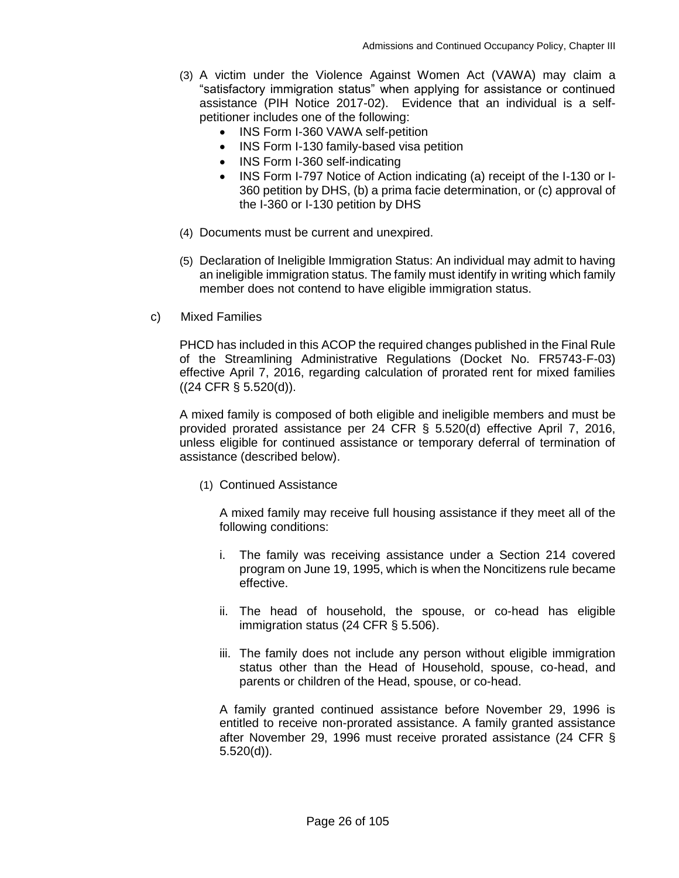(3) A victim under the Violence Against Women Act (VAWA) may claim a "satisfactory immigration status" when applying for assistance or continued assistance (PIH Notice 2017-02). Evidence that an individual is a self-petitioner includes one of the following:

- INS Form I-360 VAWA self-petition
- INS Form I-130 family-based visa petition
- INS Form I-360 self-indicating
- INS Form I-797 Notice of Action indicating (a) receipt of the I-130 or I-360 petition by DHS, (b) a prima facie determination, or (c) approval of the I-360 or I-130 petition by DHS

(4) Documents must be current and unexpired.

(5) Declaration of Ineligible Immigration Status: An individual may admit to having an ineligible immigration status. The family must identify in writing which family member does not contend to have eligible immigration status.

c) Mixed Families

PHCD has included in this ACOP the required changes published in the Final Rule of the Streamlining Administrative Regulations (Docket No. FR5743-F-03) effective April 7, 2016, regarding calculation of prorated rent for mixed families ((24 CFR § 5.520(d)).

A mixed family is composed of both eligible and ineligible members and must be provided prorated assistance per 24 CFR § 5.520(d) effective April 7, 2016, unless eligible for continued assistance or temporary deferral of termination of assistance (described below).

(1) Continued Assistance

A mixed family may receive full housing assistance if they meet all of the following conditions:

i. The family was receiving assistance under a Section 214 covered program on June 19, 1995, which is when the Noncitizens rule became effective.

ii. The head of household, the spouse, or co-head has eligible immigration status (24 CFR § 5.506).

iii. The family does not include any person without eligible immigration status other than the Head of Household, spouse, co-head, and parents or children of the Head, spouse, or co-head.

A family granted continued assistance before November 29, 1996 is entitled to receive non-prorated assistance. A family granted assistance after November 29, 1996 must receive prorated assistance (24 CFR § 5.520(d)).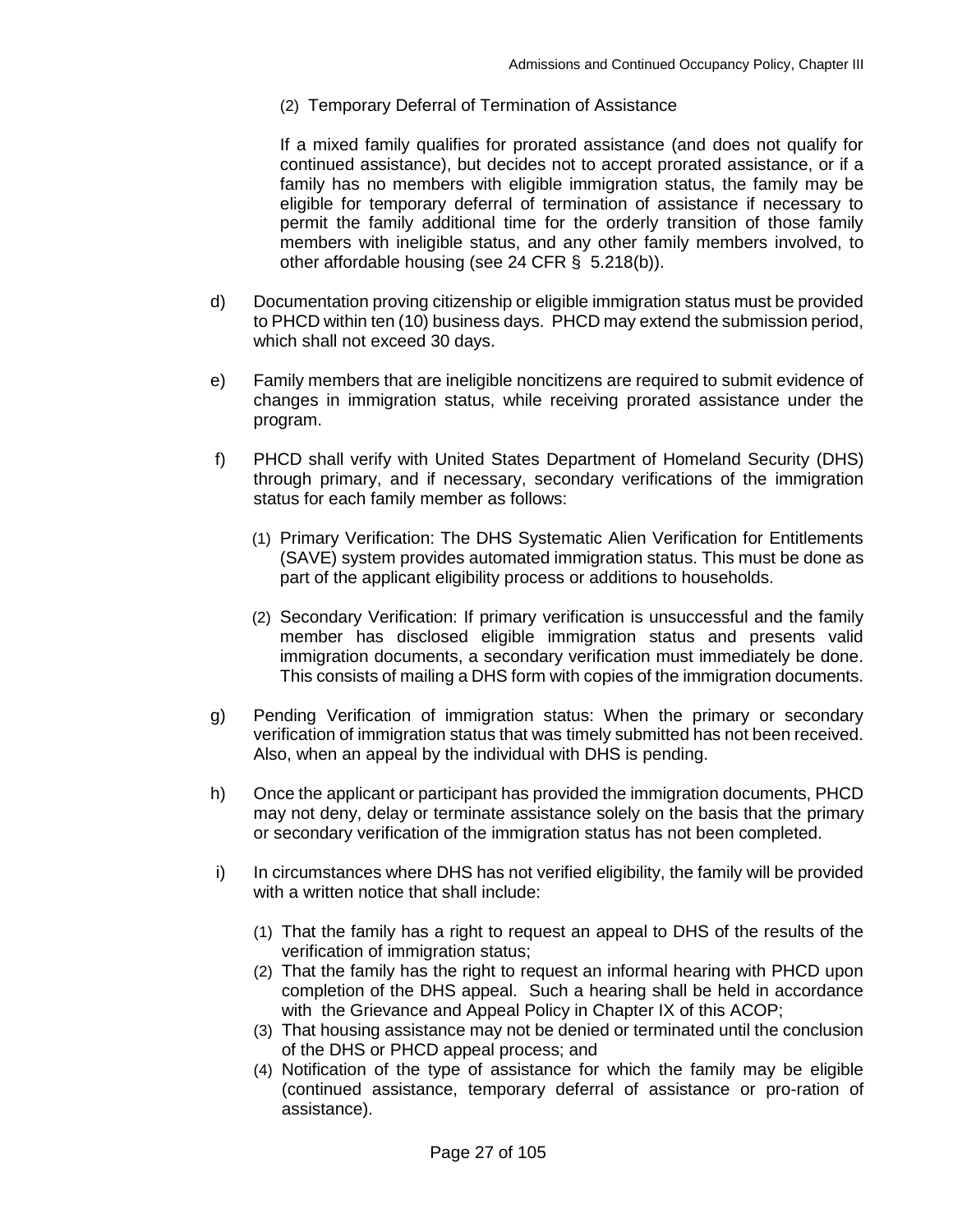(2) Temporary Deferral of Termination of Assistance

If a mixed family qualifies for prorated assistance (and does not qualify for continued assistance), but decides not to accept prorated assistance, or if a family has no members with eligible immigration status, the family may be eligible for temporary deferral of termination of assistance if necessary to permit the family additional time for the orderly transition of those family members with ineligible status, and any other family members involved, to other affordable housing (see 24 CFR § 5.218(b)).

d) Documentation proving citizenship or eligible immigration status must be provided to PHCD within ten (10) business days. PHCD may extend the submission period, which shall not exceed 30 days.

e) Family members that are ineligible noncitizens are required to submit evidence of changes in immigration status, while receiving prorated assistance under the program.

f) PHCD shall verify with United States Department of Homeland Security (DHS) through primary, and if necessary, secondary verifications of the immigration status for each family member as follows:

   (1) Primary Verification: The DHS Systematic Alien Verification for Entitlements (SAVE) system provides automated immigration status. This must be done as part of the applicant eligibility process or additions to households.

   (2) Secondary Verification: If primary verification is unsuccessful and the family member has disclosed eligible immigration status and presents valid immigration documents, a secondary verification must immediately be done. This consists of mailing a DHS form with copies of the immigration documents.

g) Pending Verification of immigration status: When the primary or secondary verification of immigration status that was timely submitted has not been received. Also, when an appeal by the individual with DHS is pending.

h) Once the applicant or participant has provided the immigration documents, PHCD may not deny, delay or terminate assistance solely on the basis that the primary or secondary verification of the immigration status has not been completed.

i) In circumstances where DHS has not verified eligibility, the family will be provided with a written notice that shall include:

   (1) That the family has a right to request an appeal to DHS of the results of the verification of immigration status;
   (2) That the family has the right to request an informal hearing with PHCD upon completion of the DHS appeal. Such a hearing shall be held in accordance with the Grievance and Appeal Policy in Chapter IX of this ACOP;
   (3) That housing assistance may not be denied or terminated until the conclusion of the DHS or PHCD appeal process; and
   (4) Notification of the type of assistance for which the family may be eligible (continued assistance, temporary deferral of assistance or pro-ration of assistance).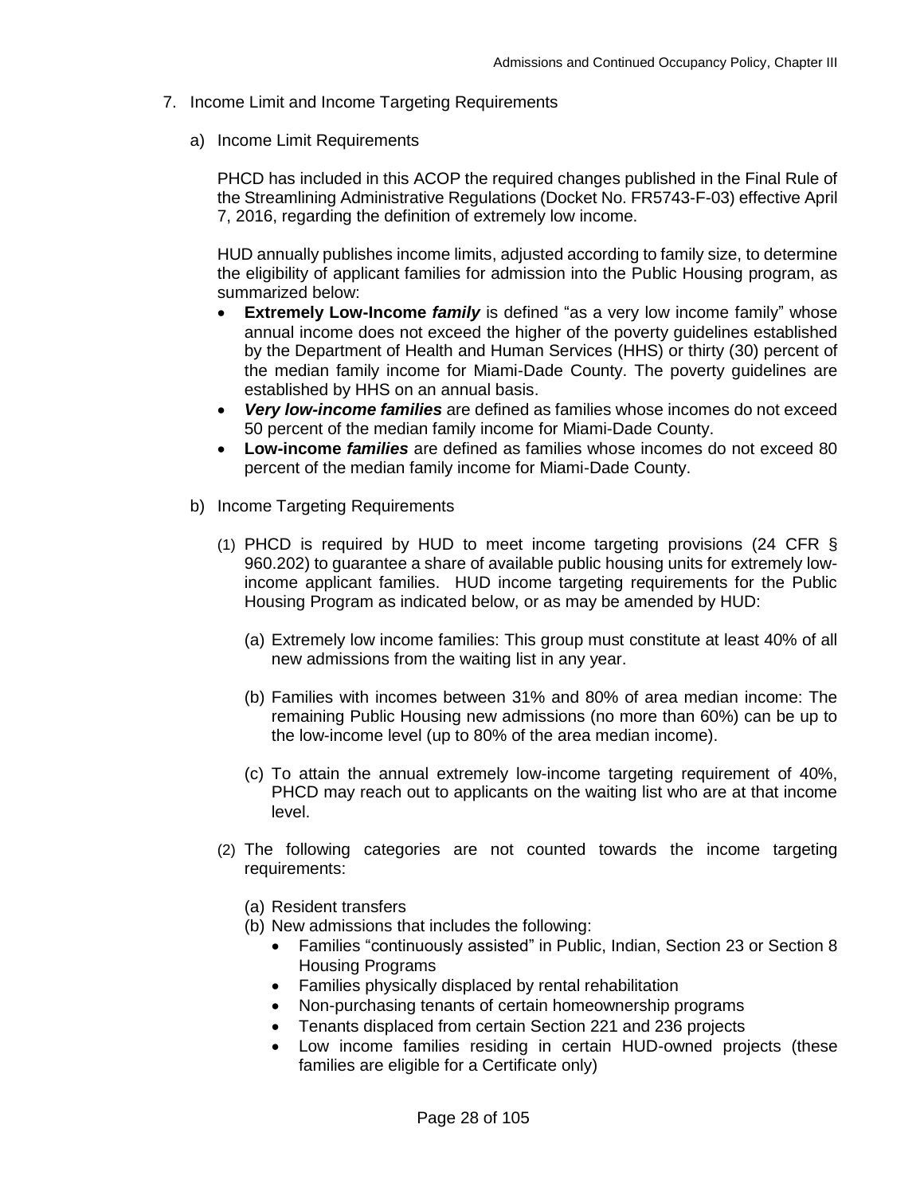7. Income Limit and Income Targeting Requirements

   a) Income Limit Requirements

      PHCD has included in this ACOP the required changes published in the Final Rule of the Streamlining Administrative Regulations (Docket No. FR5743-F-03) effective April 7, 2016, regarding the definition of extremely low income.

      HUD annually publishes income limits, adjusted according to family size, to determine the eligibility of applicant families for admission into the Public Housing program, as summarized below:

      - **Extremely Low-Income *family*** is defined "as a very low income family" whose annual income does not exceed the higher of the poverty guidelines established by the Department of Health and Human Services (HHS) or thirty (30) percent of the median family income for Miami-Dade County. The poverty guidelines are established by HHS on an annual basis.
      - ***Very low-income families*** are defined as families whose incomes do not exceed 50 percent of the median family income for Miami-Dade County.
      - **Low-income *families*** are defined as families whose incomes do not exceed 80 percent of the median family income for Miami-Dade County.

   b) Income Targeting Requirements

      (1) PHCD is required by HUD to meet income targeting provisions (24 CFR § 960.202) to guarantee a share of available public housing units for extremely low-income applicant families. HUD income targeting requirements for the Public Housing Program as indicated below, or as may be amended by HUD:

         (a) Extremely low income families: This group must constitute at least 40% of all new admissions from the waiting list in any year.

         (b) Families with incomes between 31% and 80% of area median income: The remaining Public Housing new admissions (no more than 60%) can be up to the low-income level (up to 80% of the area median income).

         (c) To attain the annual extremely low-income targeting requirement of 40%, PHCD may reach out to applicants on the waiting list who are at that income level.

      (2) The following categories are not counted towards the income targeting requirements:

         (a) Resident transfers
         (b) New admissions that includes the following:
            - Families "continuously assisted" in Public, Indian, Section 23 or Section 8 Housing Programs
            - Families physically displaced by rental rehabilitation
            - Non-purchasing tenants of certain homeownership programs
            - Tenants displaced from certain Section 221 and 236 projects
            - Low income families residing in certain HUD-owned projects (these families are eligible for a Certificate only)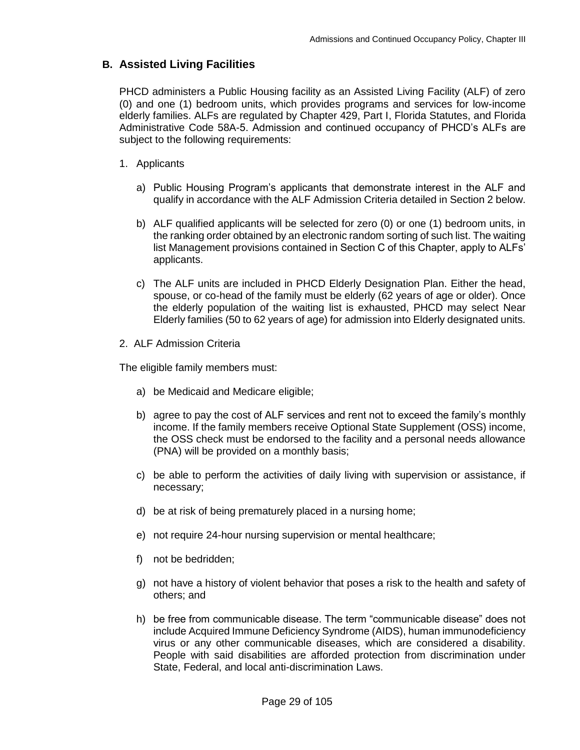## B. Assisted Living Facilities

PHCD administers a Public Housing facility as an Assisted Living Facility (ALF) of zero (0) and one (1) bedroom units, which provides programs and services for low-income elderly families. ALFs are regulated by Chapter 429, Part I, Florida Statutes, and Florida Administrative Code 58A-5. Admission and continued occupancy of PHCD's ALFs are subject to the following requirements:

1. Applicants

   a) Public Housing Program's applicants that demonstrate interest in the ALF and qualify in accordance with the ALF Admission Criteria detailed in Section 2 below.

   b) ALF qualified applicants will be selected for zero (0) or one (1) bedroom units, in the ranking order obtained by an electronic random sorting of such list. The waiting list Management provisions contained in Section C of this Chapter, apply to ALFs' applicants.

   c) The ALF units are included in PHCD Elderly Designation Plan. Either the head, spouse, or co-head of the family must be elderly (62 years of age or older). Once the elderly population of the waiting list is exhausted, PHCD may select Near Elderly families (50 to 62 years of age) for admission into Elderly designated units.

2. ALF Admission Criteria

The eligible family members must:

   a) be Medicaid and Medicare eligible;

   b) agree to pay the cost of ALF services and rent not to exceed the family's monthly income. If the family members receive Optional State Supplement (OSS) income, the OSS check must be endorsed to the facility and a personal needs allowance (PNA) will be provided on a monthly basis;

   c) be able to perform the activities of daily living with supervision or assistance, if necessary;

   d) be at risk of being prematurely placed in a nursing home;

   e) not require 24-hour nursing supervision or mental healthcare;

   f) not be bedridden;

   g) not have a history of violent behavior that poses a risk to the health and safety of others; and

   h) be free from communicable disease. The term "communicable disease" does not include Acquired Immune Deficiency Syndrome (AIDS), human immunodeficiency virus or any other communicable diseases, which are considered a disability. People with said disabilities are afforded protection from discrimination under State, Federal, and local anti-discrimination Laws.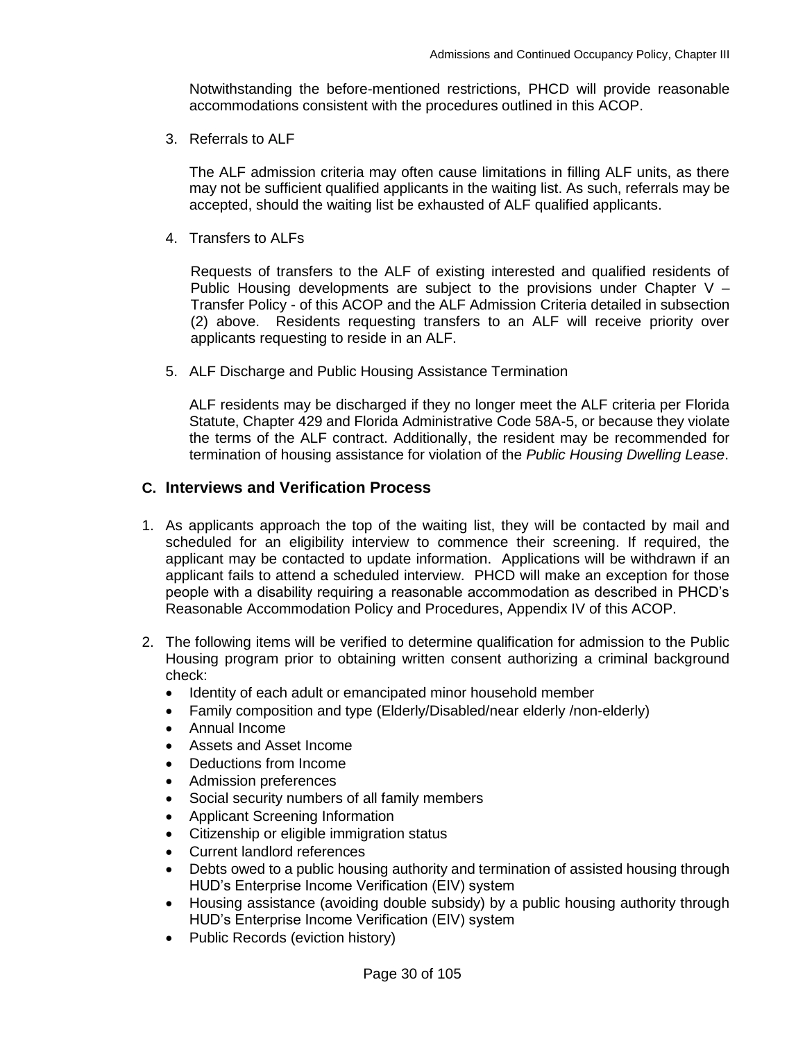Notwithstanding the before-mentioned restrictions, PHCD will provide reasonable accommodations consistent with the procedures outlined in this ACOP.

3. Referrals to ALF

   The ALF admission criteria may often cause limitations in filling ALF units, as there may not be sufficient qualified applicants in the waiting list. As such, referrals may be accepted, should the waiting list be exhausted of ALF qualified applicants.

4. Transfers to ALFs

   Requests of transfers to the ALF of existing interested and qualified residents of Public Housing developments are subject to the provisions under Chapter V – Transfer Policy - of this ACOP and the ALF Admission Criteria detailed in subsection (2) above. Residents requesting transfers to an ALF will receive priority over applicants requesting to reside in an ALF.

5. ALF Discharge and Public Housing Assistance Termination

   ALF residents may be discharged if they no longer meet the ALF criteria per Florida Statute, Chapter 429 and Florida Administrative Code 58A-5, or because they violate the terms of the ALF contract. Additionally, the resident may be recommended for termination of housing assistance for violation of the *Public Housing Dwelling Lease*.

## C. Interviews and Verification Process

1. As applicants approach the top of the waiting list, they will be contacted by mail and scheduled for an eligibility interview to commence their screening. If required, the applicant may be contacted to update information. Applications will be withdrawn if an applicant fails to attend a scheduled interview. PHCD will make an exception for those people with a disability requiring a reasonable accommodation as described in PHCD's Reasonable Accommodation Policy and Procedures, Appendix IV of this ACOP.

2. The following items will be verified to determine qualification for admission to the Public Housing program prior to obtaining written consent authorizing a criminal background check:
   - Identity of each adult or emancipated minor household member
   - Family composition and type (Elderly/Disabled/near elderly /non-elderly)
   - Annual Income
   - Assets and Asset Income
   - Deductions from Income
   - Admission preferences
   - Social security numbers of all family members
   - Applicant Screening Information
   - Citizenship or eligible immigration status
   - Current landlord references
   - Debts owed to a public housing authority and termination of assisted housing through HUD's Enterprise Income Verification (EIV) system
   - Housing assistance (avoiding double subsidy) by a public housing authority through HUD's Enterprise Income Verification (EIV) system
   - Public Records (eviction history)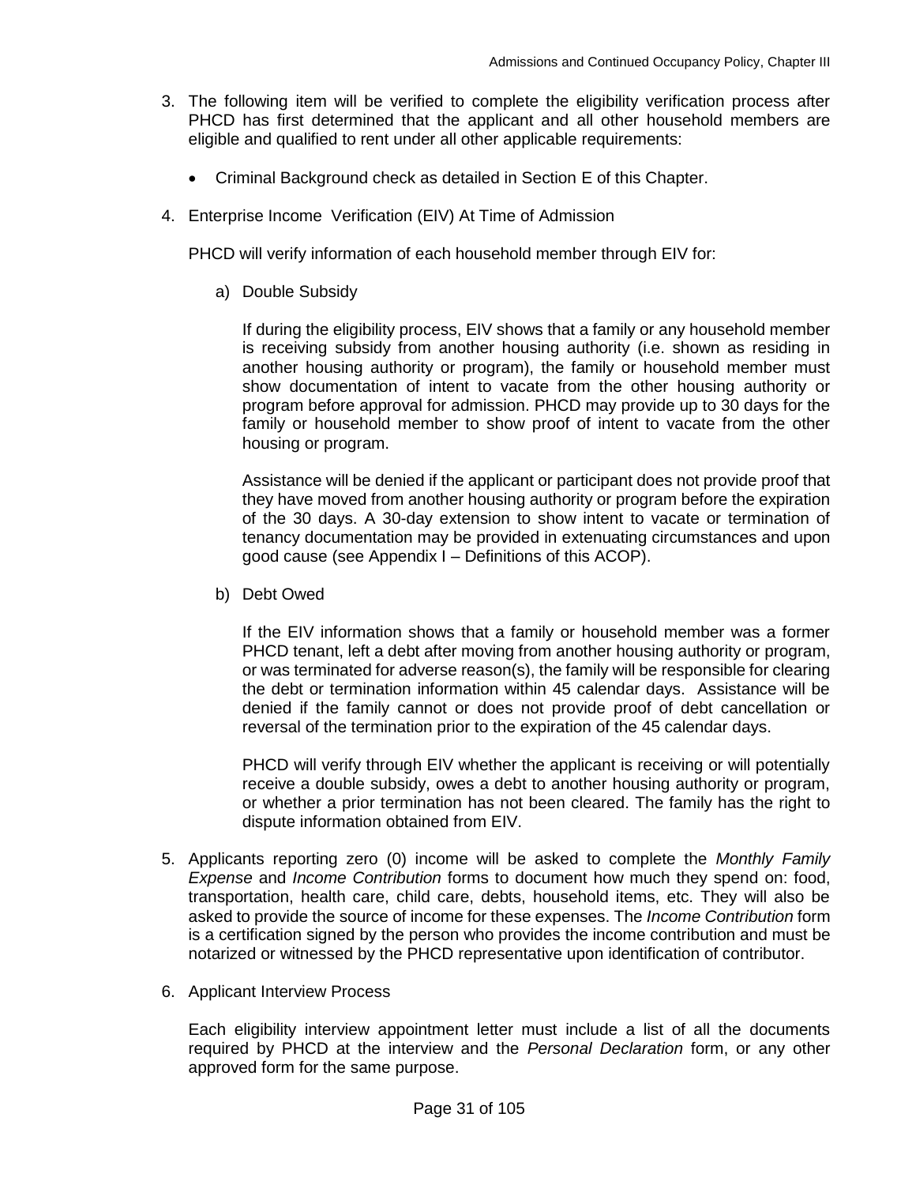3. The following item will be verified to complete the eligibility verification process after PHCD has first determined that the applicant and all other household members are eligible and qualified to rent under all other applicable requirements:

   - Criminal Background check as detailed in Section E of this Chapter.

4. Enterprise Income Verification (EIV) At Time of Admission

   PHCD will verify information of each household member through EIV for:

   a) Double Subsidy

      If during the eligibility process, EIV shows that a family or any household member is receiving subsidy from another housing authority (i.e. shown as residing in another housing authority or program), the family or household member must show documentation of intent to vacate from the other housing authority or program before approval for admission. PHCD may provide up to 30 days for the family or household member to show proof of intent to vacate from the other housing or program.

      Assistance will be denied if the applicant or participant does not provide proof that they have moved from another housing authority or program before the expiration of the 30 days. A 30-day extension to show intent to vacate or termination of tenancy documentation may be provided in extenuating circumstances and upon good cause (see Appendix I – Definitions of this ACOP).

   b) Debt Owed

      If the EIV information shows that a family or household member was a former PHCD tenant, left a debt after moving from another housing authority or program, or was terminated for adverse reason(s), the family will be responsible for clearing the debt or termination information within 45 calendar days. Assistance will be denied if the family cannot or does not provide proof of debt cancellation or reversal of the termination prior to the expiration of the 45 calendar days.

      PHCD will verify through EIV whether the applicant is receiving or will potentially receive a double subsidy, owes a debt to another housing authority or program, or whether a prior termination has not been cleared. The family has the right to dispute information obtained from EIV.

5. Applicants reporting zero (0) income will be asked to complete the *Monthly Family Expense* and *Income Contribution* forms to document how much they spend on: food, transportation, health care, child care, debts, household items, etc. They will also be asked to provide the source of income for these expenses. The *Income Contribution* form is a certification signed by the person who provides the income contribution and must be notarized or witnessed by the PHCD representative upon identification of contributor.

6. Applicant Interview Process

   Each eligibility interview appointment letter must include a list of all the documents required by PHCD at the interview and the *Personal Declaration* form, or any other approved form for the same purpose.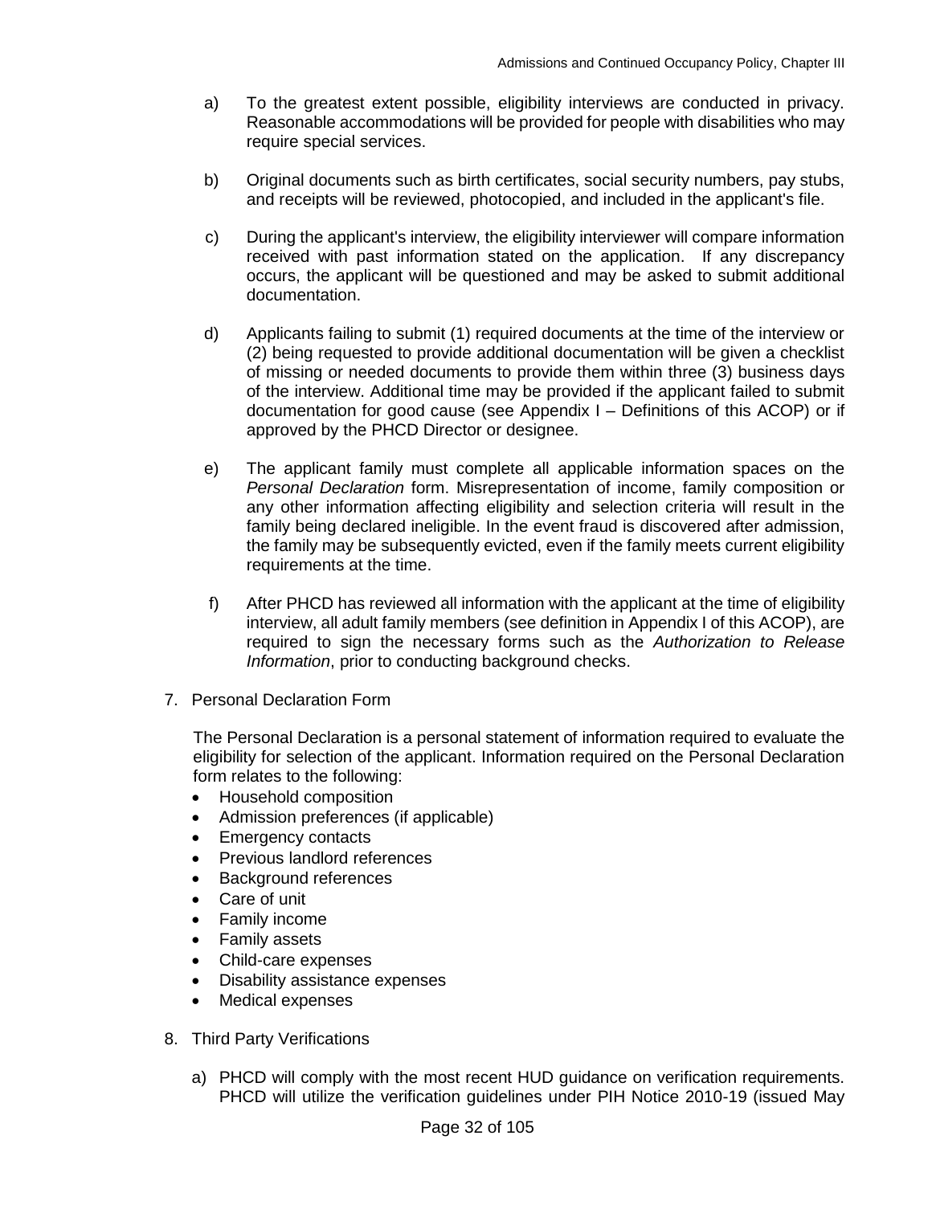a) To the greatest extent possible, eligibility interviews are conducted in privacy. Reasonable accommodations will be provided for people with disabilities who may require special services.

b) Original documents such as birth certificates, social security numbers, pay stubs, and receipts will be reviewed, photocopied, and included in the applicant's file.

c) During the applicant's interview, the eligibility interviewer will compare information received with past information stated on the application. If any discrepancy occurs, the applicant will be questioned and may be asked to submit additional documentation.

d) Applicants failing to submit (1) required documents at the time of the interview or (2) being requested to provide additional documentation will be given a checklist of missing or needed documents to provide them within three (3) business days of the interview. Additional time may be provided if the applicant failed to submit documentation for good cause (see Appendix I – Definitions of this ACOP) or if approved by the PHCD Director or designee.

e) The applicant family must complete all applicable information spaces on the *Personal Declaration* form. Misrepresentation of income, family composition or any other information affecting eligibility and selection criteria will result in the family being declared ineligible. In the event fraud is discovered after admission, the family may be subsequently evicted, even if the family meets current eligibility requirements at the time.

f) After PHCD has reviewed all information with the applicant at the time of eligibility interview, all adult family members (see definition in Appendix I of this ACOP), are required to sign the necessary forms such as the *Authorization to Release Information*, prior to conducting background checks.

7. Personal Declaration Form

   The Personal Declaration is a personal statement of information required to evaluate the eligibility for selection of the applicant. Information required on the Personal Declaration form relates to the following:

   - Household composition
   - Admission preferences (if applicable)
   - Emergency contacts
   - Previous landlord references
   - Background references
   - Care of unit
   - Family income
   - Family assets
   - Child-care expenses
   - Disability assistance expenses
   - Medical expenses

8. Third Party Verifications

   a) PHCD will comply with the most recent HUD guidance on verification requirements. PHCD will utilize the verification guidelines under PIH Notice 2010-19 (issued May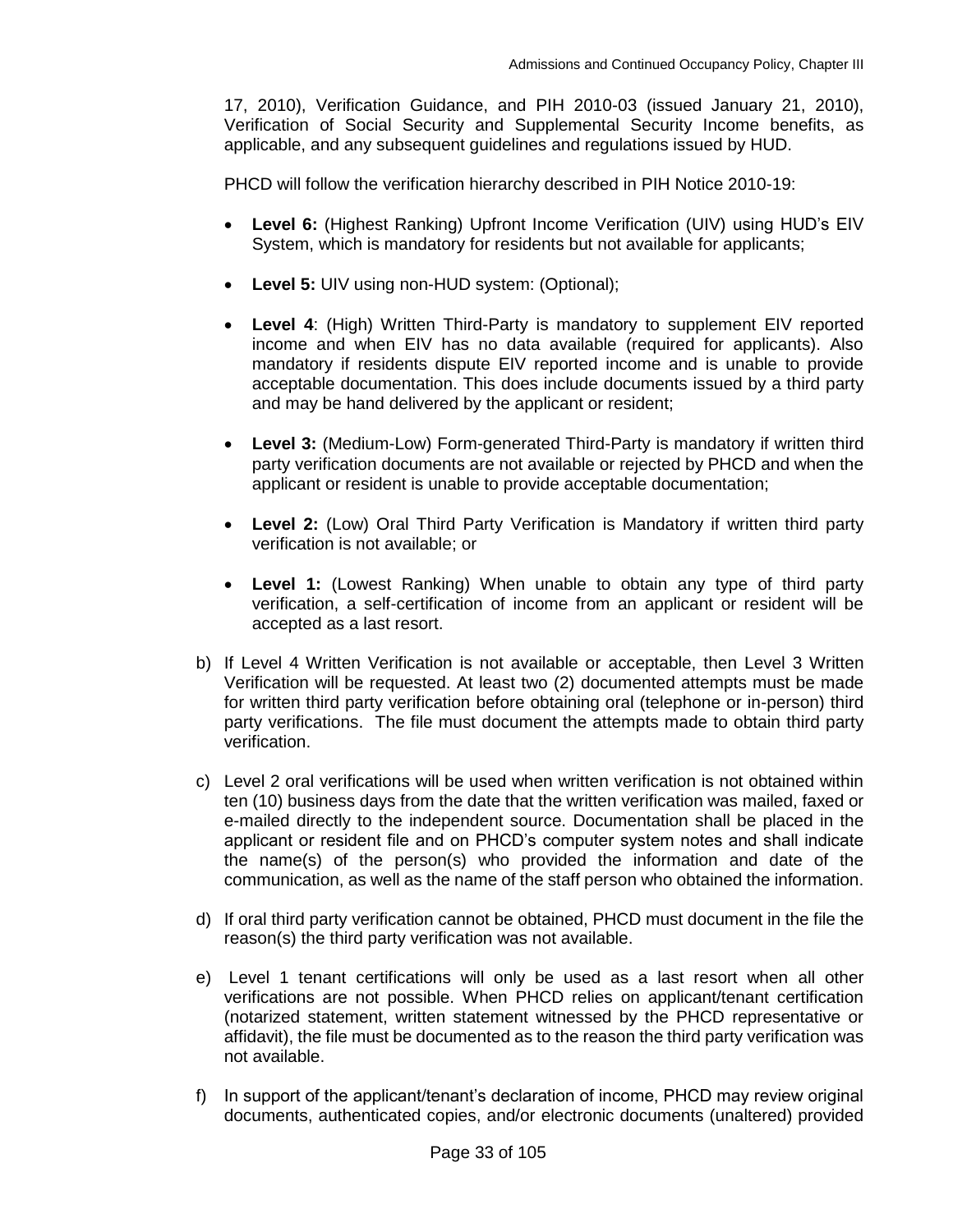17, 2010), Verification Guidance, and PIH 2010-03 (issued January 21, 2010), Verification of Social Security and Supplemental Security Income benefits, as applicable, and any subsequent guidelines and regulations issued by HUD.

PHCD will follow the verification hierarchy described in PIH Notice 2010-19:

- **Level 6:** (Highest Ranking) Upfront Income Verification (UIV) using HUD's EIV System, which is mandatory for residents but not available for applicants;
- **Level 5:** UIV using non-HUD system: (Optional);
- **Level 4**: (High) Written Third-Party is mandatory to supplement EIV reported income and when EIV has no data available (required for applicants). Also mandatory if residents dispute EIV reported income and is unable to provide acceptable documentation. This does include documents issued by a third party and may be hand delivered by the applicant or resident;
- **Level 3:** (Medium-Low) Form-generated Third-Party is mandatory if written third party verification documents are not available or rejected by PHCD and when the applicant or resident is unable to provide acceptable documentation;
- **Level 2:** (Low) Oral Third Party Verification is Mandatory if written third party verification is not available; or
- **Level 1:** (Lowest Ranking) When unable to obtain any type of third party verification, a self-certification of income from an applicant or resident will be accepted as a last resort.

b) If Level 4 Written Verification is not available or acceptable, then Level 3 Written Verification will be requested. At least two (2) documented attempts must be made for written third party verification before obtaining oral (telephone or in-person) third party verifications. The file must document the attempts made to obtain third party verification.

c) Level 2 oral verifications will be used when written verification is not obtained within ten (10) business days from the date that the written verification was mailed, faxed or e-mailed directly to the independent source. Documentation shall be placed in the applicant or resident file and on PHCD's computer system notes and shall indicate the name(s) of the person(s) who provided the information and date of the communication, as well as the name of the staff person who obtained the information.

d) If oral third party verification cannot be obtained, PHCD must document in the file the reason(s) the third party verification was not available.

e) Level 1 tenant certifications will only be used as a last resort when all other verifications are not possible. When PHCD relies on applicant/tenant certification (notarized statement, written statement witnessed by the PHCD representative or affidavit), the file must be documented as to the reason the third party verification was not available.

f) In support of the applicant/tenant's declaration of income, PHCD may review original documents, authenticated copies, and/or electronic documents (unaltered) provided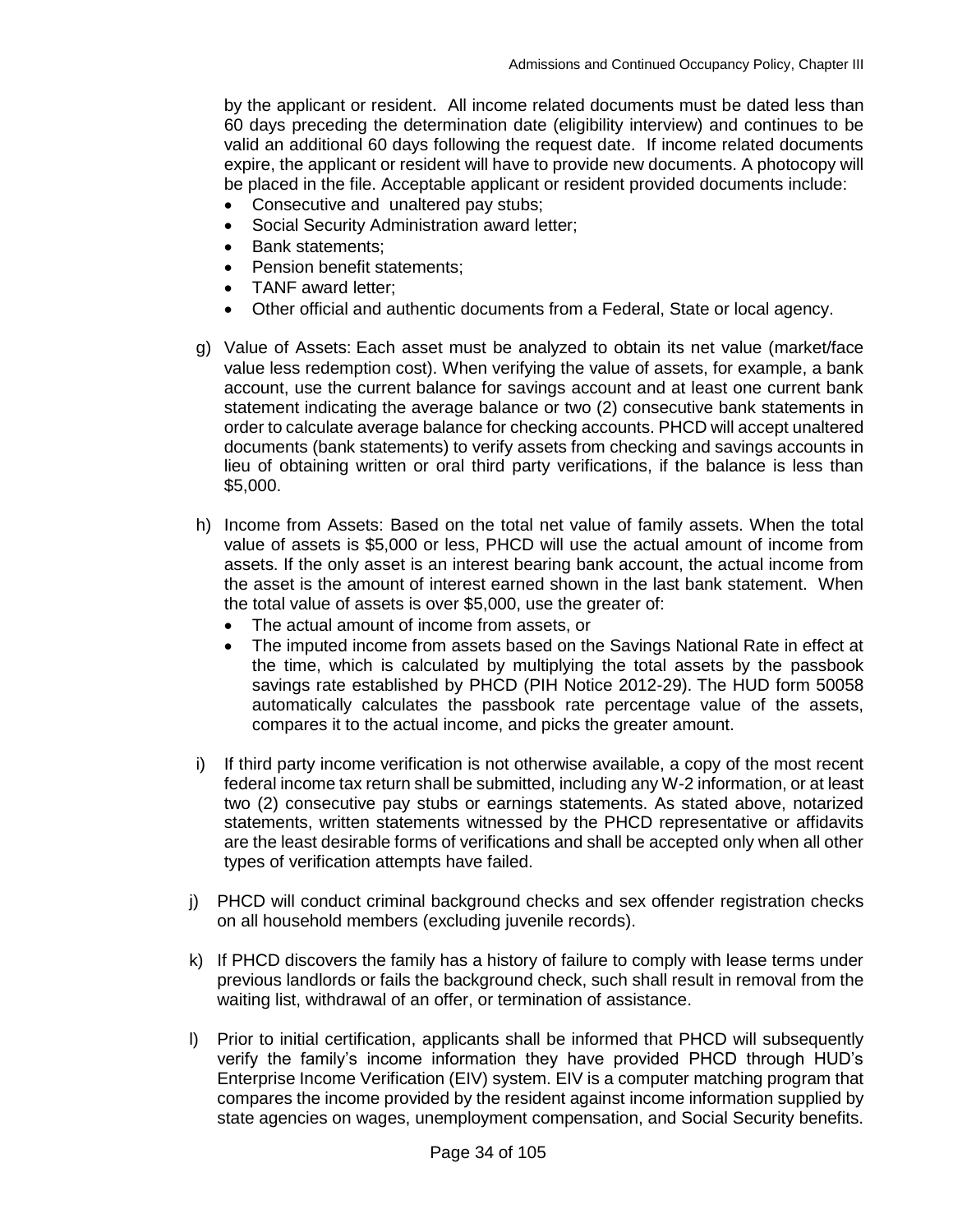by the applicant or resident. All income related documents must be dated less than 60 days preceding the determination date (eligibility interview) and continues to be valid an additional 60 days following the request date. If income related documents expire, the applicant or resident will have to provide new documents. A photocopy will be placed in the file. Acceptable applicant or resident provided documents include:

- Consecutive and unaltered pay stubs;
- Social Security Administration award letter;
- Bank statements;
- Pension benefit statements;
- TANF award letter;
- Other official and authentic documents from a Federal, State or local agency.

g) Value of Assets: Each asset must be analyzed to obtain its net value (market/face value less redemption cost). When verifying the value of assets, for example, a bank account, use the current balance for savings account and at least one current bank statement indicating the average balance or two (2) consecutive bank statements in order to calculate average balance for checking accounts. PHCD will accept unaltered documents (bank statements) to verify assets from checking and savings accounts in lieu of obtaining written or oral third party verifications, if the balance is less than $5,000.

h) Income from Assets: Based on the total net value of family assets. When the total value of assets is $5,000 or less, PHCD will use the actual amount of income from assets. If the only asset is an interest bearing bank account, the actual income from the asset is the amount of interest earned shown in the last bank statement. When the total value of assets is over $5,000, use the greater of:

- The actual amount of income from assets, or
- The imputed income from assets based on the Savings National Rate in effect at the time, which is calculated by multiplying the total assets by the passbook savings rate established by PHCD (PIH Notice 2012-29). The HUD form 50058 automatically calculates the passbook rate percentage value of the assets, compares it to the actual income, and picks the greater amount.

i) If third party income verification is not otherwise available, a copy of the most recent federal income tax return shall be submitted, including any W-2 information, or at least two (2) consecutive pay stubs or earnings statements. As stated above, notarized statements, written statements witnessed by the PHCD representative or affidavits are the least desirable forms of verifications and shall be accepted only when all other types of verification attempts have failed.

j) PHCD will conduct criminal background checks and sex offender registration checks on all household members (excluding juvenile records).

k) If PHCD discovers the family has a history of failure to comply with lease terms under previous landlords or fails the background check, such shall result in removal from the waiting list, withdrawal of an offer, or termination of assistance.

l) Prior to initial certification, applicants shall be informed that PHCD will subsequently verify the family's income information they have provided PHCD through HUD's Enterprise Income Verification (EIV) system. EIV is a computer matching program that compares the income provided by the resident against income information supplied by state agencies on wages, unemployment compensation, and Social Security benefits.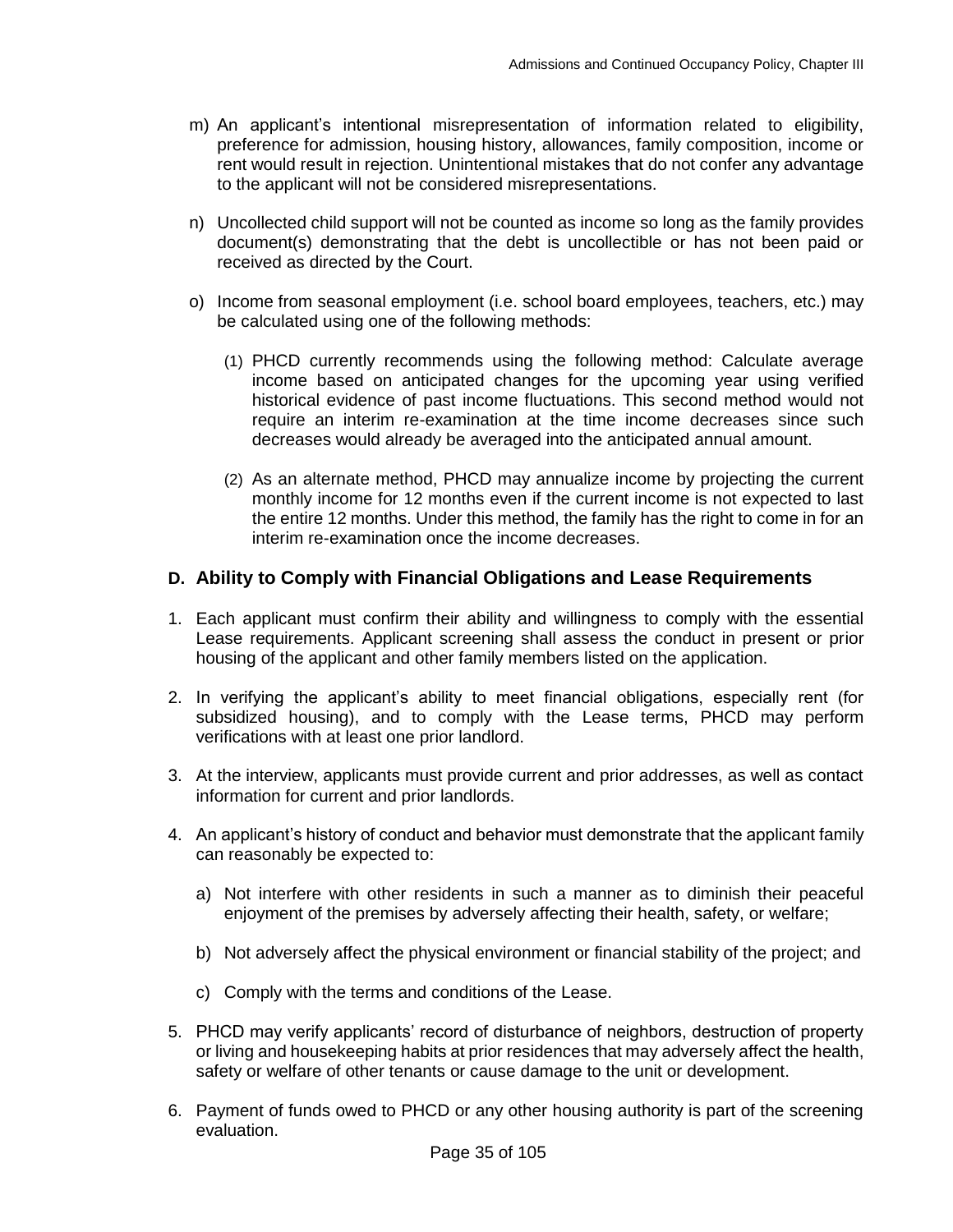m) An applicant's intentional misrepresentation of information related to eligibility, preference for admission, housing history, allowances, family composition, income or rent would result in rejection. Unintentional mistakes that do not confer any advantage to the applicant will not be considered misrepresentations.

n) Uncollected child support will not be counted as income so long as the family provides document(s) demonstrating that the debt is uncollectible or has not been paid or received as directed by the Court.

o) Income from seasonal employment (i.e. school board employees, teachers, etc.) may be calculated using one of the following methods:

   (1) PHCD currently recommends using the following method: Calculate average income based on anticipated changes for the upcoming year using verified historical evidence of past income fluctuations. This second method would not require an interim re-examination at the time income decreases since such decreases would already be averaged into the anticipated annual amount.

   (2) As an alternate method, PHCD may annualize income by projecting the current monthly income for 12 months even if the current income is not expected to last the entire 12 months. Under this method, the family has the right to come in for an interim re-examination once the income decreases.

## D. Ability to Comply with Financial Obligations and Lease Requirements

1. Each applicant must confirm their ability and willingness to comply with the essential Lease requirements. Applicant screening shall assess the conduct in present or prior housing of the applicant and other family members listed on the application.

2. In verifying the applicant's ability to meet financial obligations, especially rent (for subsidized housing), and to comply with the Lease terms, PHCD may perform verifications with at least one prior landlord.

3. At the interview, applicants must provide current and prior addresses, as well as contact information for current and prior landlords.

4. An applicant's history of conduct and behavior must demonstrate that the applicant family can reasonably be expected to:

   a) Not interfere with other residents in such a manner as to diminish their peaceful enjoyment of the premises by adversely affecting their health, safety, or welfare;

   b) Not adversely affect the physical environment or financial stability of the project; and

   c) Comply with the terms and conditions of the Lease.

5. PHCD may verify applicants' record of disturbance of neighbors, destruction of property or living and housekeeping habits at prior residences that may adversely affect the health, safety or welfare of other tenants or cause damage to the unit or development.

6. Payment of funds owed to PHCD or any other housing authority is part of the screening evaluation.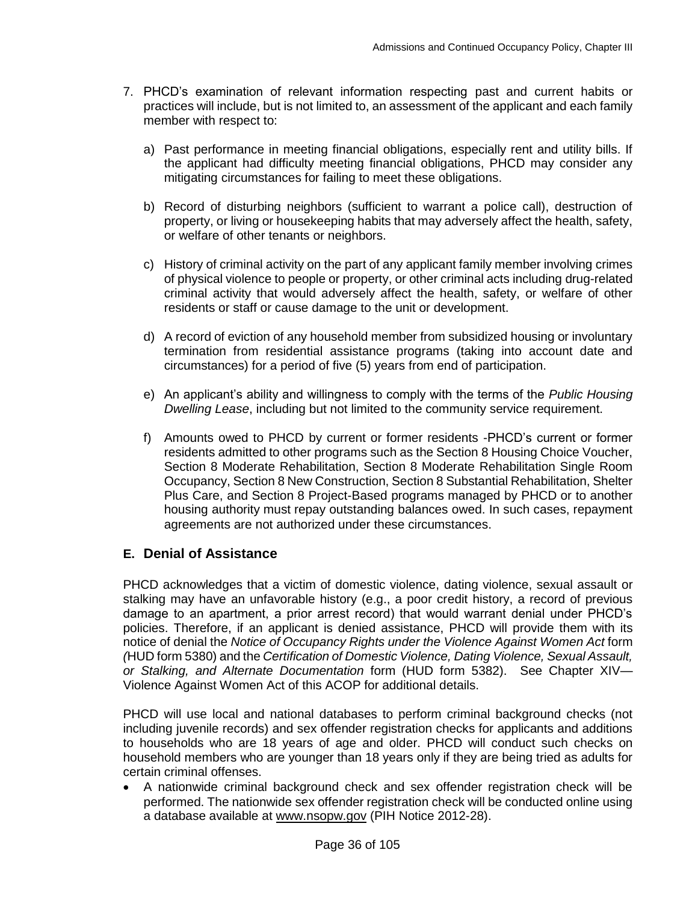7. PHCD's examination of relevant information respecting past and current habits or practices will include, but is not limited to, an assessment of the applicant and each family member with respect to:

   a) Past performance in meeting financial obligations, especially rent and utility bills. If the applicant had difficulty meeting financial obligations, PHCD may consider any mitigating circumstances for failing to meet these obligations.

   b) Record of disturbing neighbors (sufficient to warrant a police call), destruction of property, or living or housekeeping habits that may adversely affect the health, safety, or welfare of other tenants or neighbors.

   c) History of criminal activity on the part of any applicant family member involving crimes of physical violence to people or property, or other criminal acts including drug-related criminal activity that would adversely affect the health, safety, or welfare of other residents or staff or cause damage to the unit or development.

   d) A record of eviction of any household member from subsidized housing or involuntary termination from residential assistance programs (taking into account date and circumstances) for a period of five (5) years from end of participation.

   e) An applicant's ability and willingness to comply with the terms of the *Public Housing Dwelling Lease*, including but not limited to the community service requirement.

   f) Amounts owed to PHCD by current or former residents -PHCD's current or former residents admitted to other programs such as the Section 8 Housing Choice Voucher, Section 8 Moderate Rehabilitation, Section 8 Moderate Rehabilitation Single Room Occupancy, Section 8 New Construction, Section 8 Substantial Rehabilitation, Shelter Plus Care, and Section 8 Project-Based programs managed by PHCD or to another housing authority must repay outstanding balances owed. In such cases, repayment agreements are not authorized under these circumstances.

## E. Denial of Assistance

PHCD acknowledges that a victim of domestic violence, dating violence, sexual assault or stalking may have an unfavorable history (e.g., a poor credit history, a record of previous damage to an apartment, a prior arrest record) that would warrant denial under PHCD's policies. Therefore, if an applicant is denied assistance, PHCD will provide them with its notice of denial the *Notice of Occupancy Rights under the Violence Against Women Act* form *(*HUD form 5380) and the *Certification of Domestic Violence, Dating Violence, Sexual Assault, or Stalking, and Alternate Documentation* form (HUD form 5382). See Chapter XIV— Violence Against Women Act of this ACOP for additional details.

PHCD will use local and national databases to perform criminal background checks (not including juvenile records) and sex offender registration checks for applicants and additions to households who are 18 years of age and older. PHCD will conduct such checks on household members who are younger than 18 years only if they are being tried as adults for certain criminal offenses.

- A nationwide criminal background check and sex offender registration check will be performed. The nationwide sex offender registration check will be conducted online using a database available at www.nsopw.gov (PIH Notice 2012-28).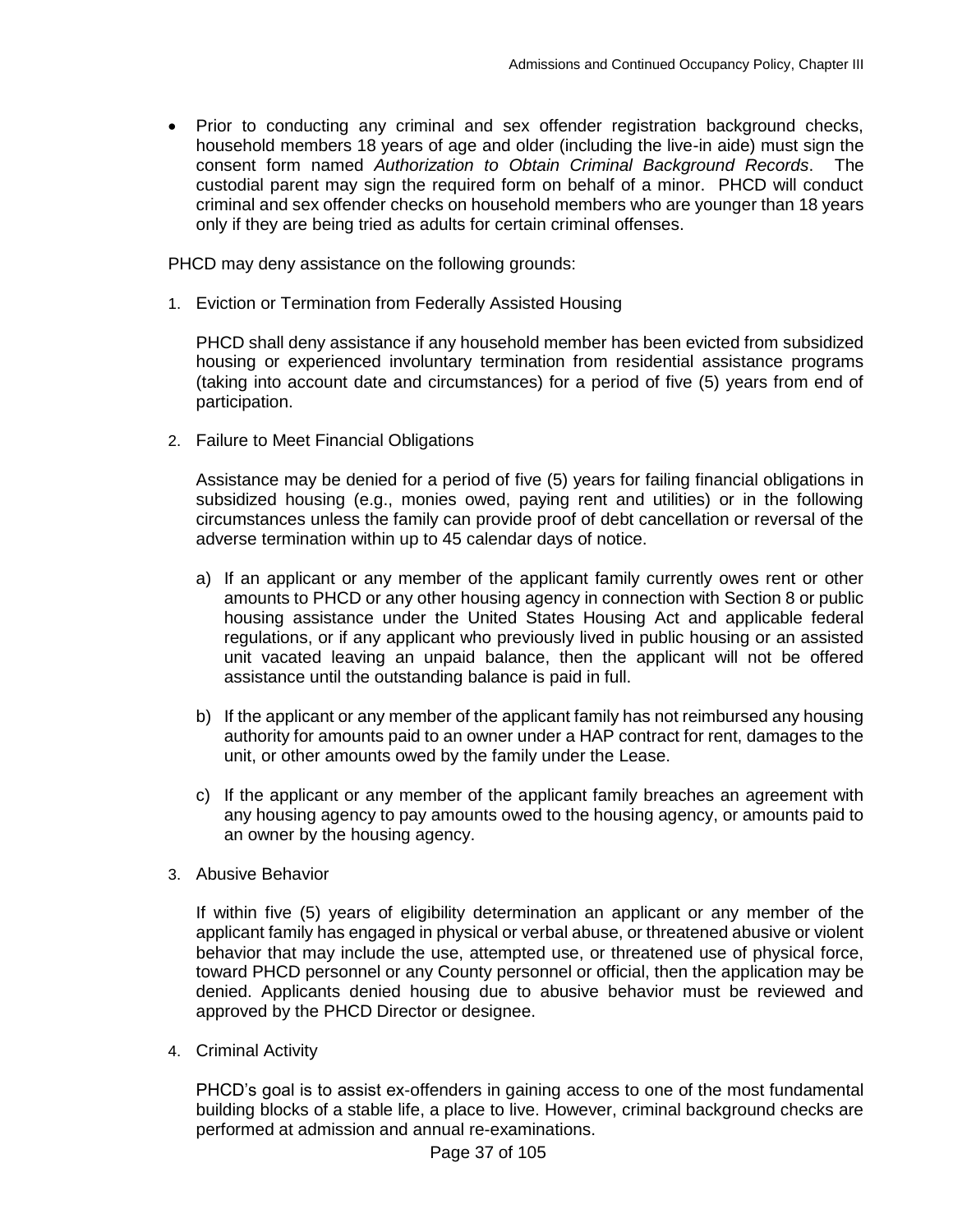- Prior to conducting any criminal and sex offender registration background checks, household members 18 years of age and older (including the live-in aide) must sign the consent form named *Authorization to Obtain Criminal Background Records*. The custodial parent may sign the required form on behalf of a minor. PHCD will conduct criminal and sex offender checks on household members who are younger than 18 years only if they are being tried as adults for certain criminal offenses.

PHCD may deny assistance on the following grounds:

1. Eviction or Termination from Federally Assisted Housing

   PHCD shall deny assistance if any household member has been evicted from subsidized housing or experienced involuntary termination from residential assistance programs (taking into account date and circumstances) for a period of five (5) years from end of participation.

2. Failure to Meet Financial Obligations

   Assistance may be denied for a period of five (5) years for failing financial obligations in subsidized housing (e.g., monies owed, paying rent and utilities) or in the following circumstances unless the family can provide proof of debt cancellation or reversal of the adverse termination within up to 45 calendar days of notice.

   a) If an applicant or any member of the applicant family currently owes rent or other amounts to PHCD or any other housing agency in connection with Section 8 or public housing assistance under the United States Housing Act and applicable federal regulations, or if any applicant who previously lived in public housing or an assisted unit vacated leaving an unpaid balance, then the applicant will not be offered assistance until the outstanding balance is paid in full.

   b) If the applicant or any member of the applicant family has not reimbursed any housing authority for amounts paid to an owner under a HAP contract for rent, damages to the unit, or other amounts owed by the family under the Lease.

   c) If the applicant or any member of the applicant family breaches an agreement with any housing agency to pay amounts owed to the housing agency, or amounts paid to an owner by the housing agency.

3. Abusive Behavior

   If within five (5) years of eligibility determination an applicant or any member of the applicant family has engaged in physical or verbal abuse, or threatened abusive or violent behavior that may include the use, attempted use, or threatened use of physical force, toward PHCD personnel or any County personnel or official, then the application may be denied. Applicants denied housing due to abusive behavior must be reviewed and approved by the PHCD Director or designee.

4. Criminal Activity

   PHCD's goal is to assist ex-offenders in gaining access to one of the most fundamental building blocks of a stable life, a place to live. However, criminal background checks are performed at admission and annual re-examinations.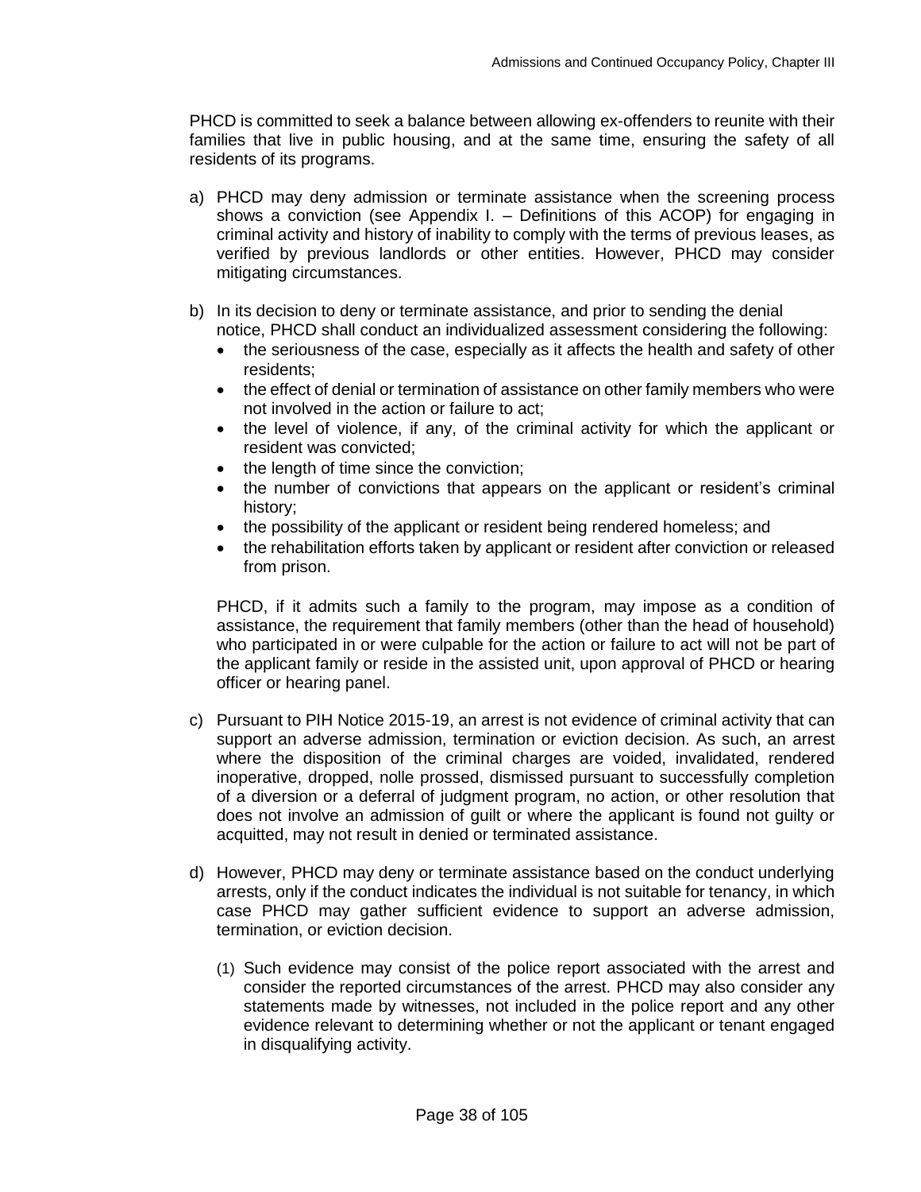PHCD is committed to seek a balance between allowing ex-offenders to reunite with their families that live in public housing, and at the same time, ensuring the safety of all residents of its programs.

a) PHCD may deny admission or terminate assistance when the screening process shows a conviction (see Appendix I. – Definitions of this ACOP) for engaging in criminal activity and history of inability to comply with the terms of previous leases, as verified by previous landlords or other entities. However, PHCD may consider mitigating circumstances.

b) In its decision to deny or terminate assistance, and prior to sending the denial notice, PHCD shall conduct an individualized assessment considering the following:
   - the seriousness of the case, especially as it affects the health and safety of other residents;
   - the effect of denial or termination of assistance on other family members who were not involved in the action or failure to act;
   - the level of violence, if any, of the criminal activity for which the applicant or resident was convicted;
   - the length of time since the conviction;
   - the number of convictions that appears on the applicant or resident's criminal history;
   - the possibility of the applicant or resident being rendered homeless; and
   - the rehabilitation efforts taken by applicant or resident after conviction or released from prison.

   PHCD, if it admits such a family to the program, may impose as a condition of assistance, the requirement that family members (other than the head of household) who participated in or were culpable for the action or failure to act will not be part of the applicant family or reside in the assisted unit, upon approval of PHCD or hearing officer or hearing panel.

c) Pursuant to PIH Notice 2015-19, an arrest is not evidence of criminal activity that can support an adverse admission, termination or eviction decision. As such, an arrest where the disposition of the criminal charges are voided, invalidated, rendered inoperative, dropped, nolle prossed, dismissed pursuant to successfully completion of a diversion or a deferral of judgment program, no action, or other resolution that does not involve an admission of guilt or where the applicant is found not guilty or acquitted, may not result in denied or terminated assistance.

d) However, PHCD may deny or terminate assistance based on the conduct underlying arrests, only if the conduct indicates the individual is not suitable for tenancy, in which case PHCD may gather sufficient evidence to support an adverse admission, termination, or eviction decision.

   (1) Such evidence may consist of the police report associated with the arrest and consider the reported circumstances of the arrest. PHCD may also consider any statements made by witnesses, not included in the police report and any other evidence relevant to determining whether or not the applicant or tenant engaged in disqualifying activity.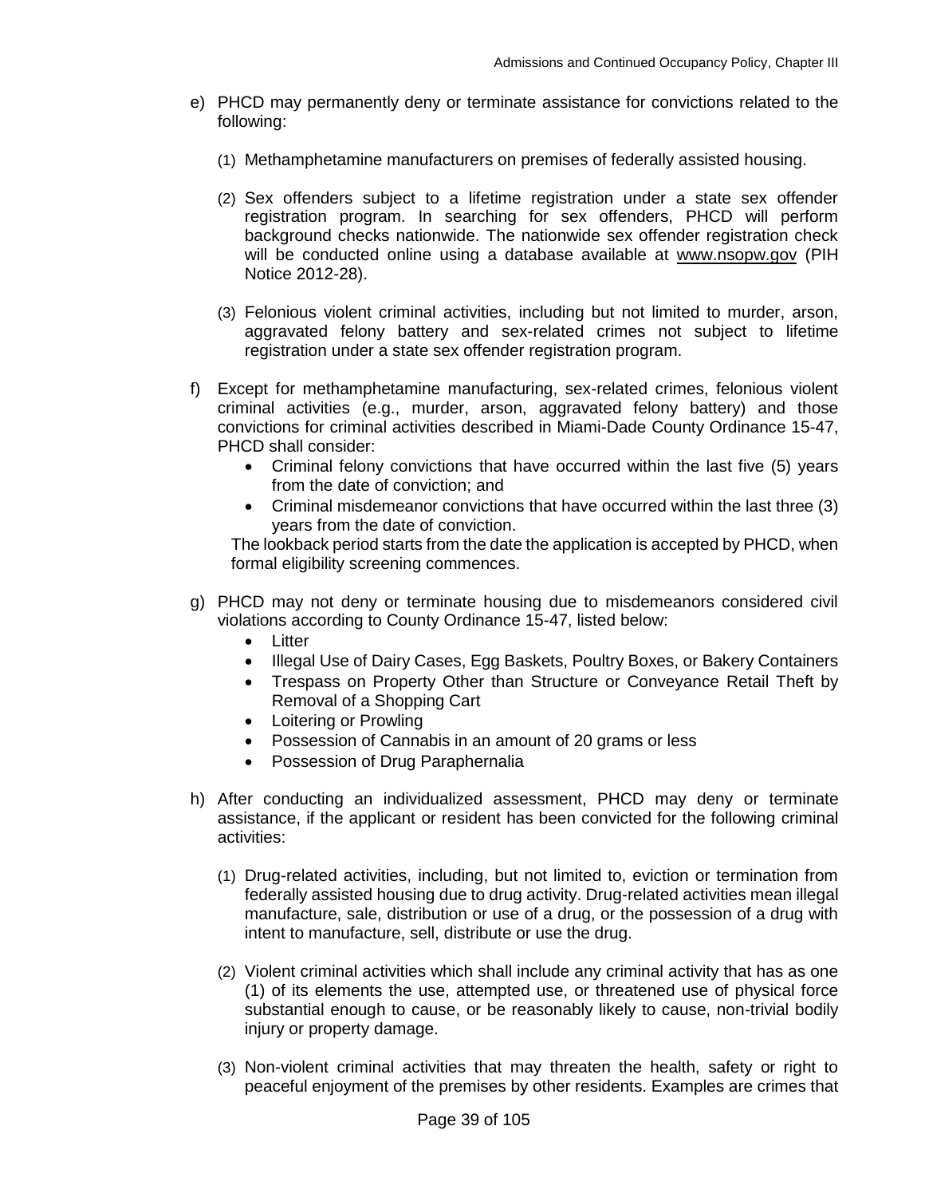e) PHCD may permanently deny or terminate assistance for convictions related to the following:

   (1) Methamphetamine manufacturers on premises of federally assisted housing.

   (2) Sex offenders subject to a lifetime registration under a state sex offender registration program. In searching for sex offenders, PHCD will perform background checks nationwide. The nationwide sex offender registration check will be conducted online using a database available at www.nsopw.gov (PIH Notice 2012-28).

   (3) Felonious violent criminal activities, including but not limited to murder, arson, aggravated felony battery and sex-related crimes not subject to lifetime registration under a state sex offender registration program.

f) Except for methamphetamine manufacturing, sex-related crimes, felonious violent criminal activities (e.g., murder, arson, aggravated felony battery) and those convictions for criminal activities described in Miami-Dade County Ordinance 15-47, PHCD shall consider:

   - Criminal felony convictions that have occurred within the last five (5) years from the date of conviction; and
   - Criminal misdemeanor convictions that have occurred within the last three (3) years from the date of conviction.

   The lookback period starts from the date the application is accepted by PHCD, when formal eligibility screening commences.

g) PHCD may not deny or terminate housing due to misdemeanors considered civil violations according to County Ordinance 15-47, listed below:

   - Litter
   - Illegal Use of Dairy Cases, Egg Baskets, Poultry Boxes, or Bakery Containers
   - Trespass on Property Other than Structure or Conveyance Retail Theft by Removal of a Shopping Cart
   - Loitering or Prowling
   - Possession of Cannabis in an amount of 20 grams or less
   - Possession of Drug Paraphernalia

h) After conducting an individualized assessment, PHCD may deny or terminate assistance, if the applicant or resident has been convicted for the following criminal activities:

   (1) Drug-related activities, including, but not limited to, eviction or termination from federally assisted housing due to drug activity. Drug-related activities mean illegal manufacture, sale, distribution or use of a drug, or the possession of a drug with intent to manufacture, sell, distribute or use the drug.

   (2) Violent criminal activities which shall include any criminal activity that has as one (1) of its elements the use, attempted use, or threatened use of physical force substantial enough to cause, or be reasonably likely to cause, non-trivial bodily injury or property damage.

   (3) Non-violent criminal activities that may threaten the health, safety or right to peaceful enjoyment of the premises by other residents. Examples are crimes that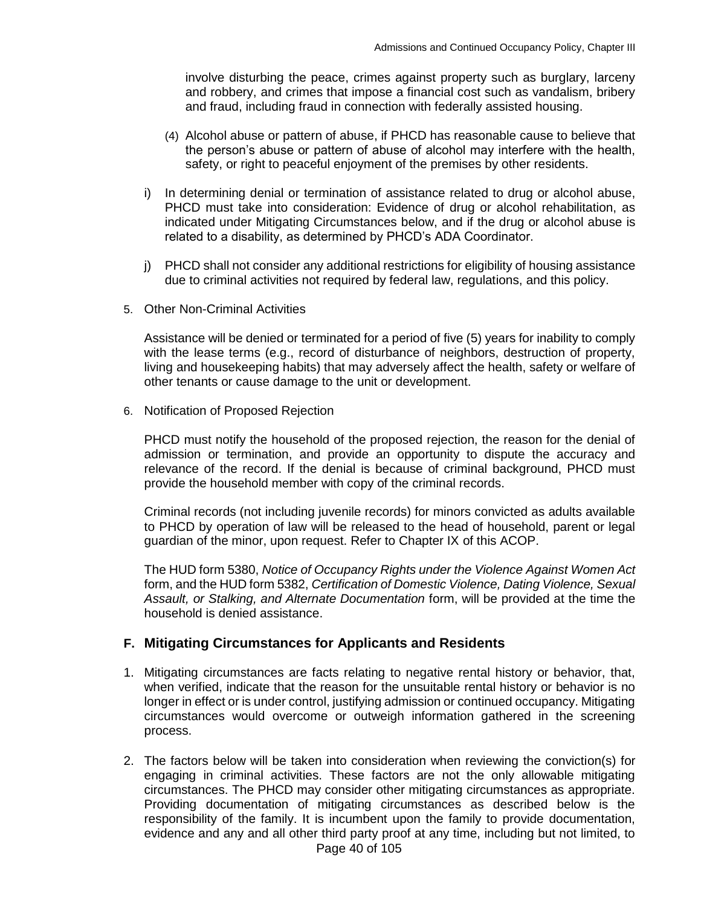involve disturbing the peace, crimes against property such as burglary, larceny and robbery, and crimes that impose a financial cost such as vandalism, bribery and fraud, including fraud in connection with federally assisted housing.

(4) Alcohol abuse or pattern of abuse, if PHCD has reasonable cause to believe that the person's abuse or pattern of abuse of alcohol may interfere with the health, safety, or right to peaceful enjoyment of the premises by other residents.

i) In determining denial or termination of assistance related to drug or alcohol abuse, PHCD must take into consideration: Evidence of drug or alcohol rehabilitation, as indicated under Mitigating Circumstances below, and if the drug or alcohol abuse is related to a disability, as determined by PHCD's ADA Coordinator.

j) PHCD shall not consider any additional restrictions for eligibility of housing assistance due to criminal activities not required by federal law, regulations, and this policy.

5. Other Non-Criminal Activities

Assistance will be denied or terminated for a period of five (5) years for inability to comply with the lease terms (e.g., record of disturbance of neighbors, destruction of property, living and housekeeping habits) that may adversely affect the health, safety or welfare of other tenants or cause damage to the unit or development.

6. Notification of Proposed Rejection

PHCD must notify the household of the proposed rejection, the reason for the denial of admission or termination, and provide an opportunity to dispute the accuracy and relevance of the record. If the denial is because of criminal background, PHCD must provide the household member with copy of the criminal records.

Criminal records (not including juvenile records) for minors convicted as adults available to PHCD by operation of law will be released to the head of household, parent or legal guardian of the minor, upon request. Refer to Chapter IX of this ACOP.

The HUD form 5380, *Notice of Occupancy Rights under the Violence Against Women Act* form, and the HUD form 5382, *Certification of Domestic Violence, Dating Violence, Sexual Assault, or Stalking, and Alternate Documentation* form, will be provided at the time the household is denied assistance.

## F. Mitigating Circumstances for Applicants and Residents

1. Mitigating circumstances are facts relating to negative rental history or behavior, that, when verified, indicate that the reason for the unsuitable rental history or behavior is no longer in effect or is under control, justifying admission or continued occupancy. Mitigating circumstances would overcome or outweigh information gathered in the screening process.

2. The factors below will be taken into consideration when reviewing the conviction(s) for engaging in criminal activities. These factors are not the only allowable mitigating circumstances. The PHCD may consider other mitigating circumstances as appropriate. Providing documentation of mitigating circumstances as described below is the responsibility of the family. It is incumbent upon the family to provide documentation, evidence and any and all other third party proof at any time, including but not limited, to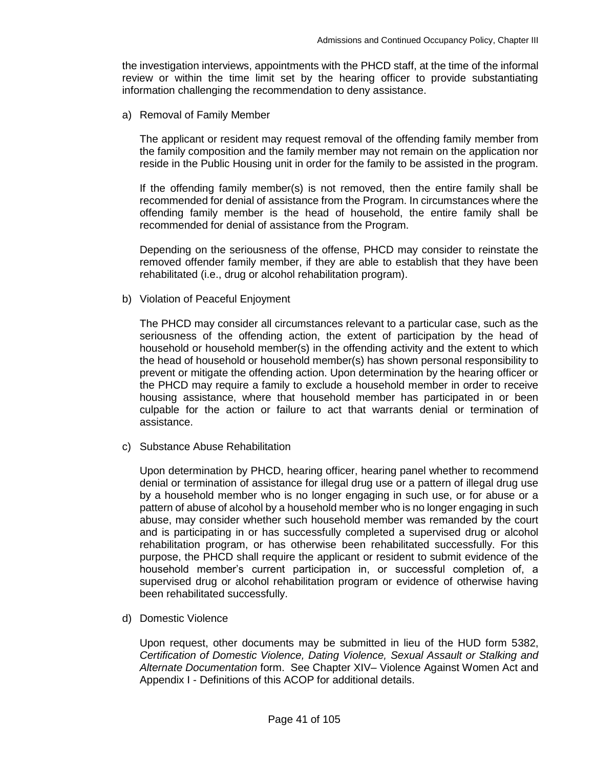the investigation interviews, appointments with the PHCD staff, at the time of the informal review or within the time limit set by the hearing officer to provide substantiating information challenging the recommendation to deny assistance.

a) Removal of Family Member

The applicant or resident may request removal of the offending family member from the family composition and the family member may not remain on the application nor reside in the Public Housing unit in order for the family to be assisted in the program.

If the offending family member(s) is not removed, then the entire family shall be recommended for denial of assistance from the Program. In circumstances where the offending family member is the head of household, the entire family shall be recommended for denial of assistance from the Program.

Depending on the seriousness of the offense, PHCD may consider to reinstate the removed offender family member, if they are able to establish that they have been rehabilitated (i.e., drug or alcohol rehabilitation program).

b) Violation of Peaceful Enjoyment

The PHCD may consider all circumstances relevant to a particular case, such as the seriousness of the offending action, the extent of participation by the head of household or household member(s) in the offending activity and the extent to which the head of household or household member(s) has shown personal responsibility to prevent or mitigate the offending action. Upon determination by the hearing officer or the PHCD may require a family to exclude a household member in order to receive housing assistance, where that household member has participated in or been culpable for the action or failure to act that warrants denial or termination of assistance.

c) Substance Abuse Rehabilitation

Upon determination by PHCD, hearing officer, hearing panel whether to recommend denial or termination of assistance for illegal drug use or a pattern of illegal drug use by a household member who is no longer engaging in such use, or for abuse or a pattern of abuse of alcohol by a household member who is no longer engaging in such abuse, may consider whether such household member was remanded by the court and is participating in or has successfully completed a supervised drug or alcohol rehabilitation program, or has otherwise been rehabilitated successfully. For this purpose, the PHCD shall require the applicant or resident to submit evidence of the household member's current participation in, or successful completion of, a supervised drug or alcohol rehabilitation program or evidence of otherwise having been rehabilitated successfully.

d) Domestic Violence

Upon request, other documents may be submitted in lieu of the HUD form 5382, *Certification of Domestic Violence, Dating Violence, Sexual Assault or Stalking and Alternate Documentation* form. See Chapter XIV– Violence Against Women Act and Appendix I - Definitions of this ACOP for additional details.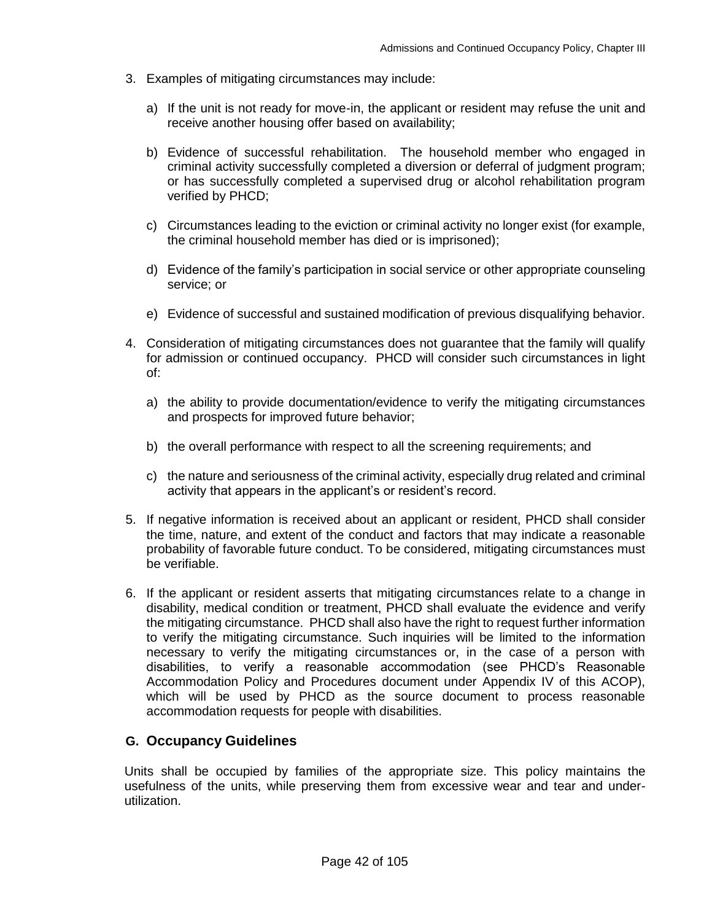3. Examples of mitigating circumstances may include:

   a) If the unit is not ready for move-in, the applicant or resident may refuse the unit and receive another housing offer based on availability;

   b) Evidence of successful rehabilitation. The household member who engaged in criminal activity successfully completed a diversion or deferral of judgment program; or has successfully completed a supervised drug or alcohol rehabilitation program verified by PHCD;

   c) Circumstances leading to the eviction or criminal activity no longer exist (for example, the criminal household member has died or is imprisoned);

   d) Evidence of the family's participation in social service or other appropriate counseling service; or

   e) Evidence of successful and sustained modification of previous disqualifying behavior.

4. Consideration of mitigating circumstances does not guarantee that the family will qualify for admission or continued occupancy. PHCD will consider such circumstances in light of:

   a) the ability to provide documentation/evidence to verify the mitigating circumstances and prospects for improved future behavior;

   b) the overall performance with respect to all the screening requirements; and

   c) the nature and seriousness of the criminal activity, especially drug related and criminal activity that appears in the applicant's or resident's record.

5. If negative information is received about an applicant or resident, PHCD shall consider the time, nature, and extent of the conduct and factors that may indicate a reasonable probability of favorable future conduct. To be considered, mitigating circumstances must be verifiable.

6. If the applicant or resident asserts that mitigating circumstances relate to a change in disability, medical condition or treatment, PHCD shall evaluate the evidence and verify the mitigating circumstance. PHCD shall also have the right to request further information to verify the mitigating circumstance. Such inquiries will be limited to the information necessary to verify the mitigating circumstances or, in the case of a person with disabilities, to verify a reasonable accommodation (see PHCD's Reasonable Accommodation Policy and Procedures document under Appendix IV of this ACOP), which will be used by PHCD as the source document to process reasonable accommodation requests for people with disabilities.

## G. Occupancy Guidelines

Units shall be occupied by families of the appropriate size. This policy maintains the usefulness of the units, while preserving them from excessive wear and tear and under-utilization.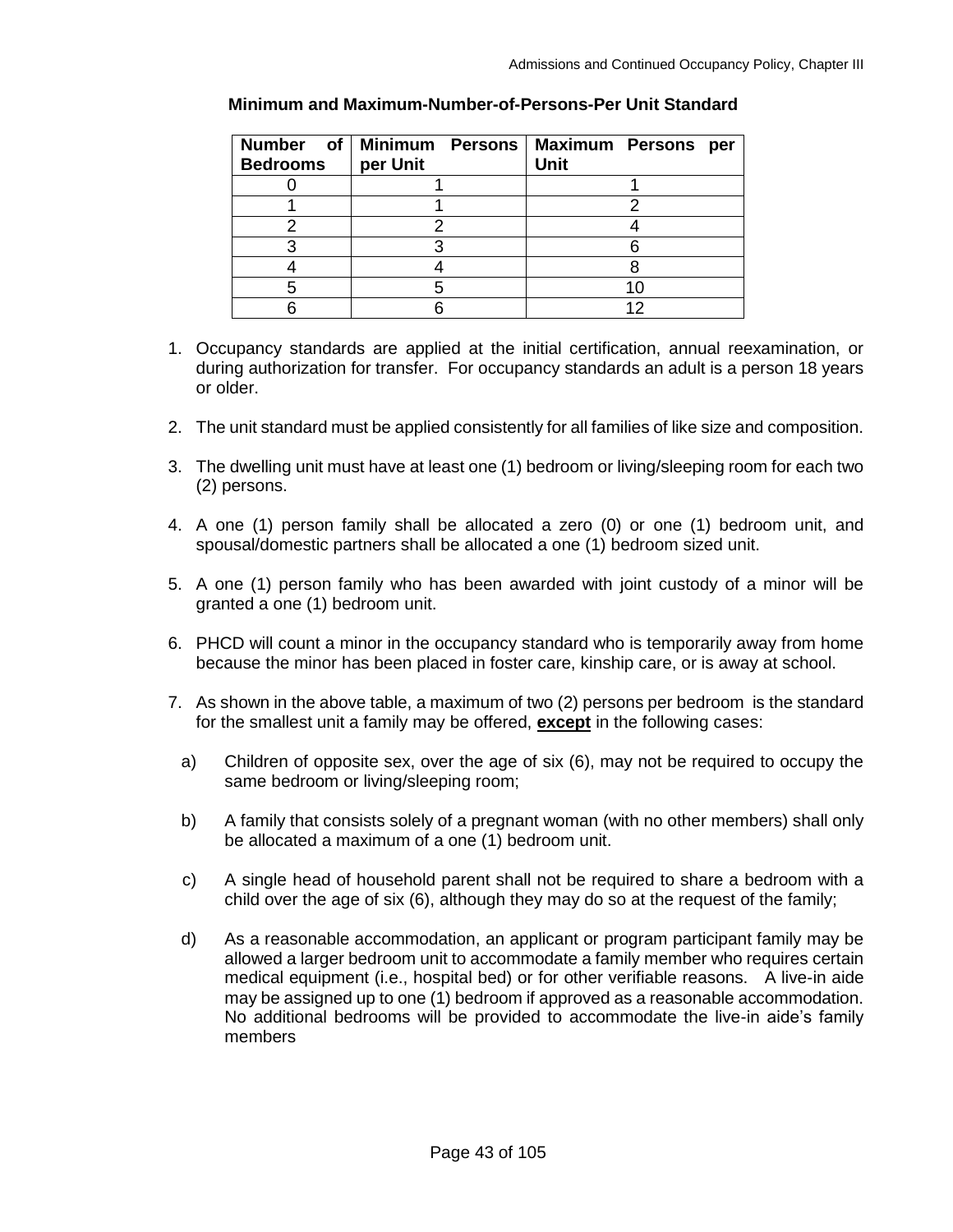**Minimum and Maximum-Number-of-Persons-Per Unit Standard**

| Number of Bedrooms | Minimum Persons per Unit | Maximum Persons per Unit |
|---|---|---|
| 0 | 1 | 1 |
| 1 | 1 | 2 |
| 2 | 2 | 4 |
| 3 | 3 | 6 |
| 4 | 4 | 8 |
| 5 | 5 | 10 |
| 6 | 6 | 12 |

1. Occupancy standards are applied at the initial certification, annual reexamination, or during authorization for transfer. For occupancy standards an adult is a person 18 years or older.

2. The unit standard must be applied consistently for all families of like size and composition.

3. The dwelling unit must have at least one (1) bedroom or living/sleeping room for each two (2) persons.

4. A one (1) person family shall be allocated a zero (0) or one (1) bedroom unit, and spousal/domestic partners shall be allocated a one (1) bedroom sized unit.

5. A one (1) person family who has been awarded with joint custody of a minor will be granted a one (1) bedroom unit.

6. PHCD will count a minor in the occupancy standard who is temporarily away from home because the minor has been placed in foster care, kinship care, or is away at school.

7. As shown in the above table, a maximum of two (2) persons per bedroom is the standard for the smallest unit a family may be offered, **<u>except</u>** in the following cases:

   a) Children of opposite sex, over the age of six (6), may not be required to occupy the same bedroom or living/sleeping room;

   b) A family that consists solely of a pregnant woman (with no other members) shall only be allocated a maximum of a one (1) bedroom unit.

   c) A single head of household parent shall not be required to share a bedroom with a child over the age of six (6), although they may do so at the request of the family;

   d) As a reasonable accommodation, an applicant or program participant family may be allowed a larger bedroom unit to accommodate a family member who requires certain medical equipment (i.e., hospital bed) or for other verifiable reasons. A live-in aide may be assigned up to one (1) bedroom if approved as a reasonable accommodation. No additional bedrooms will be provided to accommodate the live-in aide's family members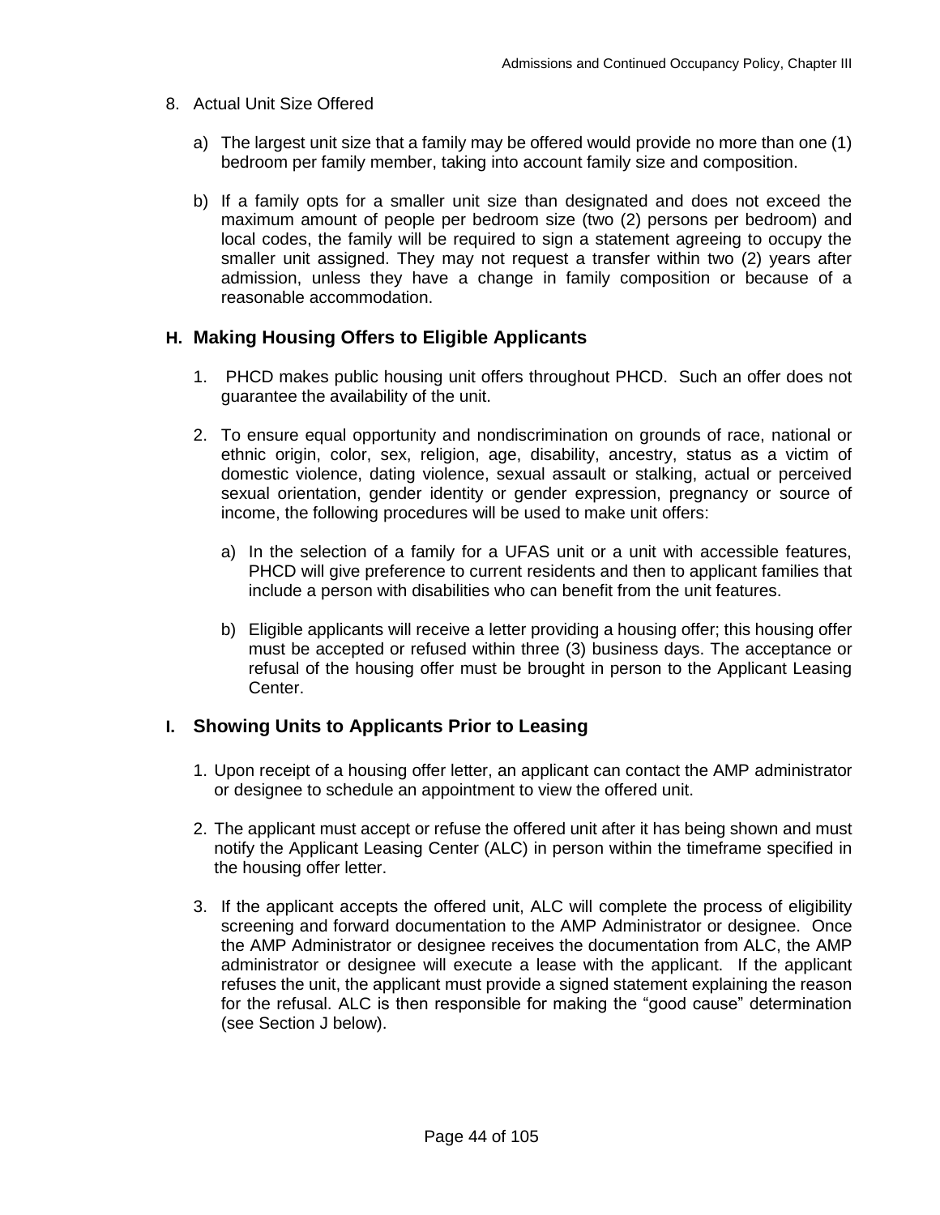8. Actual Unit Size Offered

   a) The largest unit size that a family may be offered would provide no more than one (1) bedroom per family member, taking into account family size and composition.

   b) If a family opts for a smaller unit size than designated and does not exceed the maximum amount of people per bedroom size (two (2) persons per bedroom) and local codes, the family will be required to sign a statement agreeing to occupy the smaller unit assigned. They may not request a transfer within two (2) years after admission, unless they have a change in family composition or because of a reasonable accommodation.

## H. Making Housing Offers to Eligible Applicants

1. PHCD makes public housing unit offers throughout PHCD. Such an offer does not guarantee the availability of the unit.

2. To ensure equal opportunity and nondiscrimination on grounds of race, national or ethnic origin, color, sex, religion, age, disability, ancestry, status as a victim of domestic violence, dating violence, sexual assault or stalking, actual or perceived sexual orientation, gender identity or gender expression, pregnancy or source of income, the following procedures will be used to make unit offers:

   a) In the selection of a family for a UFAS unit or a unit with accessible features, PHCD will give preference to current residents and then to applicant families that include a person with disabilities who can benefit from the unit features.

   b) Eligible applicants will receive a letter providing a housing offer; this housing offer must be accepted or refused within three (3) business days. The acceptance or refusal of the housing offer must be brought in person to the Applicant Leasing Center.

## I. Showing Units to Applicants Prior to Leasing

1. Upon receipt of a housing offer letter, an applicant can contact the AMP administrator or designee to schedule an appointment to view the offered unit.

2. The applicant must accept or refuse the offered unit after it has being shown and must notify the Applicant Leasing Center (ALC) in person within the timeframe specified in the housing offer letter.

3. If the applicant accepts the offered unit, ALC will complete the process of eligibility screening and forward documentation to the AMP Administrator or designee. Once the AMP Administrator or designee receives the documentation from ALC, the AMP administrator or designee will execute a lease with the applicant. If the applicant refuses the unit, the applicant must provide a signed statement explaining the reason for the refusal. ALC is then responsible for making the "good cause" determination (see Section J below).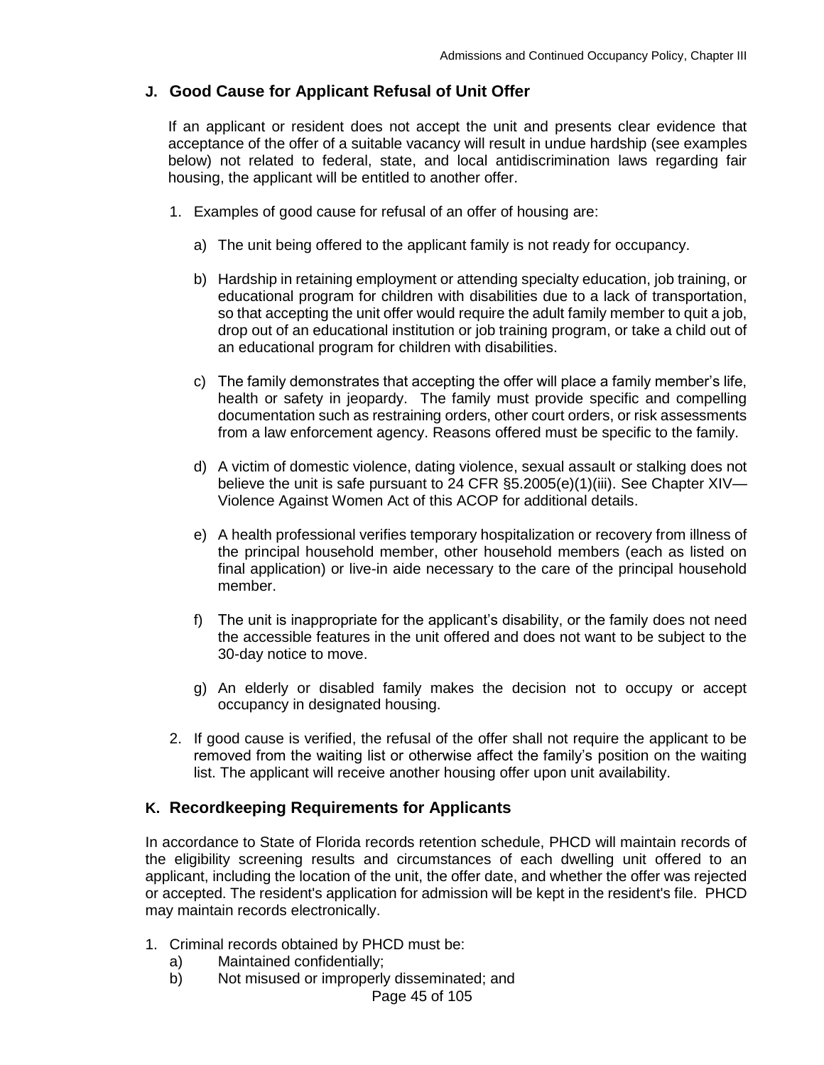## J. Good Cause for Applicant Refusal of Unit Offer

If an applicant or resident does not accept the unit and presents clear evidence that acceptance of the offer of a suitable vacancy will result in undue hardship (see examples below) not related to federal, state, and local antidiscrimination laws regarding fair housing, the applicant will be entitled to another offer.

1. Examples of good cause for refusal of an offer of housing are:

    a) The unit being offered to the applicant family is not ready for occupancy.

    b) Hardship in retaining employment or attending specialty education, job training, or educational program for children with disabilities due to a lack of transportation, so that accepting the unit offer would require the adult family member to quit a job, drop out of an educational institution or job training program, or take a child out of an educational program for children with disabilities.

    c) The family demonstrates that accepting the offer will place a family member's life, health or safety in jeopardy. The family must provide specific and compelling documentation such as restraining orders, other court orders, or risk assessments from a law enforcement agency. Reasons offered must be specific to the family.

    d) A victim of domestic violence, dating violence, sexual assault or stalking does not believe the unit is safe pursuant to 24 CFR §5.2005(e)(1)(iii). See Chapter XIV—Violence Against Women Act of this ACOP for additional details.

    e) A health professional verifies temporary hospitalization or recovery from illness of the principal household member, other household members (each as listed on final application) or live-in aide necessary to the care of the principal household member.

    f) The unit is inappropriate for the applicant's disability, or the family does not need the accessible features in the unit offered and does not want to be subject to the 30-day notice to move.

    g) An elderly or disabled family makes the decision not to occupy or accept occupancy in designated housing.

2. If good cause is verified, the refusal of the offer shall not require the applicant to be removed from the waiting list or otherwise affect the family's position on the waiting list. The applicant will receive another housing offer upon unit availability.

## K. Recordkeeping Requirements for Applicants

In accordance to State of Florida records retention schedule, PHCD will maintain records of the eligibility screening results and circumstances of each dwelling unit offered to an applicant, including the location of the unit, the offer date, and whether the offer was rejected or accepted. The resident's application for admission will be kept in the resident's file. PHCD may maintain records electronically.

1. Criminal records obtained by PHCD must be:
    a) Maintained confidentially;
    b) Not misused or improperly disseminated; and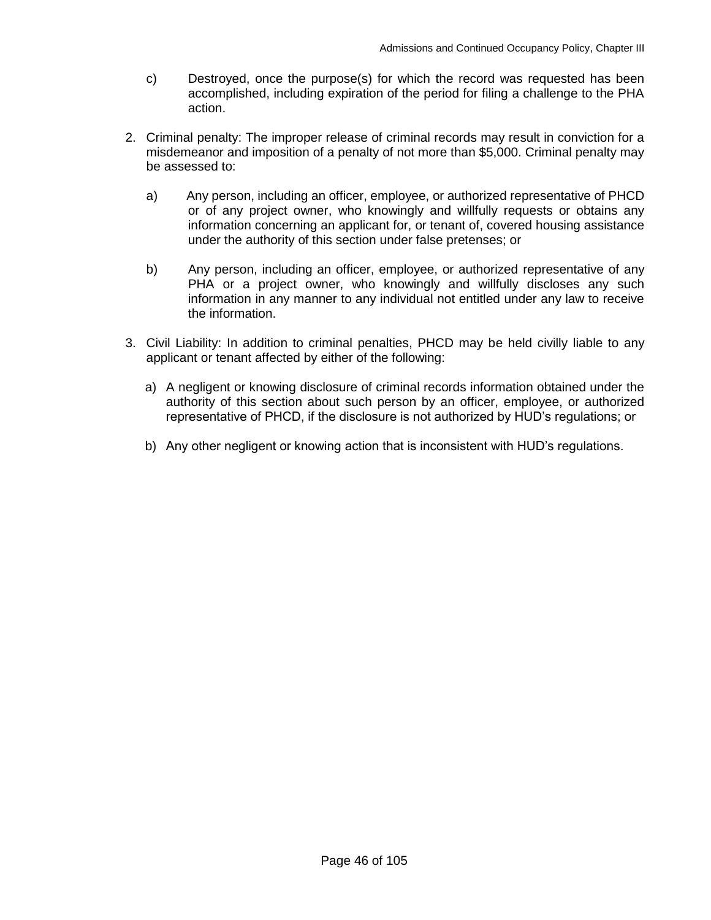c) Destroyed, once the purpose(s) for which the record was requested has been accomplished, including expiration of the period for filing a challenge to the PHA action.

2. Criminal penalty: The improper release of criminal records may result in conviction for a misdemeanor and imposition of a penalty of not more than $5,000. Criminal penalty may be assessed to:

   a) Any person, including an officer, employee, or authorized representative of PHCD or of any project owner, who knowingly and willfully requests or obtains any information concerning an applicant for, or tenant of, covered housing assistance under the authority of this section under false pretenses; or

   b) Any person, including an officer, employee, or authorized representative of any PHA or a project owner, who knowingly and willfully discloses any such information in any manner to any individual not entitled under any law to receive the information.

3. Civil Liability: In addition to criminal penalties, PHCD may be held civilly liable to any applicant or tenant affected by either of the following:

   a) A negligent or knowing disclosure of criminal records information obtained under the authority of this section about such person by an officer, employee, or authorized representative of PHCD, if the disclosure is not authorized by HUD's regulations; or

   b) Any other negligent or knowing action that is inconsistent with HUD's regulations.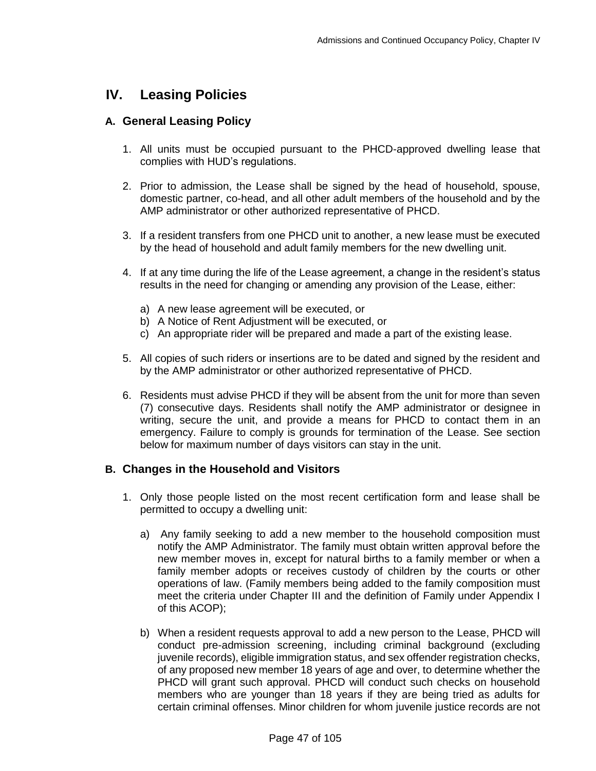# IV. Leasing Policies

## A. General Leasing Policy

1. All units must be occupied pursuant to the PHCD-approved dwelling lease that complies with HUD's regulations.

2. Prior to admission, the Lease shall be signed by the head of household, spouse, domestic partner, co-head, and all other adult members of the household and by the AMP administrator or other authorized representative of PHCD.

3. If a resident transfers from one PHCD unit to another, a new lease must be executed by the head of household and adult family members for the new dwelling unit.

4. If at any time during the life of the Lease agreement, a change in the resident's status results in the need for changing or amending any provision of the Lease, either:

   a) A new lease agreement will be executed, or
   b) A Notice of Rent Adjustment will be executed, or
   c) An appropriate rider will be prepared and made a part of the existing lease.

5. All copies of such riders or insertions are to be dated and signed by the resident and by the AMP administrator or other authorized representative of PHCD.

6. Residents must advise PHCD if they will be absent from the unit for more than seven (7) consecutive days. Residents shall notify the AMP administrator or designee in writing, secure the unit, and provide a means for PHCD to contact them in an emergency. Failure to comply is grounds for termination of the Lease. See section below for maximum number of days visitors can stay in the unit.

## B. Changes in the Household and Visitors

1. Only those people listed on the most recent certification form and lease shall be permitted to occupy a dwelling unit:

   a) Any family seeking to add a new member to the household composition must notify the AMP Administrator. The family must obtain written approval before the new member moves in, except for natural births to a family member or when a family member adopts or receives custody of children by the courts or other operations of law. (Family members being added to the family composition must meet the criteria under Chapter III and the definition of Family under Appendix I of this ACOP);

   b) When a resident requests approval to add a new person to the Lease, PHCD will conduct pre-admission screening, including criminal background (excluding juvenile records), eligible immigration status, and sex offender registration checks, of any proposed new member 18 years of age and over, to determine whether the PHCD will grant such approval. PHCD will conduct such checks on household members who are younger than 18 years if they are being tried as adults for certain criminal offenses. Minor children for whom juvenile justice records are not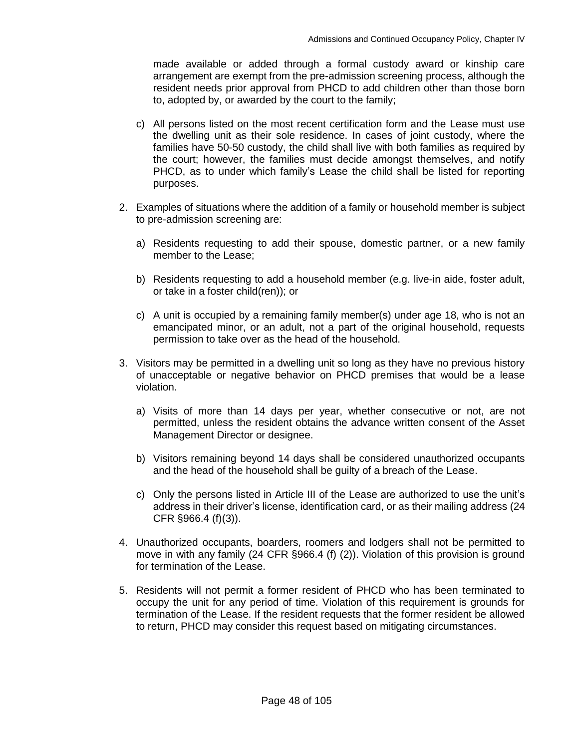made available or added through a formal custody award or kinship care arrangement are exempt from the pre-admission screening process, although the resident needs prior approval from PHCD to add children other than those born to, adopted by, or awarded by the court to the family;

c) All persons listed on the most recent certification form and the Lease must use the dwelling unit as their sole residence. In cases of joint custody, where the families have 50-50 custody, the child shall live with both families as required by the court; however, the families must decide amongst themselves, and notify PHCD, as to under which family's Lease the child shall be listed for reporting purposes.

2. Examples of situations where the addition of a family or household member is subject to pre-admission screening are:

   a) Residents requesting to add their spouse, domestic partner, or a new family member to the Lease;

   b) Residents requesting to add a household member (e.g. live-in aide, foster adult, or take in a foster child(ren)); or

   c) A unit is occupied by a remaining family member(s) under age 18, who is not an emancipated minor, or an adult, not a part of the original household, requests permission to take over as the head of the household.

3. Visitors may be permitted in a dwelling unit so long as they have no previous history of unacceptable or negative behavior on PHCD premises that would be a lease violation.

   a) Visits of more than 14 days per year, whether consecutive or not, are not permitted, unless the resident obtains the advance written consent of the Asset Management Director or designee.

   b) Visitors remaining beyond 14 days shall be considered unauthorized occupants and the head of the household shall be guilty of a breach of the Lease.

   c) Only the persons listed in Article III of the Lease are authorized to use the unit's address in their driver's license, identification card, or as their mailing address (24 CFR §966.4 (f)(3)).

4. Unauthorized occupants, boarders, roomers and lodgers shall not be permitted to move in with any family (24 CFR §966.4 (f) (2)). Violation of this provision is ground for termination of the Lease.

5. Residents will not permit a former resident of PHCD who has been terminated to occupy the unit for any period of time. Violation of this requirement is grounds for termination of the Lease. If the resident requests that the former resident be allowed to return, PHCD may consider this request based on mitigating circumstances.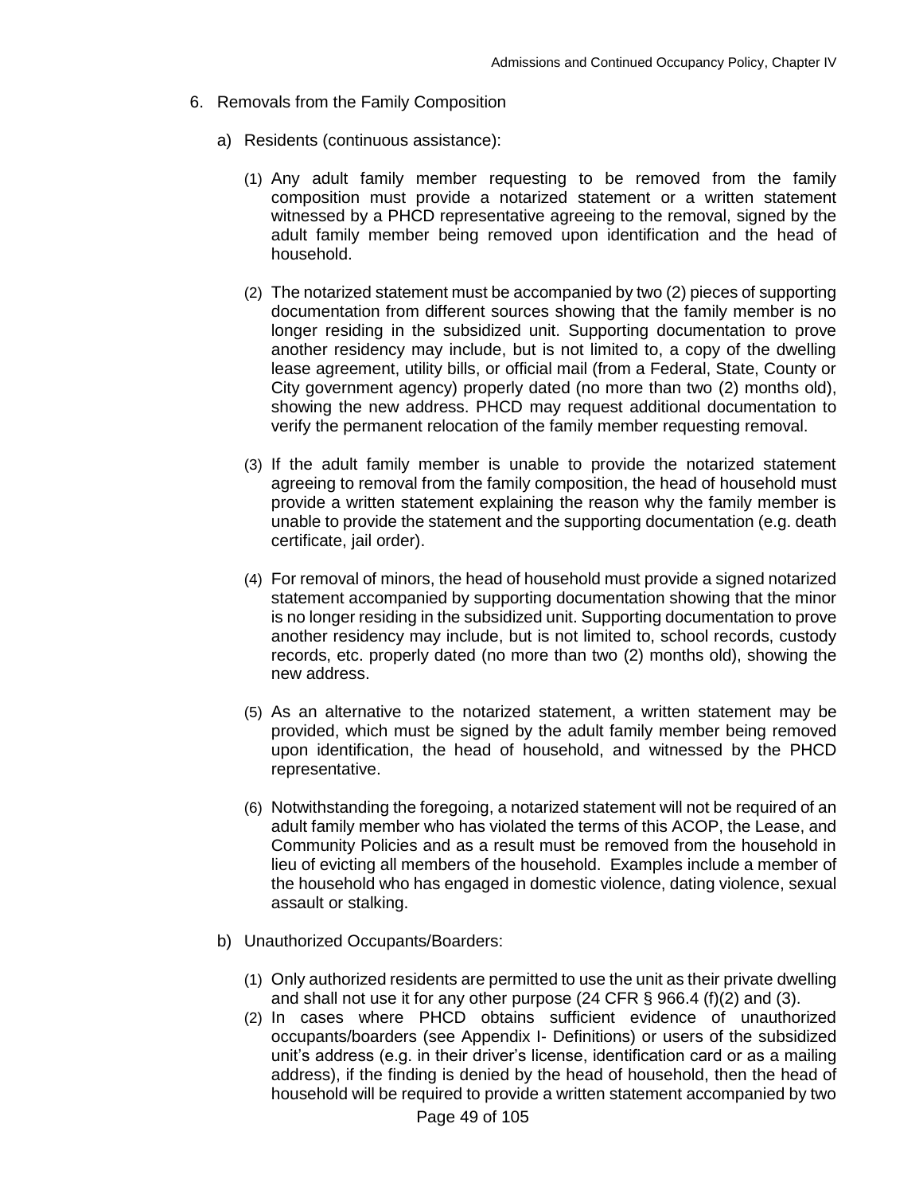6. Removals from the Family Composition

   a) Residents (continuous assistance):

      (1) Any adult family member requesting to be removed from the family composition must provide a notarized statement or a written statement witnessed by a PHCD representative agreeing to the removal, signed by the adult family member being removed upon identification and the head of household.

      (2) The notarized statement must be accompanied by two (2) pieces of supporting documentation from different sources showing that the family member is no longer residing in the subsidized unit. Supporting documentation to prove another residency may include, but is not limited to, a copy of the dwelling lease agreement, utility bills, or official mail (from a Federal, State, County or City government agency) properly dated (no more than two (2) months old), showing the new address. PHCD may request additional documentation to verify the permanent relocation of the family member requesting removal.

      (3) If the adult family member is unable to provide the notarized statement agreeing to removal from the family composition, the head of household must provide a written statement explaining the reason why the family member is unable to provide the statement and the supporting documentation (e.g. death certificate, jail order).

      (4) For removal of minors, the head of household must provide a signed notarized statement accompanied by supporting documentation showing that the minor is no longer residing in the subsidized unit. Supporting documentation to prove another residency may include, but is not limited to, school records, custody records, etc. properly dated (no more than two (2) months old), showing the new address.

      (5) As an alternative to the notarized statement, a written statement may be provided, which must be signed by the adult family member being removed upon identification, the head of household, and witnessed by the PHCD representative.

      (6) Notwithstanding the foregoing, a notarized statement will not be required of an adult family member who has violated the terms of this ACOP, the Lease, and Community Policies and as a result must be removed from the household in lieu of evicting all members of the household. Examples include a member of the household who has engaged in domestic violence, dating violence, sexual assault or stalking.

   b) Unauthorized Occupants/Boarders:

      (1) Only authorized residents are permitted to use the unit as their private dwelling and shall not use it for any other purpose (24 CFR § 966.4 (f)(2) and (3).

      (2) In cases where PHCD obtains sufficient evidence of unauthorized occupants/boarders (see Appendix I- Definitions) or users of the subsidized unit's address (e.g. in their driver's license, identification card or as a mailing address), if the finding is denied by the head of household, then the head of household will be required to provide a written statement accompanied by two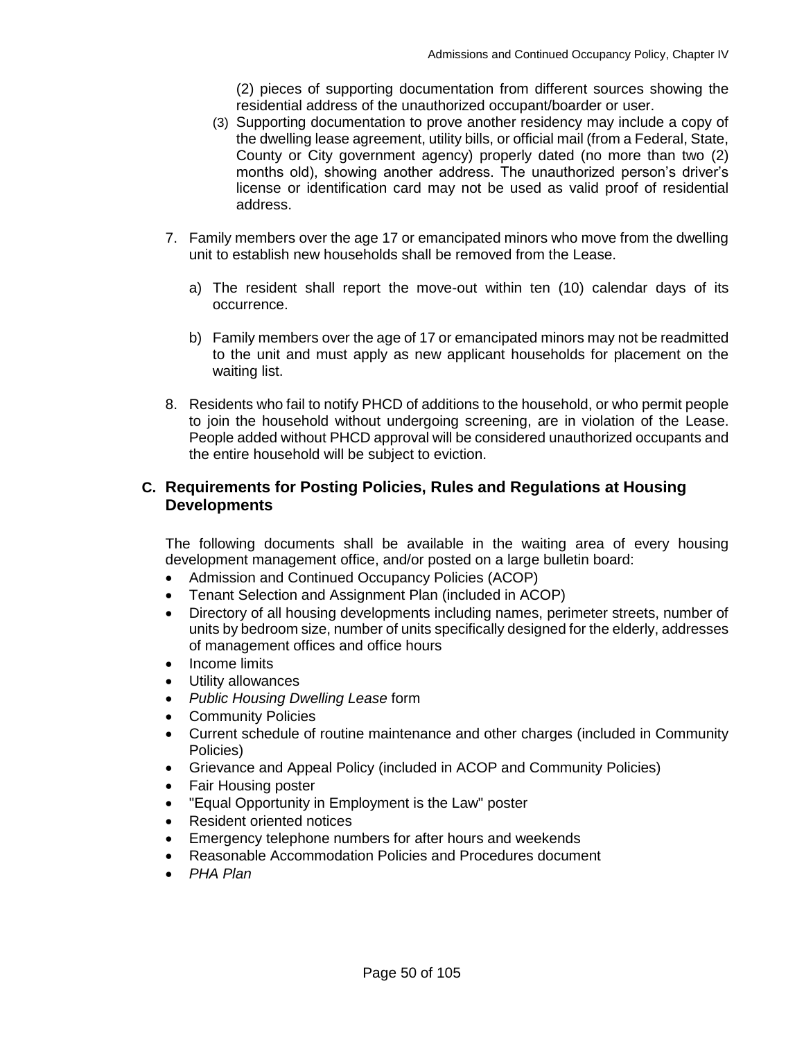(2) pieces of supporting documentation from different sources showing the residential address of the unauthorized occupant/boarder or user.

(3) Supporting documentation to prove another residency may include a copy of the dwelling lease agreement, utility bills, or official mail (from a Federal, State, County or City government agency) properly dated (no more than two (2) months old), showing another address. The unauthorized person's driver's license or identification card may not be used as valid proof of residential address.

7. Family members over the age 17 or emancipated minors who move from the dwelling unit to establish new households shall be removed from the Lease.

   a) The resident shall report the move-out within ten (10) calendar days of its occurrence.

   b) Family members over the age of 17 or emancipated minors may not be readmitted to the unit and must apply as new applicant households for placement on the waiting list.

8. Residents who fail to notify PHCD of additions to the household, or who permit people to join the household without undergoing screening, are in violation of the Lease. People added without PHCD approval will be considered unauthorized occupants and the entire household will be subject to eviction.

## C. Requirements for Posting Policies, Rules and Regulations at Housing Developments

The following documents shall be available in the waiting area of every housing development management office, and/or posted on a large bulletin board:

- Admission and Continued Occupancy Policies (ACOP)
- Tenant Selection and Assignment Plan (included in ACOP)
- Directory of all housing developments including names, perimeter streets, number of units by bedroom size, number of units specifically designed for the elderly, addresses of management offices and office hours
- Income limits
- Utility allowances
- *Public Housing Dwelling Lease* form
- Community Policies
- Current schedule of routine maintenance and other charges (included in Community Policies)
- Grievance and Appeal Policy (included in ACOP and Community Policies)
- Fair Housing poster
- "Equal Opportunity in Employment is the Law" poster
- Resident oriented notices
- Emergency telephone numbers for after hours and weekends
- Reasonable Accommodation Policies and Procedures document
- *PHA Plan*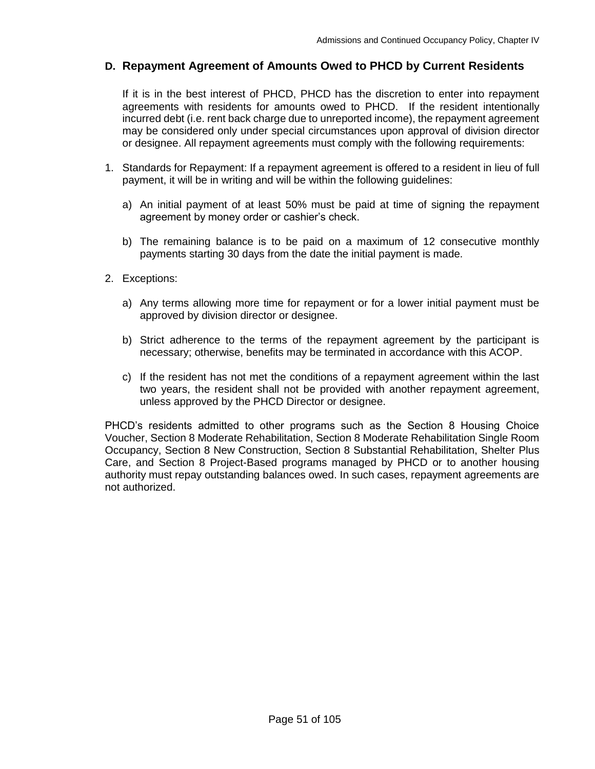## D. Repayment Agreement of Amounts Owed to PHCD by Current Residents

If it is in the best interest of PHCD, PHCD has the discretion to enter into repayment agreements with residents for amounts owed to PHCD. If the resident intentionally incurred debt (i.e. rent back charge due to unreported income), the repayment agreement may be considered only under special circumstances upon approval of division director or designee. All repayment agreements must comply with the following requirements:

1. Standards for Repayment: If a repayment agreement is offered to a resident in lieu of full payment, it will be in writing and will be within the following guidelines:

    a) An initial payment of at least 50% must be paid at time of signing the repayment agreement by money order or cashier's check.

    b) The remaining balance is to be paid on a maximum of 12 consecutive monthly payments starting 30 days from the date the initial payment is made.

2. Exceptions:

    a) Any terms allowing more time for repayment or for a lower initial payment must be approved by division director or designee.

    b) Strict adherence to the terms of the repayment agreement by the participant is necessary; otherwise, benefits may be terminated in accordance with this ACOP.

    c) If the resident has not met the conditions of a repayment agreement within the last two years, the resident shall not be provided with another repayment agreement, unless approved by the PHCD Director or designee.

PHCD's residents admitted to other programs such as the Section 8 Housing Choice Voucher, Section 8 Moderate Rehabilitation, Section 8 Moderate Rehabilitation Single Room Occupancy, Section 8 New Construction, Section 8 Substantial Rehabilitation, Shelter Plus Care, and Section 8 Project-Based programs managed by PHCD or to another housing authority must repay outstanding balances owed. In such cases, repayment agreements are not authorized.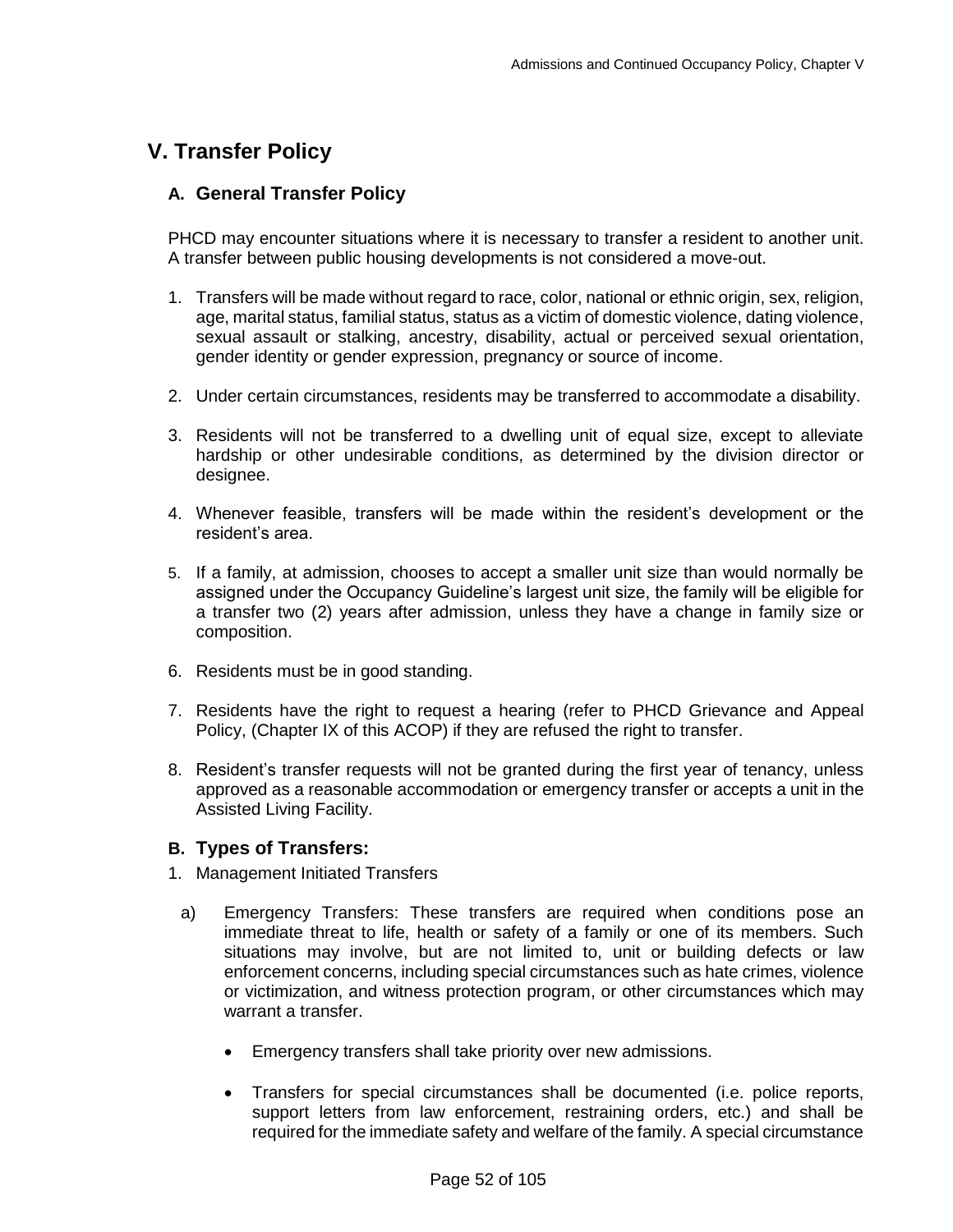# V. Transfer Policy

## A. General Transfer Policy

PHCD may encounter situations where it is necessary to transfer a resident to another unit. A transfer between public housing developments is not considered a move-out.

1. Transfers will be made without regard to race, color, national or ethnic origin, sex, religion, age, marital status, familial status, status as a victim of domestic violence, dating violence, sexual assault or stalking, ancestry, disability, actual or perceived sexual orientation, gender identity or gender expression, pregnancy or source of income.

2. Under certain circumstances, residents may be transferred to accommodate a disability.

3. Residents will not be transferred to a dwelling unit of equal size, except to alleviate hardship or other undesirable conditions, as determined by the division director or designee.

4. Whenever feasible, transfers will be made within the resident's development or the resident's area.

5. If a family, at admission, chooses to accept a smaller unit size than would normally be assigned under the Occupancy Guideline's largest unit size, the family will be eligible for a transfer two (2) years after admission, unless they have a change in family size or composition.

6. Residents must be in good standing.

7. Residents have the right to request a hearing (refer to PHCD Grievance and Appeal Policy, (Chapter IX of this ACOP) if they are refused the right to transfer.

8. Resident's transfer requests will not be granted during the first year of tenancy, unless approved as a reasonable accommodation or emergency transfer or accepts a unit in the Assisted Living Facility.

## B. Types of Transfers:

1. Management Initiated Transfers

   a) Emergency Transfers: These transfers are required when conditions pose an immediate threat to life, health or safety of a family or one of its members. Such situations may involve, but are not limited to, unit or building defects or law enforcement concerns, including special circumstances such as hate crimes, violence or victimization, and witness protection program, or other circumstances which may warrant a transfer.

      - Emergency transfers shall take priority over new admissions.

      - Transfers for special circumstances shall be documented (i.e. police reports, support letters from law enforcement, restraining orders, etc.) and shall be required for the immediate safety and welfare of the family. A special circumstance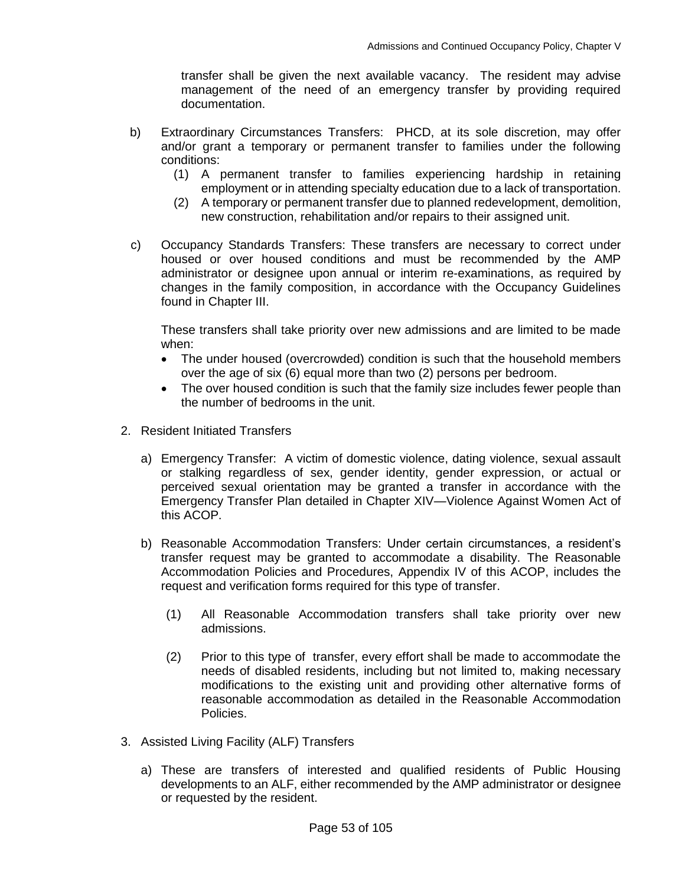transfer shall be given the next available vacancy. The resident may advise management of the need of an emergency transfer by providing required documentation.

b) Extraordinary Circumstances Transfers: PHCD, at its sole discretion, may offer and/or grant a temporary or permanent transfer to families under the following conditions:
   (1) A permanent transfer to families experiencing hardship in retaining employment or in attending specialty education due to a lack of transportation.
   (2) A temporary or permanent transfer due to planned redevelopment, demolition, new construction, rehabilitation and/or repairs to their assigned unit.

c) Occupancy Standards Transfers: These transfers are necessary to correct under housed or over housed conditions and must be recommended by the AMP administrator or designee upon annual or interim re-examinations, as required by changes in the family composition, in accordance with the Occupancy Guidelines found in Chapter III.

   These transfers shall take priority over new admissions and are limited to be made when:
   - The under housed (overcrowded) condition is such that the household members over the age of six (6) equal more than two (2) persons per bedroom.
   - The over housed condition is such that the family size includes fewer people than the number of bedrooms in the unit.

2. Resident Initiated Transfers

   a) Emergency Transfer: A victim of domestic violence, dating violence, sexual assault or stalking regardless of sex, gender identity, gender expression, or actual or perceived sexual orientation may be granted a transfer in accordance with the Emergency Transfer Plan detailed in Chapter XIV—Violence Against Women Act of this ACOP.

   b) Reasonable Accommodation Transfers: Under certain circumstances, a resident's transfer request may be granted to accommodate a disability. The Reasonable Accommodation Policies and Procedures, Appendix IV of this ACOP, includes the request and verification forms required for this type of transfer.

      (1) All Reasonable Accommodation transfers shall take priority over new admissions.

      (2) Prior to this type of transfer, every effort shall be made to accommodate the needs of disabled residents, including but not limited to, making necessary modifications to the existing unit and providing other alternative forms of reasonable accommodation as detailed in the Reasonable Accommodation Policies.

3. Assisted Living Facility (ALF) Transfers

   a) These are transfers of interested and qualified residents of Public Housing developments to an ALF, either recommended by the AMP administrator or designee or requested by the resident.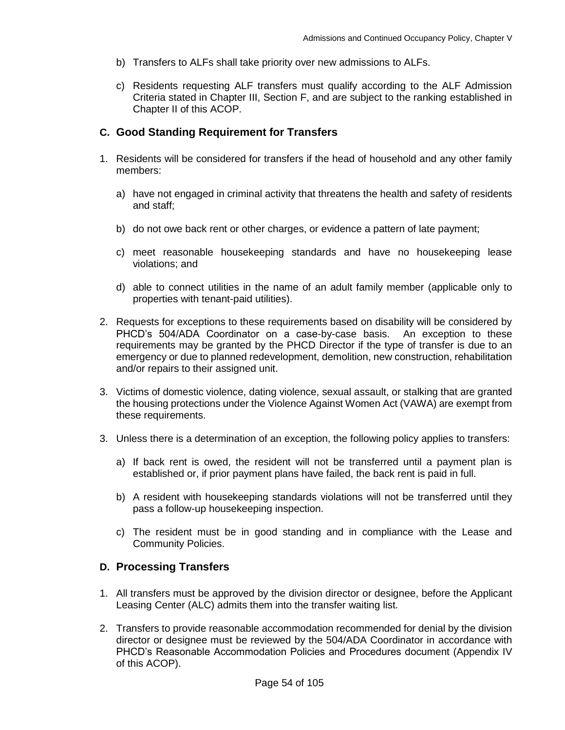b) Transfers to ALFs shall take priority over new admissions to ALFs.

c) Residents requesting ALF transfers must qualify according to the ALF Admission Criteria stated in Chapter III, Section F, and are subject to the ranking established in Chapter II of this ACOP.

## C. Good Standing Requirement for Transfers

1. Residents will be considered for transfers if the head of household and any other family members:

   a) have not engaged in criminal activity that threatens the health and safety of residents and staff;

   b) do not owe back rent or other charges, or evidence a pattern of late payment;

   c) meet reasonable housekeeping standards and have no housekeeping lease violations; and

   d) able to connect utilities in the name of an adult family member (applicable only to properties with tenant-paid utilities).

2. Requests for exceptions to these requirements based on disability will be considered by PHCD's 504/ADA Coordinator on a case-by-case basis. An exception to these requirements may be granted by the PHCD Director if the type of transfer is due to an emergency or due to planned redevelopment, demolition, new construction, rehabilitation and/or repairs to their assigned unit.

3. Victims of domestic violence, dating violence, sexual assault, or stalking that are granted the housing protections under the Violence Against Women Act (VAWA) are exempt from these requirements.

3. Unless there is a determination of an exception, the following policy applies to transfers:

   a) If back rent is owed, the resident will not be transferred until a payment plan is established or, if prior payment plans have failed, the back rent is paid in full.

   b) A resident with housekeeping standards violations will not be transferred until they pass a follow-up housekeeping inspection.

   c) The resident must be in good standing and in compliance with the Lease and Community Policies.

## D. Processing Transfers

1. All transfers must be approved by the division director or designee, before the Applicant Leasing Center (ALC) admits them into the transfer waiting list.

2. Transfers to provide reasonable accommodation recommended for denial by the division director or designee must be reviewed by the 504/ADA Coordinator in accordance with PHCD's Reasonable Accommodation Policies and Procedures document (Appendix IV of this ACOP).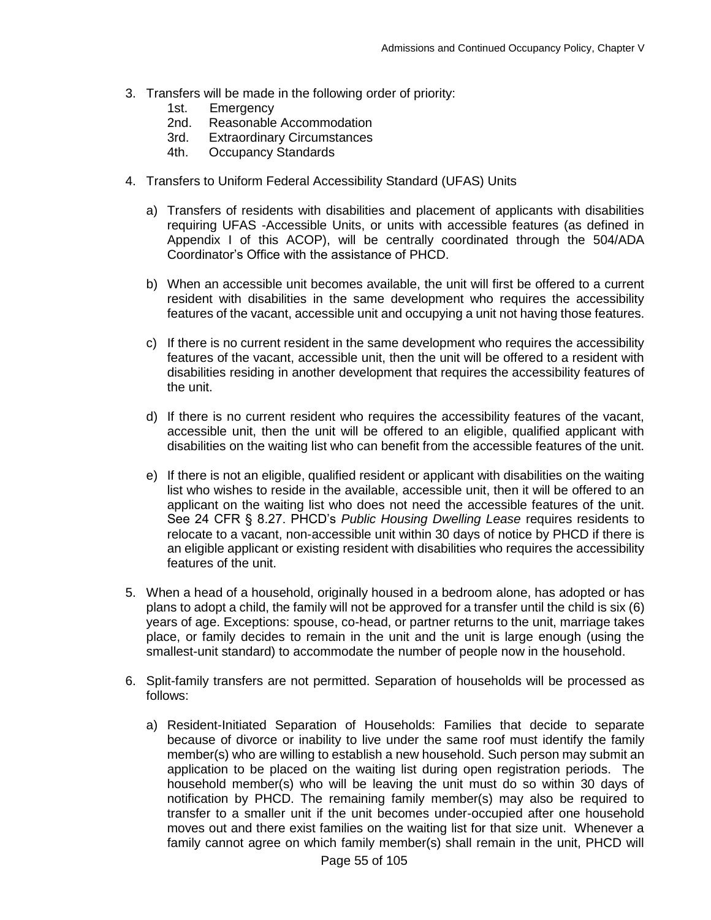3. Transfers will be made in the following order of priority:
   1st. Emergency
   2nd. Reasonable Accommodation
   3rd. Extraordinary Circumstances
   4th. Occupancy Standards

4. Transfers to Uniform Federal Accessibility Standard (UFAS) Units

   a) Transfers of residents with disabilities and placement of applicants with disabilities requiring UFAS -Accessible Units, or units with accessible features (as defined in Appendix I of this ACOP), will be centrally coordinated through the 504/ADA Coordinator's Office with the assistance of PHCD.

   b) When an accessible unit becomes available, the unit will first be offered to a current resident with disabilities in the same development who requires the accessibility features of the vacant, accessible unit and occupying a unit not having those features.

   c) If there is no current resident in the same development who requires the accessibility features of the vacant, accessible unit, then the unit will be offered to a resident with disabilities residing in another development that requires the accessibility features of the unit.

   d) If there is no current resident who requires the accessibility features of the vacant, accessible unit, then the unit will be offered to an eligible, qualified applicant with disabilities on the waiting list who can benefit from the accessible features of the unit.

   e) If there is not an eligible, qualified resident or applicant with disabilities on the waiting list who wishes to reside in the available, accessible unit, then it will be offered to an applicant on the waiting list who does not need the accessible features of the unit. See 24 CFR § 8.27. PHCD's *Public Housing Dwelling Lease* requires residents to relocate to a vacant, non-accessible unit within 30 days of notice by PHCD if there is an eligible applicant or existing resident with disabilities who requires the accessibility features of the unit.

5. When a head of a household, originally housed in a bedroom alone, has adopted or has plans to adopt a child, the family will not be approved for a transfer until the child is six (6) years of age. Exceptions: spouse, co-head, or partner returns to the unit, marriage takes place, or family decides to remain in the unit and the unit is large enough (using the smallest-unit standard) to accommodate the number of people now in the household.

6. Split-family transfers are not permitted. Separation of households will be processed as follows:

   a) Resident-Initiated Separation of Households: Families that decide to separate because of divorce or inability to live under the same roof must identify the family member(s) who are willing to establish a new household. Such person may submit an application to be placed on the waiting list during open registration periods. The household member(s) who will be leaving the unit must do so within 30 days of notification by PHCD. The remaining family member(s) may also be required to transfer to a smaller unit if the unit becomes under-occupied after one household moves out and there exist families on the waiting list for that size unit. Whenever a family cannot agree on which family member(s) shall remain in the unit, PHCD will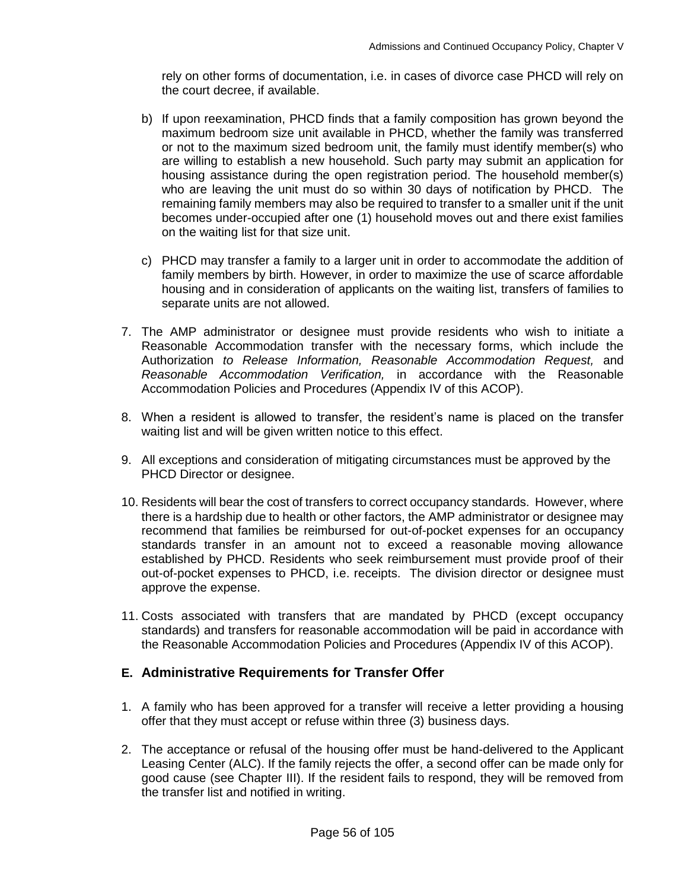rely on other forms of documentation, i.e. in cases of divorce case PHCD will rely on the court decree, if available.

b) If upon reexamination, PHCD finds that a family composition has grown beyond the maximum bedroom size unit available in PHCD, whether the family was transferred or not to the maximum sized bedroom unit, the family must identify member(s) who are willing to establish a new household. Such party may submit an application for housing assistance during the open registration period. The household member(s) who are leaving the unit must do so within 30 days of notification by PHCD. The remaining family members may also be required to transfer to a smaller unit if the unit becomes under-occupied after one (1) household moves out and there exist families on the waiting list for that size unit.

c) PHCD may transfer a family to a larger unit in order to accommodate the addition of family members by birth. However, in order to maximize the use of scarce affordable housing and in consideration of applicants on the waiting list, transfers of families to separate units are not allowed.

7. The AMP administrator or designee must provide residents who wish to initiate a Reasonable Accommodation transfer with the necessary forms, which include the Authorization *to Release Information, Reasonable Accommodation Request,* and *Reasonable Accommodation Verification,* in accordance with the Reasonable Accommodation Policies and Procedures (Appendix IV of this ACOP).

8. When a resident is allowed to transfer, the resident's name is placed on the transfer waiting list and will be given written notice to this effect.

9. All exceptions and consideration of mitigating circumstances must be approved by the PHCD Director or designee.

10. Residents will bear the cost of transfers to correct occupancy standards. However, where there is a hardship due to health or other factors, the AMP administrator or designee may recommend that families be reimbursed for out-of-pocket expenses for an occupancy standards transfer in an amount not to exceed a reasonable moving allowance established by PHCD. Residents who seek reimbursement must provide proof of their out-of-pocket expenses to PHCD, i.e. receipts. The division director or designee must approve the expense.

11. Costs associated with transfers that are mandated by PHCD (except occupancy standards) and transfers for reasonable accommodation will be paid in accordance with the Reasonable Accommodation Policies and Procedures (Appendix IV of this ACOP).

## E. Administrative Requirements for Transfer Offer

1. A family who has been approved for a transfer will receive a letter providing a housing offer that they must accept or refuse within three (3) business days.

2. The acceptance or refusal of the housing offer must be hand-delivered to the Applicant Leasing Center (ALC). If the family rejects the offer, a second offer can be made only for good cause (see Chapter III). If the resident fails to respond, they will be removed from the transfer list and notified in writing.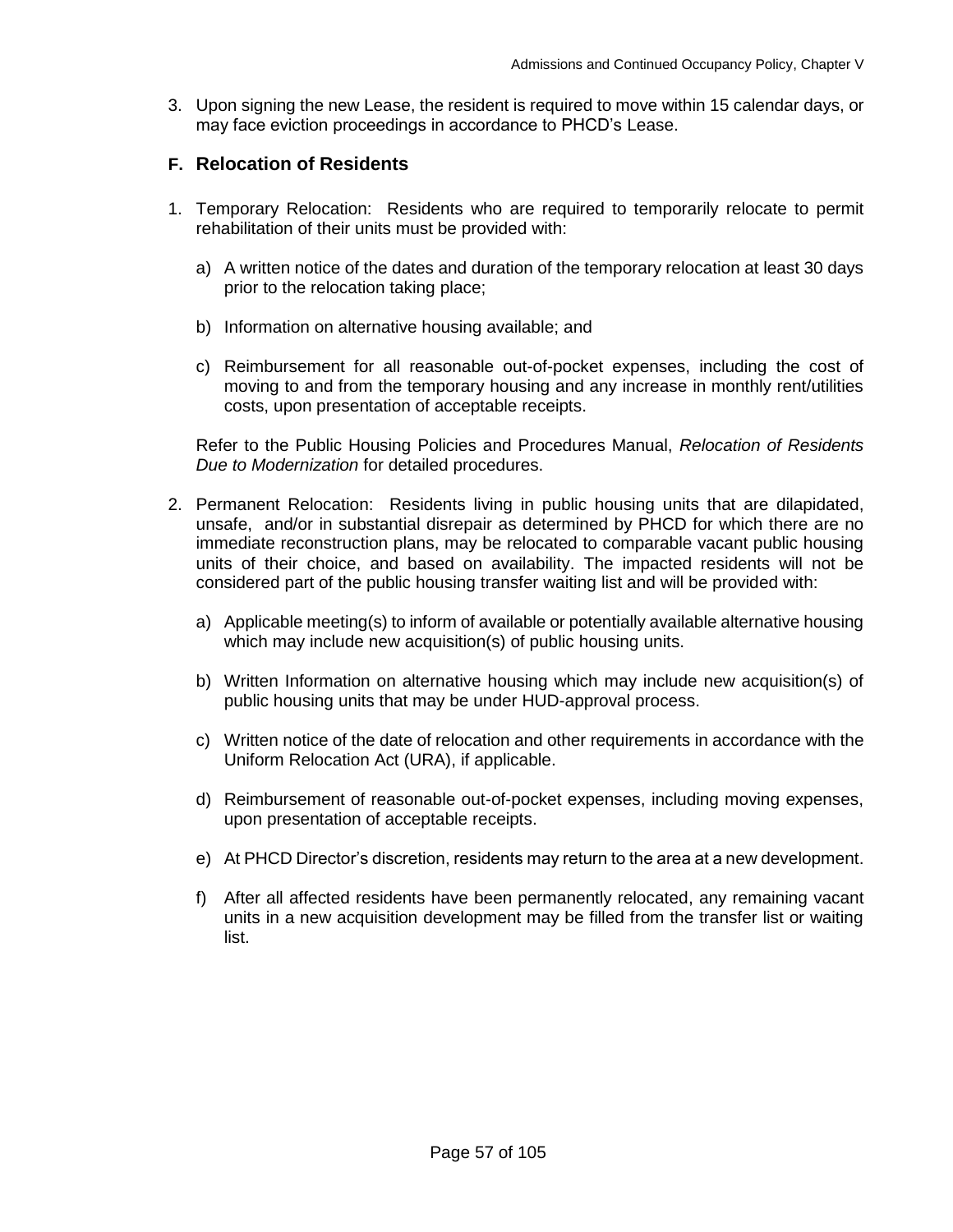3. Upon signing the new Lease, the resident is required to move within 15 calendar days, or may face eviction proceedings in accordance to PHCD's Lease.

### F. Relocation of Residents

1. Temporary Relocation: Residents who are required to temporarily relocate to permit rehabilitation of their units must be provided with:

   a) A written notice of the dates and duration of the temporary relocation at least 30 days prior to the relocation taking place;

   b) Information on alternative housing available; and

   c) Reimbursement for all reasonable out-of-pocket expenses, including the cost of moving to and from the temporary housing and any increase in monthly rent/utilities costs, upon presentation of acceptable receipts.

   Refer to the Public Housing Policies and Procedures Manual, *Relocation of Residents Due to Modernization* for detailed procedures.

2. Permanent Relocation: Residents living in public housing units that are dilapidated, unsafe, and/or in substantial disrepair as determined by PHCD for which there are no immediate reconstruction plans, may be relocated to comparable vacant public housing units of their choice, and based on availability. The impacted residents will not be considered part of the public housing transfer waiting list and will be provided with:

   a) Applicable meeting(s) to inform of available or potentially available alternative housing which may include new acquisition(s) of public housing units.

   b) Written Information on alternative housing which may include new acquisition(s) of public housing units that may be under HUD-approval process.

   c) Written notice of the date of relocation and other requirements in accordance with the Uniform Relocation Act (URA), if applicable.

   d) Reimbursement of reasonable out-of-pocket expenses, including moving expenses, upon presentation of acceptable receipts.

   e) At PHCD Director's discretion, residents may return to the area at a new development.

   f) After all affected residents have been permanently relocated, any remaining vacant units in a new acquisition development may be filled from the transfer list or waiting list.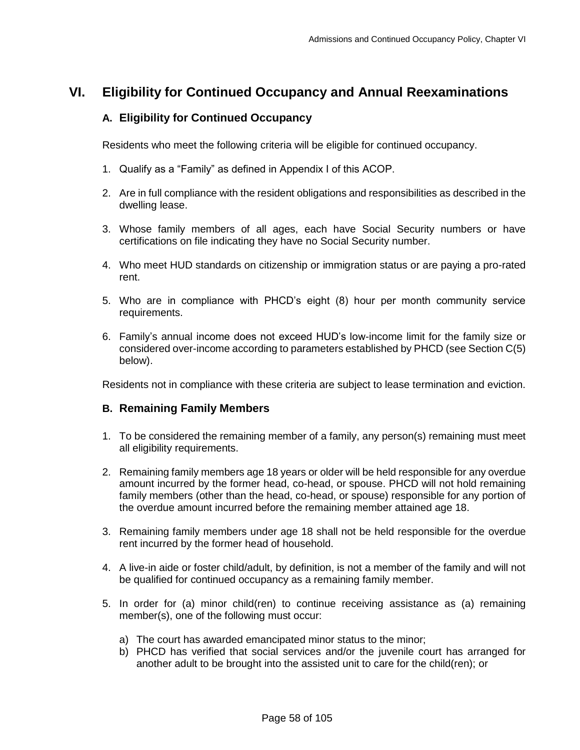# VI. Eligibility for Continued Occupancy and Annual Reexaminations

## A. Eligibility for Continued Occupancy

Residents who meet the following criteria will be eligible for continued occupancy.

1. Qualify as a "Family" as defined in Appendix I of this ACOP.
2. Are in full compliance with the resident obligations and responsibilities as described in the dwelling lease.
3. Whose family members of all ages, each have Social Security numbers or have certifications on file indicating they have no Social Security number.
4. Who meet HUD standards on citizenship or immigration status or are paying a pro-rated rent.
5. Who are in compliance with PHCD's eight (8) hour per month community service requirements.
6. Family's annual income does not exceed HUD's low-income limit for the family size or considered over-income according to parameters established by PHCD (see Section C(5) below).

Residents not in compliance with these criteria are subject to lease termination and eviction.

## B. Remaining Family Members

1. To be considered the remaining member of a family, any person(s) remaining must meet all eligibility requirements.
2. Remaining family members age 18 years or older will be held responsible for any overdue amount incurred by the former head, co-head, or spouse. PHCD will not hold remaining family members (other than the head, co-head, or spouse) responsible for any portion of the overdue amount incurred before the remaining member attained age 18.
3. Remaining family members under age 18 shall not be held responsible for the overdue rent incurred by the former head of household.
4. A live-in aide or foster child/adult, by definition, is not a member of the family and will not be qualified for continued occupancy as a remaining family member.
5. In order for (a) minor child(ren) to continue receiving assistance as (a) remaining member(s), one of the following must occur:
   a) The court has awarded emancipated minor status to the minor;
   b) PHCD has verified that social services and/or the juvenile court has arranged for another adult to be brought into the assisted unit to care for the child(ren); or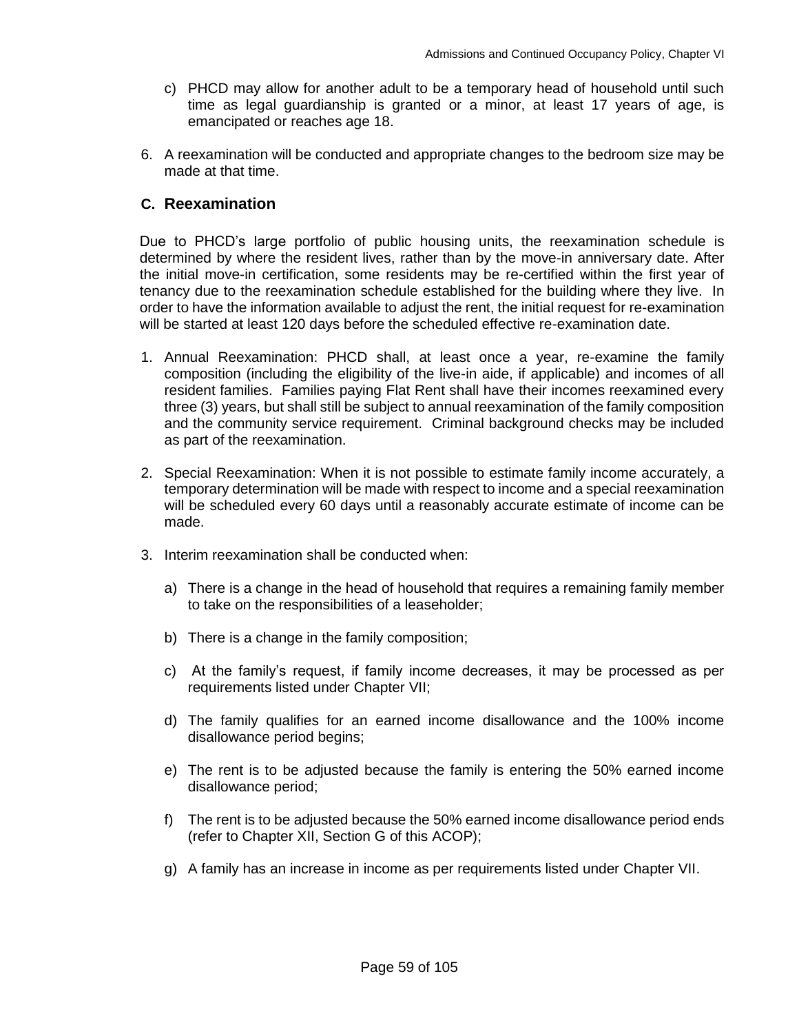c) PHCD may allow for another adult to be a temporary head of household until such time as legal guardianship is granted or a minor, at least 17 years of age, is emancipated or reaches age 18.

6. A reexamination will be conducted and appropriate changes to the bedroom size may be made at that time.

### C. Reexamination

Due to PHCD's large portfolio of public housing units, the reexamination schedule is determined by where the resident lives, rather than by the move-in anniversary date. After the initial move-in certification, some residents may be re-certified within the first year of tenancy due to the reexamination schedule established for the building where they live. In order to have the information available to adjust the rent, the initial request for re-examination will be started at least 120 days before the scheduled effective re-examination date.

1. Annual Reexamination: PHCD shall, at least once a year, re-examine the family composition (including the eligibility of the live-in aide, if applicable) and incomes of all resident families. Families paying Flat Rent shall have their incomes reexamined every three (3) years, but shall still be subject to annual reexamination of the family composition and the community service requirement. Criminal background checks may be included as part of the reexamination.

2. Special Reexamination: When it is not possible to estimate family income accurately, a temporary determination will be made with respect to income and a special reexamination will be scheduled every 60 days until a reasonably accurate estimate of income can be made.

3. Interim reexamination shall be conducted when:

   a) There is a change in the head of household that requires a remaining family member to take on the responsibilities of a leaseholder;

   b) There is a change in the family composition;

   c) At the family's request, if family income decreases, it may be processed as per requirements listed under Chapter VII;

   d) The family qualifies for an earned income disallowance and the 100% income disallowance period begins;

   e) The rent is to be adjusted because the family is entering the 50% earned income disallowance period;

   f) The rent is to be adjusted because the 50% earned income disallowance period ends (refer to Chapter XII, Section G of this ACOP);

   g) A family has an increase in income as per requirements listed under Chapter VII.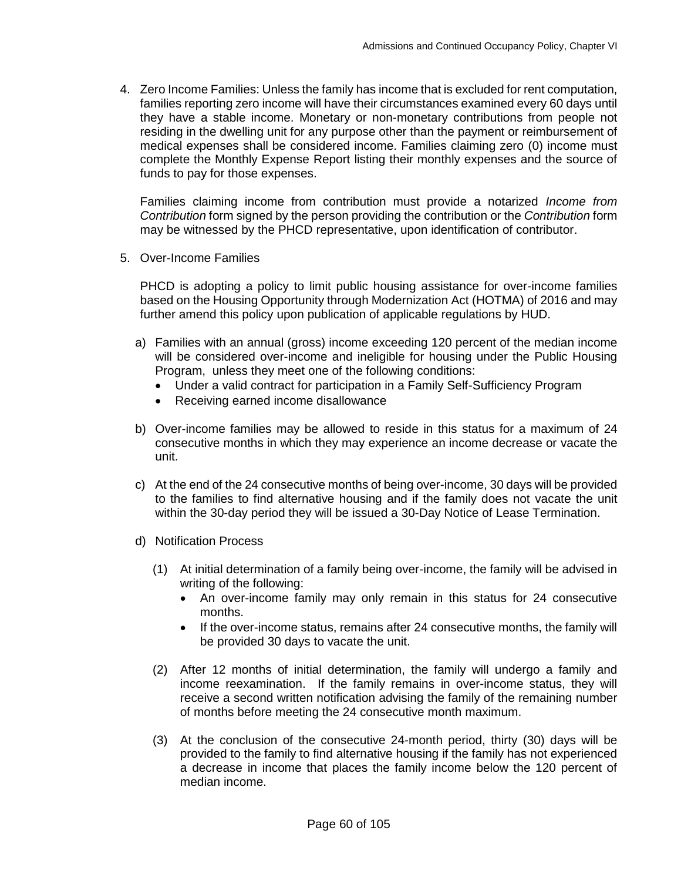4. Zero Income Families: Unless the family has income that is excluded for rent computation, families reporting zero income will have their circumstances examined every 60 days until they have a stable income. Monetary or non-monetary contributions from people not residing in the dwelling unit for any purpose other than the payment or reimbursement of medical expenses shall be considered income. Families claiming zero (0) income must complete the Monthly Expense Report listing their monthly expenses and the source of funds to pay for those expenses.

   Families claiming income from contribution must provide a notarized *Income from Contribution* form signed by the person providing the contribution or the *Contribution* form may be witnessed by the PHCD representative, upon identification of contributor.

5. Over-Income Families

   PHCD is adopting a policy to limit public housing assistance for over-income families based on the Housing Opportunity through Modernization Act (HOTMA) of 2016 and may further amend this policy upon publication of applicable regulations by HUD.

   a) Families with an annual (gross) income exceeding 120 percent of the median income will be considered over-income and ineligible for housing under the Public Housing Program, unless they meet one of the following conditions:
      - Under a valid contract for participation in a Family Self-Sufficiency Program
      - Receiving earned income disallowance

   b) Over-income families may be allowed to reside in this status for a maximum of 24 consecutive months in which they may experience an income decrease or vacate the unit.

   c) At the end of the 24 consecutive months of being over-income, 30 days will be provided to the families to find alternative housing and if the family does not vacate the unit within the 30-day period they will be issued a 30-Day Notice of Lease Termination.

   d) Notification Process

      (1) At initial determination of a family being over-income, the family will be advised in writing of the following:
         - An over-income family may only remain in this status for 24 consecutive months.
         - If the over-income status, remains after 24 consecutive months, the family will be provided 30 days to vacate the unit.

      (2) After 12 months of initial determination, the family will undergo a family and income reexamination. If the family remains in over-income status, they will receive a second written notification advising the family of the remaining number of months before meeting the 24 consecutive month maximum.

      (3) At the conclusion of the consecutive 24-month period, thirty (30) days will be provided to the family to find alternative housing if the family has not experienced a decrease in income that places the family income below the 120 percent of median income.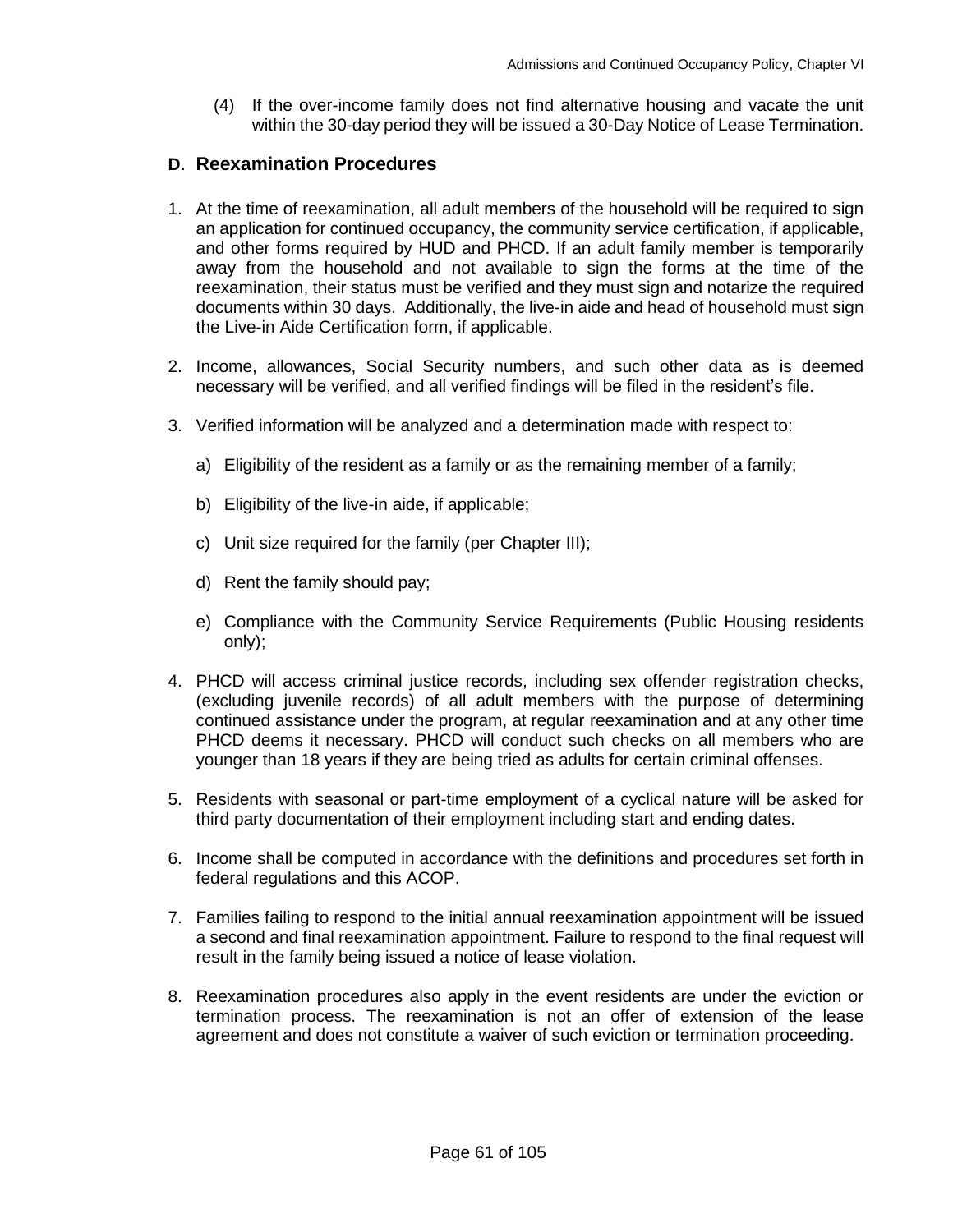(4) If the over-income family does not find alternative housing and vacate the unit within the 30-day period they will be issued a 30-Day Notice of Lease Termination.

## D. Reexamination Procedures

1. At the time of reexamination, all adult members of the household will be required to sign an application for continued occupancy, the community service certification, if applicable, and other forms required by HUD and PHCD. If an adult family member is temporarily away from the household and not available to sign the forms at the time of the reexamination, their status must be verified and they must sign and notarize the required documents within 30 days. Additionally, the live-in aide and head of household must sign the Live-in Aide Certification form, if applicable.

2. Income, allowances, Social Security numbers, and such other data as is deemed necessary will be verified, and all verified findings will be filed in the resident's file.

3. Verified information will be analyzed and a determination made with respect to:

   a) Eligibility of the resident as a family or as the remaining member of a family;

   b) Eligibility of the live-in aide, if applicable;

   c) Unit size required for the family (per Chapter III);

   d) Rent the family should pay;

   e) Compliance with the Community Service Requirements (Public Housing residents only);

4. PHCD will access criminal justice records, including sex offender registration checks, (excluding juvenile records) of all adult members with the purpose of determining continued assistance under the program, at regular reexamination and at any other time PHCD deems it necessary. PHCD will conduct such checks on all members who are younger than 18 years if they are being tried as adults for certain criminal offenses.

5. Residents with seasonal or part-time employment of a cyclical nature will be asked for third party documentation of their employment including start and ending dates.

6. Income shall be computed in accordance with the definitions and procedures set forth in federal regulations and this ACOP.

7. Families failing to respond to the initial annual reexamination appointment will be issued a second and final reexamination appointment. Failure to respond to the final request will result in the family being issued a notice of lease violation.

8. Reexamination procedures also apply in the event residents are under the eviction or termination process. The reexamination is not an offer of extension of the lease agreement and does not constitute a waiver of such eviction or termination proceeding.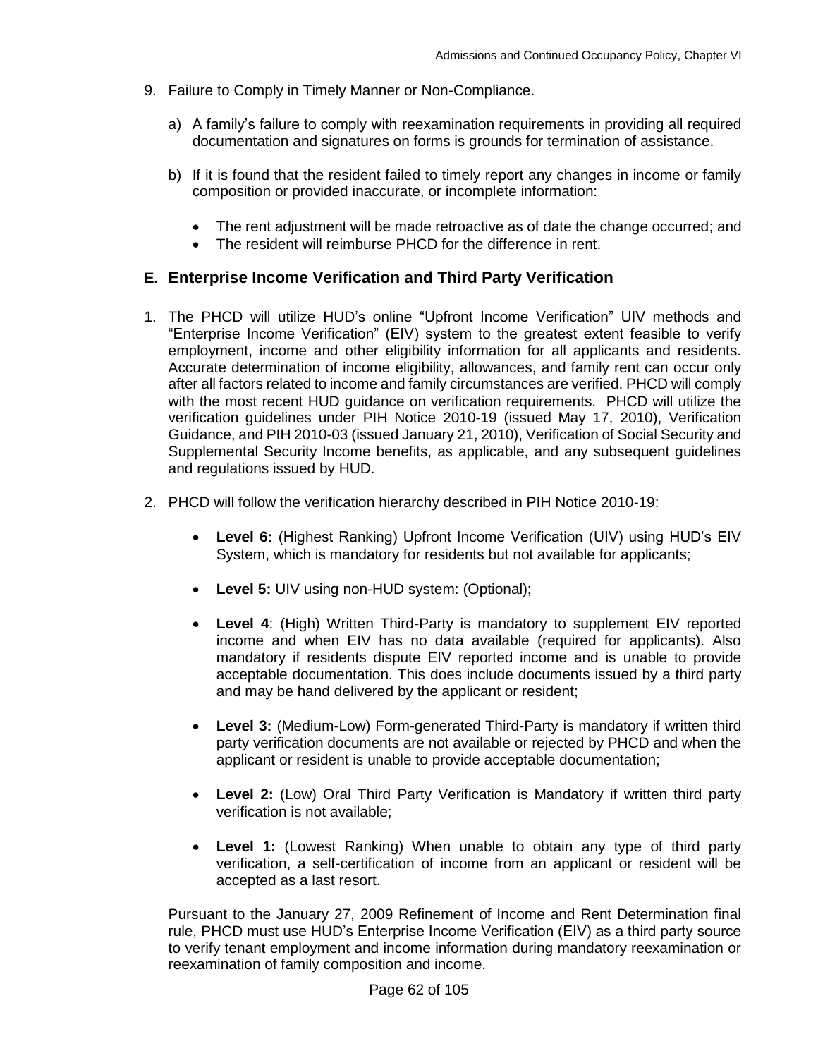9. Failure to Comply in Timely Manner or Non-Compliance.

   a) A family's failure to comply with reexamination requirements in providing all required documentation and signatures on forms is grounds for termination of assistance.

   b) If it is found that the resident failed to timely report any changes in income or family composition or provided inaccurate, or incomplete information:

      - The rent adjustment will be made retroactive as of date the change occurred; and
      - The resident will reimburse PHCD for the difference in rent.

## E. Enterprise Income Verification and Third Party Verification

1. The PHCD will utilize HUD's online "Upfront Income Verification" UIV methods and "Enterprise Income Verification" (EIV) system to the greatest extent feasible to verify employment, income and other eligibility information for all applicants and residents. Accurate determination of income eligibility, allowances, and family rent can occur only after all factors related to income and family circumstances are verified. PHCD will comply with the most recent HUD guidance on verification requirements. PHCD will utilize the verification guidelines under PIH Notice 2010-19 (issued May 17, 2010), Verification Guidance, and PIH 2010-03 (issued January 21, 2010), Verification of Social Security and Supplemental Security Income benefits, as applicable, and any subsequent guidelines and regulations issued by HUD.

2. PHCD will follow the verification hierarchy described in PIH Notice 2010-19:

   - **Level 6:** (Highest Ranking) Upfront Income Verification (UIV) using HUD's EIV System, which is mandatory for residents but not available for applicants;

   - **Level 5:** UIV using non-HUD system: (Optional);

   - **Level 4**: (High) Written Third-Party is mandatory to supplement EIV reported income and when EIV has no data available (required for applicants). Also mandatory if residents dispute EIV reported income and is unable to provide acceptable documentation. This does include documents issued by a third party and may be hand delivered by the applicant or resident;

   - **Level 3:** (Medium-Low) Form-generated Third-Party is mandatory if written third party verification documents are not available or rejected by PHCD and when the applicant or resident is unable to provide acceptable documentation;

   - **Level 2:** (Low) Oral Third Party Verification is Mandatory if written third party verification is not available;

   - **Level 1:** (Lowest Ranking) When unable to obtain any type of third party verification, a self-certification of income from an applicant or resident will be accepted as a last resort.

   Pursuant to the January 27, 2009 Refinement of Income and Rent Determination final rule, PHCD must use HUD's Enterprise Income Verification (EIV) as a third party source to verify tenant employment and income information during mandatory reexamination or reexamination of family composition and income.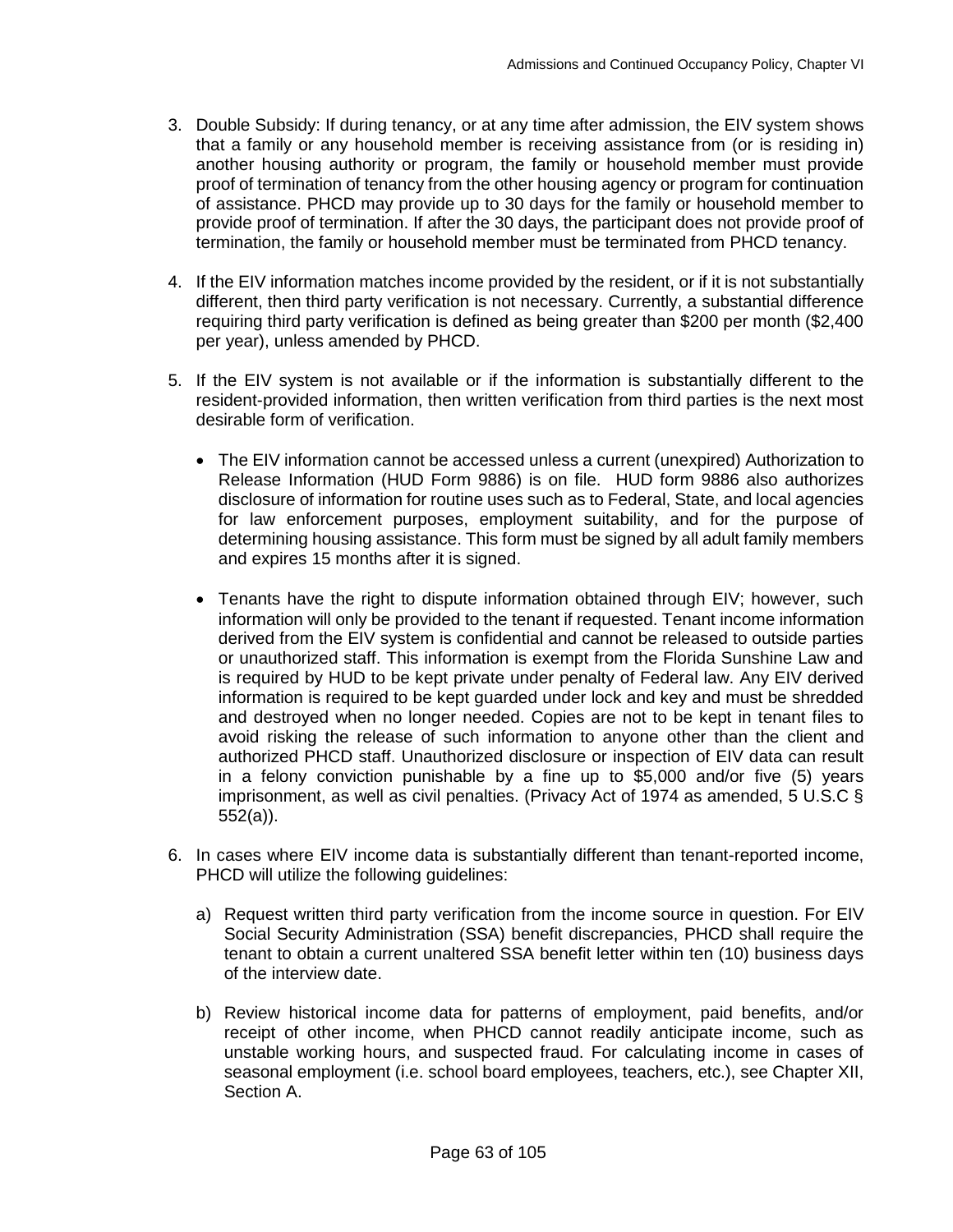3. Double Subsidy: If during tenancy, or at any time after admission, the EIV system shows that a family or any household member is receiving assistance from (or is residing in) another housing authority or program, the family or household member must provide proof of termination of tenancy from the other housing agency or program for continuation of assistance. PHCD may provide up to 30 days for the family or household member to provide proof of termination. If after the 30 days, the participant does not provide proof of termination, the family or household member must be terminated from PHCD tenancy.

4. If the EIV information matches income provided by the resident, or if it is not substantially different, then third party verification is not necessary. Currently, a substantial difference requiring third party verification is defined as being greater than $200 per month ($2,400 per year), unless amended by PHCD.

5. If the EIV system is not available or if the information is substantially different to the resident-provided information, then written verification from third parties is the next most desirable form of verification.

   - The EIV information cannot be accessed unless a current (unexpired) Authorization to Release Information (HUD Form 9886) is on file. HUD form 9886 also authorizes disclosure of information for routine uses such as to Federal, State, and local agencies for law enforcement purposes, employment suitability, and for the purpose of determining housing assistance. This form must be signed by all adult family members and expires 15 months after it is signed.

   - Tenants have the right to dispute information obtained through EIV; however, such information will only be provided to the tenant if requested. Tenant income information derived from the EIV system is confidential and cannot be released to outside parties or unauthorized staff. This information is exempt from the Florida Sunshine Law and is required by HUD to be kept private under penalty of Federal law. Any EIV derived information is required to be kept guarded under lock and key and must be shredded and destroyed when no longer needed. Copies are not to be kept in tenant files to avoid risking the release of such information to anyone other than the client and authorized PHCD staff. Unauthorized disclosure or inspection of EIV data can result in a felony conviction punishable by a fine up to $5,000 and/or five (5) years imprisonment, as well as civil penalties. (Privacy Act of 1974 as amended, 5 U.S.C § 552(a)).

6. In cases where EIV income data is substantially different than tenant-reported income, PHCD will utilize the following guidelines:

   a) Request written third party verification from the income source in question. For EIV Social Security Administration (SSA) benefit discrepancies, PHCD shall require the tenant to obtain a current unaltered SSA benefit letter within ten (10) business days of the interview date.

   b) Review historical income data for patterns of employment, paid benefits, and/or receipt of other income, when PHCD cannot readily anticipate income, such as unstable working hours, and suspected fraud. For calculating income in cases of seasonal employment (i.e. school board employees, teachers, etc.), see Chapter XII, Section A.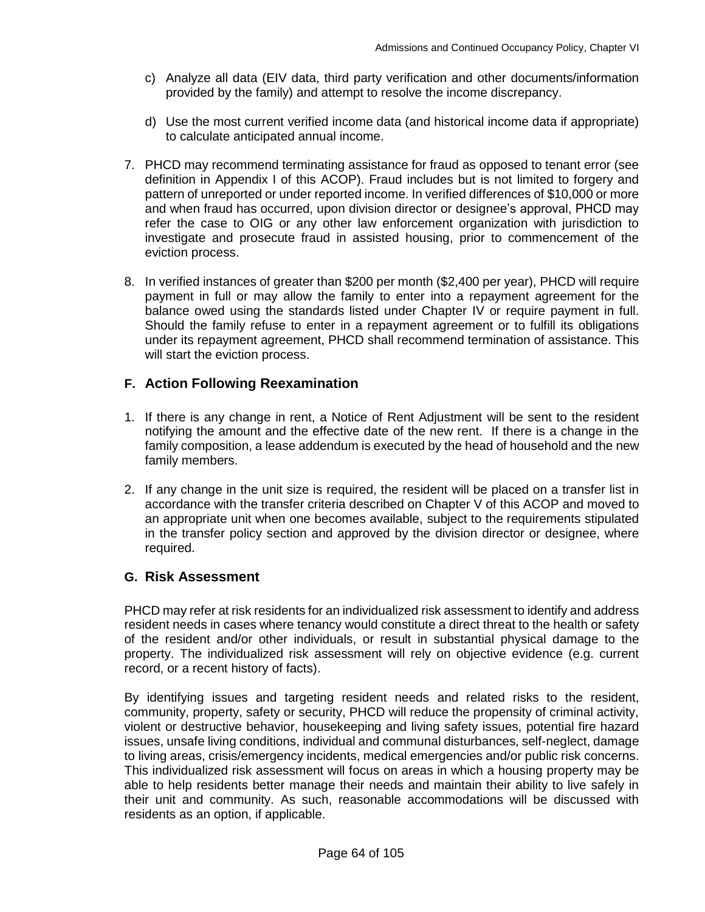c) Analyze all data (EIV data, third party verification and other documents/information provided by the family) and attempt to resolve the income discrepancy.

d) Use the most current verified income data (and historical income data if appropriate) to calculate anticipated annual income.

7. PHCD may recommend terminating assistance for fraud as opposed to tenant error (see definition in Appendix I of this ACOP). Fraud includes but is not limited to forgery and pattern of unreported or under reported income. In verified differences of $10,000 or more and when fraud has occurred, upon division director or designee's approval, PHCD may refer the case to OIG or any other law enforcement organization with jurisdiction to investigate and prosecute fraud in assisted housing, prior to commencement of the eviction process.

8. In verified instances of greater than $200 per month ($2,400 per year), PHCD will require payment in full or may allow the family to enter into a repayment agreement for the balance owed using the standards listed under Chapter IV or require payment in full. Should the family refuse to enter in a repayment agreement or to fulfill its obligations under its repayment agreement, PHCD shall recommend termination of assistance. This will start the eviction process.

## F. Action Following Reexamination

1. If there is any change in rent, a Notice of Rent Adjustment will be sent to the resident notifying the amount and the effective date of the new rent. If there is a change in the family composition, a lease addendum is executed by the head of household and the new family members.

2. If any change in the unit size is required, the resident will be placed on a transfer list in accordance with the transfer criteria described on Chapter V of this ACOP and moved to an appropriate unit when one becomes available, subject to the requirements stipulated in the transfer policy section and approved by the division director or designee, where required.

## G. Risk Assessment

PHCD may refer at risk residents for an individualized risk assessment to identify and address resident needs in cases where tenancy would constitute a direct threat to the health or safety of the resident and/or other individuals, or result in substantial physical damage to the property. The individualized risk assessment will rely on objective evidence (e.g. current record, or a recent history of facts).

By identifying issues and targeting resident needs and related risks to the resident, community, property, safety or security, PHCD will reduce the propensity of criminal activity, violent or destructive behavior, housekeeping and living safety issues, potential fire hazard issues, unsafe living conditions, individual and communal disturbances, self-neglect, damage to living areas, crisis/emergency incidents, medical emergencies and/or public risk concerns. This individualized risk assessment will focus on areas in which a housing property may be able to help residents better manage their needs and maintain their ability to live safely in their unit and community. As such, reasonable accommodations will be discussed with residents as an option, if applicable.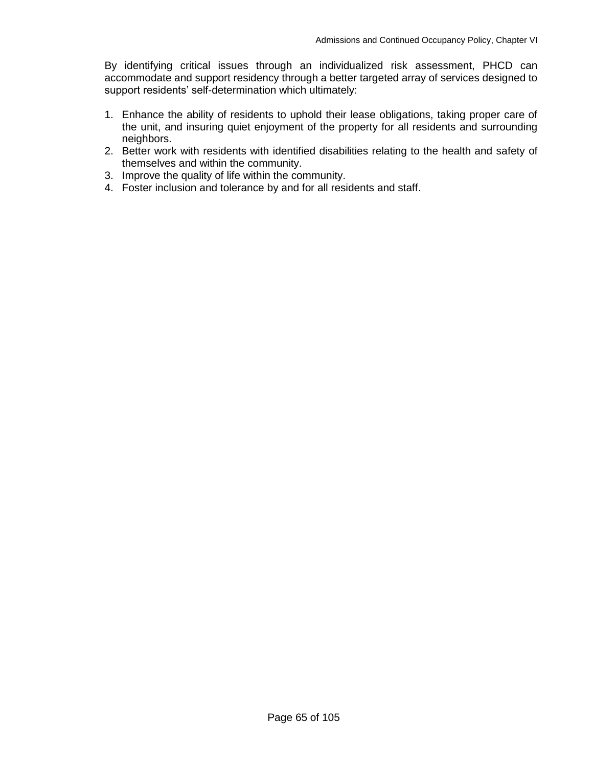By identifying critical issues through an individualized risk assessment, PHCD can accommodate and support residency through a better targeted array of services designed to support residents' self-determination which ultimately:

1. Enhance the ability of residents to uphold their lease obligations, taking proper care of the unit, and insuring quiet enjoyment of the property for all residents and surrounding neighbors.
2. Better work with residents with identified disabilities relating to the health and safety of themselves and within the community.
3. Improve the quality of life within the community.
4. Foster inclusion and tolerance by and for all residents and staff.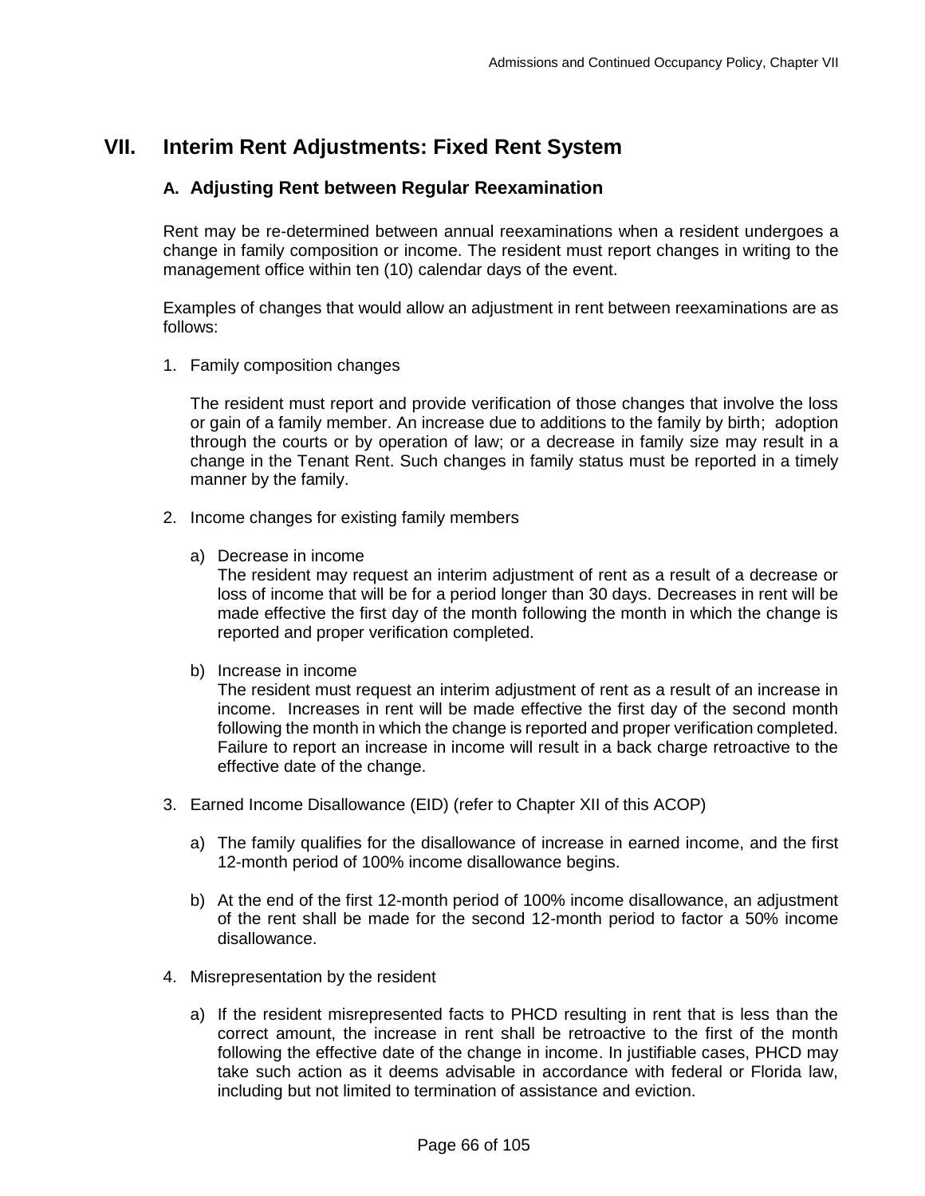# VII. Interim Rent Adjustments: Fixed Rent System

## A. Adjusting Rent between Regular Reexamination

Rent may be re-determined between annual reexaminations when a resident undergoes a change in family composition or income. The resident must report changes in writing to the management office within ten (10) calendar days of the event.

Examples of changes that would allow an adjustment in rent between reexaminations are as follows:

1. Family composition changes

   The resident must report and provide verification of those changes that involve the loss or gain of a family member. An increase due to additions to the family by birth; adoption through the courts or by operation of law; or a decrease in family size may result in a change in the Tenant Rent. Such changes in family status must be reported in a timely manner by the family.

2. Income changes for existing family members

   a) Decrease in income
      The resident may request an interim adjustment of rent as a result of a decrease or loss of income that will be for a period longer than 30 days. Decreases in rent will be made effective the first day of the month following the month in which the change is reported and proper verification completed.

   b) Increase in income
      The resident must request an interim adjustment of rent as a result of an increase in income. Increases in rent will be made effective the first day of the second month following the month in which the change is reported and proper verification completed. Failure to report an increase in income will result in a back charge retroactive to the effective date of the change.

3. Earned Income Disallowance (EID) (refer to Chapter XII of this ACOP)

   a) The family qualifies for the disallowance of increase in earned income, and the first 12-month period of 100% income disallowance begins.

   b) At the end of the first 12-month period of 100% income disallowance, an adjustment of the rent shall be made for the second 12-month period to factor a 50% income disallowance.

4. Misrepresentation by the resident

   a) If the resident misrepresented facts to PHCD resulting in rent that is less than the correct amount, the increase in rent shall be retroactive to the first of the month following the effective date of the change in income. In justifiable cases, PHCD may take such action as it deems advisable in accordance with federal or Florida law, including but not limited to termination of assistance and eviction.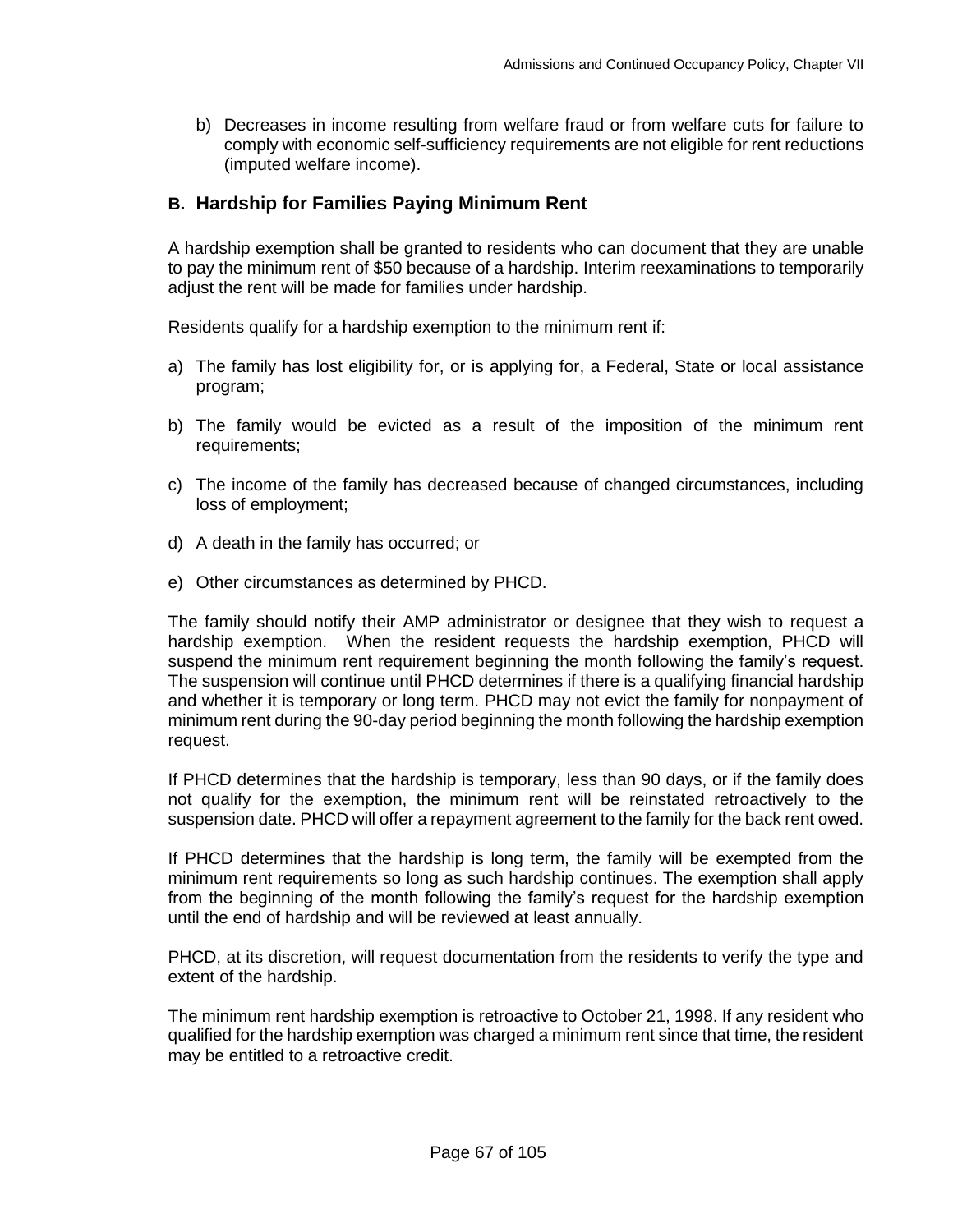b) Decreases in income resulting from welfare fraud or from welfare cuts for failure to comply with economic self-sufficiency requirements are not eligible for rent reductions (imputed welfare income).

## B. Hardship for Families Paying Minimum Rent

A hardship exemption shall be granted to residents who can document that they are unable to pay the minimum rent of $50 because of a hardship. Interim reexaminations to temporarily adjust the rent will be made for families under hardship.

Residents qualify for a hardship exemption to the minimum rent if:

a) The family has lost eligibility for, or is applying for, a Federal, State or local assistance program;

b) The family would be evicted as a result of the imposition of the minimum rent requirements;

c) The income of the family has decreased because of changed circumstances, including loss of employment;

d) A death in the family has occurred; or

e) Other circumstances as determined by PHCD.

The family should notify their AMP administrator or designee that they wish to request a hardship exemption. When the resident requests the hardship exemption, PHCD will suspend the minimum rent requirement beginning the month following the family's request. The suspension will continue until PHCD determines if there is a qualifying financial hardship and whether it is temporary or long term. PHCD may not evict the family for nonpayment of minimum rent during the 90-day period beginning the month following the hardship exemption request.

If PHCD determines that the hardship is temporary, less than 90 days, or if the family does not qualify for the exemption, the minimum rent will be reinstated retroactively to the suspension date. PHCD will offer a repayment agreement to the family for the back rent owed.

If PHCD determines that the hardship is long term, the family will be exempted from the minimum rent requirements so long as such hardship continues. The exemption shall apply from the beginning of the month following the family's request for the hardship exemption until the end of hardship and will be reviewed at least annually.

PHCD, at its discretion, will request documentation from the residents to verify the type and extent of the hardship.

The minimum rent hardship exemption is retroactive to October 21, 1998. If any resident who qualified for the hardship exemption was charged a minimum rent since that time, the resident may be entitled to a retroactive credit.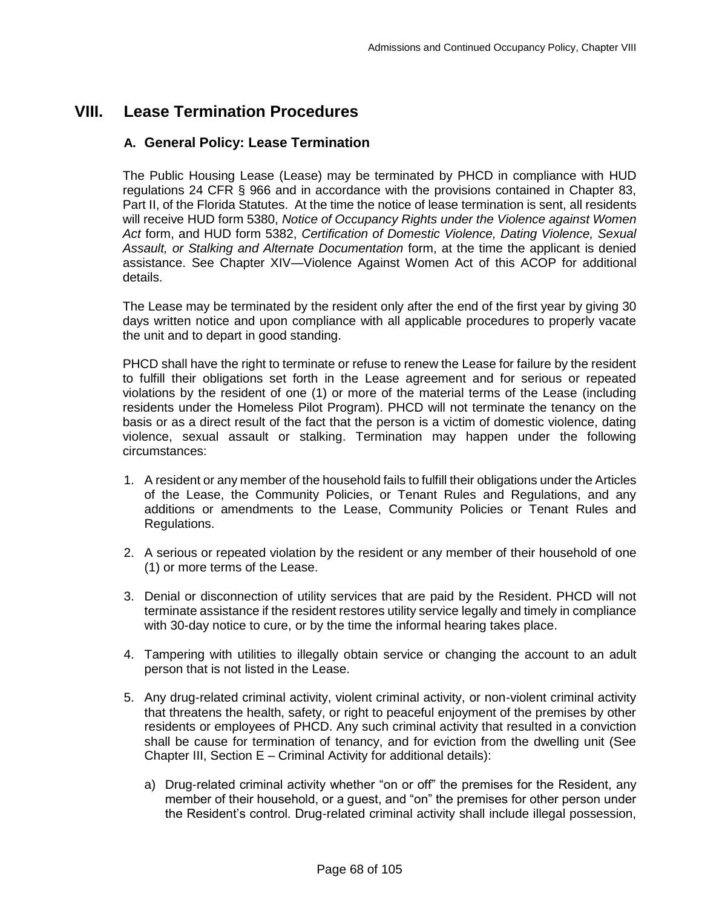# VIII. Lease Termination Procedures

## A. General Policy: Lease Termination

The Public Housing Lease (Lease) may be terminated by PHCD in compliance with HUD regulations 24 CFR § 966 and in accordance with the provisions contained in Chapter 83, Part II, of the Florida Statutes. At the time the notice of lease termination is sent, all residents will receive HUD form 5380, *Notice of Occupancy Rights under the Violence against Women Act* form, and HUD form 5382, *Certification of Domestic Violence, Dating Violence, Sexual Assault, or Stalking and Alternate Documentation* form, at the time the applicant is denied assistance. See Chapter XIV—Violence Against Women Act of this ACOP for additional details.

The Lease may be terminated by the resident only after the end of the first year by giving 30 days written notice and upon compliance with all applicable procedures to properly vacate the unit and to depart in good standing.

PHCD shall have the right to terminate or refuse to renew the Lease for failure by the resident to fulfill their obligations set forth in the Lease agreement and for serious or repeated violations by the resident of one (1) or more of the material terms of the Lease (including residents under the Homeless Pilot Program). PHCD will not terminate the tenancy on the basis or as a direct result of the fact that the person is a victim of domestic violence, dating violence, sexual assault or stalking. Termination may happen under the following circumstances:

1. A resident or any member of the household fails to fulfill their obligations under the Articles of the Lease, the Community Policies, or Tenant Rules and Regulations, and any additions or amendments to the Lease, Community Policies or Tenant Rules and Regulations.

2. A serious or repeated violation by the resident or any member of their household of one (1) or more terms of the Lease.

3. Denial or disconnection of utility services that are paid by the Resident. PHCD will not terminate assistance if the resident restores utility service legally and timely in compliance with 30-day notice to cure, or by the time the informal hearing takes place.

4. Tampering with utilities to illegally obtain service or changing the account to an adult person that is not listed in the Lease.

5. Any drug-related criminal activity, violent criminal activity, or non-violent criminal activity that threatens the health, safety, or right to peaceful enjoyment of the premises by other residents or employees of PHCD. Any such criminal activity that resulted in a conviction shall be cause for termination of tenancy, and for eviction from the dwelling unit (See Chapter III, Section E – Criminal Activity for additional details):

   a) Drug-related criminal activity whether "on or off" the premises for the Resident, any member of their household, or a guest, and "on" the premises for other person under the Resident's control. Drug-related criminal activity shall include illegal possession,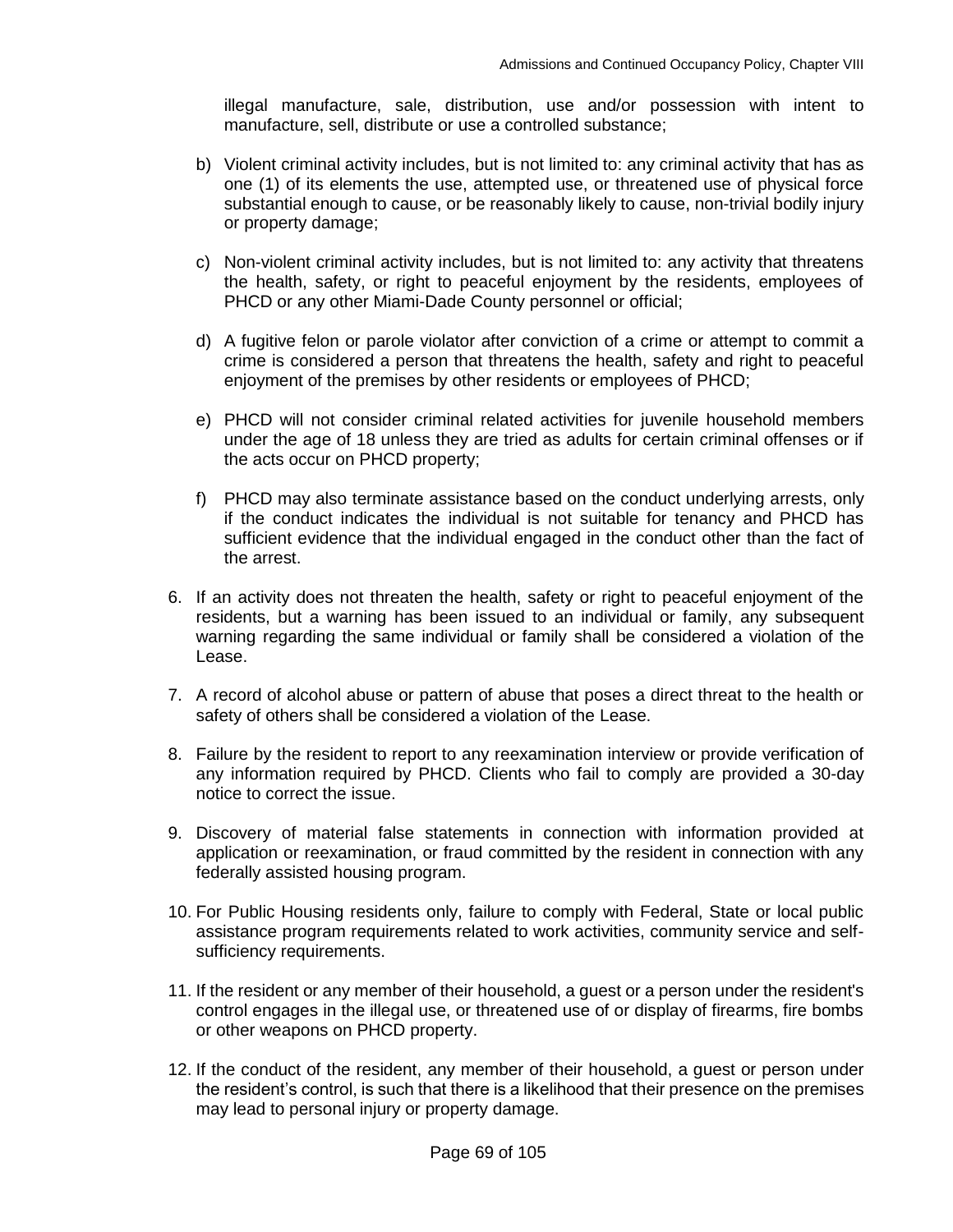illegal manufacture, sale, distribution, use and/or possession with intent to manufacture, sell, distribute or use a controlled substance;

b) Violent criminal activity includes, but is not limited to: any criminal activity that has as one (1) of its elements the use, attempted use, or threatened use of physical force substantial enough to cause, or be reasonably likely to cause, non-trivial bodily injury or property damage;

c) Non-violent criminal activity includes, but is not limited to: any activity that threatens the health, safety, or right to peaceful enjoyment by the residents, employees of PHCD or any other Miami-Dade County personnel or official;

d) A fugitive felon or parole violator after conviction of a crime or attempt to commit a crime is considered a person that threatens the health, safety and right to peaceful enjoyment of the premises by other residents or employees of PHCD;

e) PHCD will not consider criminal related activities for juvenile household members under the age of 18 unless they are tried as adults for certain criminal offenses or if the acts occur on PHCD property;

f) PHCD may also terminate assistance based on the conduct underlying arrests, only if the conduct indicates the individual is not suitable for tenancy and PHCD has sufficient evidence that the individual engaged in the conduct other than the fact of the arrest.

6. If an activity does not threaten the health, safety or right to peaceful enjoyment of the residents, but a warning has been issued to an individual or family, any subsequent warning regarding the same individual or family shall be considered a violation of the Lease.

7. A record of alcohol abuse or pattern of abuse that poses a direct threat to the health or safety of others shall be considered a violation of the Lease.

8. Failure by the resident to report to any reexamination interview or provide verification of any information required by PHCD. Clients who fail to comply are provided a 30-day notice to correct the issue.

9. Discovery of material false statements in connection with information provided at application or reexamination, or fraud committed by the resident in connection with any federally assisted housing program.

10. For Public Housing residents only, failure to comply with Federal, State or local public assistance program requirements related to work activities, community service and self-sufficiency requirements.

11. If the resident or any member of their household, a guest or a person under the resident's control engages in the illegal use, or threatened use of or display of firearms, fire bombs or other weapons on PHCD property.

12. If the conduct of the resident, any member of their household, a guest or person under the resident's control, is such that there is a likelihood that their presence on the premises may lead to personal injury or property damage.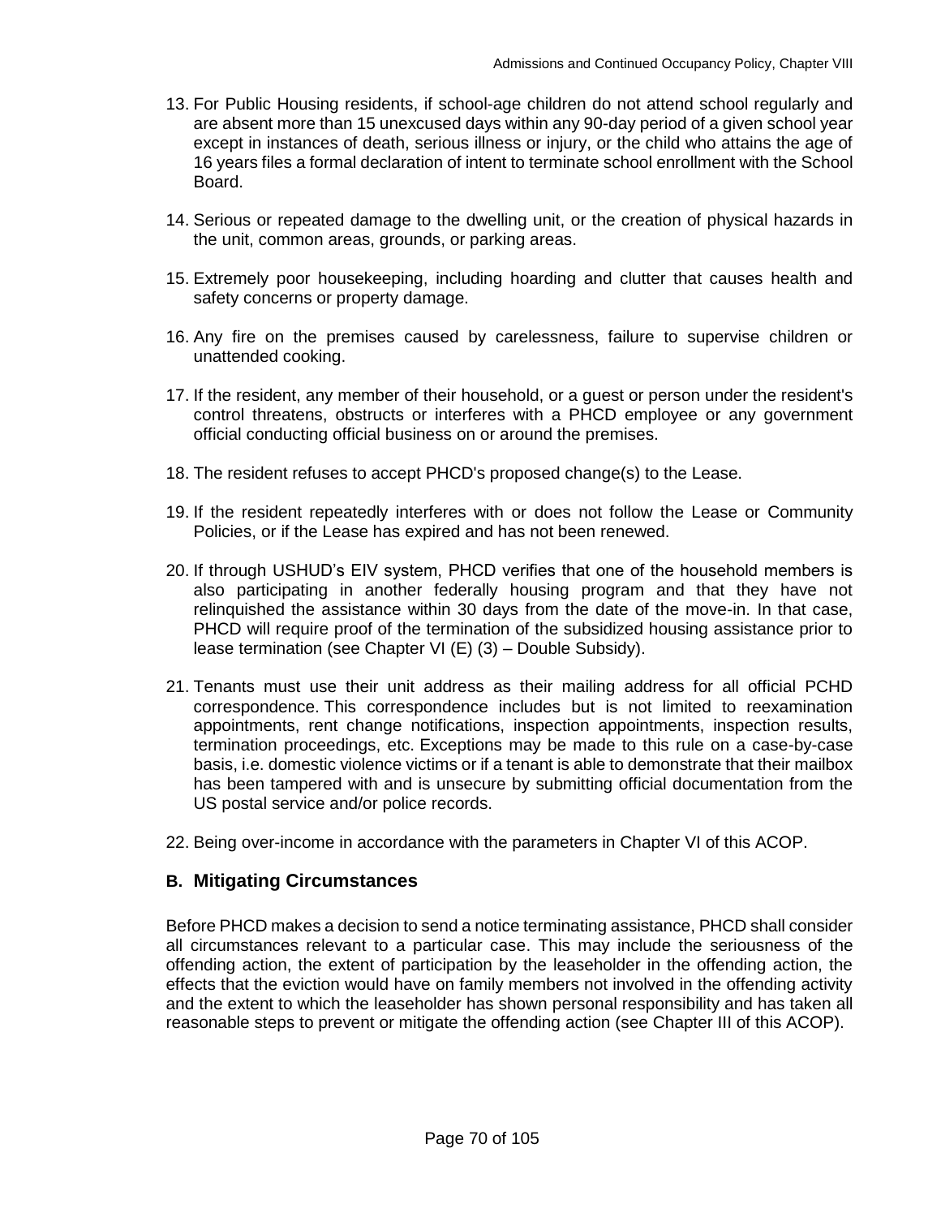13. For Public Housing residents, if school-age children do not attend school regularly and are absent more than 15 unexcused days within any 90-day period of a given school year except in instances of death, serious illness or injury, or the child who attains the age of 16 years files a formal declaration of intent to terminate school enrollment with the School Board.

14. Serious or repeated damage to the dwelling unit, or the creation of physical hazards in the unit, common areas, grounds, or parking areas.

15. Extremely poor housekeeping, including hoarding and clutter that causes health and safety concerns or property damage.

16. Any fire on the premises caused by carelessness, failure to supervise children or unattended cooking.

17. If the resident, any member of their household, or a guest or person under the resident's control threatens, obstructs or interferes with a PHCD employee or any government official conducting official business on or around the premises.

18. The resident refuses to accept PHCD's proposed change(s) to the Lease.

19. If the resident repeatedly interferes with or does not follow the Lease or Community Policies, or if the Lease has expired and has not been renewed.

20. If through USHUD's EIV system, PHCD verifies that one of the household members is also participating in another federally housing program and that they have not relinquished the assistance within 30 days from the date of the move-in. In that case, PHCD will require proof of the termination of the subsidized housing assistance prior to lease termination (see Chapter VI (E) (3) – Double Subsidy).

21. Tenants must use their unit address as their mailing address for all official PCHD correspondence. This correspondence includes but is not limited to reexamination appointments, rent change notifications, inspection appointments, inspection results, termination proceedings, etc. Exceptions may be made to this rule on a case-by-case basis, i.e. domestic violence victims or if a tenant is able to demonstrate that their mailbox has been tampered with and is unsecure by submitting official documentation from the US postal service and/or police records.

22. Being over-income in accordance with the parameters in Chapter VI of this ACOP.

## B. Mitigating Circumstances

Before PHCD makes a decision to send a notice terminating assistance, PHCD shall consider all circumstances relevant to a particular case. This may include the seriousness of the offending action, the extent of participation by the leaseholder in the offending action, the effects that the eviction would have on family members not involved in the offending activity and the extent to which the leaseholder has shown personal responsibility and has taken all reasonable steps to prevent or mitigate the offending action (see Chapter III of this ACOP).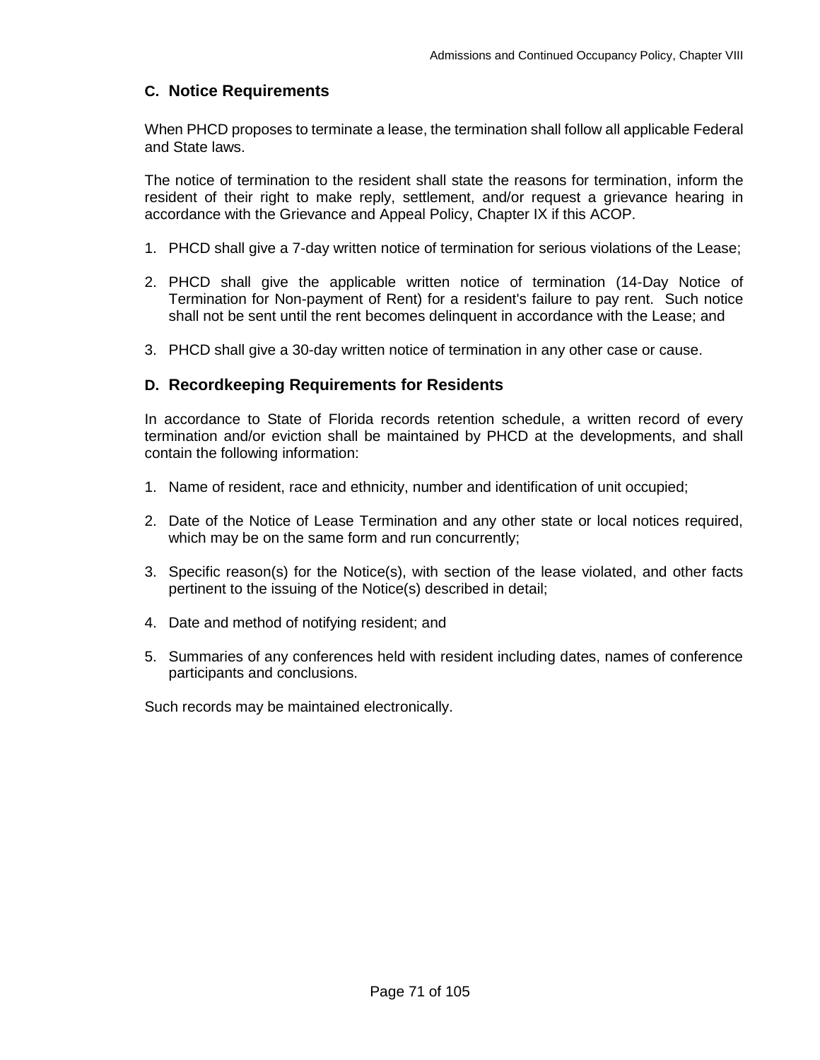## C. Notice Requirements

When PHCD proposes to terminate a lease, the termination shall follow all applicable Federal and State laws.

The notice of termination to the resident shall state the reasons for termination, inform the resident of their right to make reply, settlement, and/or request a grievance hearing in accordance with the Grievance and Appeal Policy, Chapter IX if this ACOP.

1. PHCD shall give a 7-day written notice of termination for serious violations of the Lease;

2. PHCD shall give the applicable written notice of termination (14-Day Notice of Termination for Non-payment of Rent) for a resident's failure to pay rent. Such notice shall not be sent until the rent becomes delinquent in accordance with the Lease; and

3. PHCD shall give a 30-day written notice of termination in any other case or cause.

## D. Recordkeeping Requirements for Residents

In accordance to State of Florida records retention schedule, a written record of every termination and/or eviction shall be maintained by PHCD at the developments, and shall contain the following information:

1. Name of resident, race and ethnicity, number and identification of unit occupied;

2. Date of the Notice of Lease Termination and any other state or local notices required, which may be on the same form and run concurrently;

3. Specific reason(s) for the Notice(s), with section of the lease violated, and other facts pertinent to the issuing of the Notice(s) described in detail;

4. Date and method of notifying resident; and

5. Summaries of any conferences held with resident including dates, names of conference participants and conclusions.

Such records may be maintained electronically.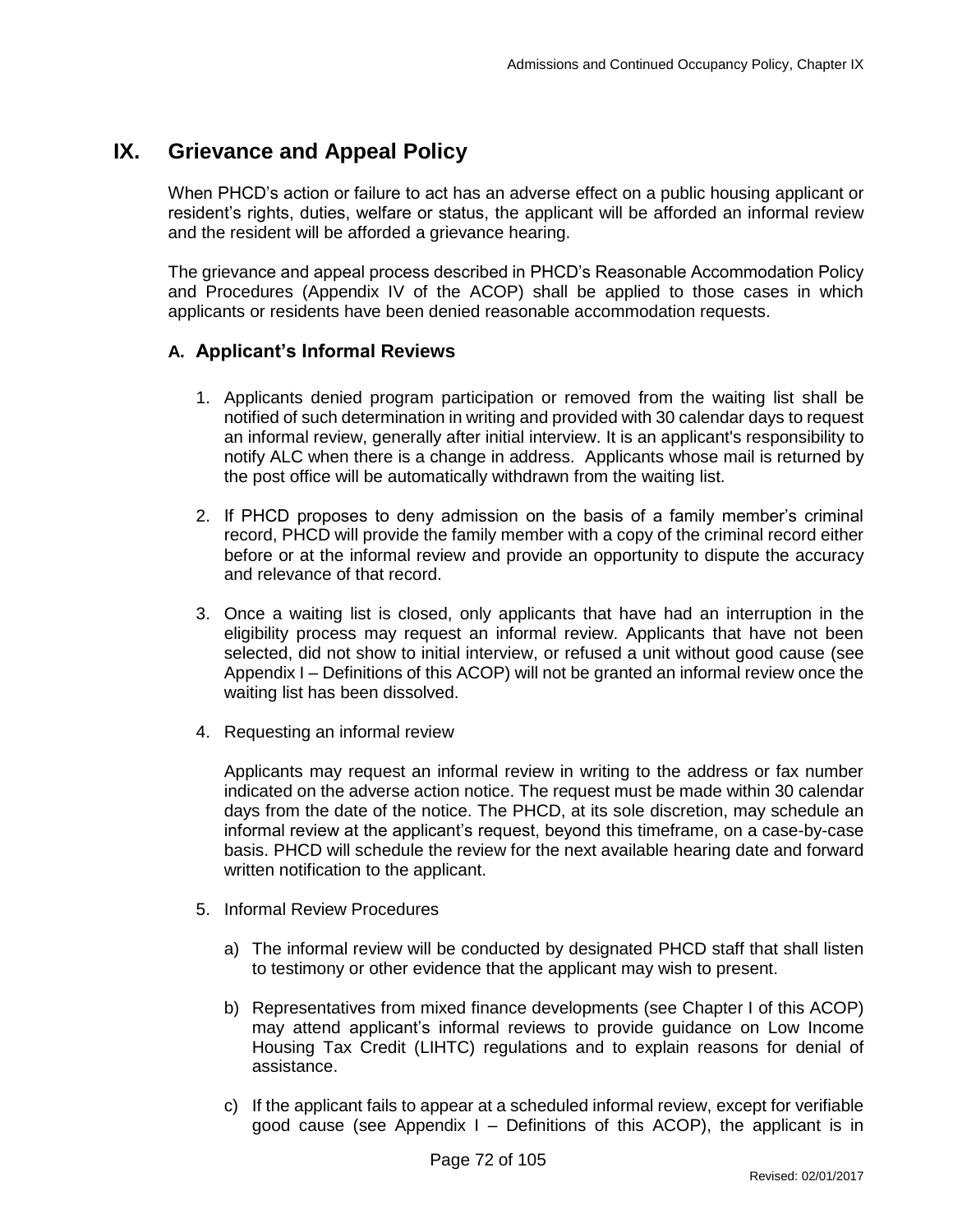# IX. Grievance and Appeal Policy

When PHCD's action or failure to act has an adverse effect on a public housing applicant or resident's rights, duties, welfare or status, the applicant will be afforded an informal review and the resident will be afforded a grievance hearing.

The grievance and appeal process described in PHCD's Reasonable Accommodation Policy and Procedures (Appendix IV of the ACOP) shall be applied to those cases in which applicants or residents have been denied reasonable accommodation requests.

## A. Applicant's Informal Reviews

1. Applicants denied program participation or removed from the waiting list shall be notified of such determination in writing and provided with 30 calendar days to request an informal review, generally after initial interview. It is an applicant's responsibility to notify ALC when there is a change in address. Applicants whose mail is returned by the post office will be automatically withdrawn from the waiting list.

2. If PHCD proposes to deny admission on the basis of a family member's criminal record, PHCD will provide the family member with a copy of the criminal record either before or at the informal review and provide an opportunity to dispute the accuracy and relevance of that record.

3. Once a waiting list is closed, only applicants that have had an interruption in the eligibility process may request an informal review. Applicants that have not been selected, did not show to initial interview, or refused a unit without good cause (see Appendix I – Definitions of this ACOP) will not be granted an informal review once the waiting list has been dissolved.

4. Requesting an informal review

   Applicants may request an informal review in writing to the address or fax number indicated on the adverse action notice. The request must be made within 30 calendar days from the date of the notice. The PHCD, at its sole discretion, may schedule an informal review at the applicant's request, beyond this timeframe, on a case-by-case basis. PHCD will schedule the review for the next available hearing date and forward written notification to the applicant.

5. Informal Review Procedures

   a) The informal review will be conducted by designated PHCD staff that shall listen to testimony or other evidence that the applicant may wish to present.

   b) Representatives from mixed finance developments (see Chapter I of this ACOP) may attend applicant's informal reviews to provide guidance on Low Income Housing Tax Credit (LIHTC) regulations and to explain reasons for denial of assistance.

   c) If the applicant fails to appear at a scheduled informal review, except for verifiable good cause (see Appendix I – Definitions of this ACOP), the applicant is in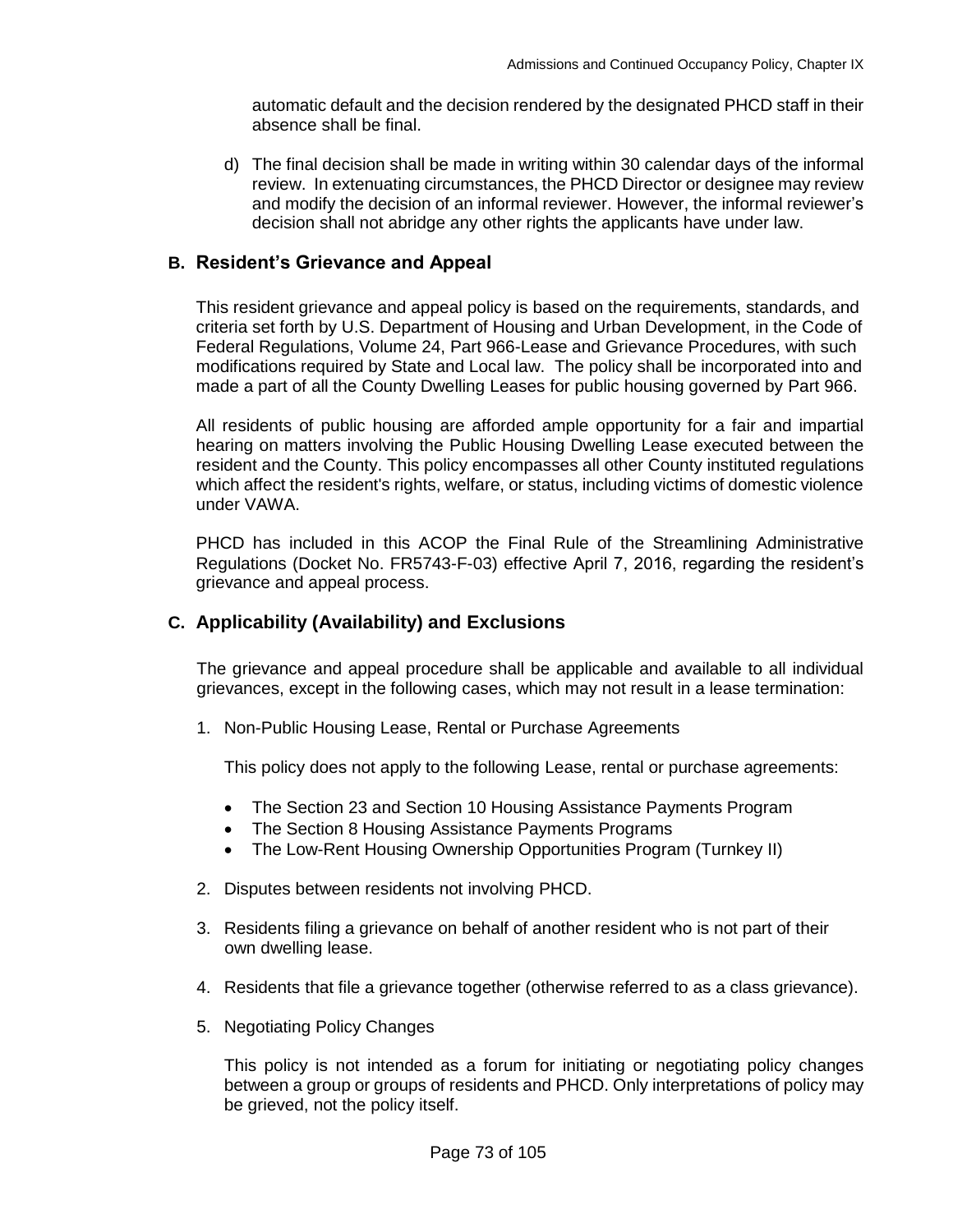automatic default and the decision rendered by the designated PHCD staff in their absence shall be final.

d) The final decision shall be made in writing within 30 calendar days of the informal review. In extenuating circumstances, the PHCD Director or designee may review and modify the decision of an informal reviewer. However, the informal reviewer's decision shall not abridge any other rights the applicants have under law.

## B. Resident's Grievance and Appeal

This resident grievance and appeal policy is based on the requirements, standards, and criteria set forth by U.S. Department of Housing and Urban Development, in the Code of Federal Regulations, Volume 24, Part 966-Lease and Grievance Procedures, with such modifications required by State and Local law. The policy shall be incorporated into and made a part of all the County Dwelling Leases for public housing governed by Part 966.

All residents of public housing are afforded ample opportunity for a fair and impartial hearing on matters involving the Public Housing Dwelling Lease executed between the resident and the County. This policy encompasses all other County instituted regulations which affect the resident's rights, welfare, or status, including victims of domestic violence under VAWA.

PHCD has included in this ACOP the Final Rule of the Streamlining Administrative Regulations (Docket No. FR5743-F-03) effective April 7, 2016, regarding the resident's grievance and appeal process.

## C. Applicability (Availability) and Exclusions

The grievance and appeal procedure shall be applicable and available to all individual grievances, except in the following cases, which may not result in a lease termination:

1. Non-Public Housing Lease, Rental or Purchase Agreements

   This policy does not apply to the following Lease, rental or purchase agreements:

   - The Section 23 and Section 10 Housing Assistance Payments Program
   - The Section 8 Housing Assistance Payments Programs
   - The Low-Rent Housing Ownership Opportunities Program (Turnkey II)

2. Disputes between residents not involving PHCD.

3. Residents filing a grievance on behalf of another resident who is not part of their own dwelling lease.

4. Residents that file a grievance together (otherwise referred to as a class grievance).

5. Negotiating Policy Changes

   This policy is not intended as a forum for initiating or negotiating policy changes between a group or groups of residents and PHCD. Only interpretations of policy may be grieved, not the policy itself.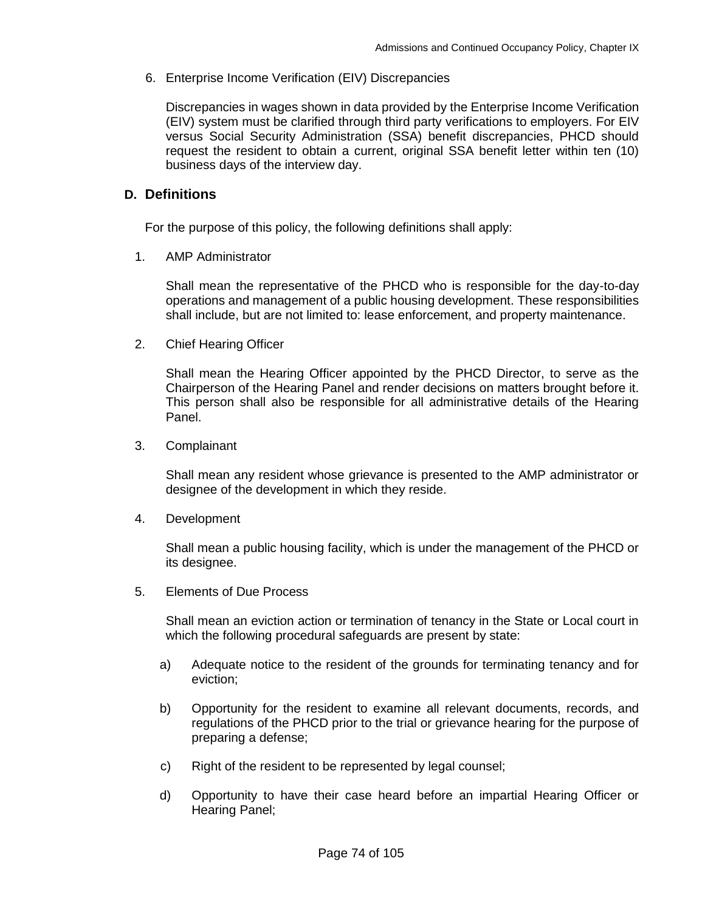6. Enterprise Income Verification (EIV) Discrepancies

   Discrepancies in wages shown in data provided by the Enterprise Income Verification (EIV) system must be clarified through third party verifications to employers. For EIV versus Social Security Administration (SSA) benefit discrepancies, PHCD should request the resident to obtain a current, original SSA benefit letter within ten (10) business days of the interview day.

## D. Definitions

For the purpose of this policy, the following definitions shall apply:

1. AMP Administrator

   Shall mean the representative of the PHCD who is responsible for the day-to-day operations and management of a public housing development. These responsibilities shall include, but are not limited to: lease enforcement, and property maintenance.

2. Chief Hearing Officer

   Shall mean the Hearing Officer appointed by the PHCD Director, to serve as the Chairperson of the Hearing Panel and render decisions on matters brought before it. This person shall also be responsible for all administrative details of the Hearing Panel.

3. Complainant

   Shall mean any resident whose grievance is presented to the AMP administrator or designee of the development in which they reside.

4. Development

   Shall mean a public housing facility, which is under the management of the PHCD or its designee.

5. Elements of Due Process

   Shall mean an eviction action or termination of tenancy in the State or Local court in which the following procedural safeguards are present by state:

   a) Adequate notice to the resident of the grounds for terminating tenancy and for eviction;

   b) Opportunity for the resident to examine all relevant documents, records, and regulations of the PHCD prior to the trial or grievance hearing for the purpose of preparing a defense;

   c) Right of the resident to be represented by legal counsel;

   d) Opportunity to have their case heard before an impartial Hearing Officer or Hearing Panel;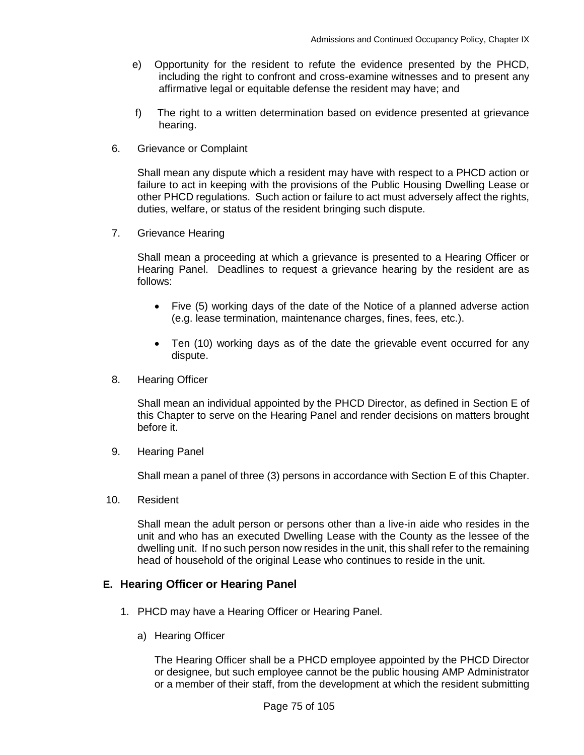e) Opportunity for the resident to refute the evidence presented by the PHCD, including the right to confront and cross-examine witnesses and to present any affirmative legal or equitable defense the resident may have; and

f) The right to a written determination based on evidence presented at grievance hearing.

6. Grievance or Complaint

   Shall mean any dispute which a resident may have with respect to a PHCD action or failure to act in keeping with the provisions of the Public Housing Dwelling Lease or other PHCD regulations. Such action or failure to act must adversely affect the rights, duties, welfare, or status of the resident bringing such dispute.

7. Grievance Hearing

   Shall mean a proceeding at which a grievance is presented to a Hearing Officer or Hearing Panel. Deadlines to request a grievance hearing by the resident are as follows:

   - Five (5) working days of the date of the Notice of a planned adverse action (e.g. lease termination, maintenance charges, fines, fees, etc.).

   - Ten (10) working days as of the date the grievable event occurred for any dispute.

8. Hearing Officer

   Shall mean an individual appointed by the PHCD Director, as defined in Section E of this Chapter to serve on the Hearing Panel and render decisions on matters brought before it.

9. Hearing Panel

   Shall mean a panel of three (3) persons in accordance with Section E of this Chapter.

10. Resident

    Shall mean the adult person or persons other than a live-in aide who resides in the unit and who has an executed Dwelling Lease with the County as the lessee of the dwelling unit. If no such person now resides in the unit, this shall refer to the remaining head of household of the original Lease who continues to reside in the unit.

## E. Hearing Officer or Hearing Panel

1. PHCD may have a Hearing Officer or Hearing Panel.

   a) Hearing Officer

      The Hearing Officer shall be a PHCD employee appointed by the PHCD Director or designee, but such employee cannot be the public housing AMP Administrator or a member of their staff, from the development at which the resident submitting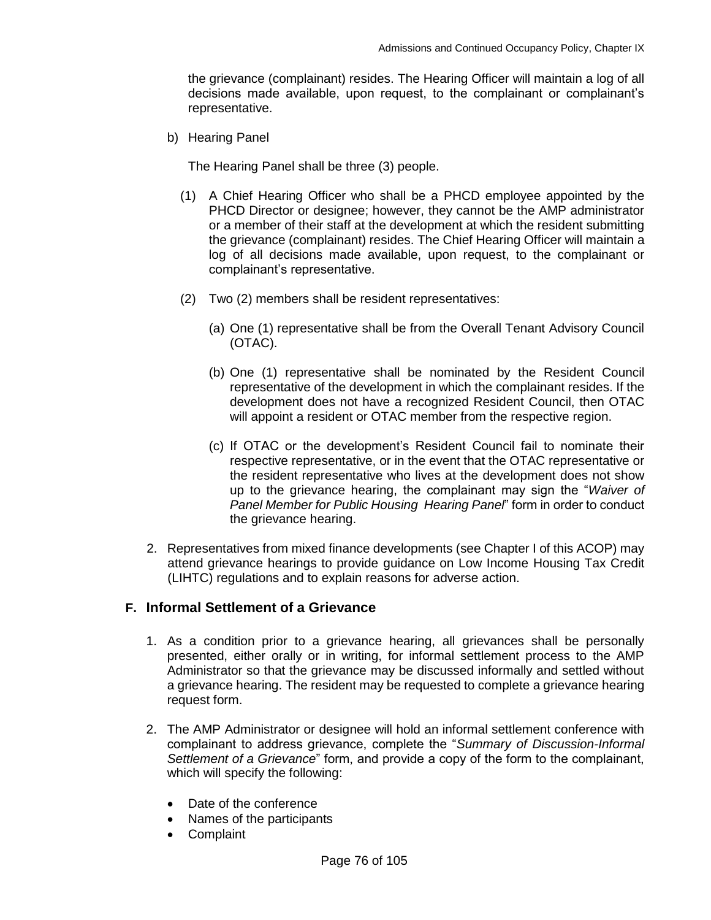the grievance (complainant) resides. The Hearing Officer will maintain a log of all decisions made available, upon request, to the complainant or complainant's representative.

b) Hearing Panel

The Hearing Panel shall be three (3) people.

(1) A Chief Hearing Officer who shall be a PHCD employee appointed by the PHCD Director or designee; however, they cannot be the AMP administrator or a member of their staff at the development at which the resident submitting the grievance (complainant) resides. The Chief Hearing Officer will maintain a log of all decisions made available, upon request, to the complainant or complainant's representative.

(2) Two (2) members shall be resident representatives:

(a) One (1) representative shall be from the Overall Tenant Advisory Council (OTAC).

(b) One (1) representative shall be nominated by the Resident Council representative of the development in which the complainant resides. If the development does not have a recognized Resident Council, then OTAC will appoint a resident or OTAC member from the respective region.

(c) If OTAC or the development's Resident Council fail to nominate their respective representative, or in the event that the OTAC representative or the resident representative who lives at the development does not show up to the grievance hearing, the complainant may sign the "*Waiver of Panel Member for Public Housing Hearing Panel*" form in order to conduct the grievance hearing.

2. Representatives from mixed finance developments (see Chapter I of this ACOP) may attend grievance hearings to provide guidance on Low Income Housing Tax Credit (LIHTC) regulations and to explain reasons for adverse action.

## F. Informal Settlement of a Grievance

1. As a condition prior to a grievance hearing, all grievances shall be personally presented, either orally or in writing, for informal settlement process to the AMP Administrator so that the grievance may be discussed informally and settled without a grievance hearing. The resident may be requested to complete a grievance hearing request form.

2. The AMP Administrator or designee will hold an informal settlement conference with complainant to address grievance, complete the "*Summary of Discussion-Informal Settlement of a Grievance*" form, and provide a copy of the form to the complainant, which will specify the following:

   - Date of the conference
   - Names of the participants
   - Complaint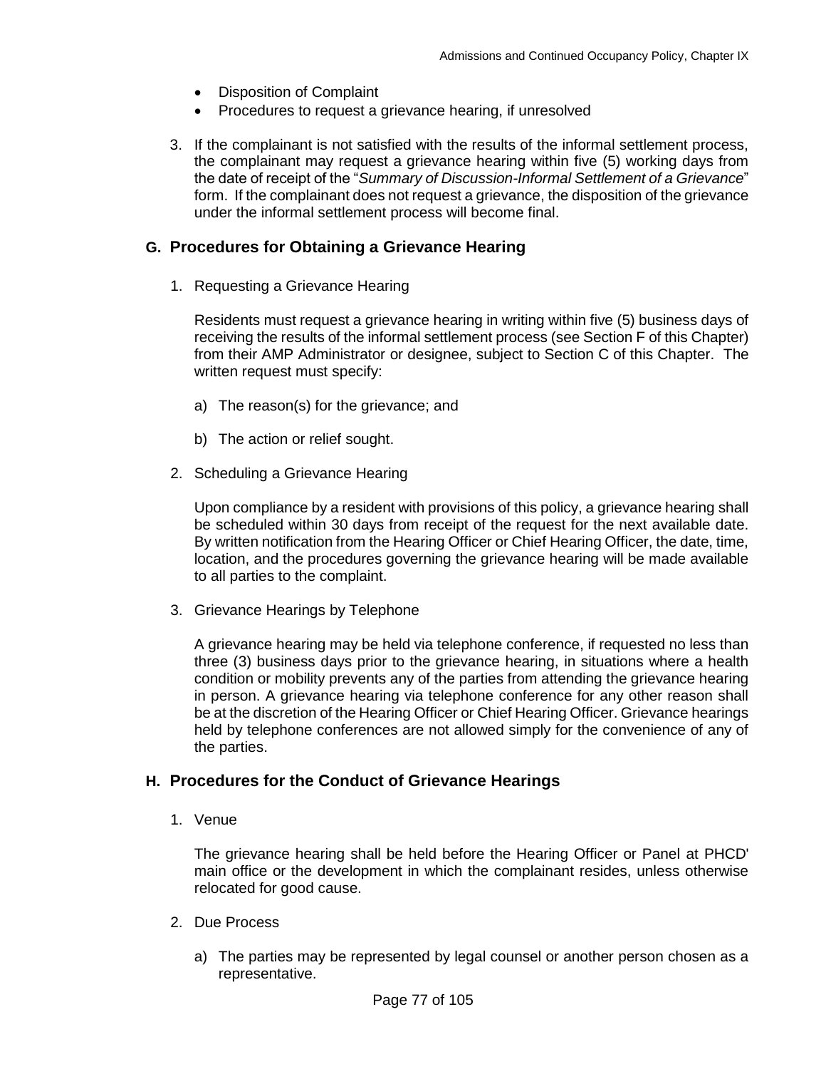- Disposition of Complaint
- Procedures to request a grievance hearing, if unresolved

3. If the complainant is not satisfied with the results of the informal settlement process, the complainant may request a grievance hearing within five (5) working days from the date of receipt of the "*Summary of Discussion-Informal Settlement of a Grievance*" form. If the complainant does not request a grievance, the disposition of the grievance under the informal settlement process will become final.

## G. Procedures for Obtaining a Grievance Hearing

1. Requesting a Grievance Hearing

   Residents must request a grievance hearing in writing within five (5) business days of receiving the results of the informal settlement process (see Section F of this Chapter) from their AMP Administrator or designee, subject to Section C of this Chapter. The written request must specify:

   a) The reason(s) for the grievance; and

   b) The action or relief sought.

2. Scheduling a Grievance Hearing

   Upon compliance by a resident with provisions of this policy, a grievance hearing shall be scheduled within 30 days from receipt of the request for the next available date. By written notification from the Hearing Officer or Chief Hearing Officer, the date, time, location, and the procedures governing the grievance hearing will be made available to all parties to the complaint.

3. Grievance Hearings by Telephone

   A grievance hearing may be held via telephone conference, if requested no less than three (3) business days prior to the grievance hearing, in situations where a health condition or mobility prevents any of the parties from attending the grievance hearing in person. A grievance hearing via telephone conference for any other reason shall be at the discretion of the Hearing Officer or Chief Hearing Officer. Grievance hearings held by telephone conferences are not allowed simply for the convenience of any of the parties.

## H. Procedures for the Conduct of Grievance Hearings

1. Venue

   The grievance hearing shall be held before the Hearing Officer or Panel at PHCD' main office or the development in which the complainant resides, unless otherwise relocated for good cause.

2. Due Process

   a) The parties may be represented by legal counsel or another person chosen as a representative.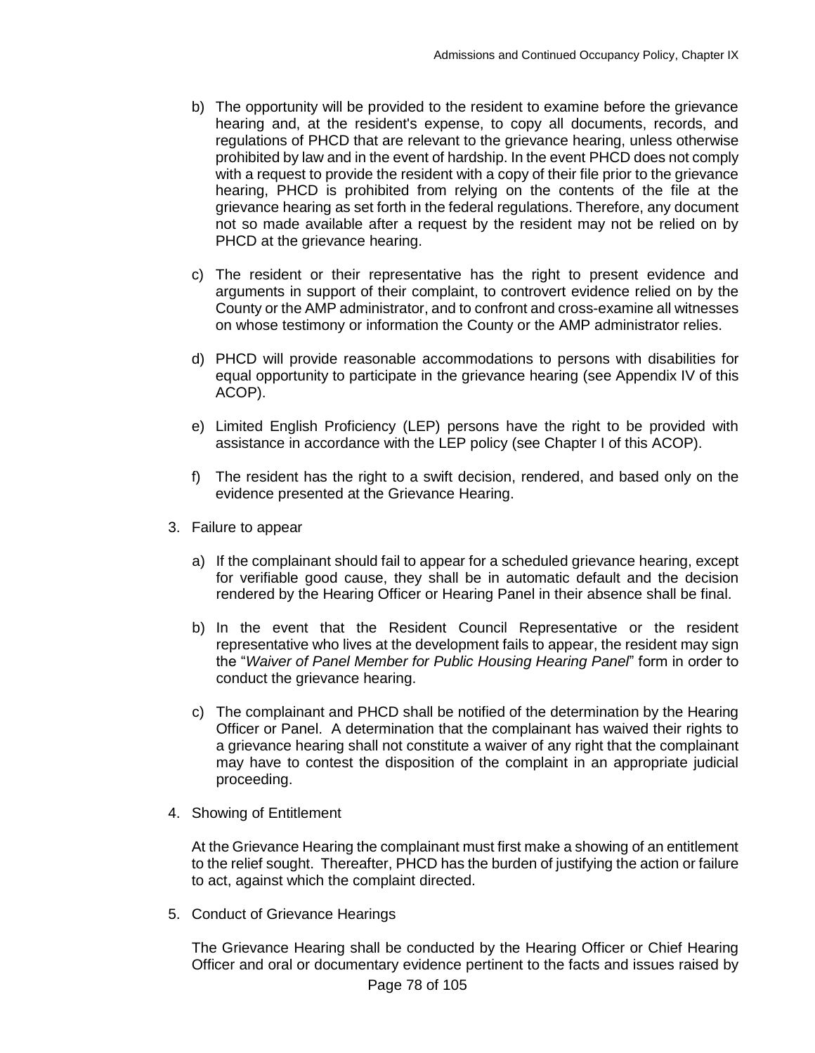b) The opportunity will be provided to the resident to examine before the grievance hearing and, at the resident's expense, to copy all documents, records, and regulations of PHCD that are relevant to the grievance hearing, unless otherwise prohibited by law and in the event of hardship. In the event PHCD does not comply with a request to provide the resident with a copy of their file prior to the grievance hearing, PHCD is prohibited from relying on the contents of the file at the grievance hearing as set forth in the federal regulations. Therefore, any document not so made available after a request by the resident may not be relied on by PHCD at the grievance hearing.

c) The resident or their representative has the right to present evidence and arguments in support of their complaint, to controvert evidence relied on by the County or the AMP administrator, and to confront and cross-examine all witnesses on whose testimony or information the County or the AMP administrator relies.

d) PHCD will provide reasonable accommodations to persons with disabilities for equal opportunity to participate in the grievance hearing (see Appendix IV of this ACOP).

e) Limited English Proficiency (LEP) persons have the right to be provided with assistance in accordance with the LEP policy (see Chapter I of this ACOP).

f) The resident has the right to a swift decision, rendered, and based only on the evidence presented at the Grievance Hearing.

3. Failure to appear

   a) If the complainant should fail to appear for a scheduled grievance hearing, except for verifiable good cause, they shall be in automatic default and the decision rendered by the Hearing Officer or Hearing Panel in their absence shall be final.

   b) In the event that the Resident Council Representative or the resident representative who lives at the development fails to appear, the resident may sign the "*Waiver of Panel Member for Public Housing Hearing Panel*" form in order to conduct the grievance hearing.

   c) The complainant and PHCD shall be notified of the determination by the Hearing Officer or Panel. A determination that the complainant has waived their rights to a grievance hearing shall not constitute a waiver of any right that the complainant may have to contest the disposition of the complaint in an appropriate judicial proceeding.

4. Showing of Entitlement

   At the Grievance Hearing the complainant must first make a showing of an entitlement to the relief sought. Thereafter, PHCD has the burden of justifying the action or failure to act, against which the complaint directed.

5. Conduct of Grievance Hearings

   The Grievance Hearing shall be conducted by the Hearing Officer or Chief Hearing Officer and oral or documentary evidence pertinent to the facts and issues raised by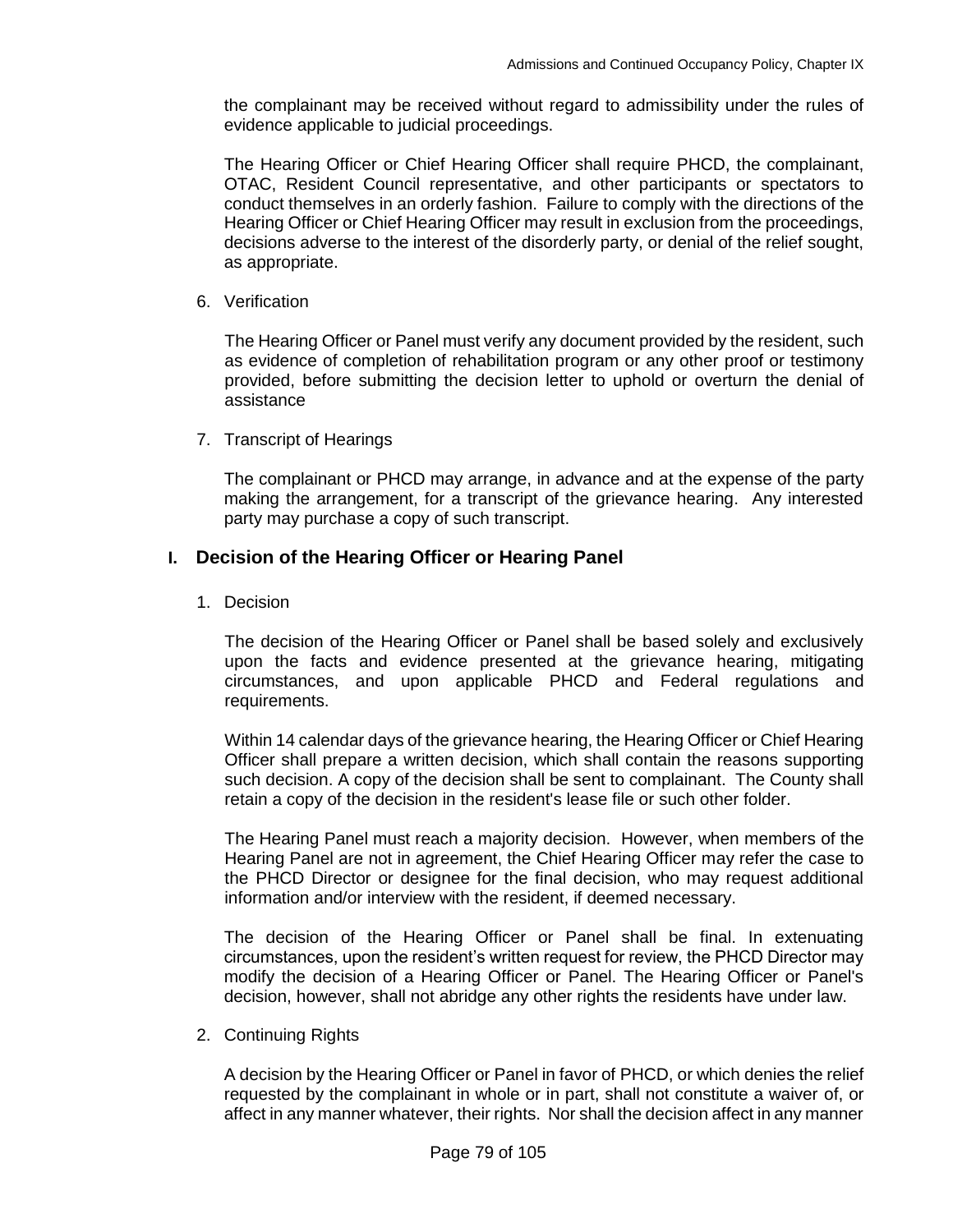the complainant may be received without regard to admissibility under the rules of evidence applicable to judicial proceedings.

The Hearing Officer or Chief Hearing Officer shall require PHCD, the complainant, OTAC, Resident Council representative, and other participants or spectators to conduct themselves in an orderly fashion. Failure to comply with the directions of the Hearing Officer or Chief Hearing Officer may result in exclusion from the proceedings, decisions adverse to the interest of the disorderly party, or denial of the relief sought, as appropriate.

6. Verification

   The Hearing Officer or Panel must verify any document provided by the resident, such as evidence of completion of rehabilitation program or any other proof or testimony provided, before submitting the decision letter to uphold or overturn the denial of assistance

7. Transcript of Hearings

   The complainant or PHCD may arrange, in advance and at the expense of the party making the arrangement, for a transcript of the grievance hearing. Any interested party may purchase a copy of such transcript.

## I. Decision of the Hearing Officer or Hearing Panel

1. Decision

   The decision of the Hearing Officer or Panel shall be based solely and exclusively upon the facts and evidence presented at the grievance hearing, mitigating circumstances, and upon applicable PHCD and Federal regulations and requirements.

   Within 14 calendar days of the grievance hearing, the Hearing Officer or Chief Hearing Officer shall prepare a written decision, which shall contain the reasons supporting such decision. A copy of the decision shall be sent to complainant. The County shall retain a copy of the decision in the resident's lease file or such other folder.

   The Hearing Panel must reach a majority decision. However, when members of the Hearing Panel are not in agreement, the Chief Hearing Officer may refer the case to the PHCD Director or designee for the final decision, who may request additional information and/or interview with the resident, if deemed necessary.

   The decision of the Hearing Officer or Panel shall be final. In extenuating circumstances, upon the resident's written request for review, the PHCD Director may modify the decision of a Hearing Officer or Panel. The Hearing Officer or Panel's decision, however, shall not abridge any other rights the residents have under law.

2. Continuing Rights

   A decision by the Hearing Officer or Panel in favor of PHCD, or which denies the relief requested by the complainant in whole or in part, shall not constitute a waiver of, or affect in any manner whatever, their rights. Nor shall the decision affect in any manner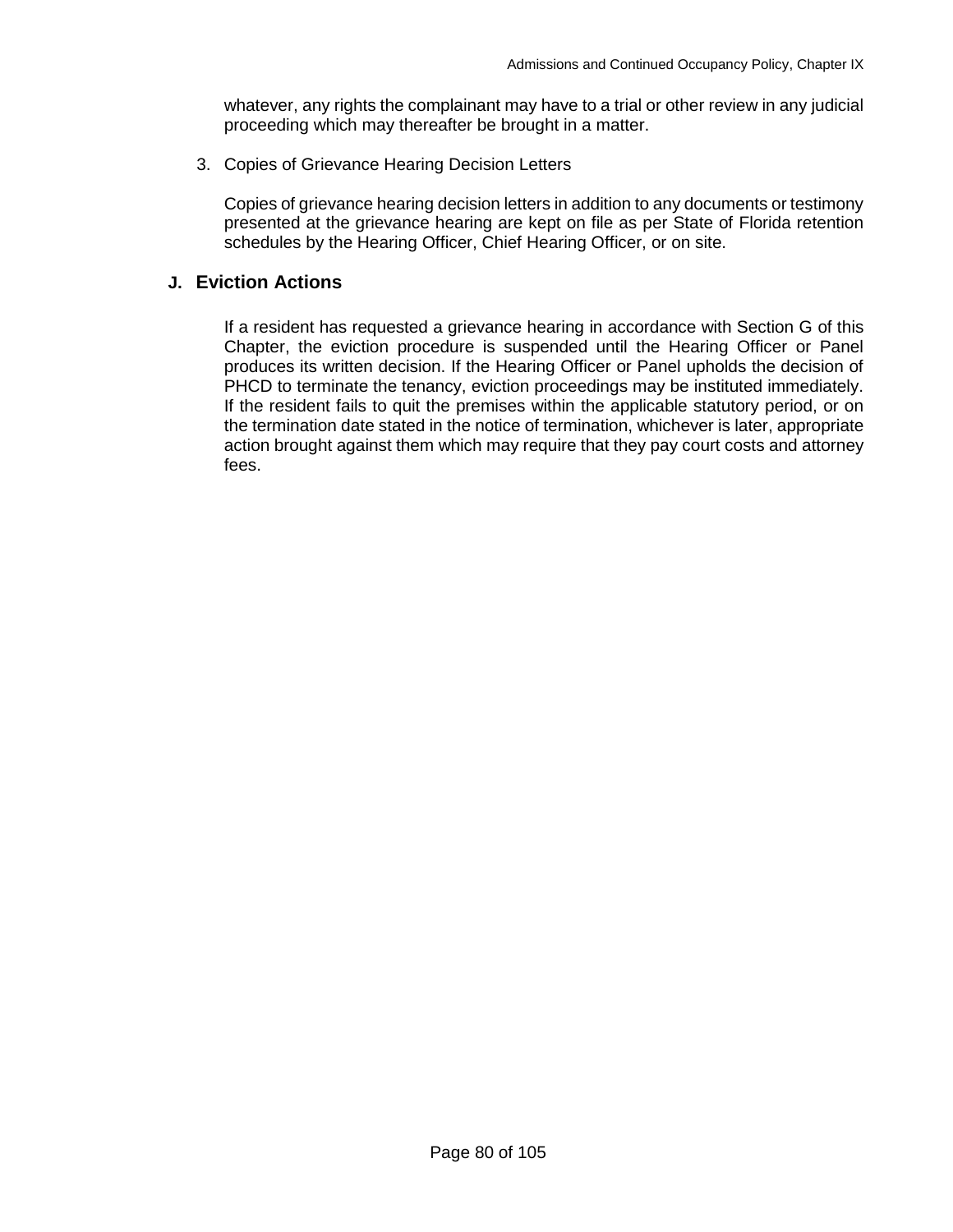whatever, any rights the complainant may have to a trial or other review in any judicial proceeding which may thereafter be brought in a matter.

3. Copies of Grievance Hearing Decision Letters

   Copies of grievance hearing decision letters in addition to any documents or testimony presented at the grievance hearing are kept on file as per State of Florida retention schedules by the Hearing Officer, Chief Hearing Officer, or on site.

## J. Eviction Actions

If a resident has requested a grievance hearing in accordance with Section G of this Chapter, the eviction procedure is suspended until the Hearing Officer or Panel produces its written decision. If the Hearing Officer or Panel upholds the decision of PHCD to terminate the tenancy, eviction proceedings may be instituted immediately. If the resident fails to quit the premises within the applicable statutory period, or on the termination date stated in the notice of termination, whichever is later, appropriate action brought against them which may require that they pay court costs and attorney fees.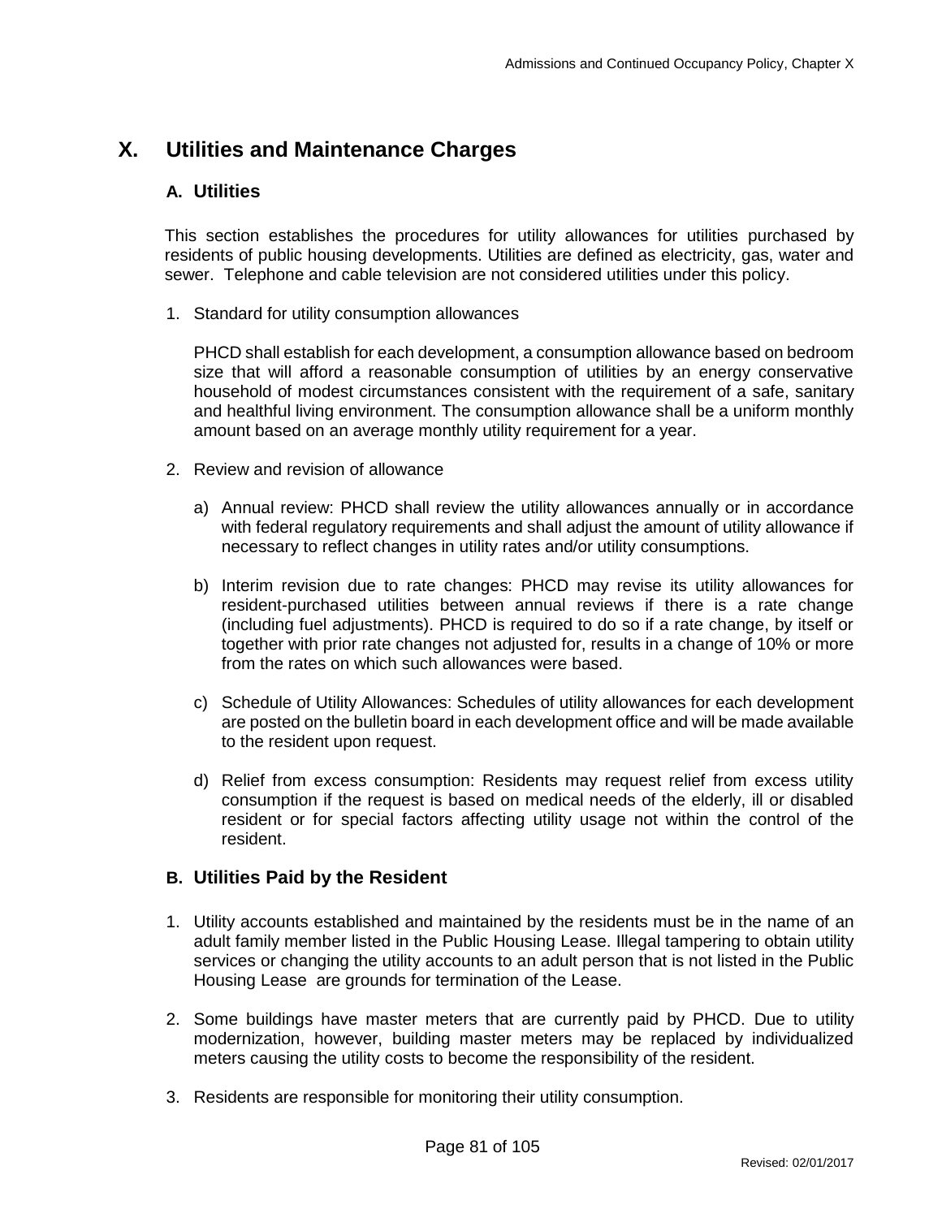# X. Utilities and Maintenance Charges

## A. Utilities

This section establishes the procedures for utility allowances for utilities purchased by residents of public housing developments. Utilities are defined as electricity, gas, water and sewer. Telephone and cable television are not considered utilities under this policy.

1. Standard for utility consumption allowances

   PHCD shall establish for each development, a consumption allowance based on bedroom size that will afford a reasonable consumption of utilities by an energy conservative household of modest circumstances consistent with the requirement of a safe, sanitary and healthful living environment. The consumption allowance shall be a uniform monthly amount based on an average monthly utility requirement for a year.

2. Review and revision of allowance

   a) Annual review: PHCD shall review the utility allowances annually or in accordance with federal regulatory requirements and shall adjust the amount of utility allowance if necessary to reflect changes in utility rates and/or utility consumptions.

   b) Interim revision due to rate changes: PHCD may revise its utility allowances for resident-purchased utilities between annual reviews if there is a rate change (including fuel adjustments). PHCD is required to do so if a rate change, by itself or together with prior rate changes not adjusted for, results in a change of 10% or more from the rates on which such allowances were based.

   c) Schedule of Utility Allowances: Schedules of utility allowances for each development are posted on the bulletin board in each development office and will be made available to the resident upon request.

   d) Relief from excess consumption: Residents may request relief from excess utility consumption if the request is based on medical needs of the elderly, ill or disabled resident or for special factors affecting utility usage not within the control of the resident.

## B. Utilities Paid by the Resident

1. Utility accounts established and maintained by the residents must be in the name of an adult family member listed in the Public Housing Lease. Illegal tampering to obtain utility services or changing the utility accounts to an adult person that is not listed in the Public Housing Lease are grounds for termination of the Lease.

2. Some buildings have master meters that are currently paid by PHCD. Due to utility modernization, however, building master meters may be replaced by individualized meters causing the utility costs to become the responsibility of the resident.

3. Residents are responsible for monitoring their utility consumption.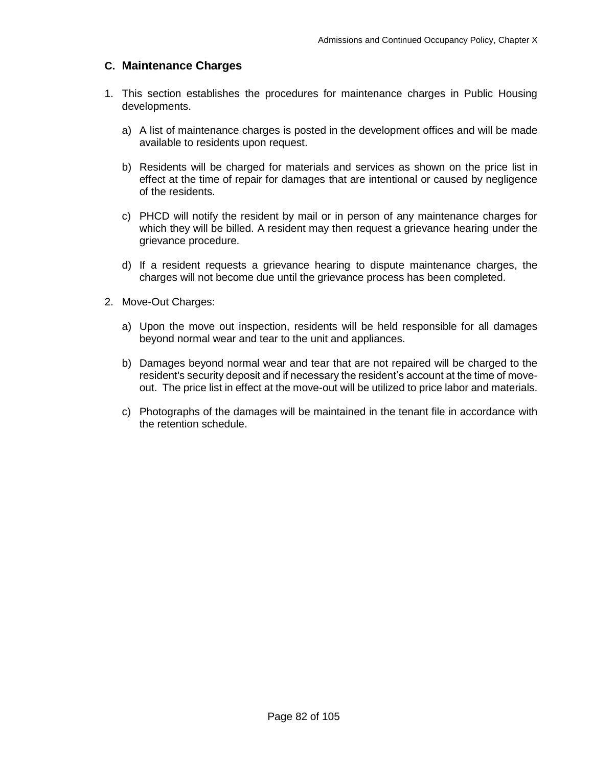## C. Maintenance Charges

1. This section establishes the procedures for maintenance charges in Public Housing developments.

   a) A list of maintenance charges is posted in the development offices and will be made available to residents upon request.

   b) Residents will be charged for materials and services as shown on the price list in effect at the time of repair for damages that are intentional or caused by negligence of the residents.

   c) PHCD will notify the resident by mail or in person of any maintenance charges for which they will be billed. A resident may then request a grievance hearing under the grievance procedure.

   d) If a resident requests a grievance hearing to dispute maintenance charges, the charges will not become due until the grievance process has been completed.

2. Move-Out Charges:

   a) Upon the move out inspection, residents will be held responsible for all damages beyond normal wear and tear to the unit and appliances.

   b) Damages beyond normal wear and tear that are not repaired will be charged to the resident's security deposit and if necessary the resident's account at the time of move-out. The price list in effect at the move-out will be utilized to price labor and materials.

   c) Photographs of the damages will be maintained in the tenant file in accordance with the retention schedule.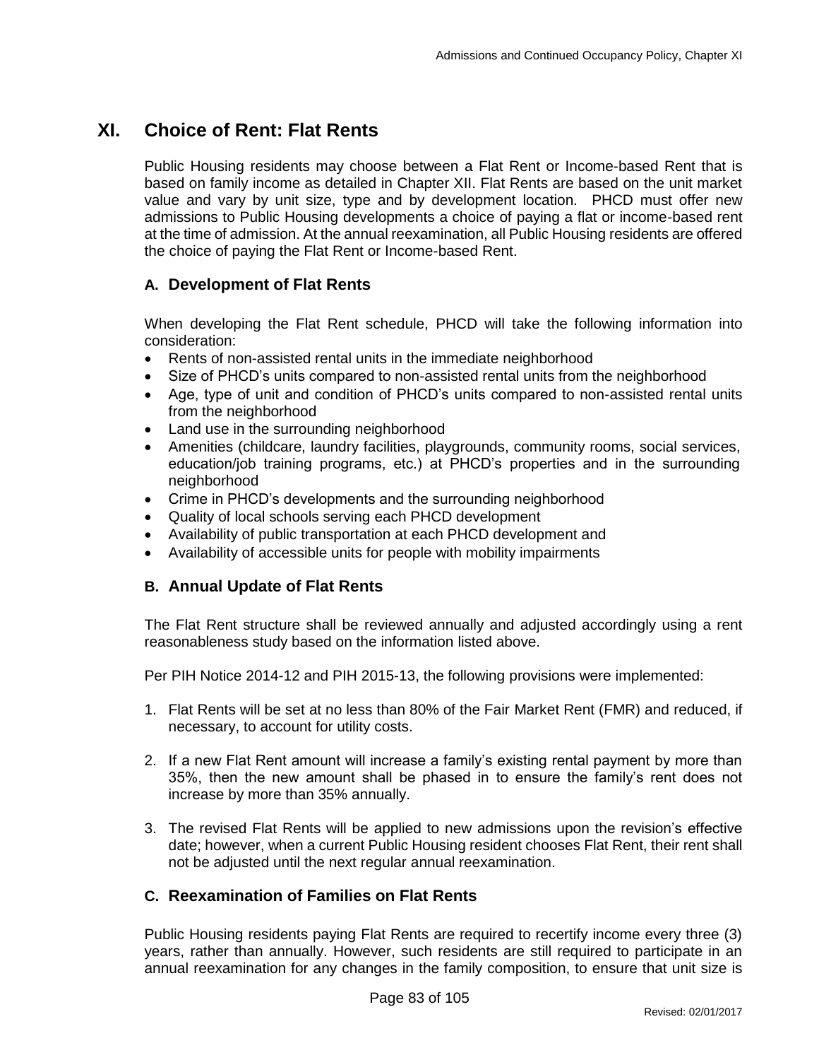# XI. Choice of Rent: Flat Rents

Public Housing residents may choose between a Flat Rent or Income-based Rent that is based on family income as detailed in Chapter XII. Flat Rents are based on the unit market value and vary by unit size, type and by development location. PHCD must offer new admissions to Public Housing developments a choice of paying a flat or income-based rent at the time of admission. At the annual reexamination, all Public Housing residents are offered the choice of paying the Flat Rent or Income-based Rent.

## A. Development of Flat Rents

When developing the Flat Rent schedule, PHCD will take the following information into consideration:

- Rents of non-assisted rental units in the immediate neighborhood
- Size of PHCD's units compared to non-assisted rental units from the neighborhood
- Age, type of unit and condition of PHCD's units compared to non-assisted rental units from the neighborhood
- Land use in the surrounding neighborhood
- Amenities (childcare, laundry facilities, playgrounds, community rooms, social services, education/job training programs, etc.) at PHCD's properties and in the surrounding neighborhood
- Crime in PHCD's developments and the surrounding neighborhood
- Quality of local schools serving each PHCD development
- Availability of public transportation at each PHCD development and
- Availability of accessible units for people with mobility impairments

## B. Annual Update of Flat Rents

The Flat Rent structure shall be reviewed annually and adjusted accordingly using a rent reasonableness study based on the information listed above.

Per PIH Notice 2014-12 and PIH 2015-13, the following provisions were implemented:

1. Flat Rents will be set at no less than 80% of the Fair Market Rent (FMR) and reduced, if necessary, to account for utility costs.
2. If a new Flat Rent amount will increase a family's existing rental payment by more than 35%, then the new amount shall be phased in to ensure the family's rent does not increase by more than 35% annually.
3. The revised Flat Rents will be applied to new admissions upon the revision's effective date; however, when a current Public Housing resident chooses Flat Rent, their rent shall not be adjusted until the next regular annual reexamination.

## C. Reexamination of Families on Flat Rents

Public Housing residents paying Flat Rents are required to recertify income every three (3) years, rather than annually. However, such residents are still required to participate in an annual reexamination for any changes in the family composition, to ensure that unit size is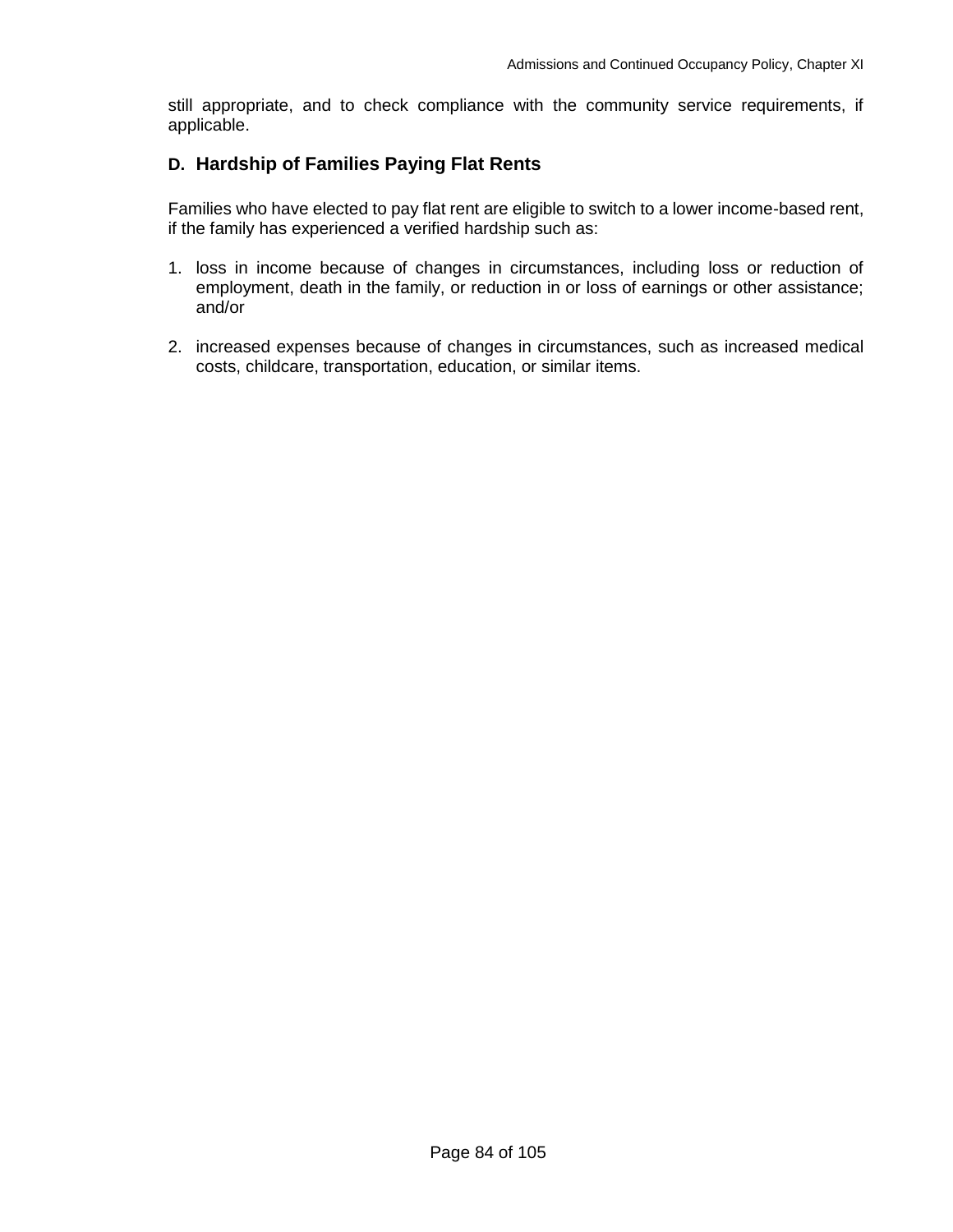still appropriate, and to check compliance with the community service requirements, if applicable.

## D. Hardship of Families Paying Flat Rents

Families who have elected to pay flat rent are eligible to switch to a lower income-based rent, if the family has experienced a verified hardship such as:

1. loss in income because of changes in circumstances, including loss or reduction of employment, death in the family, or reduction in or loss of earnings or other assistance; and/or

2. increased expenses because of changes in circumstances, such as increased medical costs, childcare, transportation, education, or similar items.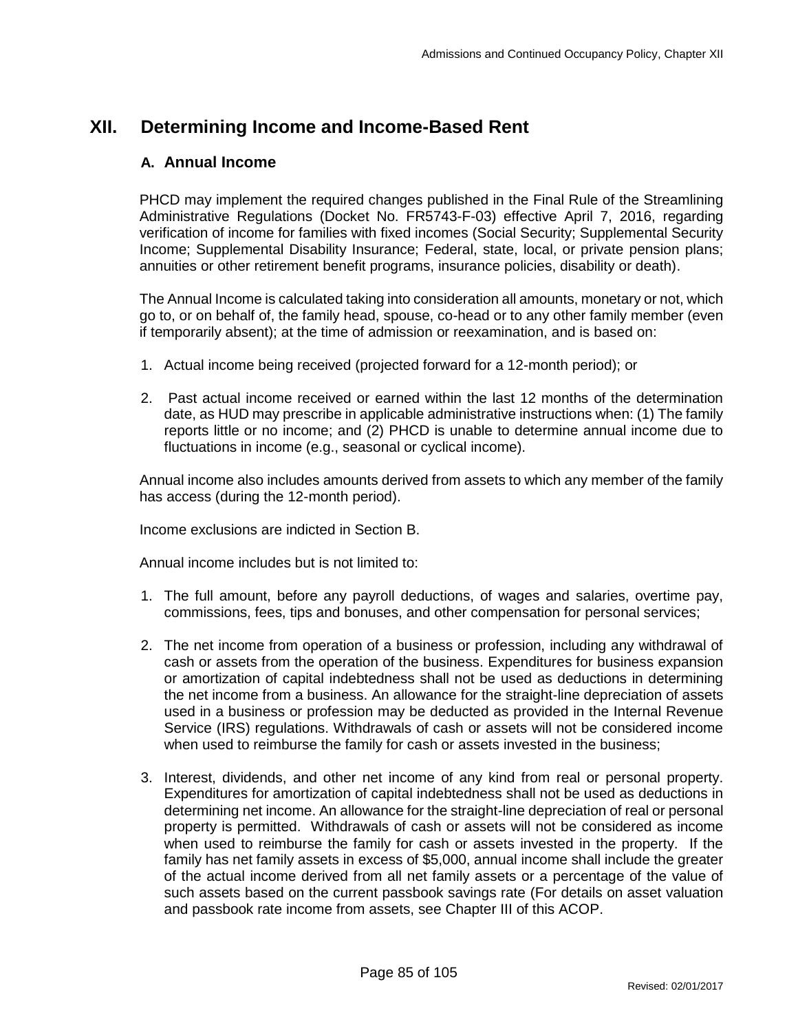# XII. Determining Income and Income-Based Rent

## A. Annual Income

PHCD may implement the required changes published in the Final Rule of the Streamlining Administrative Regulations (Docket No. FR5743-F-03) effective April 7, 2016, regarding verification of income for families with fixed incomes (Social Security; Supplemental Security Income; Supplemental Disability Insurance; Federal, state, local, or private pension plans; annuities or other retirement benefit programs, insurance policies, disability or death).

The Annual Income is calculated taking into consideration all amounts, monetary or not, which go to, or on behalf of, the family head, spouse, co-head or to any other family member (even if temporarily absent); at the time of admission or reexamination, and is based on:

1. Actual income being received (projected forward for a 12-month period); or
2. Past actual income received or earned within the last 12 months of the determination date, as HUD may prescribe in applicable administrative instructions when: (1) The family reports little or no income; and (2) PHCD is unable to determine annual income due to fluctuations in income (e.g., seasonal or cyclical income).

Annual income also includes amounts derived from assets to which any member of the family has access (during the 12-month period).

Income exclusions are indicted in Section B.

Annual income includes but is not limited to:

1. The full amount, before any payroll deductions, of wages and salaries, overtime pay, commissions, fees, tips and bonuses, and other compensation for personal services;
2. The net income from operation of a business or profession, including any withdrawal of cash or assets from the operation of the business. Expenditures for business expansion or amortization of capital indebtedness shall not be used as deductions in determining the net income from a business. An allowance for the straight-line depreciation of assets used in a business or profession may be deducted as provided in the Internal Revenue Service (IRS) regulations. Withdrawals of cash or assets will not be considered income when used to reimburse the family for cash or assets invested in the business;
3. Interest, dividends, and other net income of any kind from real or personal property. Expenditures for amortization of capital indebtedness shall not be used as deductions in determining net income. An allowance for the straight-line depreciation of real or personal property is permitted. Withdrawals of cash or assets will not be considered as income when used to reimburse the family for cash or assets invested in the property. If the family has net family assets in excess of $5,000, annual income shall include the greater of the actual income derived from all net family assets or a percentage of the value of such assets based on the current passbook savings rate (For details on asset valuation and passbook rate income from assets, see Chapter III of this ACOP.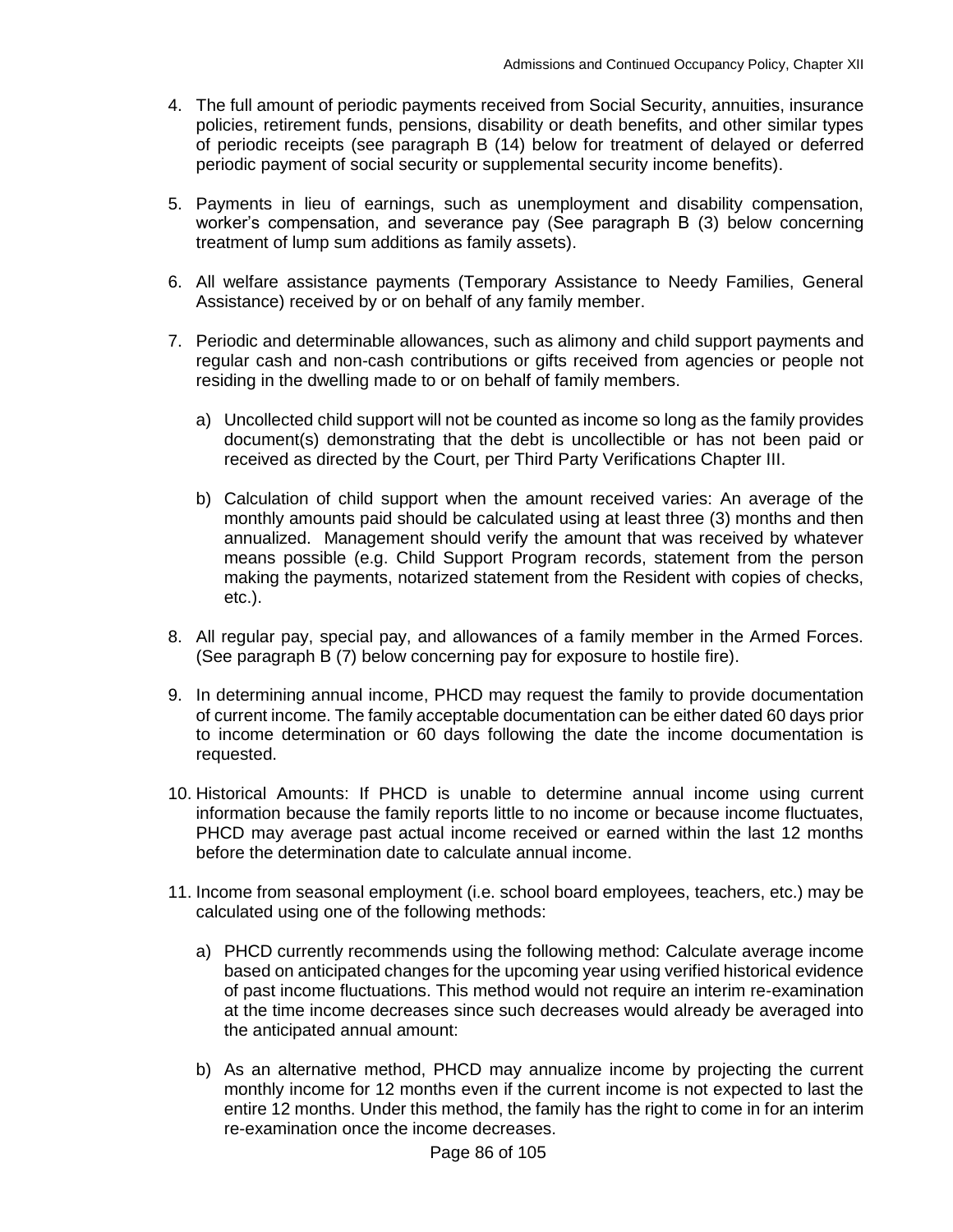4. The full amount of periodic payments received from Social Security, annuities, insurance policies, retirement funds, pensions, disability or death benefits, and other similar types of periodic receipts (see paragraph B (14) below for treatment of delayed or deferred periodic payment of social security or supplemental security income benefits).

5. Payments in lieu of earnings, such as unemployment and disability compensation, worker's compensation, and severance pay (See paragraph B (3) below concerning treatment of lump sum additions as family assets).

6. All welfare assistance payments (Temporary Assistance to Needy Families, General Assistance) received by or on behalf of any family member.

7. Periodic and determinable allowances, such as alimony and child support payments and regular cash and non-cash contributions or gifts received from agencies or people not residing in the dwelling made to or on behalf of family members.

   a) Uncollected child support will not be counted as income so long as the family provides document(s) demonstrating that the debt is uncollectible or has not been paid or received as directed by the Court, per Third Party Verifications Chapter III.

   b) Calculation of child support when the amount received varies: An average of the monthly amounts paid should be calculated using at least three (3) months and then annualized. Management should verify the amount that was received by whatever means possible (e.g. Child Support Program records, statement from the person making the payments, notarized statement from the Resident with copies of checks, etc.).

8. All regular pay, special pay, and allowances of a family member in the Armed Forces. (See paragraph B (7) below concerning pay for exposure to hostile fire).

9. In determining annual income, PHCD may request the family to provide documentation of current income. The family acceptable documentation can be either dated 60 days prior to income determination or 60 days following the date the income documentation is requested.

10. Historical Amounts: If PHCD is unable to determine annual income using current information because the family reports little to no income or because income fluctuates, PHCD may average past actual income received or earned within the last 12 months before the determination date to calculate annual income.

11. Income from seasonal employment (i.e. school board employees, teachers, etc.) may be calculated using one of the following methods:

    a) PHCD currently recommends using the following method: Calculate average income based on anticipated changes for the upcoming year using verified historical evidence of past income fluctuations. This method would not require an interim re-examination at the time income decreases since such decreases would already be averaged into the anticipated annual amount:

    b) As an alternative method, PHCD may annualize income by projecting the current monthly income for 12 months even if the current income is not expected to last the entire 12 months. Under this method, the family has the right to come in for an interim re-examination once the income decreases.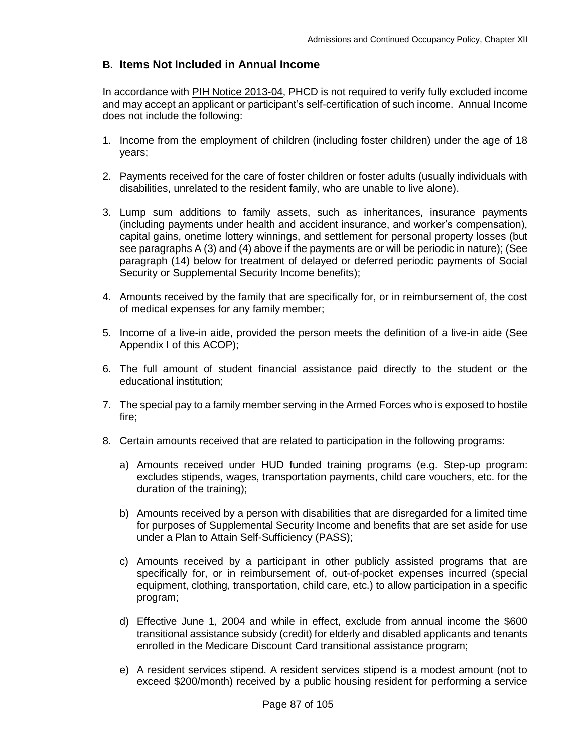## B. Items Not Included in Annual Income

In accordance with PIH Notice 2013-04, PHCD is not required to verify fully excluded income and may accept an applicant or participant's self-certification of such income. Annual Income does not include the following:

1. Income from the employment of children (including foster children) under the age of 18 years;

2. Payments received for the care of foster children or foster adults (usually individuals with disabilities, unrelated to the resident family, who are unable to live alone).

3. Lump sum additions to family assets, such as inheritances, insurance payments (including payments under health and accident insurance, and worker's compensation), capital gains, onetime lottery winnings, and settlement for personal property losses (but see paragraphs A (3) and (4) above if the payments are or will be periodic in nature); (See paragraph (14) below for treatment of delayed or deferred periodic payments of Social Security or Supplemental Security Income benefits);

4. Amounts received by the family that are specifically for, or in reimbursement of, the cost of medical expenses for any family member;

5. Income of a live-in aide, provided the person meets the definition of a live-in aide (See Appendix I of this ACOP);

6. The full amount of student financial assistance paid directly to the student or the educational institution;

7. The special pay to a family member serving in the Armed Forces who is exposed to hostile fire;

8. Certain amounts received that are related to participation in the following programs:

   a) Amounts received under HUD funded training programs (e.g. Step-up program: excludes stipends, wages, transportation payments, child care vouchers, etc. for the duration of the training);

   b) Amounts received by a person with disabilities that are disregarded for a limited time for purposes of Supplemental Security Income and benefits that are set aside for use under a Plan to Attain Self-Sufficiency (PASS);

   c) Amounts received by a participant in other publicly assisted programs that are specifically for, or in reimbursement of, out-of-pocket expenses incurred (special equipment, clothing, transportation, child care, etc.) to allow participation in a specific program;

   d) Effective June 1, 2004 and while in effect, exclude from annual income the $600 transitional assistance subsidy (credit) for elderly and disabled applicants and tenants enrolled in the Medicare Discount Card transitional assistance program;

   e) A resident services stipend. A resident services stipend is a modest amount (not to exceed $200/month) received by a public housing resident for performing a service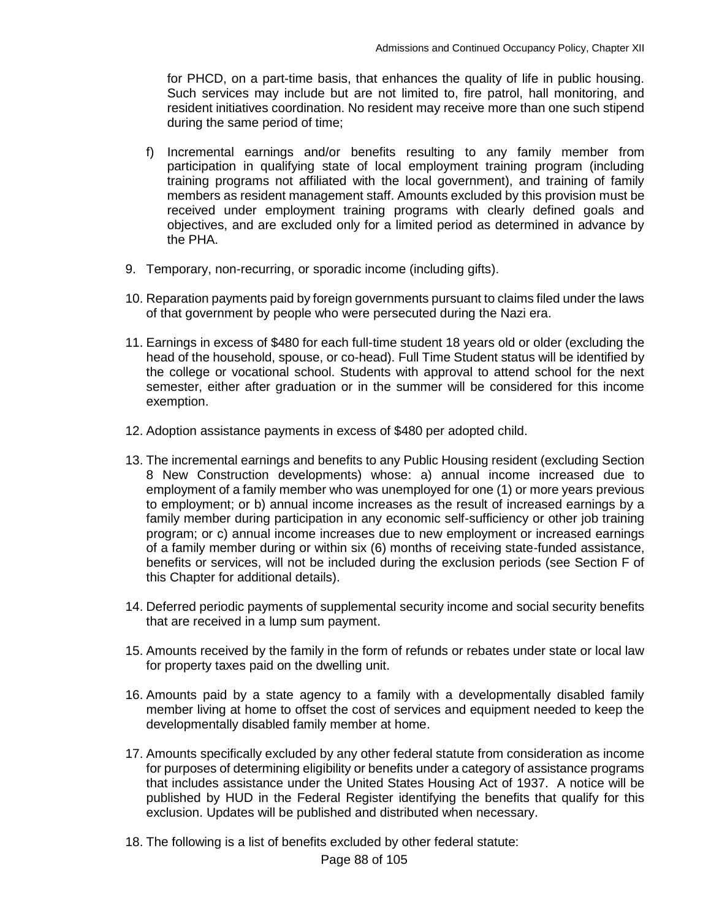for PHCD, on a part-time basis, that enhances the quality of life in public housing. Such services may include but are not limited to, fire patrol, hall monitoring, and resident initiatives coordination. No resident may receive more than one such stipend during the same period of time;

   f) Incremental earnings and/or benefits resulting to any family member from participation in qualifying state of local employment training program (including training programs not affiliated with the local government), and training of family members as resident management staff. Amounts excluded by this provision must be received under employment training programs with clearly defined goals and objectives, and are excluded only for a limited period as determined in advance by the PHA.

9. Temporary, non-recurring, or sporadic income (including gifts).

10. Reparation payments paid by foreign governments pursuant to claims filed under the laws of that government by people who were persecuted during the Nazi era.

11. Earnings in excess of $480 for each full-time student 18 years old or older (excluding the head of the household, spouse, or co-head). Full Time Student status will be identified by the college or vocational school. Students with approval to attend school for the next semester, either after graduation or in the summer will be considered for this income exemption.

12. Adoption assistance payments in excess of $480 per adopted child.

13. The incremental earnings and benefits to any Public Housing resident (excluding Section 8 New Construction developments) whose: a) annual income increased due to employment of a family member who was unemployed for one (1) or more years previous to employment; or b) annual income increases as the result of increased earnings by a family member during participation in any economic self-sufficiency or other job training program; or c) annual income increases due to new employment or increased earnings of a family member during or within six (6) months of receiving state-funded assistance, benefits or services, will not be included during the exclusion periods (see Section F of this Chapter for additional details).

14. Deferred periodic payments of supplemental security income and social security benefits that are received in a lump sum payment.

15. Amounts received by the family in the form of refunds or rebates under state or local law for property taxes paid on the dwelling unit.

16. Amounts paid by a state agency to a family with a developmentally disabled family member living at home to offset the cost of services and equipment needed to keep the developmentally disabled family member at home.

17. Amounts specifically excluded by any other federal statute from consideration as income for purposes of determining eligibility or benefits under a category of assistance programs that includes assistance under the United States Housing Act of 1937. A notice will be published by HUD in the Federal Register identifying the benefits that qualify for this exclusion. Updates will be published and distributed when necessary.

18. The following is a list of benefits excluded by other federal statute: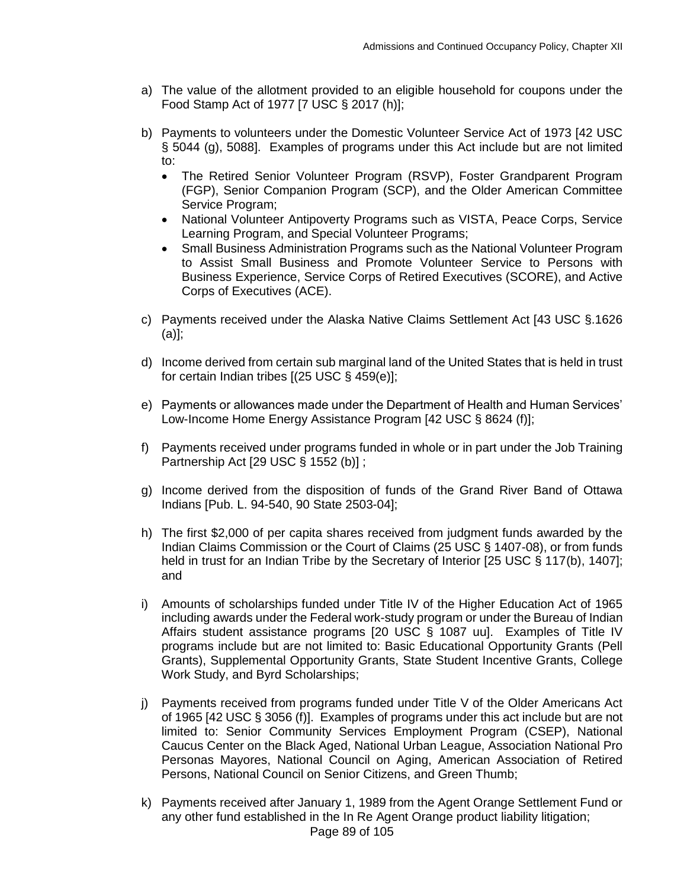a) The value of the allotment provided to an eligible household for coupons under the Food Stamp Act of 1977 [7 USC § 2017 (h)];

b) Payments to volunteers under the Domestic Volunteer Service Act of 1973 [42 USC § 5044 (g), 5088]. Examples of programs under this Act include but are not limited to:
   - The Retired Senior Volunteer Program (RSVP), Foster Grandparent Program (FGP), Senior Companion Program (SCP), and the Older American Committee Service Program;
   - National Volunteer Antipoverty Programs such as VISTA, Peace Corps, Service Learning Program, and Special Volunteer Programs;
   - Small Business Administration Programs such as the National Volunteer Program to Assist Small Business and Promote Volunteer Service to Persons with Business Experience, Service Corps of Retired Executives (SCORE), and Active Corps of Executives (ACE).

c) Payments received under the Alaska Native Claims Settlement Act [43 USC §.1626 (a)];

d) Income derived from certain sub marginal land of the United States that is held in trust for certain Indian tribes [(25 USC § 459(e)];

e) Payments or allowances made under the Department of Health and Human Services' Low-Income Home Energy Assistance Program [42 USC § 8624 (f)];

f) Payments received under programs funded in whole or in part under the Job Training Partnership Act [29 USC § 1552 (b)] ;

g) Income derived from the disposition of funds of the Grand River Band of Ottawa Indians [Pub. L. 94-540, 90 State 2503-04];

h) The first $2,000 of per capita shares received from judgment funds awarded by the Indian Claims Commission or the Court of Claims (25 USC § 1407-08), or from funds held in trust for an Indian Tribe by the Secretary of Interior [25 USC § 117(b), 1407]; and

i) Amounts of scholarships funded under Title IV of the Higher Education Act of 1965 including awards under the Federal work-study program or under the Bureau of Indian Affairs student assistance programs [20 USC § 1087 uu]. Examples of Title IV programs include but are not limited to: Basic Educational Opportunity Grants (Pell Grants), Supplemental Opportunity Grants, State Student Incentive Grants, College Work Study, and Byrd Scholarships;

j) Payments received from programs funded under Title V of the Older Americans Act of 1965 [42 USC § 3056 (f)]. Examples of programs under this act include but are not limited to: Senior Community Services Employment Program (CSEP), National Caucus Center on the Black Aged, National Urban League, Association National Pro Personas Mayores, National Council on Aging, American Association of Retired Persons, National Council on Senior Citizens, and Green Thumb;

k) Payments received after January 1, 1989 from the Agent Orange Settlement Fund or any other fund established in the In Re Agent Orange product liability litigation;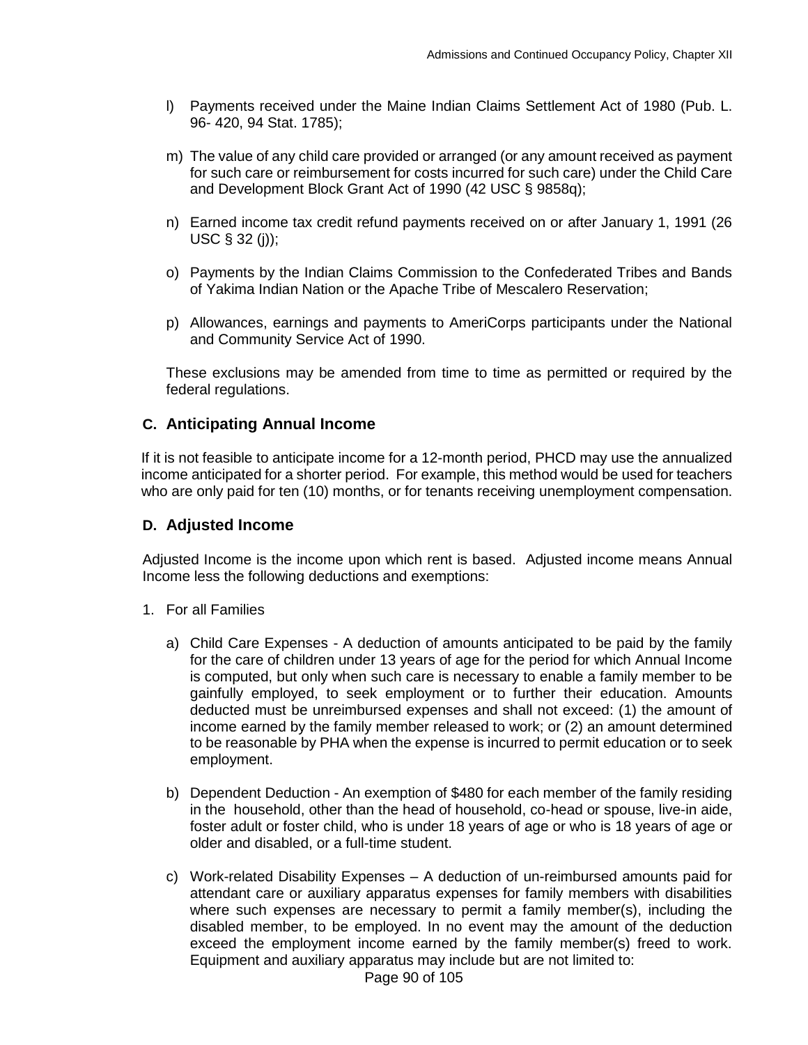l) Payments received under the Maine Indian Claims Settlement Act of 1980 (Pub. L. 96- 420, 94 Stat. 1785);

m) The value of any child care provided or arranged (or any amount received as payment for such care or reimbursement for costs incurred for such care) under the Child Care and Development Block Grant Act of 1990 (42 USC § 9858q);

n) Earned income tax credit refund payments received on or after January 1, 1991 (26 USC § 32 (j));

o) Payments by the Indian Claims Commission to the Confederated Tribes and Bands of Yakima Indian Nation or the Apache Tribe of Mescalero Reservation;

p) Allowances, earnings and payments to AmeriCorps participants under the National and Community Service Act of 1990.

These exclusions may be amended from time to time as permitted or required by the federal regulations.

## C. Anticipating Annual Income

If it is not feasible to anticipate income for a 12-month period, PHCD may use the annualized income anticipated for a shorter period. For example, this method would be used for teachers who are only paid for ten (10) months, or for tenants receiving unemployment compensation.

## D. Adjusted Income

Adjusted Income is the income upon which rent is based. Adjusted income means Annual Income less the following deductions and exemptions:

1. For all Families

   a) Child Care Expenses - A deduction of amounts anticipated to be paid by the family for the care of children under 13 years of age for the period for which Annual Income is computed, but only when such care is necessary to enable a family member to be gainfully employed, to seek employment or to further their education. Amounts deducted must be unreimbursed expenses and shall not exceed: (1) the amount of income earned by the family member released to work; or (2) an amount determined to be reasonable by PHA when the expense is incurred to permit education or to seek employment.

   b) Dependent Deduction - An exemption of $480 for each member of the family residing in the household, other than the head of household, co-head or spouse, live-in aide, foster adult or foster child, who is under 18 years of age or who is 18 years of age or older and disabled, or a full-time student.

   c) Work-related Disability Expenses – A deduction of un-reimbursed amounts paid for attendant care or auxiliary apparatus expenses for family members with disabilities where such expenses are necessary to permit a family member(s), including the disabled member, to be employed. In no event may the amount of the deduction exceed the employment income earned by the family member(s) freed to work. Equipment and auxiliary apparatus may include but are not limited to: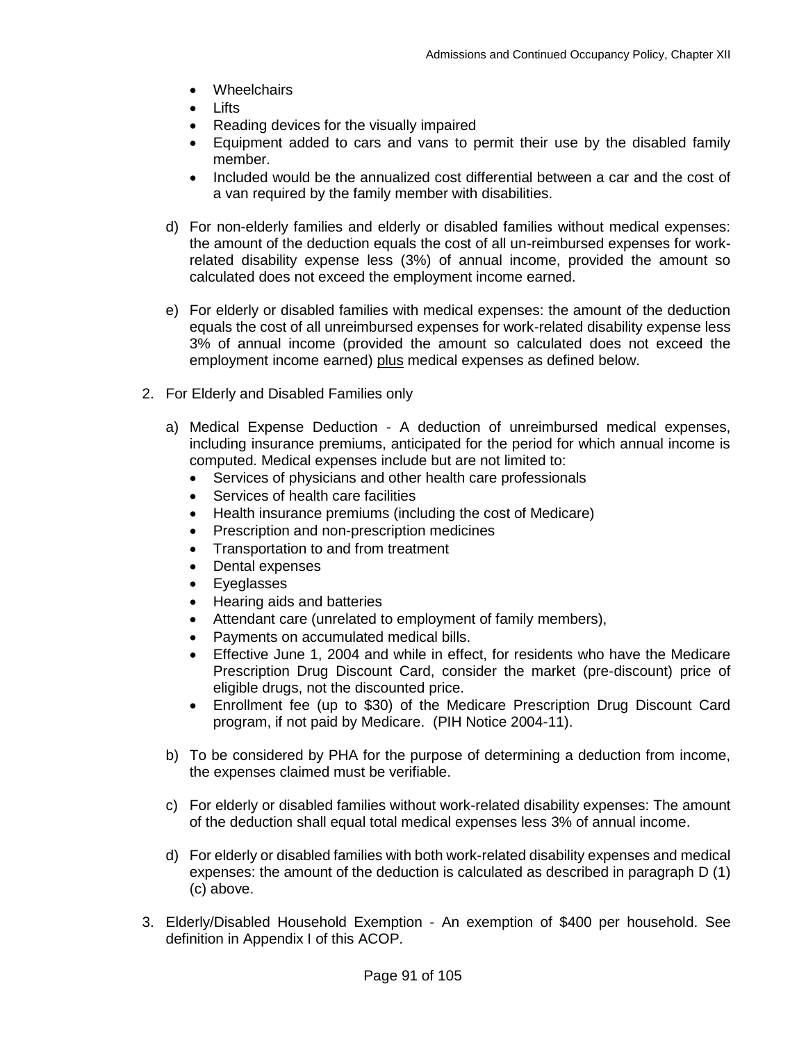- Wheelchairs
- Lifts
- Reading devices for the visually impaired
- Equipment added to cars and vans to permit their use by the disabled family member.
- Included would be the annualized cost differential between a car and the cost of a van required by the family member with disabilities.

d) For non-elderly families and elderly or disabled families without medical expenses: the amount of the deduction equals the cost of all un-reimbursed expenses for work-related disability expense less (3%) of annual income, provided the amount so calculated does not exceed the employment income earned.

e) For elderly or disabled families with medical expenses: the amount of the deduction equals the cost of all unreimbursed expenses for work-related disability expense less 3% of annual income (provided the amount so calculated does not exceed the employment income earned) <u>plus</u> medical expenses as defined below.

2. For Elderly and Disabled Families only

   a) Medical Expense Deduction - A deduction of unreimbursed medical expenses, including insurance premiums, anticipated for the period for which annual income is computed. Medical expenses include but are not limited to:
      - Services of physicians and other health care professionals
      - Services of health care facilities
      - Health insurance premiums (including the cost of Medicare)
      - Prescription and non-prescription medicines
      - Transportation to and from treatment
      - Dental expenses
      - Eyeglasses
      - Hearing aids and batteries
      - Attendant care (unrelated to employment of family members),
      - Payments on accumulated medical bills.
      - Effective June 1, 2004 and while in effect, for residents who have the Medicare Prescription Drug Discount Card, consider the market (pre-discount) price of eligible drugs, not the discounted price.
      - Enrollment fee (up to $30) of the Medicare Prescription Drug Discount Card program, if not paid by Medicare. (PIH Notice 2004-11).

   b) To be considered by PHA for the purpose of determining a deduction from income, the expenses claimed must be verifiable.

   c) For elderly or disabled families without work-related disability expenses: The amount of the deduction shall equal total medical expenses less 3% of annual income.

   d) For elderly or disabled families with both work-related disability expenses and medical expenses: the amount of the deduction is calculated as described in paragraph D (1) (c) above.

3. Elderly/Disabled Household Exemption - An exemption of $400 per household. See definition in Appendix I of this ACOP.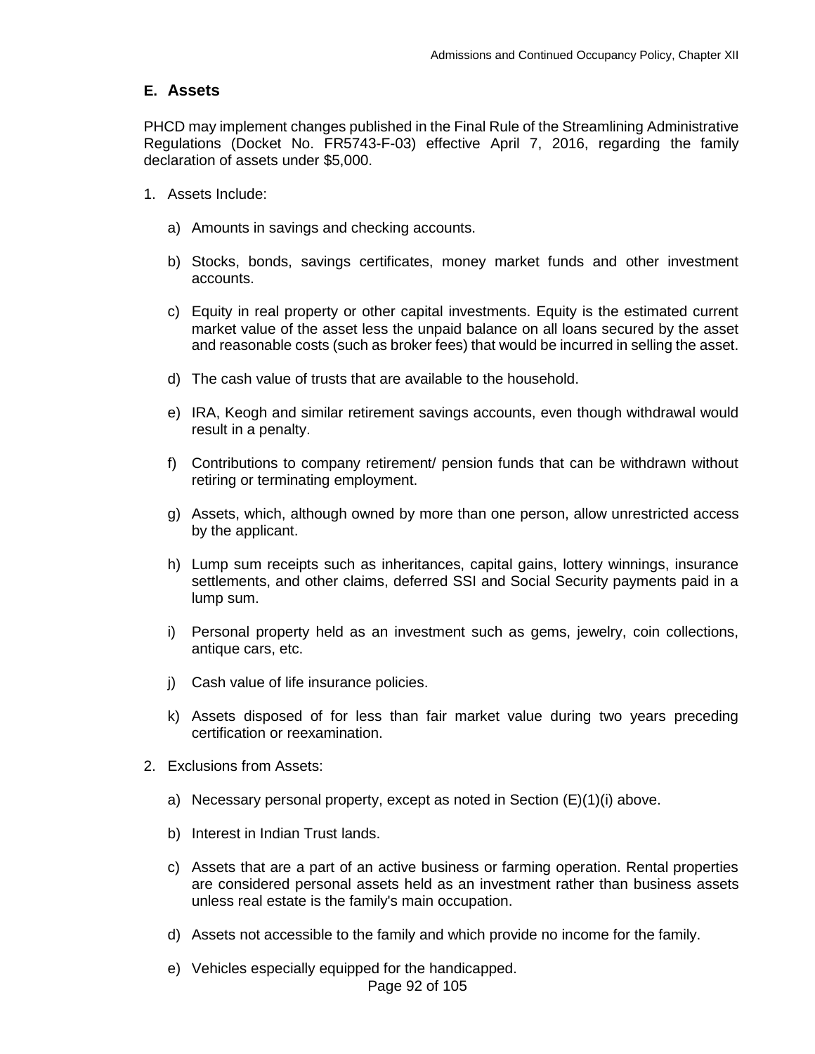## E. Assets

PHCD may implement changes published in the Final Rule of the Streamlining Administrative Regulations (Docket No. FR5743-F-03) effective April 7, 2016, regarding the family declaration of assets under $5,000.

1. Assets Include:

   a) Amounts in savings and checking accounts.

   b) Stocks, bonds, savings certificates, money market funds and other investment accounts.

   c) Equity in real property or other capital investments. Equity is the estimated current market value of the asset less the unpaid balance on all loans secured by the asset and reasonable costs (such as broker fees) that would be incurred in selling the asset.

   d) The cash value of trusts that are available to the household.

   e) IRA, Keogh and similar retirement savings accounts, even though withdrawal would result in a penalty.

   f) Contributions to company retirement/ pension funds that can be withdrawn without retiring or terminating employment.

   g) Assets, which, although owned by more than one person, allow unrestricted access by the applicant.

   h) Lump sum receipts such as inheritances, capital gains, lottery winnings, insurance settlements, and other claims, deferred SSI and Social Security payments paid in a lump sum.

   i) Personal property held as an investment such as gems, jewelry, coin collections, antique cars, etc.

   j) Cash value of life insurance policies.

   k) Assets disposed of for less than fair market value during two years preceding certification or reexamination.

2. Exclusions from Assets:

   a) Necessary personal property, except as noted in Section (E)(1)(i) above.

   b) Interest in Indian Trust lands.

   c) Assets that are a part of an active business or farming operation. Rental properties are considered personal assets held as an investment rather than business assets unless real estate is the family's main occupation.

   d) Assets not accessible to the family and which provide no income for the family.

   e) Vehicles especially equipped for the handicapped.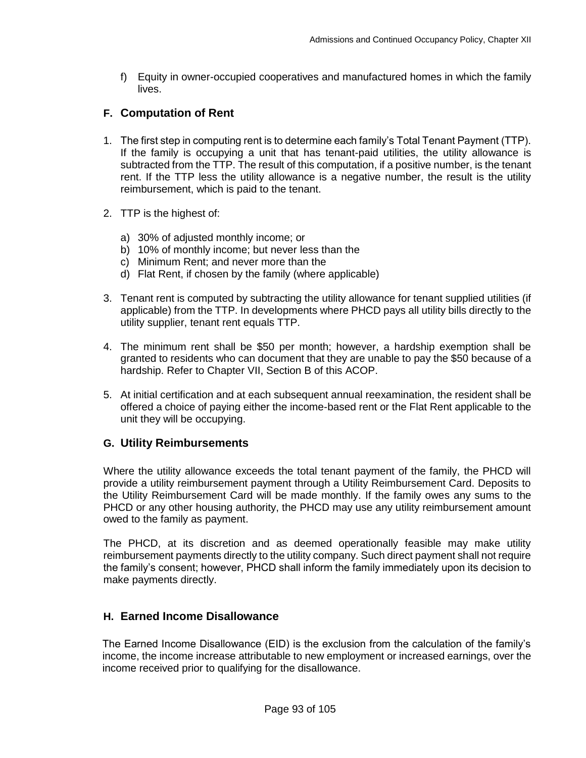f) Equity in owner-occupied cooperatives and manufactured homes in which the family lives.

## F. Computation of Rent

1. The first step in computing rent is to determine each family's Total Tenant Payment (TTP). If the family is occupying a unit that has tenant-paid utilities, the utility allowance is subtracted from the TTP. The result of this computation, if a positive number, is the tenant rent. If the TTP less the utility allowance is a negative number, the result is the utility reimbursement, which is paid to the tenant.

2. TTP is the highest of:

   a) 30% of adjusted monthly income; or
   b) 10% of monthly income; but never less than the
   c) Minimum Rent; and never more than the
   d) Flat Rent, if chosen by the family (where applicable)

3. Tenant rent is computed by subtracting the utility allowance for tenant supplied utilities (if applicable) from the TTP. In developments where PHCD pays all utility bills directly to the utility supplier, tenant rent equals TTP.

4. The minimum rent shall be $50 per month; however, a hardship exemption shall be granted to residents who can document that they are unable to pay the $50 because of a hardship. Refer to Chapter VII, Section B of this ACOP.

5. At initial certification and at each subsequent annual reexamination, the resident shall be offered a choice of paying either the income-based rent or the Flat Rent applicable to the unit they will be occupying.

## G. Utility Reimbursements

Where the utility allowance exceeds the total tenant payment of the family, the PHCD will provide a utility reimbursement payment through a Utility Reimbursement Card. Deposits to the Utility Reimbursement Card will be made monthly. If the family owes any sums to the PHCD or any other housing authority, the PHCD may use any utility reimbursement amount owed to the family as payment.

The PHCD, at its discretion and as deemed operationally feasible may make utility reimbursement payments directly to the utility company. Such direct payment shall not require the family's consent; however, PHCD shall inform the family immediately upon its decision to make payments directly.

## H. Earned Income Disallowance

The Earned Income Disallowance (EID) is the exclusion from the calculation of the family's income, the income increase attributable to new employment or increased earnings, over the income received prior to qualifying for the disallowance.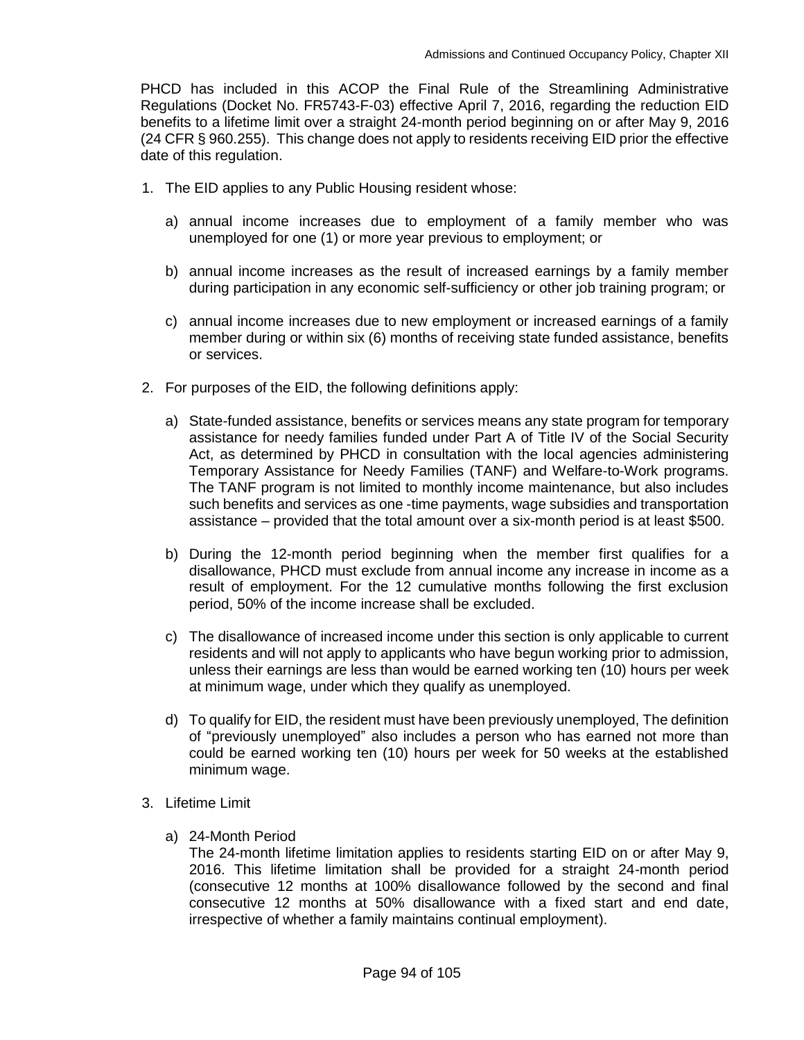PHCD has included in this ACOP the Final Rule of the Streamlining Administrative Regulations (Docket No. FR5743-F-03) effective April 7, 2016, regarding the reduction EID benefits to a lifetime limit over a straight 24-month period beginning on or after May 9, 2016 (24 CFR § 960.255). This change does not apply to residents receiving EID prior the effective date of this regulation.

1. The EID applies to any Public Housing resident whose:

   a) annual income increases due to employment of a family member who was unemployed for one (1) or more year previous to employment; or

   b) annual income increases as the result of increased earnings by a family member during participation in any economic self-sufficiency or other job training program; or

   c) annual income increases due to new employment or increased earnings of a family member during or within six (6) months of receiving state funded assistance, benefits or services.

2. For purposes of the EID, the following definitions apply:

   a) State-funded assistance, benefits or services means any state program for temporary assistance for needy families funded under Part A of Title IV of the Social Security Act, as determined by PHCD in consultation with the local agencies administering Temporary Assistance for Needy Families (TANF) and Welfare-to-Work programs. The TANF program is not limited to monthly income maintenance, but also includes such benefits and services as one -time payments, wage subsidies and transportation assistance – provided that the total amount over a six-month period is at least $500.

   b) During the 12-month period beginning when the member first qualifies for a disallowance, PHCD must exclude from annual income any increase in income as a result of employment. For the 12 cumulative months following the first exclusion period, 50% of the income increase shall be excluded.

   c) The disallowance of increased income under this section is only applicable to current residents and will not apply to applicants who have begun working prior to admission, unless their earnings are less than would be earned working ten (10) hours per week at minimum wage, under which they qualify as unemployed.

   d) To qualify for EID, the resident must have been previously unemployed, The definition of "previously unemployed" also includes a person who has earned not more than could be earned working ten (10) hours per week for 50 weeks at the established minimum wage.

3. Lifetime Limit

   a) 24-Month Period
   The 24-month lifetime limitation applies to residents starting EID on or after May 9, 2016. This lifetime limitation shall be provided for a straight 24-month period (consecutive 12 months at 100% disallowance followed by the second and final consecutive 12 months at 50% disallowance with a fixed start and end date, irrespective of whether a family maintains continual employment).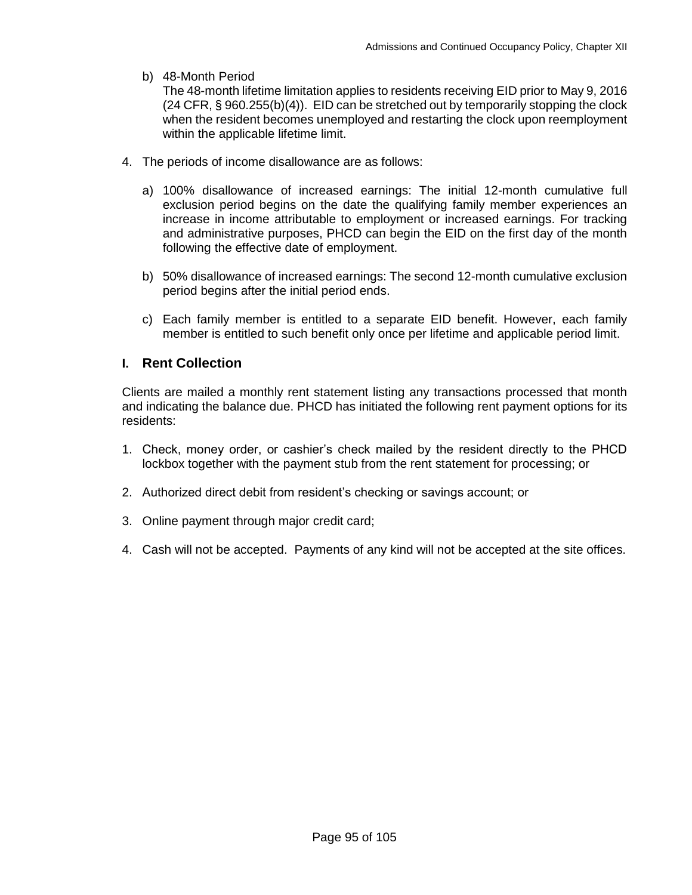b) 48-Month Period
   The 48-month lifetime limitation applies to residents receiving EID prior to May 9, 2016 (24 CFR, § 960.255(b)(4)). EID can be stretched out by temporarily stopping the clock when the resident becomes unemployed and restarting the clock upon reemployment within the applicable lifetime limit.

4. The periods of income disallowance are as follows:

   a) 100% disallowance of increased earnings: The initial 12-month cumulative full exclusion period begins on the date the qualifying family member experiences an increase in income attributable to employment or increased earnings. For tracking and administrative purposes, PHCD can begin the EID on the first day of the month following the effective date of employment.

   b) 50% disallowance of increased earnings: The second 12-month cumulative exclusion period begins after the initial period ends.

   c) Each family member is entitled to a separate EID benefit. However, each family member is entitled to such benefit only once per lifetime and applicable period limit.

## I. Rent Collection

Clients are mailed a monthly rent statement listing any transactions processed that month and indicating the balance due. PHCD has initiated the following rent payment options for its residents:

1. Check, money order, or cashier's check mailed by the resident directly to the PHCD lockbox together with the payment stub from the rent statement for processing; or

2. Authorized direct debit from resident's checking or savings account; or

3. Online payment through major credit card;

4. Cash will not be accepted. Payments of any kind will not be accepted at the site offices.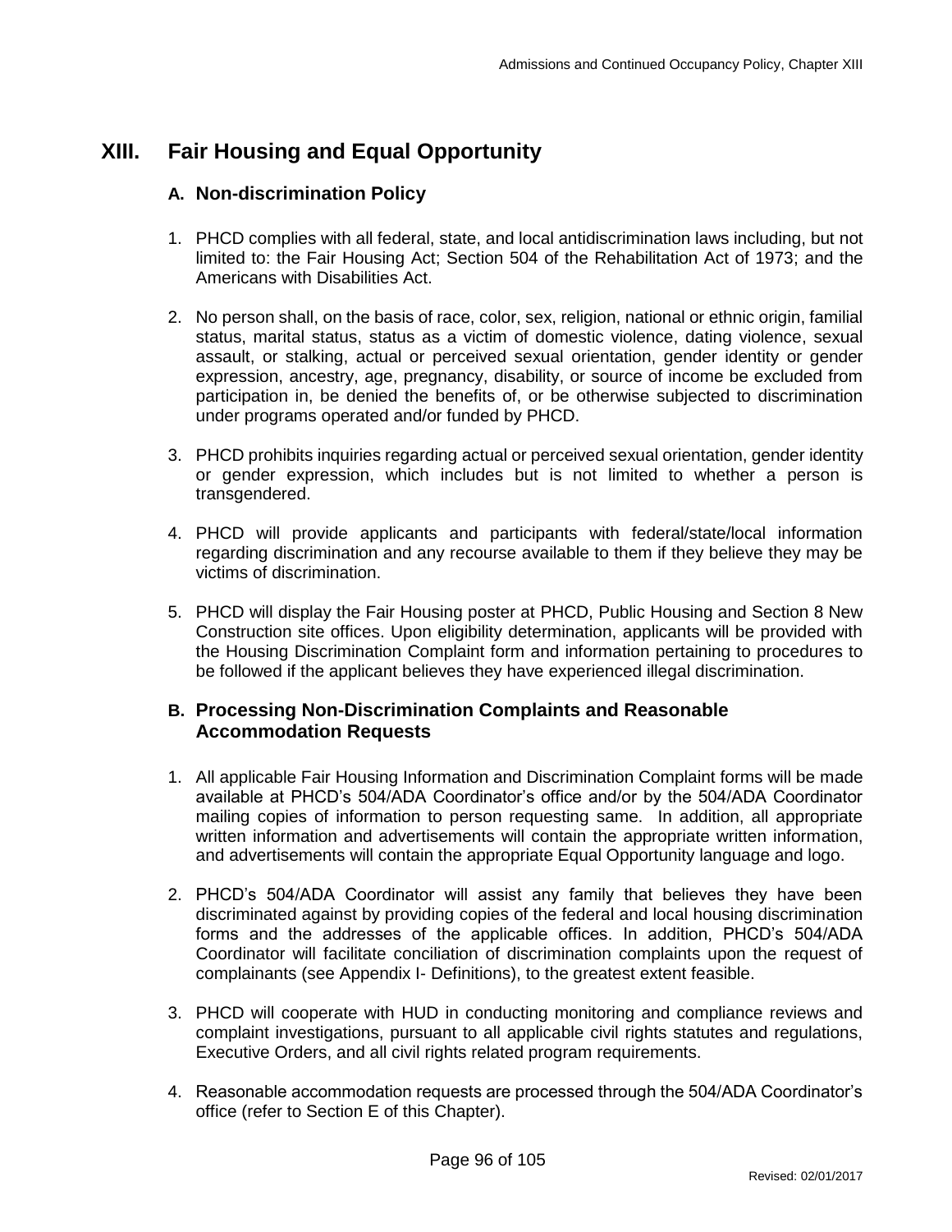# XIII. Fair Housing and Equal Opportunity

## A. Non-discrimination Policy

1. PHCD complies with all federal, state, and local antidiscrimination laws including, but not limited to: the Fair Housing Act; Section 504 of the Rehabilitation Act of 1973; and the Americans with Disabilities Act.

2. No person shall, on the basis of race, color, sex, religion, national or ethnic origin, familial status, marital status, status as a victim of domestic violence, dating violence, sexual assault, or stalking, actual or perceived sexual orientation, gender identity or gender expression, ancestry, age, pregnancy, disability, or source of income be excluded from participation in, be denied the benefits of, or be otherwise subjected to discrimination under programs operated and/or funded by PHCD.

3. PHCD prohibits inquiries regarding actual or perceived sexual orientation, gender identity or gender expression, which includes but is not limited to whether a person is transgendered.

4. PHCD will provide applicants and participants with federal/state/local information regarding discrimination and any recourse available to them if they believe they may be victims of discrimination.

5. PHCD will display the Fair Housing poster at PHCD, Public Housing and Section 8 New Construction site offices. Upon eligibility determination, applicants will be provided with the Housing Discrimination Complaint form and information pertaining to procedures to be followed if the applicant believes they have experienced illegal discrimination.

## B. Processing Non-Discrimination Complaints and Reasonable Accommodation Requests

1. All applicable Fair Housing Information and Discrimination Complaint forms will be made available at PHCD's 504/ADA Coordinator's office and/or by the 504/ADA Coordinator mailing copies of information to person requesting same. In addition, all appropriate written information and advertisements will contain the appropriate written information, and advertisements will contain the appropriate Equal Opportunity language and logo.

2. PHCD's 504/ADA Coordinator will assist any family that believes they have been discriminated against by providing copies of the federal and local housing discrimination forms and the addresses of the applicable offices. In addition, PHCD's 504/ADA Coordinator will facilitate conciliation of discrimination complaints upon the request of complainants (see Appendix I- Definitions), to the greatest extent feasible.

3. PHCD will cooperate with HUD in conducting monitoring and compliance reviews and complaint investigations, pursuant to all applicable civil rights statutes and regulations, Executive Orders, and all civil rights related program requirements.

4. Reasonable accommodation requests are processed through the 504/ADA Coordinator's office (refer to Section E of this Chapter).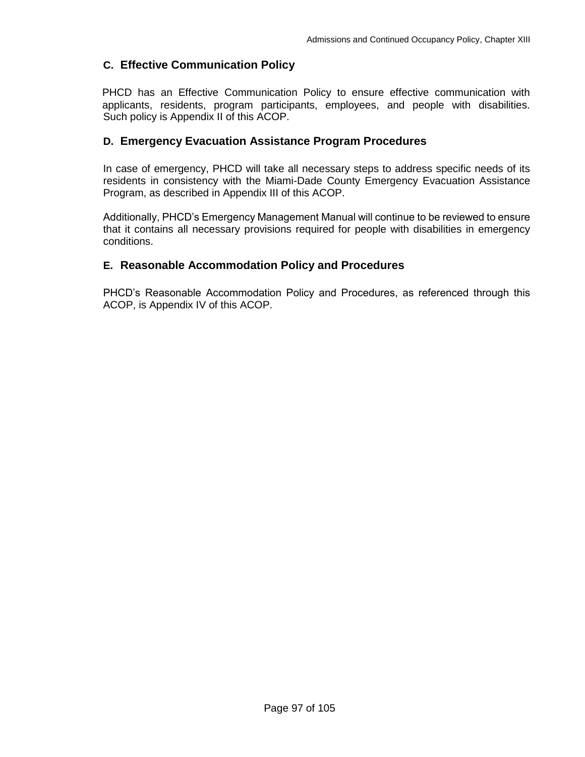## C. Effective Communication Policy

PHCD has an Effective Communication Policy to ensure effective communication with applicants, residents, program participants, employees, and people with disabilities. Such policy is Appendix II of this ACOP.

## D. Emergency Evacuation Assistance Program Procedures

In case of emergency, PHCD will take all necessary steps to address specific needs of its residents in consistency with the Miami-Dade County Emergency Evacuation Assistance Program, as described in Appendix III of this ACOP.

Additionally, PHCD's Emergency Management Manual will continue to be reviewed to ensure that it contains all necessary provisions required for people with disabilities in emergency conditions.

## E. Reasonable Accommodation Policy and Procedures

PHCD's Reasonable Accommodation Policy and Procedures, as referenced through this ACOP, is Appendix IV of this ACOP.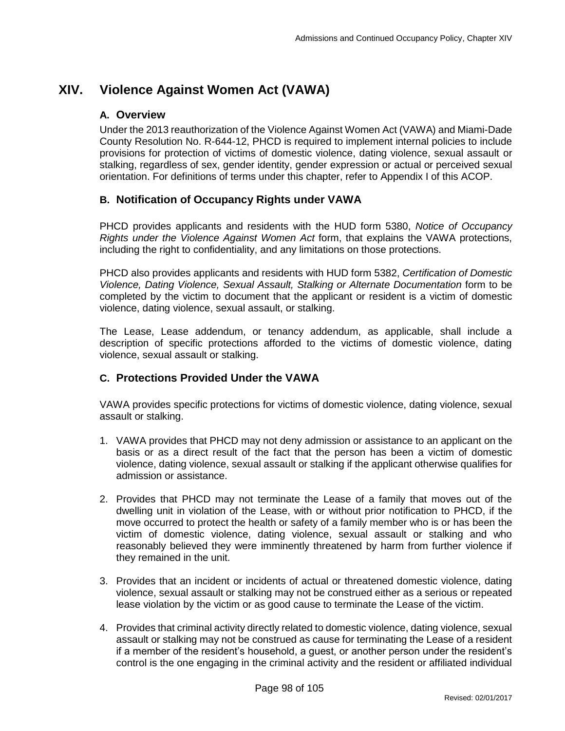# XIV. Violence Against Women Act (VAWA)

## A. Overview

Under the 2013 reauthorization of the Violence Against Women Act (VAWA) and Miami-Dade County Resolution No. R-644-12, PHCD is required to implement internal policies to include provisions for protection of victims of domestic violence, dating violence, sexual assault or stalking, regardless of sex, gender identity, gender expression or actual or perceived sexual orientation. For definitions of terms under this chapter, refer to Appendix I of this ACOP.

## B. Notification of Occupancy Rights under VAWA

PHCD provides applicants and residents with the HUD form 5380, *Notice of Occupancy Rights under the Violence Against Women Act* form, that explains the VAWA protections, including the right to confidentiality, and any limitations on those protections.

PHCD also provides applicants and residents with HUD form 5382, *Certification of Domestic Violence, Dating Violence, Sexual Assault, Stalking or Alternate Documentation* form to be completed by the victim to document that the applicant or resident is a victim of domestic violence, dating violence, sexual assault, or stalking.

The Lease, Lease addendum, or tenancy addendum, as applicable, shall include a description of specific protections afforded to the victims of domestic violence, dating violence, sexual assault or stalking.

## C. Protections Provided Under the VAWA

VAWA provides specific protections for victims of domestic violence, dating violence, sexual assault or stalking.

1. VAWA provides that PHCD may not deny admission or assistance to an applicant on the basis or as a direct result of the fact that the person has been a victim of domestic violence, dating violence, sexual assault or stalking if the applicant otherwise qualifies for admission or assistance.

2. Provides that PHCD may not terminate the Lease of a family that moves out of the dwelling unit in violation of the Lease, with or without prior notification to PHCD, if the move occurred to protect the health or safety of a family member who is or has been the victim of domestic violence, dating violence, sexual assault or stalking and who reasonably believed they were imminently threatened by harm from further violence if they remained in the unit.

3. Provides that an incident or incidents of actual or threatened domestic violence, dating violence, sexual assault or stalking may not be construed either as a serious or repeated lease violation by the victim or as good cause to terminate the Lease of the victim.

4. Provides that criminal activity directly related to domestic violence, dating violence, sexual assault or stalking may not be construed as cause for terminating the Lease of a resident if a member of the resident's household, a guest, or another person under the resident's control is the one engaging in the criminal activity and the resident or affiliated individual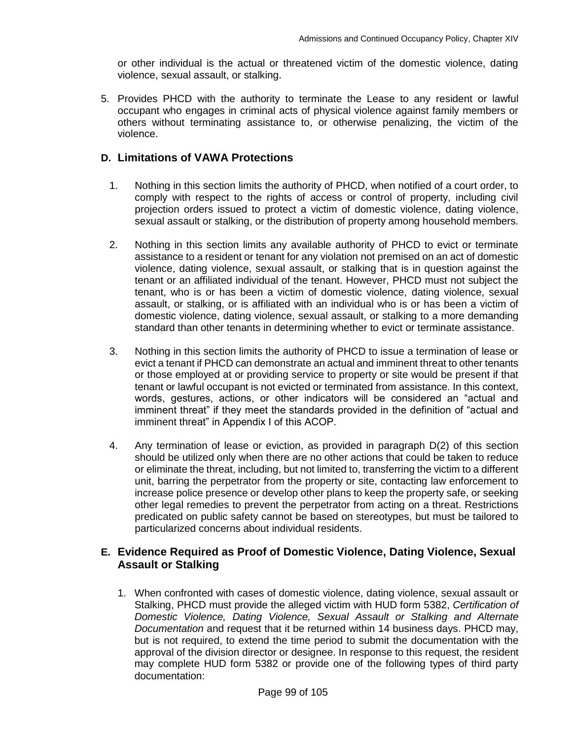or other individual is the actual or threatened victim of the domestic violence, dating violence, sexual assault, or stalking.

5. Provides PHCD with the authority to terminate the Lease to any resident or lawful occupant who engages in criminal acts of physical violence against family members or others without terminating assistance to, or otherwise penalizing, the victim of the violence.

## D. Limitations of VAWA Protections

1. Nothing in this section limits the authority of PHCD, when notified of a court order, to comply with respect to the rights of access or control of property, including civil projection orders issued to protect a victim of domestic violence, dating violence, sexual assault or stalking, or the distribution of property among household members.

2. Nothing in this section limits any available authority of PHCD to evict or terminate assistance to a resident or tenant for any violation not premised on an act of domestic violence, dating violence, sexual assault, or stalking that is in question against the tenant or an affiliated individual of the tenant. However, PHCD must not subject the tenant, who is or has been a victim of domestic violence, dating violence, sexual assault, or stalking, or is affiliated with an individual who is or has been a victim of domestic violence, dating violence, sexual assault, or stalking to a more demanding standard than other tenants in determining whether to evict or terminate assistance.

3. Nothing in this section limits the authority of PHCD to issue a termination of lease or evict a tenant if PHCD can demonstrate an actual and imminent threat to other tenants or those employed at or providing service to property or site would be present if that tenant or lawful occupant is not evicted or terminated from assistance. In this context, words, gestures, actions, or other indicators will be considered an "actual and imminent threat" if they meet the standards provided in the definition of "actual and imminent threat" in Appendix I of this ACOP.

4. Any termination of lease or eviction, as provided in paragraph D(2) of this section should be utilized only when there are no other actions that could be taken to reduce or eliminate the threat, including, but not limited to, transferring the victim to a different unit, barring the perpetrator from the property or site, contacting law enforcement to increase police presence or develop other plans to keep the property safe, or seeking other legal remedies to prevent the perpetrator from acting on a threat. Restrictions predicated on public safety cannot be based on stereotypes, but must be tailored to particularized concerns about individual residents.

## E. Evidence Required as Proof of Domestic Violence, Dating Violence, Sexual Assault or Stalking

1. When confronted with cases of domestic violence, dating violence, sexual assault or Stalking, PHCD must provide the alleged victim with HUD form 5382, *Certification of Domestic Violence, Dating Violence, Sexual Assault or Stalking and Alternate Documentation* and request that it be returned within 14 business days. PHCD may, but is not required, to extend the time period to submit the documentation with the approval of the division director or designee. In response to this request, the resident may complete HUD form 5382 or provide one of the following types of third party documentation: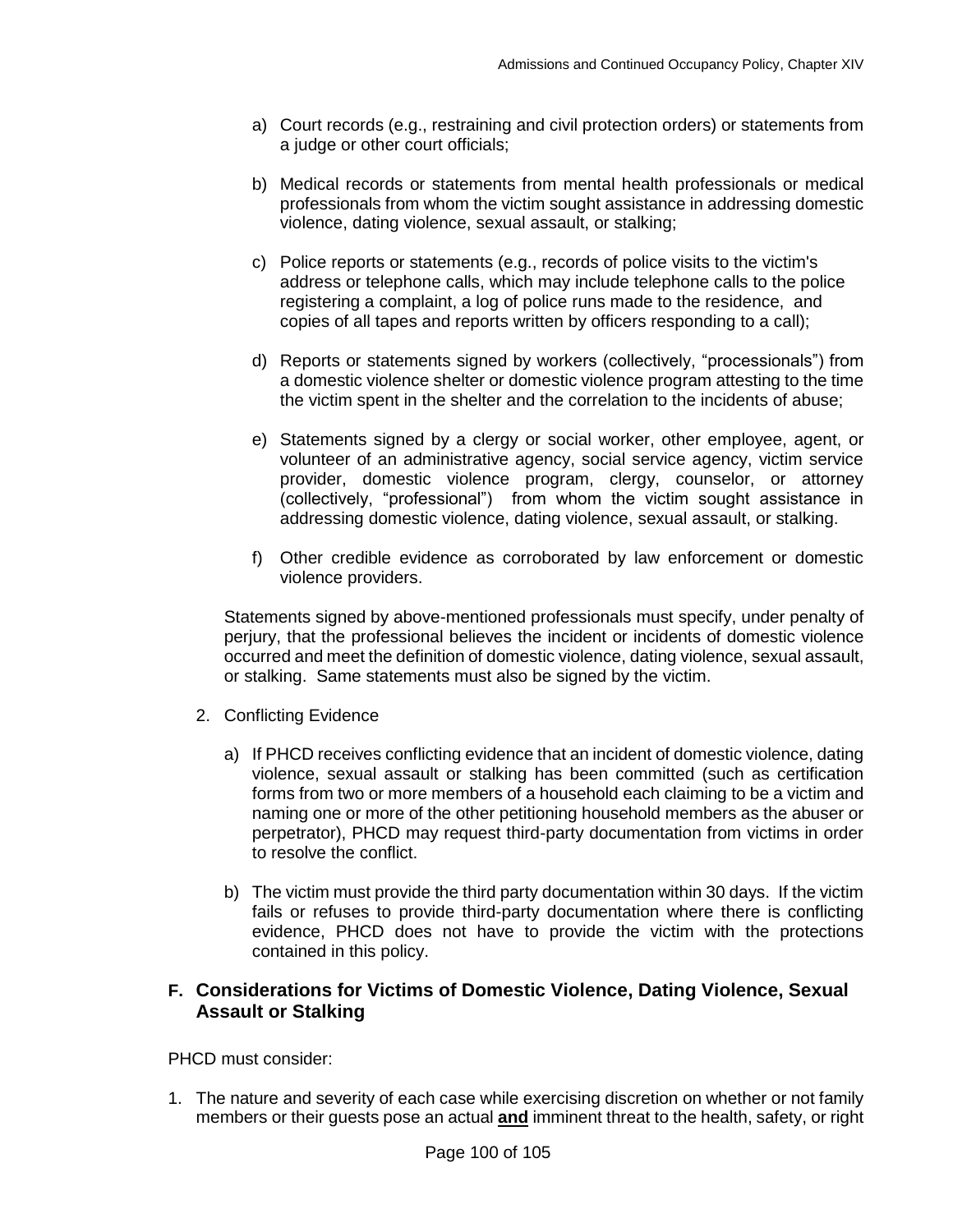a) Court records (e.g., restraining and civil protection orders) or statements from a judge or other court officials;

b) Medical records or statements from mental health professionals or medical professionals from whom the victim sought assistance in addressing domestic violence, dating violence, sexual assault, or stalking;

c) Police reports or statements (e.g., records of police visits to the victim's address or telephone calls, which may include telephone calls to the police registering a complaint, a log of police runs made to the residence, and copies of all tapes and reports written by officers responding to a call);

d) Reports or statements signed by workers (collectively, "processionals") from a domestic violence shelter or domestic violence program attesting to the time the victim spent in the shelter and the correlation to the incidents of abuse;

e) Statements signed by a clergy or social worker, other employee, agent, or volunteer of an administrative agency, social service agency, victim service provider, domestic violence program, clergy, counselor, or attorney (collectively, "professional") from whom the victim sought assistance in addressing domestic violence, dating violence, sexual assault, or stalking.

f) Other credible evidence as corroborated by law enforcement or domestic violence providers.

Statements signed by above-mentioned professionals must specify, under penalty of perjury, that the professional believes the incident or incidents of domestic violence occurred and meet the definition of domestic violence, dating violence, sexual assault, or stalking. Same statements must also be signed by the victim.

2. Conflicting Evidence

a) If PHCD receives conflicting evidence that an incident of domestic violence, dating violence, sexual assault or stalking has been committed (such as certification forms from two or more members of a household each claiming to be a victim and naming one or more of the other petitioning household members as the abuser or perpetrator), PHCD may request third-party documentation from victims in order to resolve the conflict.

b) The victim must provide the third party documentation within 30 days. If the victim fails or refuses to provide third-party documentation where there is conflicting evidence, PHCD does not have to provide the victim with the protections contained in this policy.

## F. Considerations for Victims of Domestic Violence, Dating Violence, Sexual Assault or Stalking

PHCD must consider:

1. The nature and severity of each case while exercising discretion on whether or not family members or their guests pose an actual **<u>and</u>** imminent threat to the health, safety, or right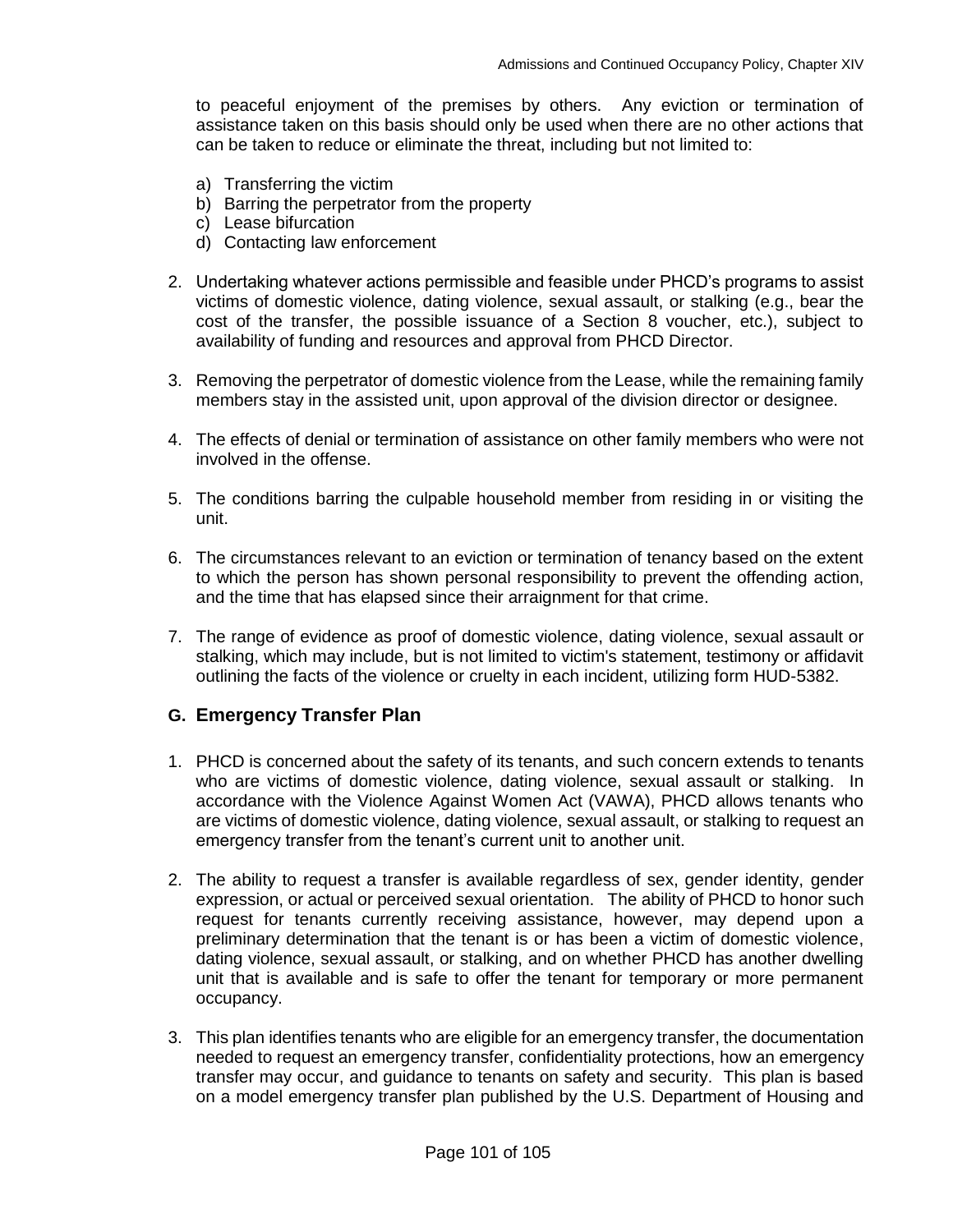to peaceful enjoyment of the premises by others. Any eviction or termination of assistance taken on this basis should only be used when there are no other actions that can be taken to reduce or eliminate the threat, including but not limited to:

a) Transferring the victim
b) Barring the perpetrator from the property
c) Lease bifurcation
d) Contacting law enforcement

2. Undertaking whatever actions permissible and feasible under PHCD's programs to assist victims of domestic violence, dating violence, sexual assault, or stalking (e.g., bear the cost of the transfer, the possible issuance of a Section 8 voucher, etc.), subject to availability of funding and resources and approval from PHCD Director.

3. Removing the perpetrator of domestic violence from the Lease, while the remaining family members stay in the assisted unit, upon approval of the division director or designee.

4. The effects of denial or termination of assistance on other family members who were not involved in the offense.

5. The conditions barring the culpable household member from residing in or visiting the unit.

6. The circumstances relevant to an eviction or termination of tenancy based on the extent to which the person has shown personal responsibility to prevent the offending action, and the time that has elapsed since their arraignment for that crime.

7. The range of evidence as proof of domestic violence, dating violence, sexual assault or stalking, which may include, but is not limited to victim's statement, testimony or affidavit outlining the facts of the violence or cruelty in each incident, utilizing form HUD-5382.

## G. Emergency Transfer Plan

1. PHCD is concerned about the safety of its tenants, and such concern extends to tenants who are victims of domestic violence, dating violence, sexual assault or stalking. In accordance with the Violence Against Women Act (VAWA), PHCD allows tenants who are victims of domestic violence, dating violence, sexual assault, or stalking to request an emergency transfer from the tenant's current unit to another unit.

2. The ability to request a transfer is available regardless of sex, gender identity, gender expression, or actual or perceived sexual orientation. The ability of PHCD to honor such request for tenants currently receiving assistance, however, may depend upon a preliminary determination that the tenant is or has been a victim of domestic violence, dating violence, sexual assault, or stalking, and on whether PHCD has another dwelling unit that is available and is safe to offer the tenant for temporary or more permanent occupancy.

3. This plan identifies tenants who are eligible for an emergency transfer, the documentation needed to request an emergency transfer, confidentiality protections, how an emergency transfer may occur, and guidance to tenants on safety and security. This plan is based on a model emergency transfer plan published by the U.S. Department of Housing and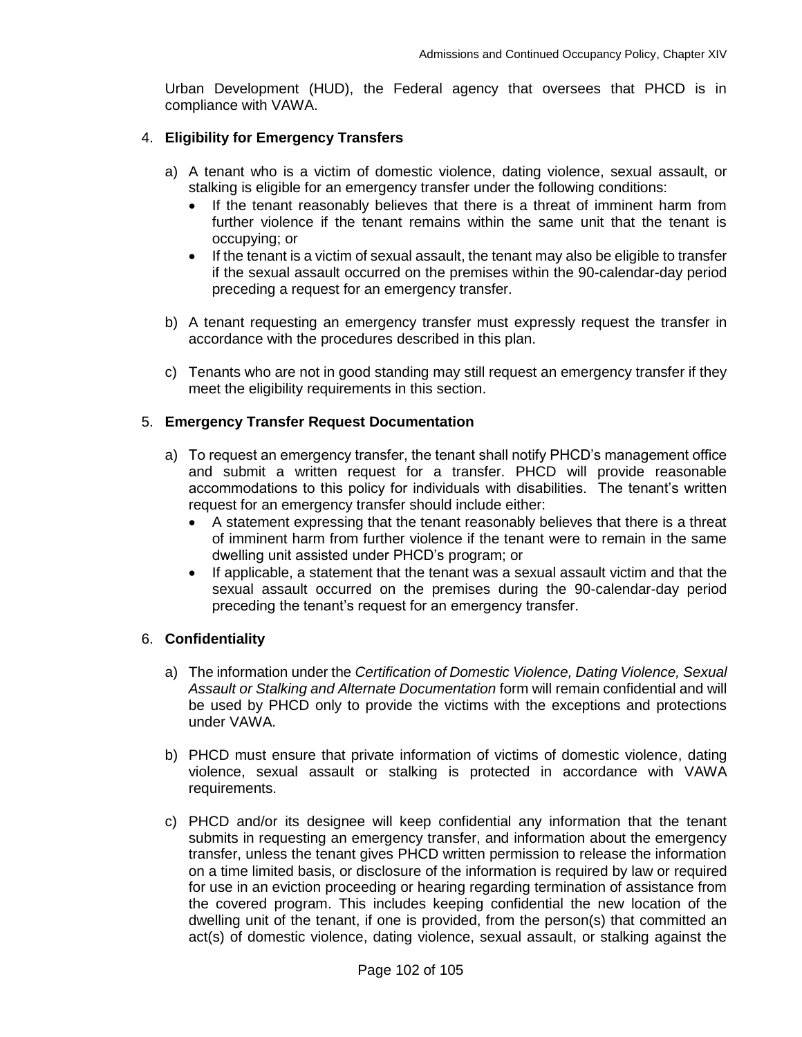Urban Development (HUD), the Federal agency that oversees that PHCD is in compliance with VAWA.

4. **Eligibility for Emergency Transfers**

   a) A tenant who is a victim of domestic violence, dating violence, sexual assault, or stalking is eligible for an emergency transfer under the following conditions:
      - If the tenant reasonably believes that there is a threat of imminent harm from further violence if the tenant remains within the same unit that the tenant is occupying; or
      - If the tenant is a victim of sexual assault, the tenant may also be eligible to transfer if the sexual assault occurred on the premises within the 90-calendar-day period preceding a request for an emergency transfer.

   b) A tenant requesting an emergency transfer must expressly request the transfer in accordance with the procedures described in this plan.

   c) Tenants who are not in good standing may still request an emergency transfer if they meet the eligibility requirements in this section.

5. **Emergency Transfer Request Documentation**

   a) To request an emergency transfer, the tenant shall notify PHCD's management office and submit a written request for a transfer. PHCD will provide reasonable accommodations to this policy for individuals with disabilities. The tenant's written request for an emergency transfer should include either:
      - A statement expressing that the tenant reasonably believes that there is a threat of imminent harm from further violence if the tenant were to remain in the same dwelling unit assisted under PHCD's program; or
      - If applicable, a statement that the tenant was a sexual assault victim and that the sexual assault occurred on the premises during the 90-calendar-day period preceding the tenant's request for an emergency transfer.

6. **Confidentiality**

   a) The information under the *Certification of Domestic Violence, Dating Violence, Sexual Assault or Stalking and Alternate Documentation* form will remain confidential and will be used by PHCD only to provide the victims with the exceptions and protections under VAWA.

   b) PHCD must ensure that private information of victims of domestic violence, dating violence, sexual assault or stalking is protected in accordance with VAWA requirements.

   c) PHCD and/or its designee will keep confidential any information that the tenant submits in requesting an emergency transfer, and information about the emergency transfer, unless the tenant gives PHCD written permission to release the information on a time limited basis, or disclosure of the information is required by law or required for use in an eviction proceeding or hearing regarding termination of assistance from the covered program. This includes keeping confidential the new location of the dwelling unit of the tenant, if one is provided, from the person(s) that committed an act(s) of domestic violence, dating violence, sexual assault, or stalking against the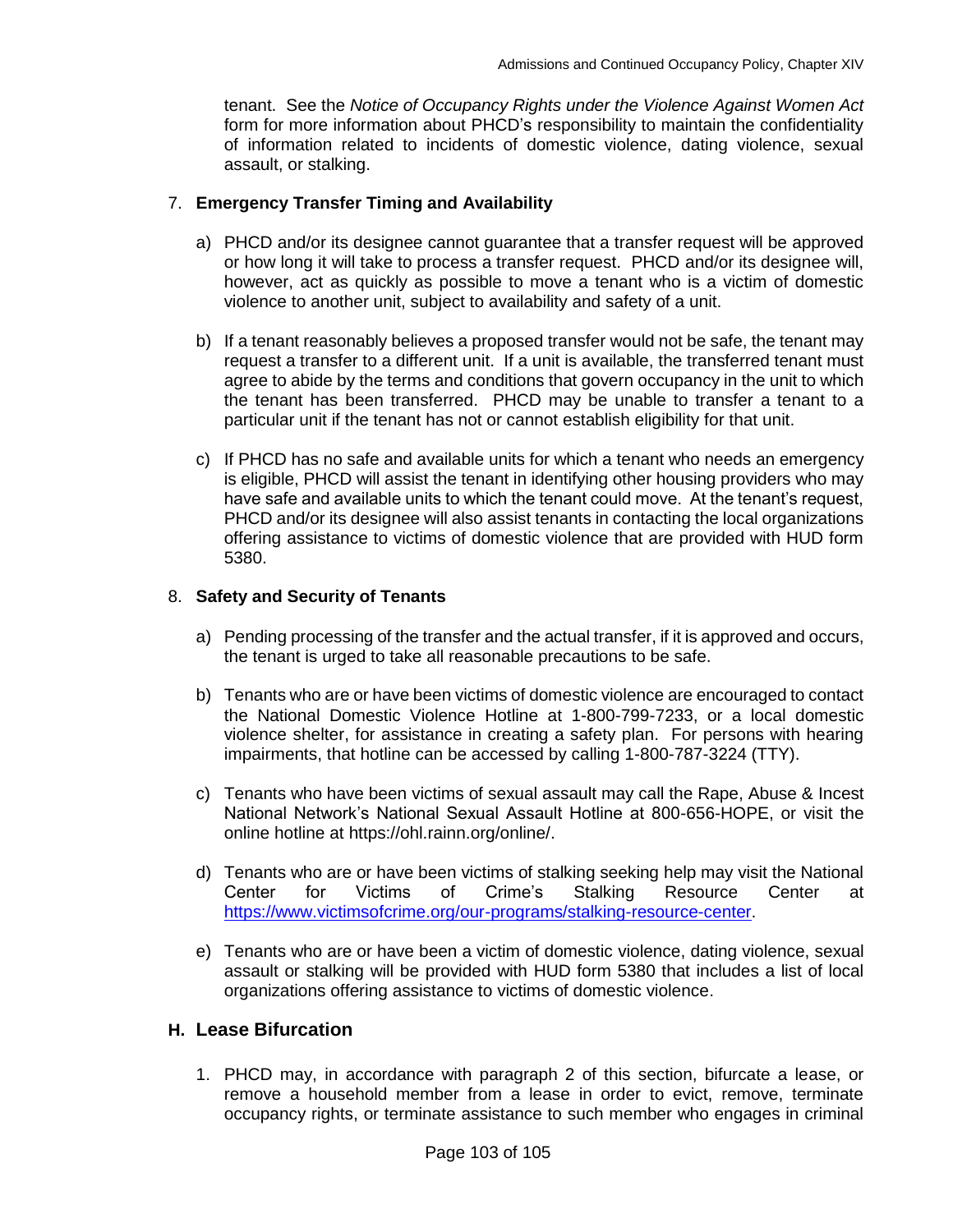tenant. See the *Notice of Occupancy Rights under the Violence Against Women Act* form for more information about PHCD's responsibility to maintain the confidentiality of information related to incidents of domestic violence, dating violence, sexual assault, or stalking.

7. **Emergency Transfer Timing and Availability**

   a) PHCD and/or its designee cannot guarantee that a transfer request will be approved or how long it will take to process a transfer request. PHCD and/or its designee will, however, act as quickly as possible to move a tenant who is a victim of domestic violence to another unit, subject to availability and safety of a unit.

   b) If a tenant reasonably believes a proposed transfer would not be safe, the tenant may request a transfer to a different unit. If a unit is available, the transferred tenant must agree to abide by the terms and conditions that govern occupancy in the unit to which the tenant has been transferred. PHCD may be unable to transfer a tenant to a particular unit if the tenant has not or cannot establish eligibility for that unit.

   c) If PHCD has no safe and available units for which a tenant who needs an emergency is eligible, PHCD will assist the tenant in identifying other housing providers who may have safe and available units to which the tenant could move. At the tenant's request, PHCD and/or its designee will also assist tenants in contacting the local organizations offering assistance to victims of domestic violence that are provided with HUD form 5380.

8. **Safety and Security of Tenants**

   a) Pending processing of the transfer and the actual transfer, if it is approved and occurs, the tenant is urged to take all reasonable precautions to be safe.

   b) Tenants who are or have been victims of domestic violence are encouraged to contact the National Domestic Violence Hotline at 1-800-799-7233, or a local domestic violence shelter, for assistance in creating a safety plan. For persons with hearing impairments, that hotline can be accessed by calling 1-800-787-3224 (TTY).

   c) Tenants who have been victims of sexual assault may call the Rape, Abuse & Incest National Network's National Sexual Assault Hotline at 800-656-HOPE, or visit the online hotline at https://ohl.rainn.org/online/.

   d) Tenants who are or have been victims of stalking seeking help may visit the National Center for Victims of Crime's Stalking Resource Center at [https://www.victimsofcrime.org/our-programs/stalking-resource-center](https://www.victimsofcrime.org/our-programs/stalking-resource-center).

   e) Tenants who are or have been a victim of domestic violence, dating violence, sexual assault or stalking will be provided with HUD form 5380 that includes a list of local organizations offering assistance to victims of domestic violence.

## H. Lease Bifurcation

1. PHCD may, in accordance with paragraph 2 of this section, bifurcate a lease, or remove a household member from a lease in order to evict, remove, terminate occupancy rights, or terminate assistance to such member who engages in criminal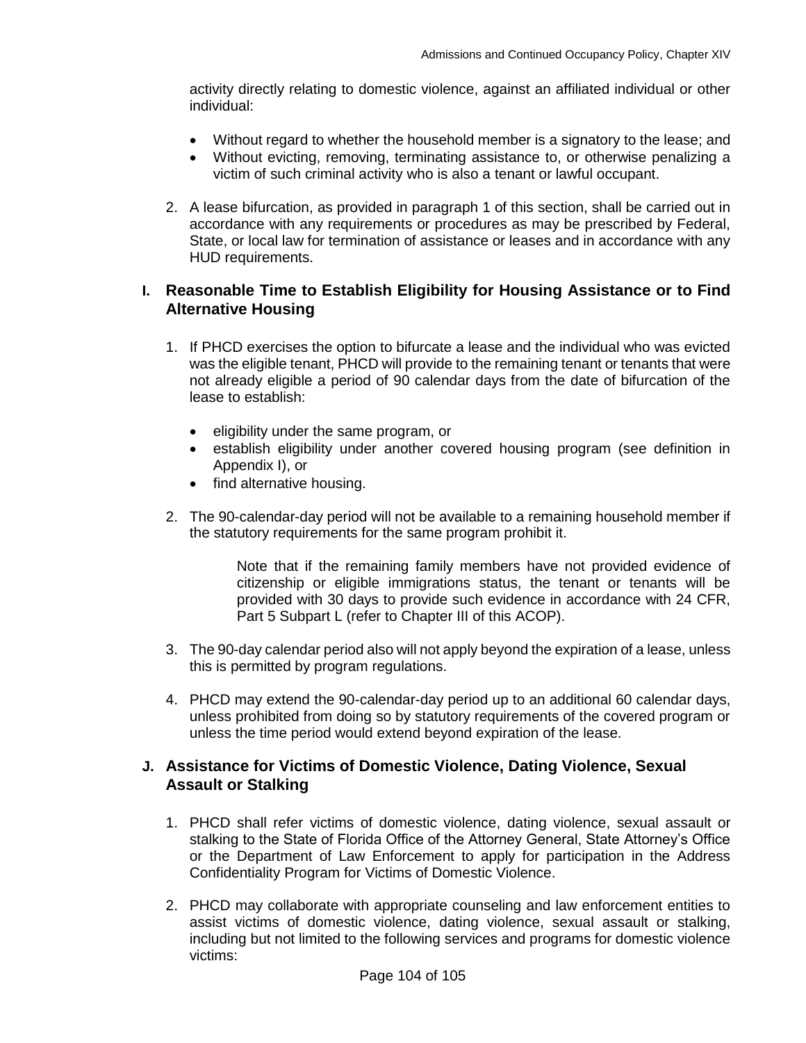activity directly relating to domestic violence, against an affiliated individual or other individual:

- Without regard to whether the household member is a signatory to the lease; and
- Without evicting, removing, terminating assistance to, or otherwise penalizing a victim of such criminal activity who is also a tenant or lawful occupant.

2. A lease bifurcation, as provided in paragraph 1 of this section, shall be carried out in accordance with any requirements or procedures as may be prescribed by Federal, State, or local law for termination of assistance or leases and in accordance with any HUD requirements.

## I. Reasonable Time to Establish Eligibility for Housing Assistance or to Find Alternative Housing

1. If PHCD exercises the option to bifurcate a lease and the individual who was evicted was the eligible tenant, PHCD will provide to the remaining tenant or tenants that were not already eligible a period of 90 calendar days from the date of bifurcation of the lease to establish:

   - eligibility under the same program, or
   - establish eligibility under another covered housing program (see definition in Appendix I), or
   - find alternative housing.

2. The 90-calendar-day period will not be available to a remaining household member if the statutory requirements for the same program prohibit it.

   Note that if the remaining family members have not provided evidence of citizenship or eligible immigrations status, the tenant or tenants will be provided with 30 days to provide such evidence in accordance with 24 CFR, Part 5 Subpart L (refer to Chapter III of this ACOP).

3. The 90-day calendar period also will not apply beyond the expiration of a lease, unless this is permitted by program regulations.

4. PHCD may extend the 90-calendar-day period up to an additional 60 calendar days, unless prohibited from doing so by statutory requirements of the covered program or unless the time period would extend beyond expiration of the lease.

## J. Assistance for Victims of Domestic Violence, Dating Violence, Sexual Assault or Stalking

1. PHCD shall refer victims of domestic violence, dating violence, sexual assault or stalking to the State of Florida Office of the Attorney General, State Attorney's Office or the Department of Law Enforcement to apply for participation in the Address Confidentiality Program for Victims of Domestic Violence.

2. PHCD may collaborate with appropriate counseling and law enforcement entities to assist victims of domestic violence, dating violence, sexual assault or stalking, including but not limited to the following services and programs for domestic violence victims: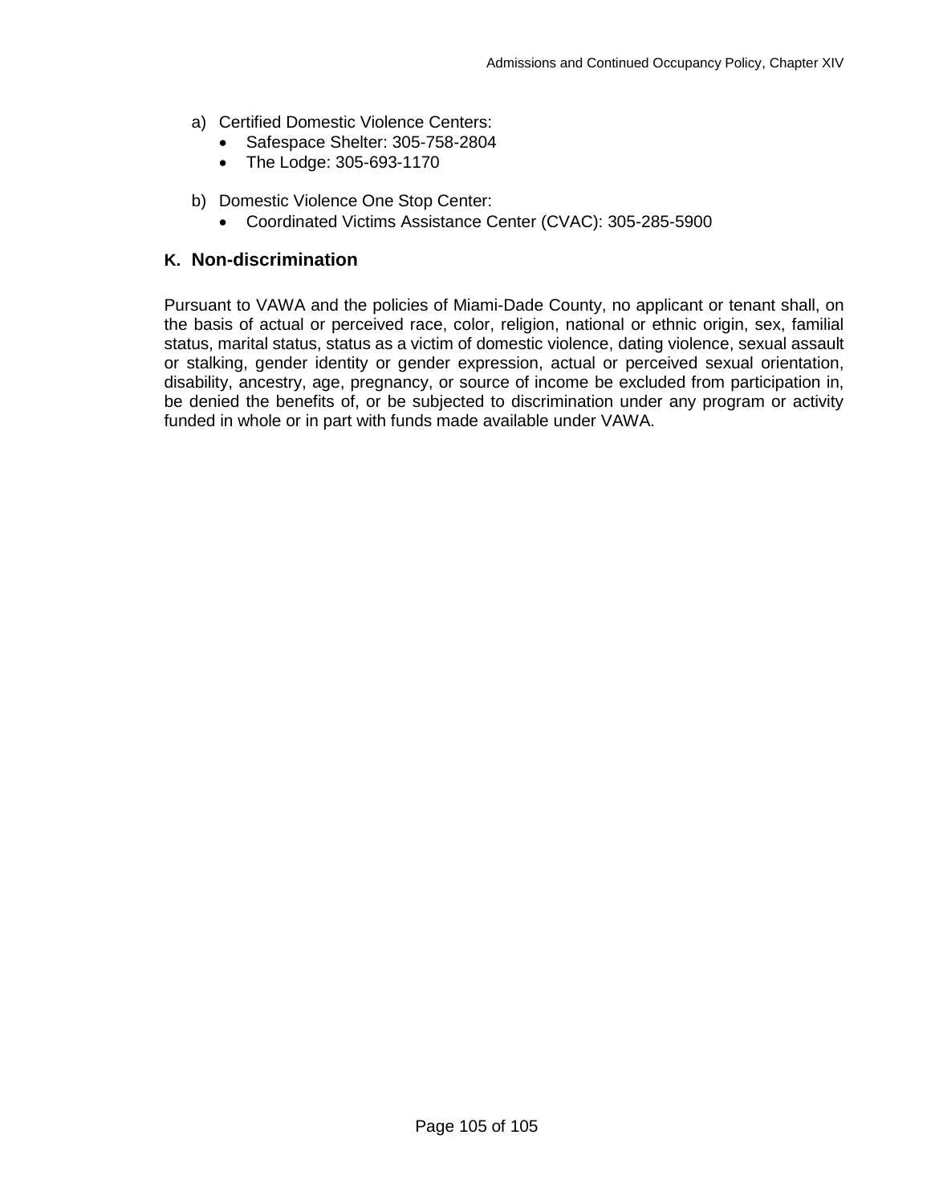a) Certified Domestic Violence Centers:
   - Safespace Shelter: 305-758-2804
   - The Lodge: 305-693-1170

b) Domestic Violence One Stop Center:
   - Coordinated Victims Assistance Center (CVAC): 305-285-5900

## K. Non-discrimination

Pursuant to VAWA and the policies of Miami-Dade County, no applicant or tenant shall, on the basis of actual or perceived race, color, religion, national or ethnic origin, sex, familial status, marital status, status as a victim of domestic violence, dating violence, sexual assault or stalking, gender identity or gender expression, actual or perceived sexual orientation, disability, ancestry, age, pregnancy, or source of income be excluded from participation in, be denied the benefits of, or be subjected to discrimination under any program or activity funded in whole or in part with funds made available under VAWA.